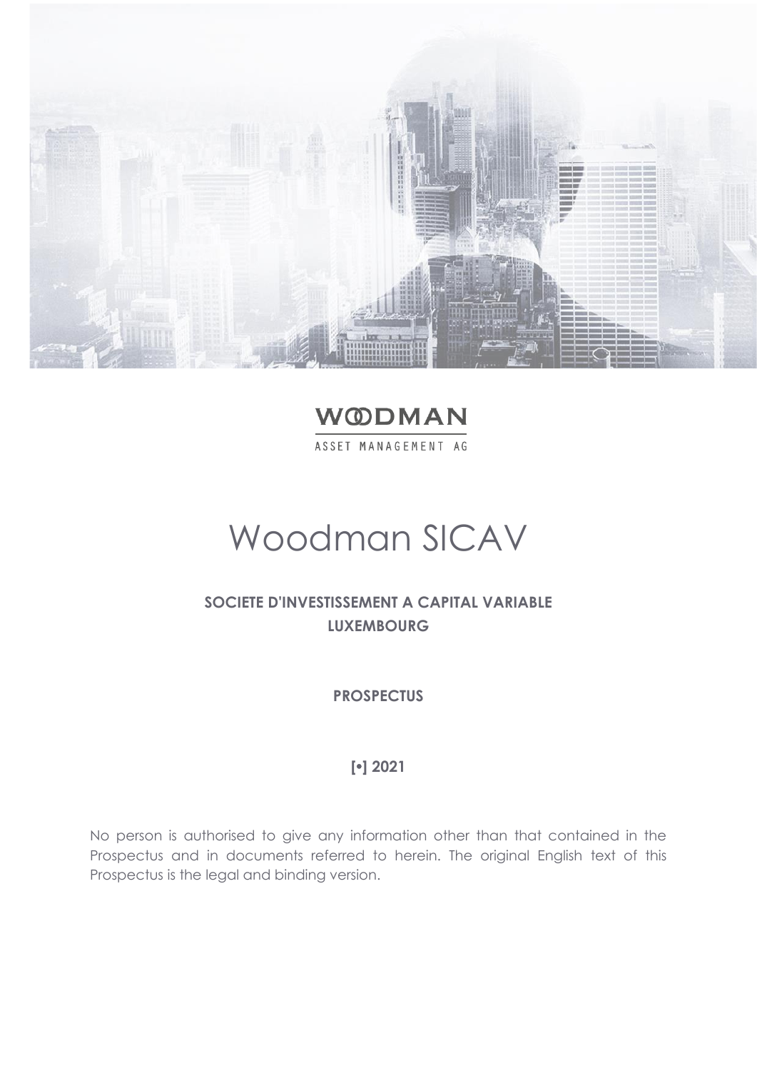WOODMAN

ASSET MANAGEMENT AG

# Woodman SICAV

**SOCIETE D'INVESTISSEMENT A CAPITAL VARIABLE**
**LUXEMBOURG**

**PROSPECTUS**

**[•] 2021**

No person is authorised to give any information other than that contained in the Prospectus and in documents referred to herein. The original English text of this Prospectus is the legal and binding version.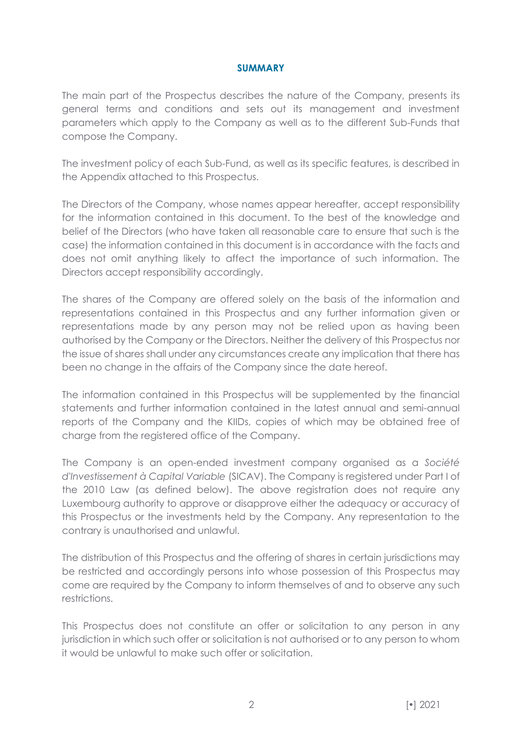## SUMMARY

The main part of the Prospectus describes the nature of the Company, presents its general terms and conditions and sets out its management and investment parameters which apply to the Company as well as to the different Sub-Funds that compose the Company.

The investment policy of each Sub-Fund, as well as its specific features, is described in the Appendix attached to this Prospectus.

The Directors of the Company, whose names appear hereafter, accept responsibility for the information contained in this document. To the best of the knowledge and belief of the Directors (who have taken all reasonable care to ensure that such is the case) the information contained in this document is in accordance with the facts and does not omit anything likely to affect the importance of such information. The Directors accept responsibility accordingly.

The shares of the Company are offered solely on the basis of the information and representations contained in this Prospectus and any further information given or representations made by any person may not be relied upon as having been authorised by the Company or the Directors. Neither the delivery of this Prospectus nor the issue of shares shall under any circumstances create any implication that there has been no change in the affairs of the Company since the date hereof.

The information contained in this Prospectus will be supplemented by the financial statements and further information contained in the latest annual and semi-annual reports of the Company and the KIIDs, copies of which may be obtained free of charge from the registered office of the Company.

The Company is an open-ended investment company organised as a *Société d'Investissement à Capital Variable* (SICAV). The Company is registered under Part I of the 2010 Law (as defined below). The above registration does not require any Luxembourg authority to approve or disapprove either the adequacy or accuracy of this Prospectus or the investments held by the Company. Any representation to the contrary is unauthorised and unlawful.

The distribution of this Prospectus and the offering of shares in certain jurisdictions may be restricted and accordingly persons into whose possession of this Prospectus may come are required by the Company to inform themselves of and to observe any such restrictions.

This Prospectus does not constitute an offer or solicitation to any person in any jurisdiction in which such offer or solicitation is not authorised or to any person to whom it would be unlawful to make such offer or solicitation.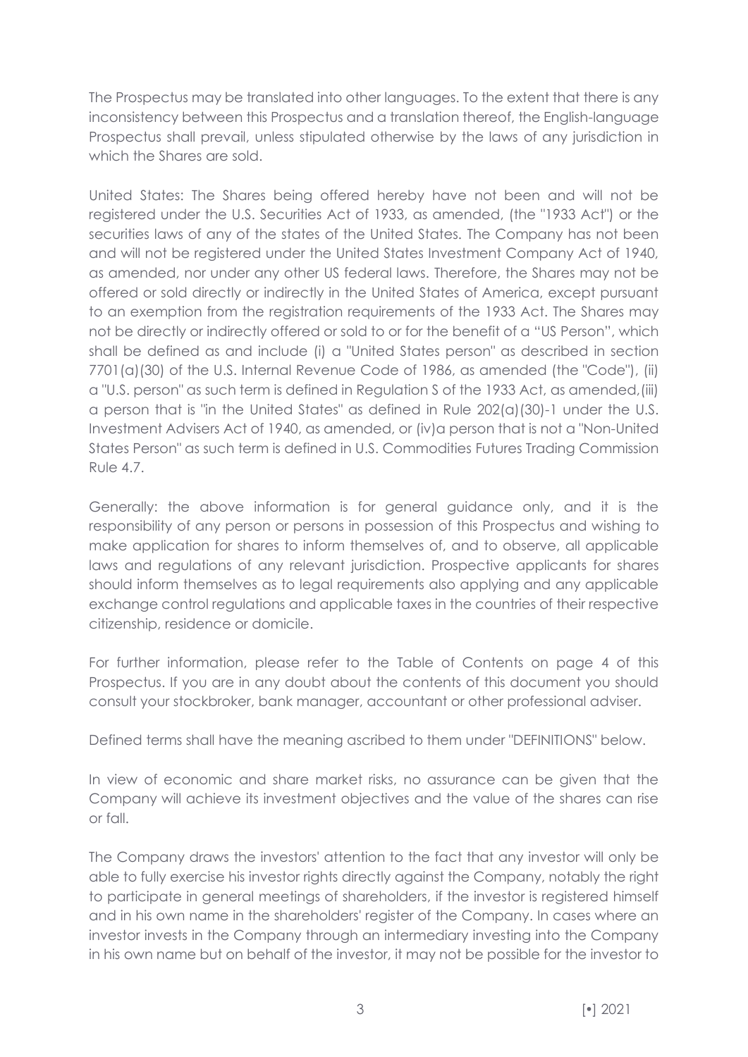The Prospectus may be translated into other languages. To the extent that there is any inconsistency between this Prospectus and a translation thereof, the English-language Prospectus shall prevail, unless stipulated otherwise by the laws of any jurisdiction in which the Shares are sold.

United States: The Shares being offered hereby have not been and will not be registered under the U.S. Securities Act of 1933, as amended, (the "1933 Act") or the securities laws of any of the states of the United States. The Company has not been and will not be registered under the United States Investment Company Act of 1940, as amended, nor under any other US federal laws. Therefore, the Shares may not be offered or sold directly or indirectly in the United States of America, except pursuant to an exemption from the registration requirements of the 1933 Act. The Shares may not be directly or indirectly offered or sold to or for the benefit of a "US Person", which shall be defined as and include (i) a "United States person" as described in section 7701(a)(30) of the U.S. Internal Revenue Code of 1986, as amended (the "Code"), (ii) a "U.S. person" as such term is defined in Regulation S of the 1933 Act, as amended,(iii) a person that is "in the United States" as defined in Rule 202(a)(30)-1 under the U.S. Investment Advisers Act of 1940, as amended, or (iv)a person that is not a "Non-United States Person" as such term is defined in U.S. Commodities Futures Trading Commission Rule 4.7.

Generally: the above information is for general guidance only, and it is the responsibility of any person or persons in possession of this Prospectus and wishing to make application for shares to inform themselves of, and to observe, all applicable laws and regulations of any relevant jurisdiction. Prospective applicants for shares should inform themselves as to legal requirements also applying and any applicable exchange control regulations and applicable taxes in the countries of their respective citizenship, residence or domicile.

For further information, please refer to the Table of Contents on page 4 of this Prospectus. If you are in any doubt about the contents of this document you should consult your stockbroker, bank manager, accountant or other professional adviser.

Defined terms shall have the meaning ascribed to them under "DEFINITIONS" below.

In view of economic and share market risks, no assurance can be given that the Company will achieve its investment objectives and the value of the shares can rise or fall.

The Company draws the investors' attention to the fact that any investor will only be able to fully exercise his investor rights directly against the Company, notably the right to participate in general meetings of shareholders, if the investor is registered himself and in his own name in the shareholders' register of the Company. In cases where an investor invests in the Company through an intermediary investing into the Company in his own name but on behalf of the investor, it may not be possible for the investor to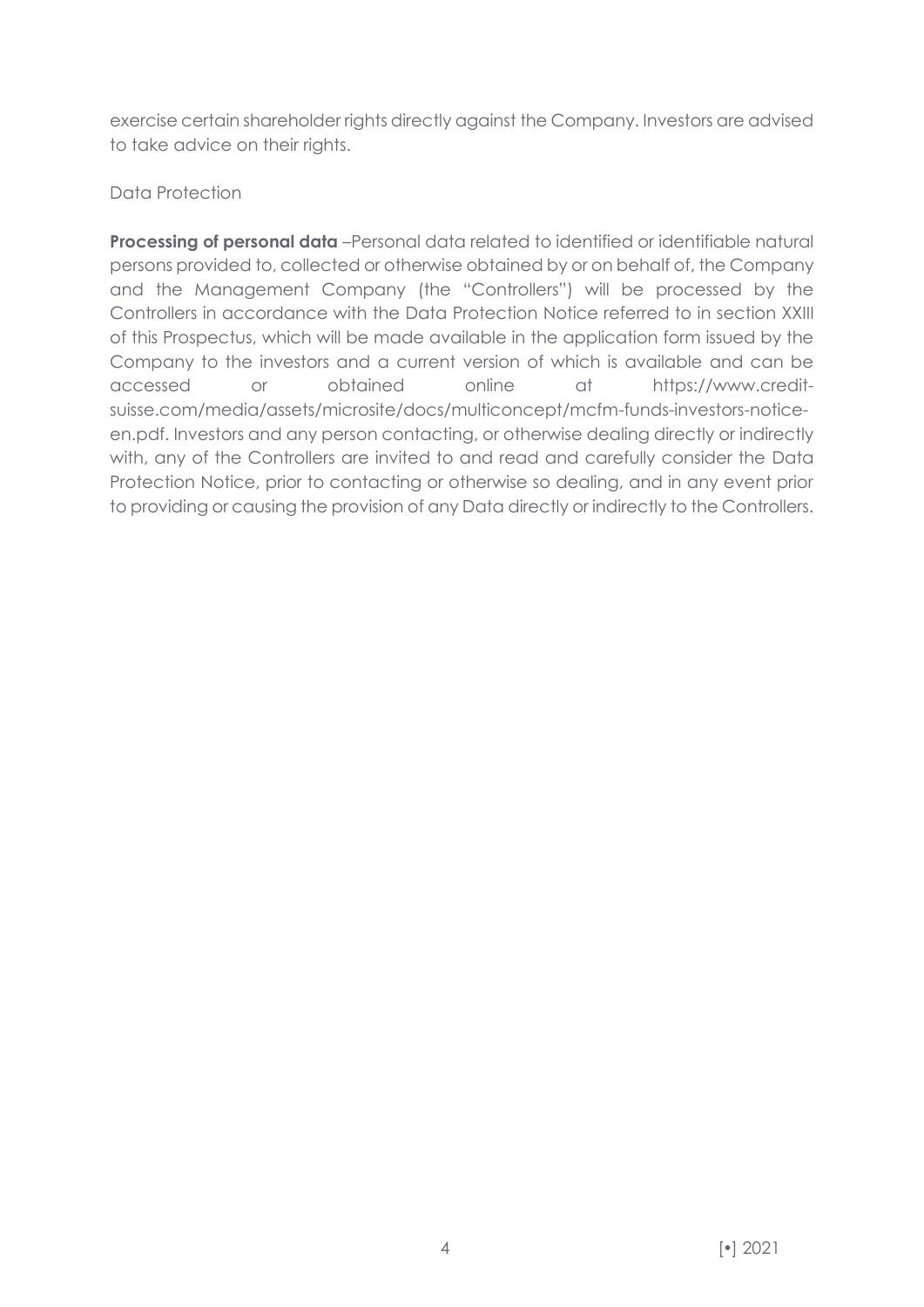exercise certain shareholder rights directly against the Company. Investors are advised to take advice on their rights.

## Data Protection

**Processing of personal data** –Personal data related to identified or identifiable natural persons provided to, collected or otherwise obtained by or on behalf of, the Company and the Management Company (the "Controllers") will be processed by the Controllers in accordance with the Data Protection Notice referred to in section XXIII of this Prospectus, which will be made available in the application form issued by the Company to the investors and a current version of which is available and can be accessed or obtained online at https://www.credit-suisse.com/media/assets/microsite/docs/multiconcept/mcfm-funds-investors-notice-en.pdf. Investors and any person contacting, or otherwise dealing directly or indirectly with, any of the Controllers are invited to and read and carefully consider the Data Protection Notice, prior to contacting or otherwise so dealing, and in any event prior to providing or causing the provision of any Data directly or indirectly to the Controllers.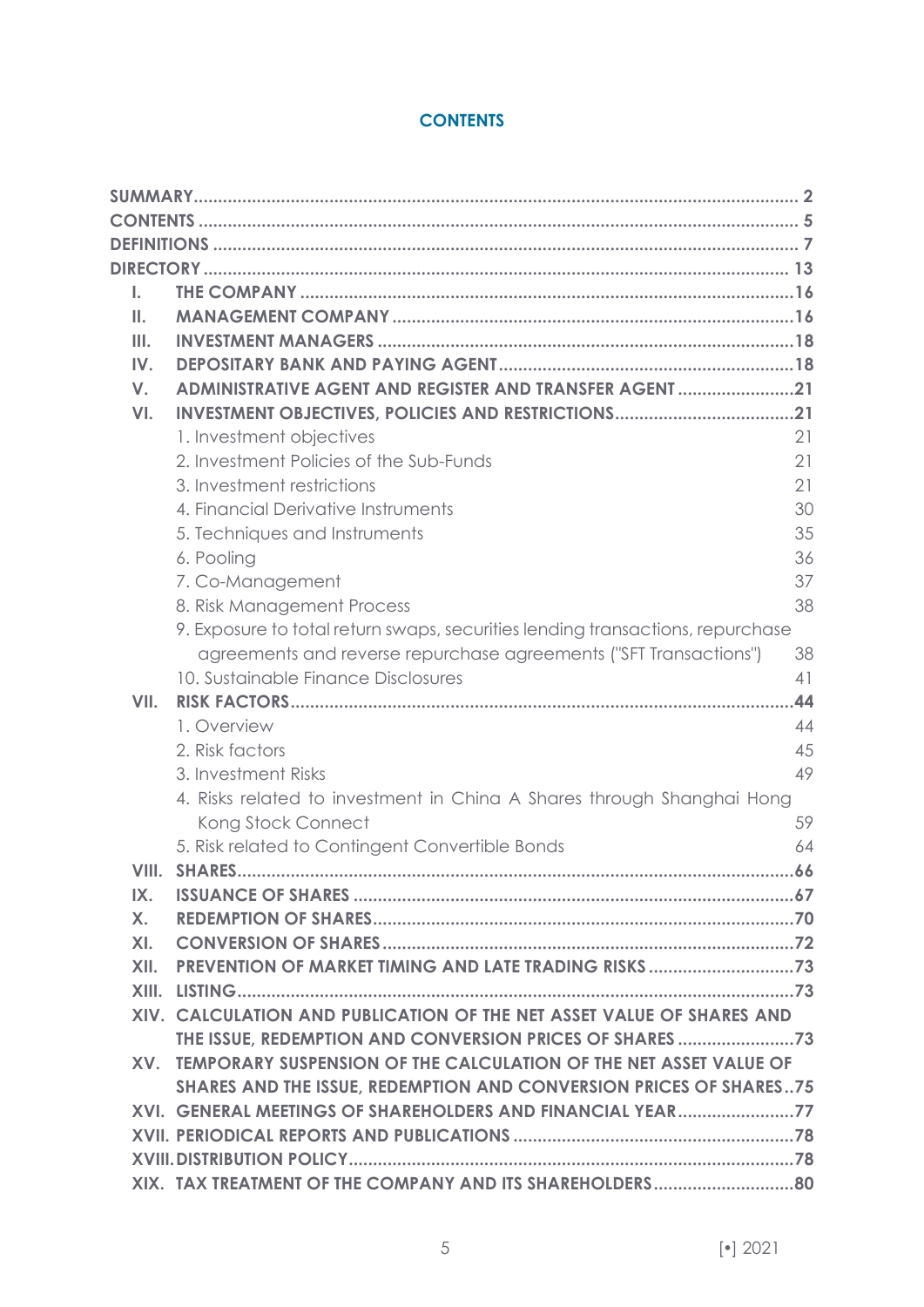## CONTENTS

| | | |
|---|---|---|
| **SUMMARY** | | **2** |
| **CONTENTS** | | **5** |
| **DEFINITIONS** | | **7** |
| **DIRECTORY** | | **13** |
| **I.** | **THE COMPANY** | **16** |
| **II.** | **MANAGEMENT COMPANY** | **16** |
| **III.** | **INVESTMENT MANAGERS** | **18** |
| **IV.** | **DEPOSITARY BANK AND PAYING AGENT** | **18** |
| **V.** | **ADMINISTRATIVE AGENT AND REGISTER AND TRANSFER AGENT** | **21** |
| **VI.** | **INVESTMENT OBJECTIVES, POLICIES AND RESTRICTIONS** | **21** |
| | 1. Investment objectives | 21 |
| | 2. Investment Policies of the Sub-Funds | 21 |
| | 3. Investment restrictions | 21 |
| | 4. Financial Derivative Instruments | 30 |
| | 5. Techniques and Instruments | 35 |
| | 6. Pooling | 36 |
| | 7. Co-Management | 37 |
| | 8. Risk Management Process | 38 |
| | 9. Exposure to total return swaps, securities lending transactions, repurchase agreements and reverse repurchase agreements ("SFT Transactions") | 38 |
| | 10. Sustainable Finance Disclosures | 41 |
| **VII.** | **RISK FACTORS** | **44** |
| | 1. Overview | 44 |
| | 2. Risk factors | 45 |
| | 3. Investment Risks | 49 |
| | 4. Risks related to investment in China A Shares through Shanghai Hong Kong Stock Connect | 59 |
| | 5. Risk related to Contingent Convertible Bonds | 64 |
| **VIII.** | **SHARES** | **66** |
| **IX.** | **ISSUANCE OF SHARES** | **67** |
| **X.** | **REDEMPTION OF SHARES** | **70** |
| **XI.** | **CONVERSION OF SHARES** | **72** |
| **XII.** | **PREVENTION OF MARKET TIMING AND LATE TRADING RISKS** | **73** |
| **XIII.** | **LISTING** | **73** |
| **XIV.** | **CALCULATION AND PUBLICATION OF THE NET ASSET VALUE OF SHARES AND THE ISSUE, REDEMPTION AND CONVERSION PRICES OF SHARES** | **73** |
| **XV.** | **TEMPORARY SUSPENSION OF THE CALCULATION OF THE NET ASSET VALUE OF SHARES AND THE ISSUE, REDEMPTION AND CONVERSION PRICES OF SHARES** | **75** |
| **XVI.** | **GENERAL MEETINGS OF SHAREHOLDERS AND FINANCIAL YEAR** | **77** |
| **XVII.** | **PERIODICAL REPORTS AND PUBLICATIONS** | **78** |
| **XVIII.** | **DISTRIBUTION POLICY** | **78** |
| **XIX.** | **TAX TREATMENT OF THE COMPANY AND ITS SHAREHOLDERS** | **80** |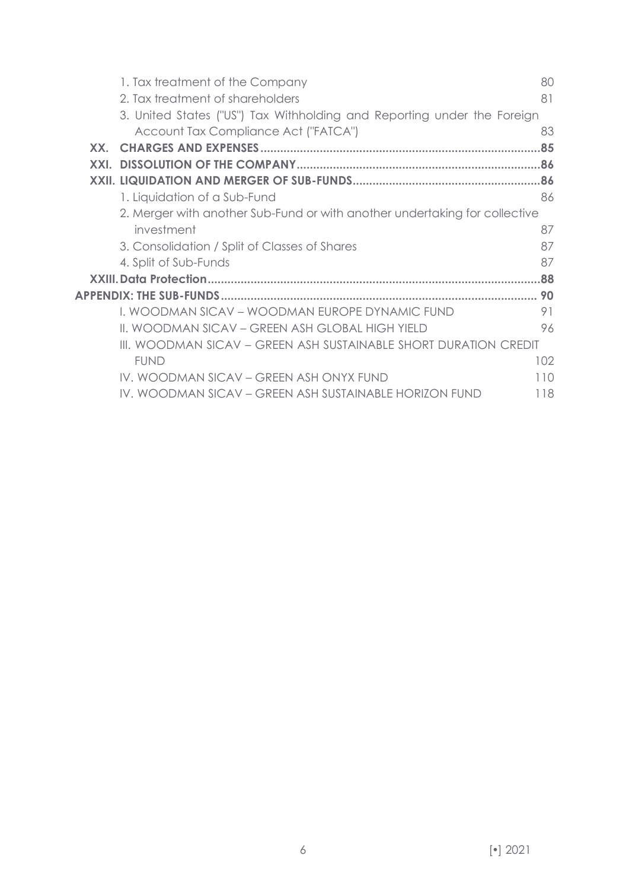1. Tax treatment of the Company 80

2. Tax treatment of shareholders 81

3. United States ("US") Tax Withholding and Reporting under the Foreign Account Tax Compliance Act ("FATCA") 83

**XX. CHARGES AND EXPENSES .......... 85**

**XXI. DISSOLUTION OF THE COMPANY .......... 86**

**XXII. LIQUIDATION AND MERGER OF SUB-FUNDS .......... 86**

1. Liquidation of a Sub-Fund 86

2. Merger with another Sub-Fund or with another undertaking for collective investment 87

3. Consolidation / Split of Classes of Shares 87

4. Split of Sub-Funds 87

**XXIII. Data Protection .......... 88**

**APPENDIX: THE SUB-FUNDS .......... 90**

I. WOODMAN SICAV – WOODMAN EUROPE DYNAMIC FUND 91

II. WOODMAN SICAV – GREEN ASH GLOBAL HIGH YIELD 96

III. WOODMAN SICAV – GREEN ASH SUSTAINABLE SHORT DURATION CREDIT FUND 102

IV. WOODMAN SICAV – GREEN ASH ONYX FUND 110

IV. WOODMAN SICAV – GREEN ASH SUSTAINABLE HORIZON FUND 118

[•] 2021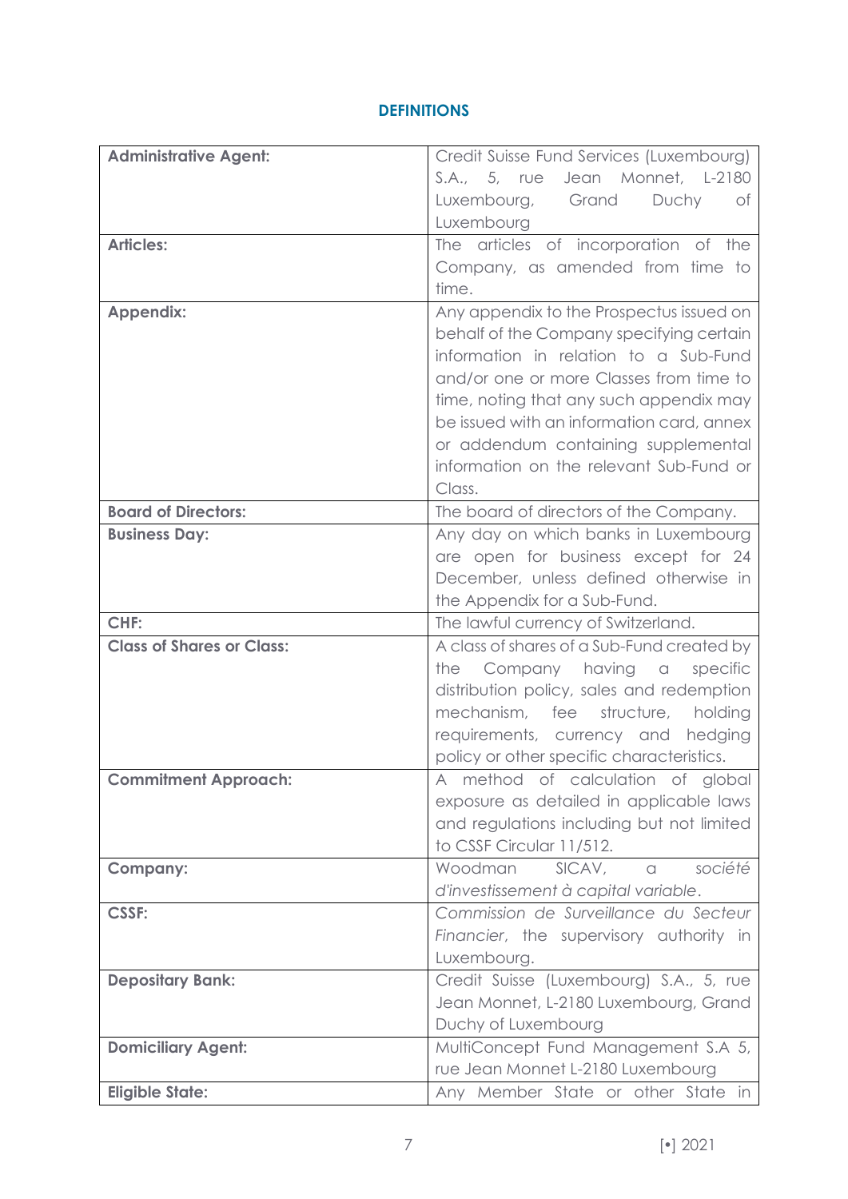## DEFINITIONS

| | |
|---|---|
| **Administrative Agent:** | Credit Suisse Fund Services (Luxembourg) S.A., 5, rue Jean Monnet, L-2180 Luxembourg, Grand Duchy of Luxembourg |
| **Articles:** | The articles of incorporation of the Company, as amended from time to time. |
| **Appendix:** | Any appendix to the Prospectus issued on behalf of the Company specifying certain information in relation to a Sub-Fund and/or one or more Classes from time to time, noting that any such appendix may be issued with an information card, annex or addendum containing supplemental information on the relevant Sub-Fund or Class. |
| **Board of Directors:** | The board of directors of the Company. |
| **Business Day:** | Any day on which banks in Luxembourg are open for business except for 24 December, unless defined otherwise in the Appendix for a Sub-Fund. |
| **CHF:** | The lawful currency of Switzerland. |
| **Class of Shares or Class:** | A class of shares of a Sub-Fund created by the Company having a specific distribution policy, sales and redemption mechanism, fee structure, holding requirements, currency and hedging policy or other specific characteristics. |
| **Commitment Approach:** | A method of calculation of global exposure as detailed in applicable laws and regulations including but not limited to CSSF Circular 11/512. |
| **Company:** | Woodman SICAV, a *société d'investissement à capital variable*. |
| **CSSF:** | *Commission de Surveillance du Secteur Financier*, the supervisory authority in Luxembourg. |
| **Depositary Bank:** | Credit Suisse (Luxembourg) S.A., 5, rue Jean Monnet, L-2180 Luxembourg, Grand Duchy of Luxembourg |
| **Domiciliary Agent:** | MultiConcept Fund Management S.A 5, rue Jean Monnet L-2180 Luxembourg |
| **Eligible State:** | Any Member State or other State in |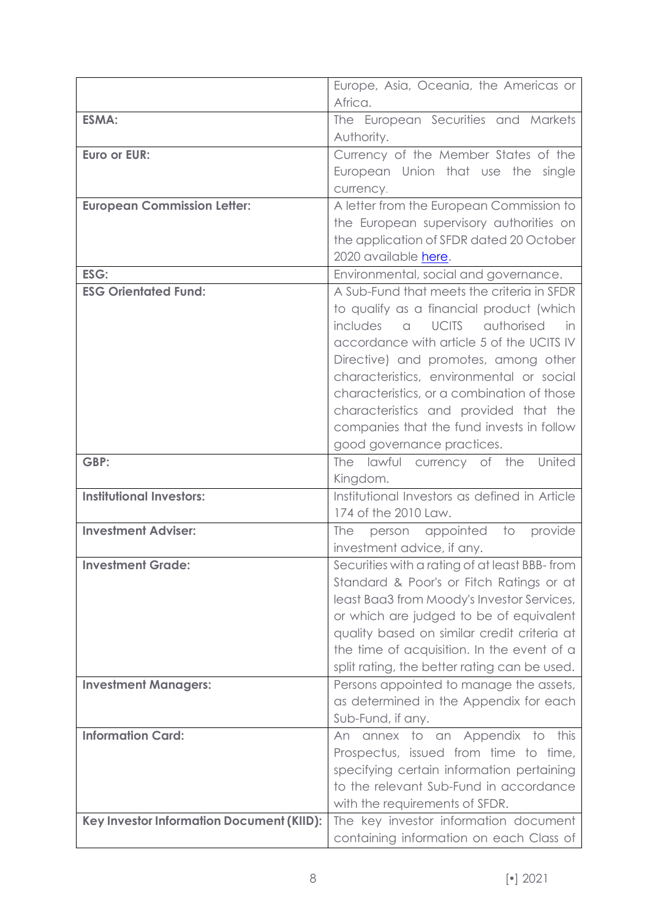| | |
|---|---|
| | Europe, Asia, Oceania, the Americas or Africa. |
| **ESMA:** | The European Securities and Markets Authority. |
| **Euro or EUR:** | Currency of the Member States of the European Union that use the single currency. |
| **European Commission Letter:** | A letter from the European Commission to the European supervisory authorities on the application of SFDR dated 20 October 2020 available here. |
| **ESG:** | Environmental, social and governance. |
| **ESG Orientated Fund:** | A Sub-Fund that meets the criteria in SFDR to qualify as a financial product (which includes a UCITS authorised in accordance with article 5 of the UCITS IV Directive) and promotes, among other characteristics, environmental or social characteristics, or a combination of those characteristics and provided that the companies that the fund invests in follow good governance practices. |
| **GBP:** | The lawful currency of the United Kingdom. |
| **Institutional Investors:** | Institutional Investors as defined in Article 174 of the 2010 Law. |
| **Investment Adviser:** | The person appointed to provide investment advice, if any. |
| **Investment Grade:** | Securities with a rating of at least BBB- from Standard & Poor's or Fitch Ratings or at least Baa3 from Moody's Investor Services, or which are judged to be of equivalent quality based on similar credit criteria at the time of acquisition. In the event of a split rating, the better rating can be used. |
| **Investment Managers:** | Persons appointed to manage the assets, as determined in the Appendix for each Sub-Fund, if any. |
| **Information Card:** | An annex to an Appendix to this Prospectus, issued from time to time, specifying certain information pertaining to the relevant Sub-Fund in accordance with the requirements of SFDR. |
| **Key Investor Information Document (KIID):** | The key investor information document containing information on each Class of |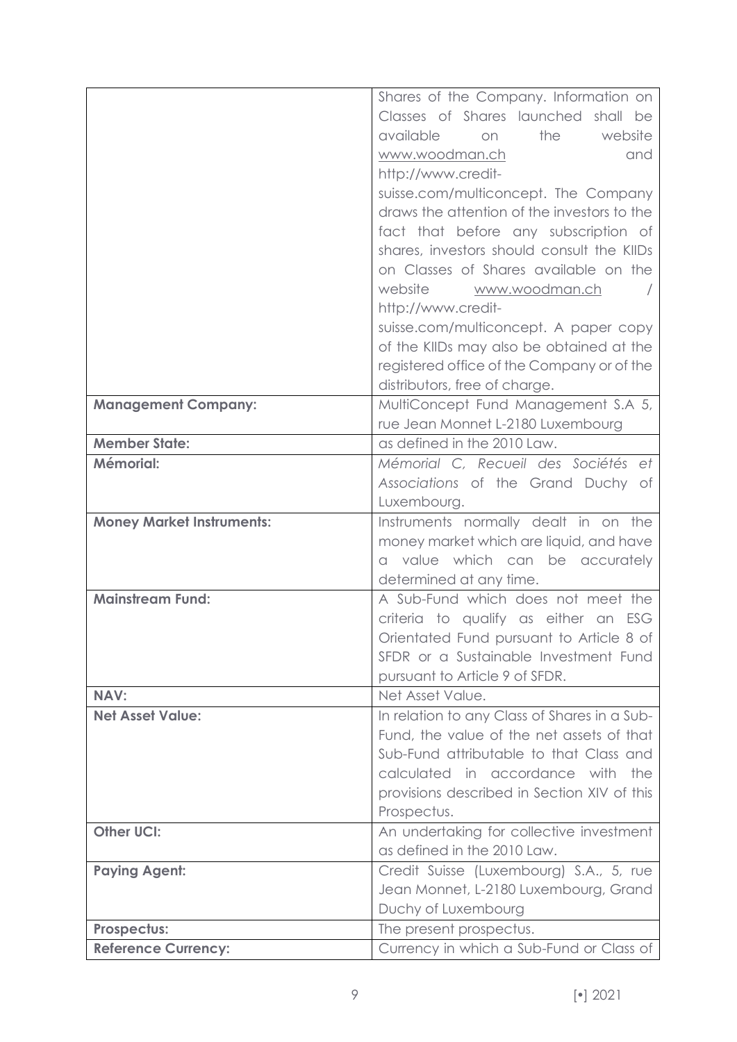| | |
|---|---|
| | Shares of the Company. Information on Classes of Shares launched shall be available on the website www.woodman.ch and http://www.credit-suisse.com/multiconcept. The Company draws the attention of the investors to the fact that before any subscription of shares, investors should consult the KIIDs on Classes of Shares available on the website www.woodman.ch / http://www.credit-suisse.com/multiconcept. A paper copy of the KIIDs may also be obtained at the registered office of the Company or of the distributors, free of charge. |
| **Management Company:** | MultiConcept Fund Management S.A 5, rue Jean Monnet L-2180 Luxembourg |
| **Member State:** | as defined in the 2010 Law. |
| **Mémorial:** | *Mémorial C, Recueil des Sociétés et Associations* of the Grand Duchy of Luxembourg. |
| **Money Market Instruments:** | Instruments normally dealt in on the money market which are liquid, and have a value which can be accurately determined at any time. |
| **Mainstream Fund:** | A Sub-Fund which does not meet the criteria to qualify as either an ESG Orientated Fund pursuant to Article 8 of SFDR or a Sustainable Investment Fund pursuant to Article 9 of SFDR. |
| **NAV:** | Net Asset Value. |
| **Net Asset Value:** | In relation to any Class of Shares in a Sub-Fund, the value of the net assets of that Sub-Fund attributable to that Class and calculated in accordance with the provisions described in Section XIV of this Prospectus. |
| **Other UCI:** | An undertaking for collective investment as defined in the 2010 Law. |
| **Paying Agent:** | Credit Suisse (Luxembourg) S.A., 5, rue Jean Monnet, L-2180 Luxembourg, Grand Duchy of Luxembourg |
| **Prospectus:** | The present prospectus. |
| **Reference Currency:** | Currency in which a Sub-Fund or Class of |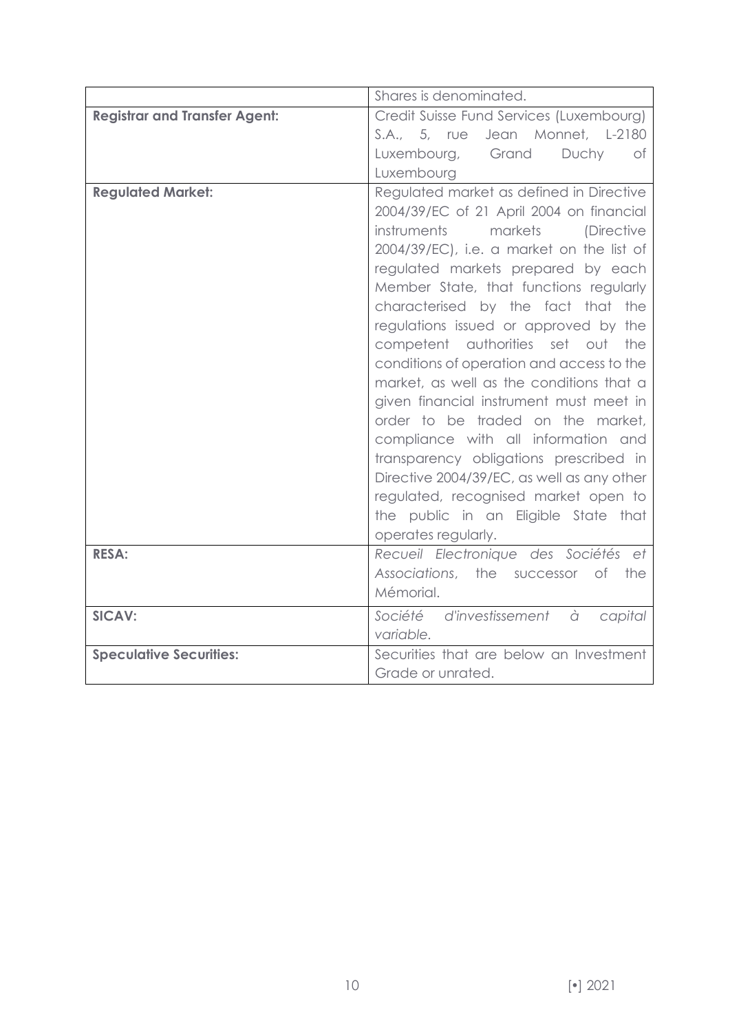| | |
|---|---|
| | Shares is denominated. |
| **Registrar and Transfer Agent:** | Credit Suisse Fund Services (Luxembourg) S.A., 5, rue Jean Monnet, L-2180 Luxembourg, Grand Duchy of Luxembourg |
| **Regulated Market:** | Regulated market as defined in Directive 2004/39/EC of 21 April 2004 on financial instruments markets (Directive 2004/39/EC), i.e. a market on the list of regulated markets prepared by each Member State, that functions regularly characterised by the fact that the regulations issued or approved by the competent authorities set out the conditions of operation and access to the market, as well as the conditions that a given financial instrument must meet in order to be traded on the market, compliance with all information and transparency obligations prescribed in Directive 2004/39/EC, as well as any other regulated, recognised market open to the public in an Eligible State that operates regularly. |
| **RESA:** | *Recueil Electronique des Sociétés et Associations*, the successor of the Mémorial. |
| **SICAV:** | *Société d'investissement à capital variable.* |
| **Speculative Securities:** | Securities that are below an Investment Grade or unrated. |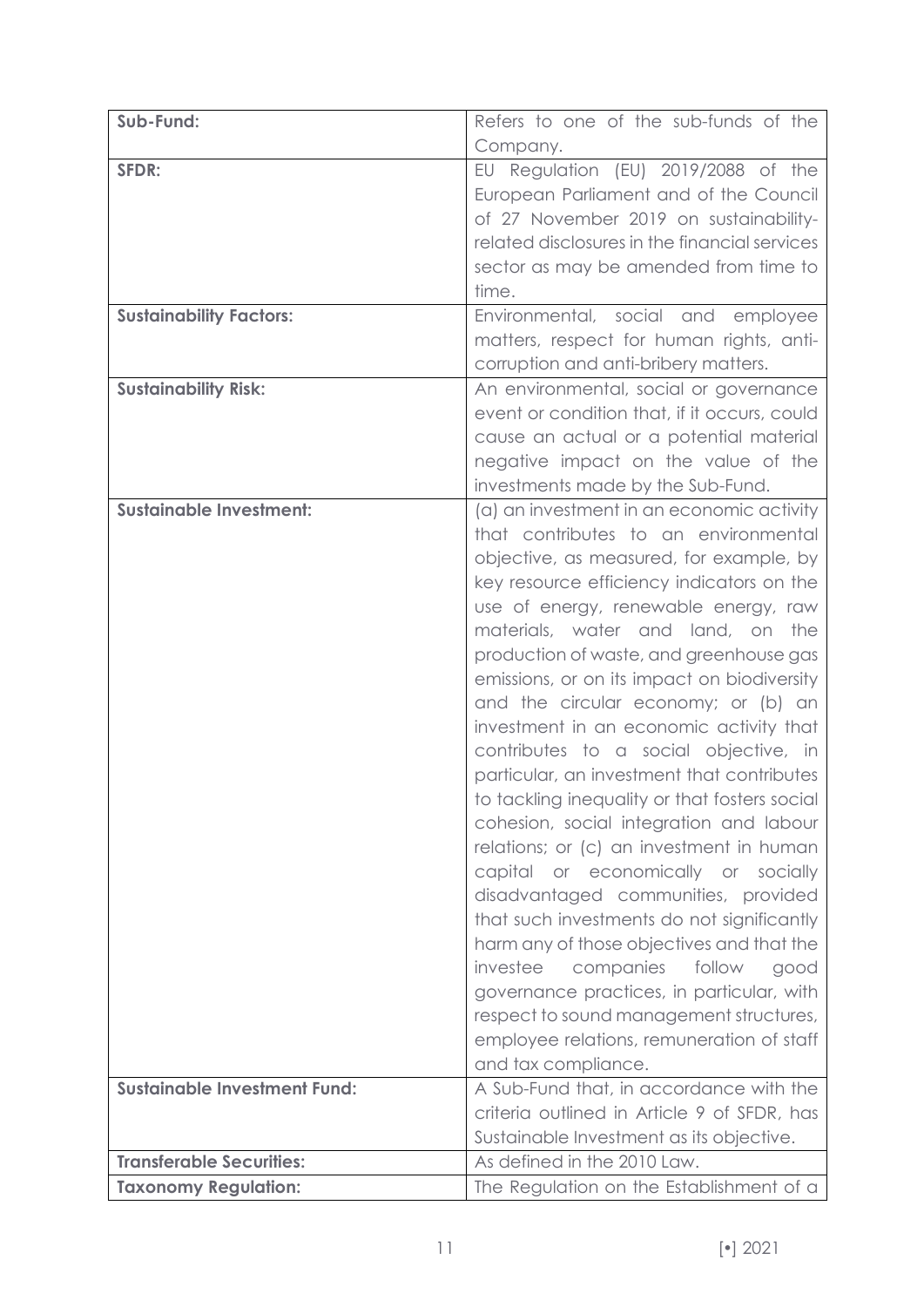| | |
|---|---|
| **Sub-Fund:** | Refers to one of the sub-funds of the Company. |
| **SFDR:** | EU Regulation (EU) 2019/2088 of the European Parliament and of the Council of 27 November 2019 on sustainability-related disclosures in the financial services sector as may be amended from time to time. |
| **Sustainability Factors:** | Environmental, social and employee matters, respect for human rights, anti-corruption and anti-bribery matters. |
| **Sustainability Risk:** | An environmental, social or governance event or condition that, if it occurs, could cause an actual or a potential material negative impact on the value of the investments made by the Sub-Fund. |
| **Sustainable Investment:** | (a) an investment in an economic activity that contributes to an environmental objective, as measured, for example, by key resource efficiency indicators on the use of energy, renewable energy, raw materials, water and land, on the production of waste, and greenhouse gas emissions, or on its impact on biodiversity and the circular economy; or (b) an investment in an economic activity that contributes to a social objective, in particular, an investment that contributes to tackling inequality or that fosters social cohesion, social integration and labour relations; or (c) an investment in human capital or economically or socially disadvantaged communities, provided that such investments do not significantly harm any of those objectives and that the investee companies follow good governance practices, in particular, with respect to sound management structures, employee relations, remuneration of staff and tax compliance. |
| **Sustainable Investment Fund:** | A Sub-Fund that, in accordance with the criteria outlined in Article 9 of SFDR, has Sustainable Investment as its objective. |
| **Transferable Securities:** | As defined in the 2010 Law. |
| **Taxonomy Regulation:** | The Regulation on the Establishment of a |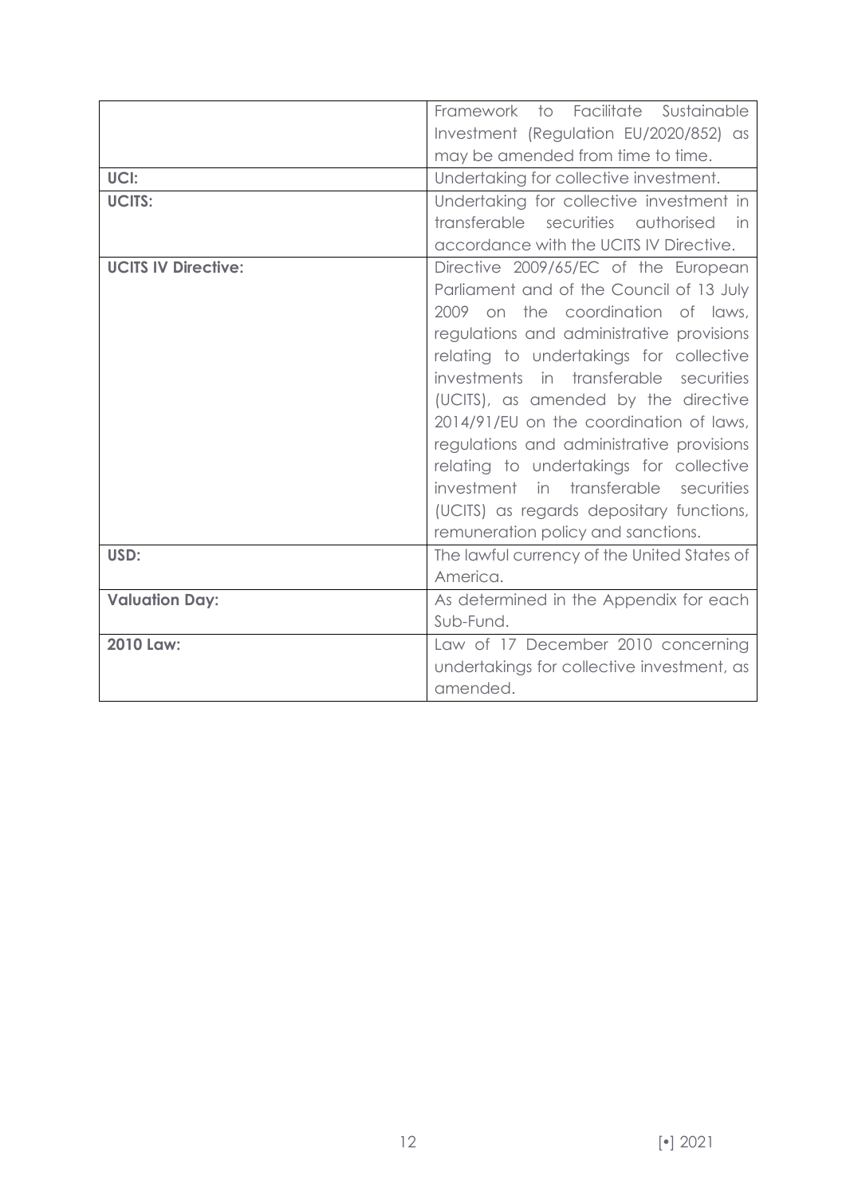| | |
|---|---|
| | Framework to Facilitate Sustainable Investment (Regulation EU/2020/852) as may be amended from time to time. |
| **UCI:** | Undertaking for collective investment. |
| **UCITS:** | Undertaking for collective investment in transferable securities authorised in accordance with the UCITS IV Directive. |
| **UCITS IV Directive:** | Directive 2009/65/EC of the European Parliament and of the Council of 13 July 2009 on the coordination of laws, regulations and administrative provisions relating to undertakings for collective investments in transferable securities (UCITS), as amended by the directive 2014/91/EU on the coordination of laws, regulations and administrative provisions relating to undertakings for collective investment in transferable securities (UCITS) as regards depositary functions, remuneration policy and sanctions. |
| **USD:** | The lawful currency of the United States of America. |
| **Valuation Day:** | As determined in the Appendix for each Sub-Fund. |
| **2010 Law:** | Law of 17 December 2010 concerning undertakings for collective investment, as amended. |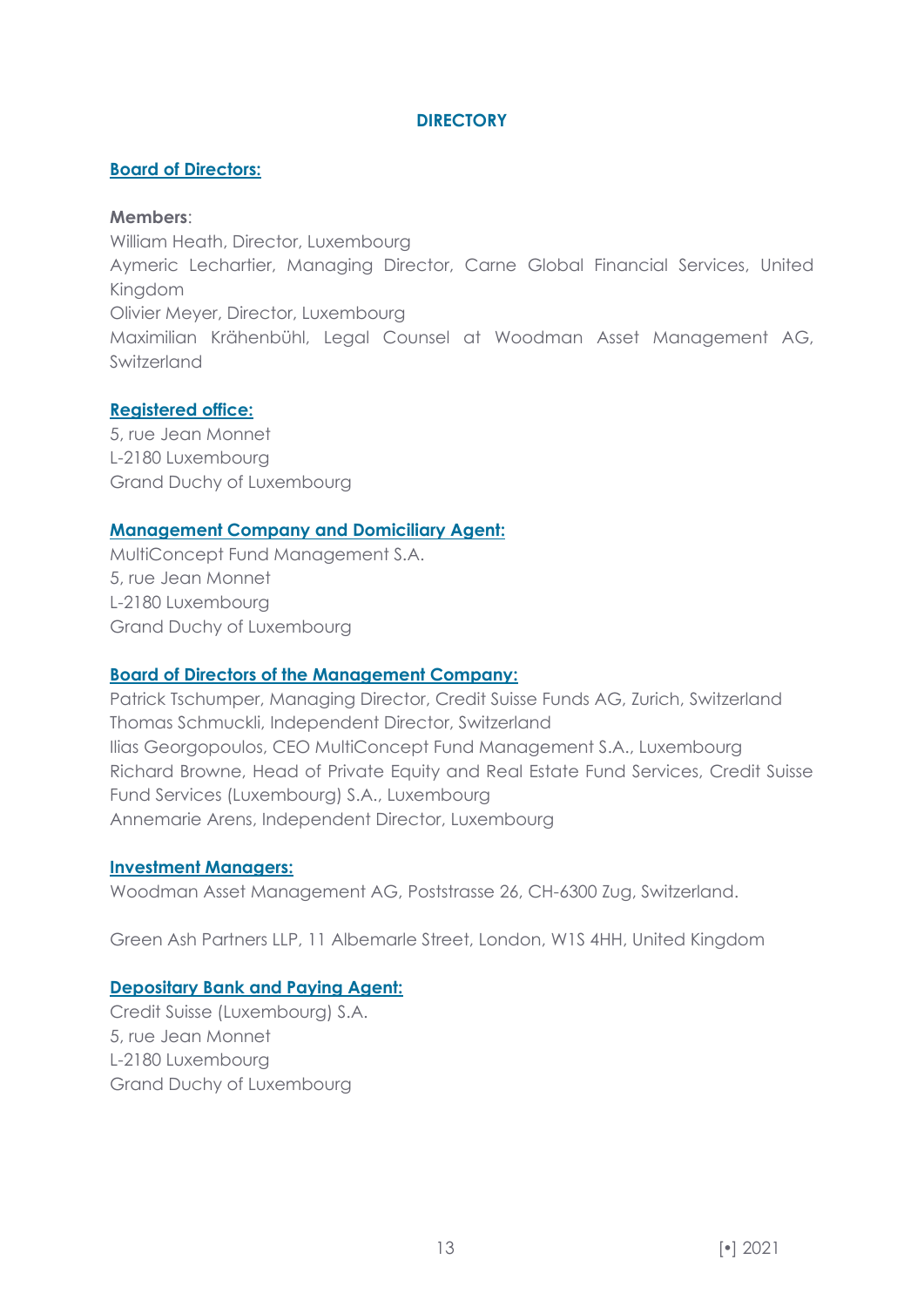## DIRECTORY

**Board of Directors:**

**Members**:
William Heath, Director, Luxembourg
Aymeric Lechartier, Managing Director, Carne Global Financial Services, United Kingdom
Olivier Meyer, Director, Luxembourg
Maximilian Krähenbühl, Legal Counsel at Woodman Asset Management AG, Switzerland

**Registered office:**
5, rue Jean Monnet
L-2180 Luxembourg
Grand Duchy of Luxembourg

**Management Company and Domiciliary Agent:**
MultiConcept Fund Management S.A.
5, rue Jean Monnet
L-2180 Luxembourg
Grand Duchy of Luxembourg

**Board of Directors of the Management Company:**
Patrick Tschumper, Managing Director, Credit Suisse Funds AG, Zurich, Switzerland
Thomas Schmuckli, Independent Director, Switzerland
Ilias Georgopoulos, CEO MultiConcept Fund Management S.A., Luxembourg
Richard Browne, Head of Private Equity and Real Estate Fund Services, Credit Suisse Fund Services (Luxembourg) S.A., Luxembourg
Annemarie Arens, Independent Director, Luxembourg

**Investment Managers:**
Woodman Asset Management AG, Poststrasse 26, CH-6300 Zug, Switzerland.

Green Ash Partners LLP, 11 Albemarle Street, London, W1S 4HH, United Kingdom

**Depositary Bank and Paying Agent:**
Credit Suisse (Luxembourg) S.A.
5, rue Jean Monnet
L-2180 Luxembourg
Grand Duchy of Luxembourg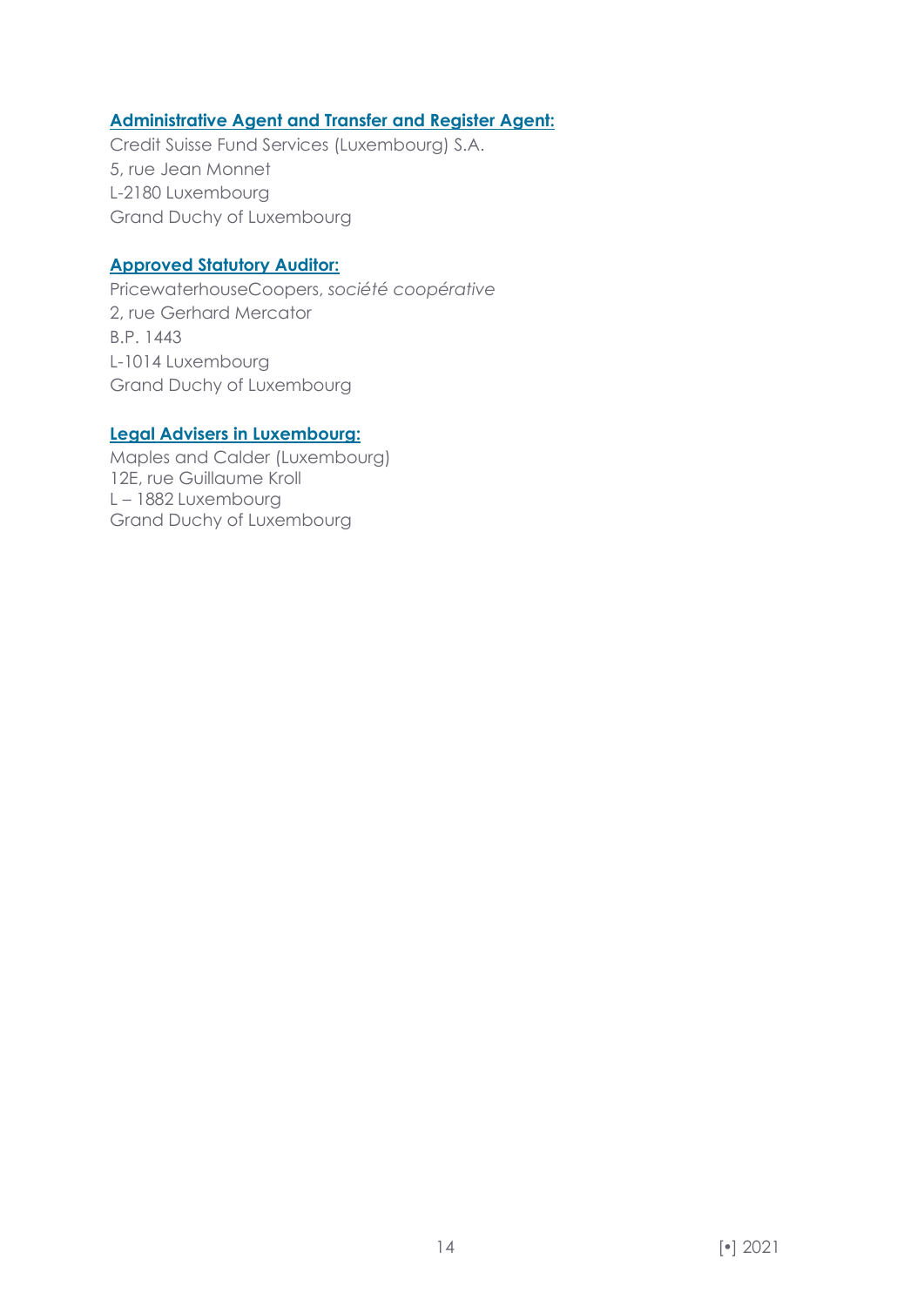**Administrative Agent and Transfer and Register Agent:**

Credit Suisse Fund Services (Luxembourg) S.A.
5, rue Jean Monnet
L-2180 Luxembourg
Grand Duchy of Luxembourg

**Approved Statutory Auditor:**

PricewaterhouseCoopers, *société coopérative*
2, rue Gerhard Mercator
B.P. 1443
L-1014 Luxembourg
Grand Duchy of Luxembourg

**Legal Advisers in Luxembourg:**

Maples and Calder (Luxembourg)
12E, rue Guillaume Kroll
L – 1882 Luxembourg
Grand Duchy of Luxembourg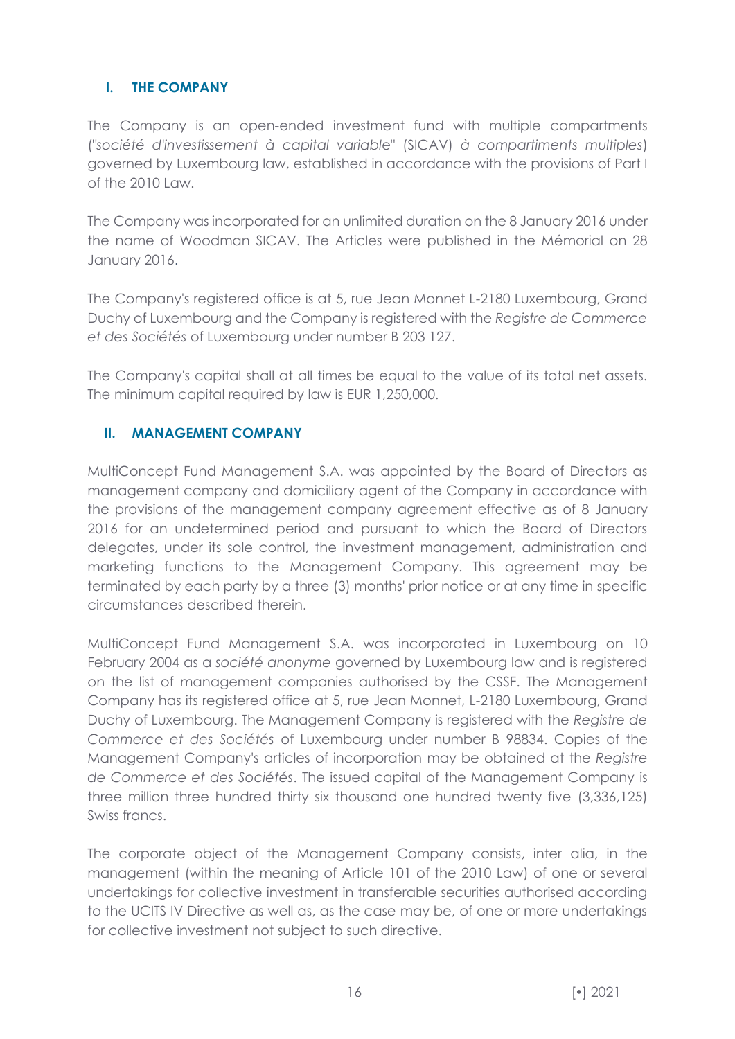## I. THE COMPANY

The Company is an open-ended investment fund with multiple compartments ("*société d'investissement à capital variable*" (SICAV) *à compartiments multiples*) governed by Luxembourg law, established in accordance with the provisions of Part I of the 2010 Law.

The Company was incorporated for an unlimited duration on the 8 January 2016 under the name of Woodman SICAV. The Articles were published in the Mémorial on 28 January 2016.

The Company's registered office is at 5, rue Jean Monnet L-2180 Luxembourg, Grand Duchy of Luxembourg and the Company is registered with the *Registre de Commerce et des Sociétés* of Luxembourg under number B 203 127.

The Company's capital shall at all times be equal to the value of its total net assets. The minimum capital required by law is EUR 1,250,000.

## II. MANAGEMENT COMPANY

MultiConcept Fund Management S.A. was appointed by the Board of Directors as management company and domiciliary agent of the Company in accordance with the provisions of the management company agreement effective as of 8 January 2016 for an undetermined period and pursuant to which the Board of Directors delegates, under its sole control, the investment management, administration and marketing functions to the Management Company. This agreement may be terminated by each party by a three (3) months' prior notice or at any time in specific circumstances described therein.

MultiConcept Fund Management S.A. was incorporated in Luxembourg on 10 February 2004 as a *société anonyme* governed by Luxembourg law and is registered on the list of management companies authorised by the CSSF. The Management Company has its registered office at 5, rue Jean Monnet, L-2180 Luxembourg, Grand Duchy of Luxembourg. The Management Company is registered with the *Registre de Commerce et des Sociétés* of Luxembourg under number B 98834. Copies of the Management Company's articles of incorporation may be obtained at the *Registre de Commerce et des Sociétés*. The issued capital of the Management Company is three million three hundred thirty six thousand one hundred twenty five (3,336,125) Swiss francs.

The corporate object of the Management Company consists, inter alia, in the management (within the meaning of Article 101 of the 2010 Law) of one or several undertakings for collective investment in transferable securities authorised according to the UCITS IV Directive as well as, as the case may be, of one or more undertakings for collective investment not subject to such directive.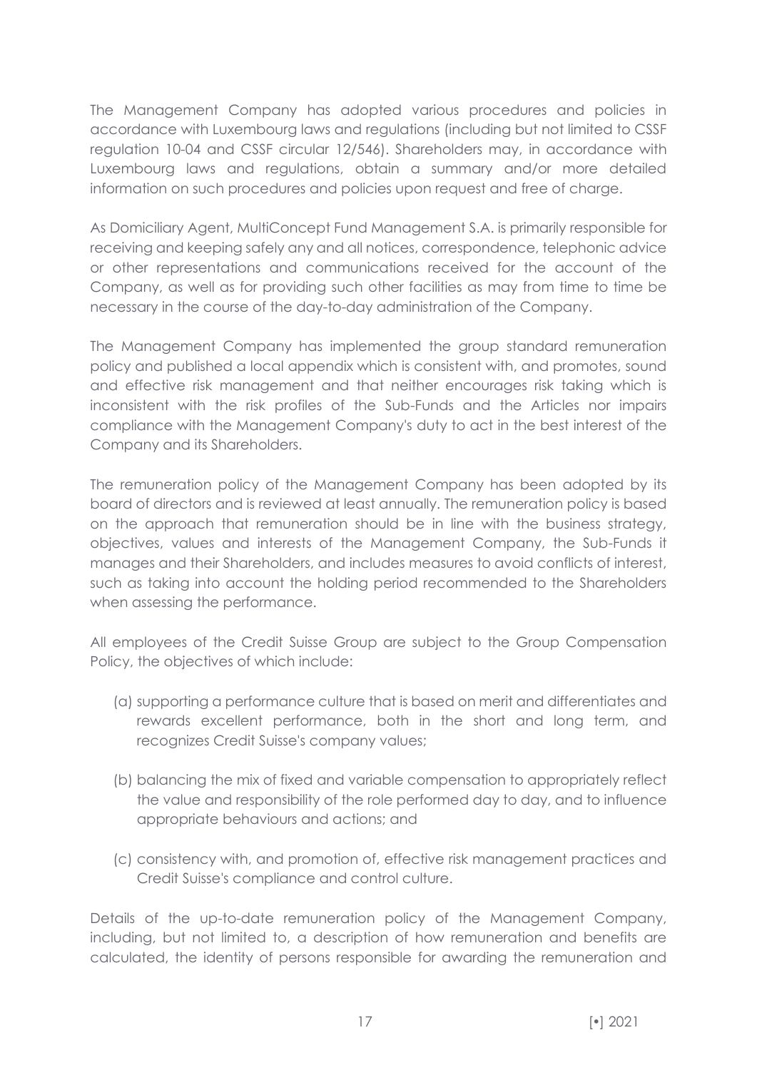The Management Company has adopted various procedures and policies in accordance with Luxembourg laws and regulations (including but not limited to CSSF regulation 10-04 and CSSF circular 12/546). Shareholders may, in accordance with Luxembourg laws and regulations, obtain a summary and/or more detailed information on such procedures and policies upon request and free of charge.

As Domiciliary Agent, MultiConcept Fund Management S.A. is primarily responsible for receiving and keeping safely any and all notices, correspondence, telephonic advice or other representations and communications received for the account of the Company, as well as for providing such other facilities as may from time to time be necessary in the course of the day-to-day administration of the Company.

The Management Company has implemented the group standard remuneration policy and published a local appendix which is consistent with, and promotes, sound and effective risk management and that neither encourages risk taking which is inconsistent with the risk profiles of the Sub-Funds and the Articles nor impairs compliance with the Management Company's duty to act in the best interest of the Company and its Shareholders.

The remuneration policy of the Management Company has been adopted by its board of directors and is reviewed at least annually. The remuneration policy is based on the approach that remuneration should be in line with the business strategy, objectives, values and interests of the Management Company, the Sub-Funds it manages and their Shareholders, and includes measures to avoid conflicts of interest, such as taking into account the holding period recommended to the Shareholders when assessing the performance.

All employees of the Credit Suisse Group are subject to the Group Compensation Policy, the objectives of which include:

(a) supporting a performance culture that is based on merit and differentiates and rewards excellent performance, both in the short and long term, and recognizes Credit Suisse's company values;

(b) balancing the mix of fixed and variable compensation to appropriately reflect the value and responsibility of the role performed day to day, and to influence appropriate behaviours and actions; and

(c) consistency with, and promotion of, effective risk management practices and Credit Suisse's compliance and control culture.

Details of the up-to-date remuneration policy of the Management Company, including, but not limited to, a description of how remuneration and benefits are calculated, the identity of persons responsible for awarding the remuneration and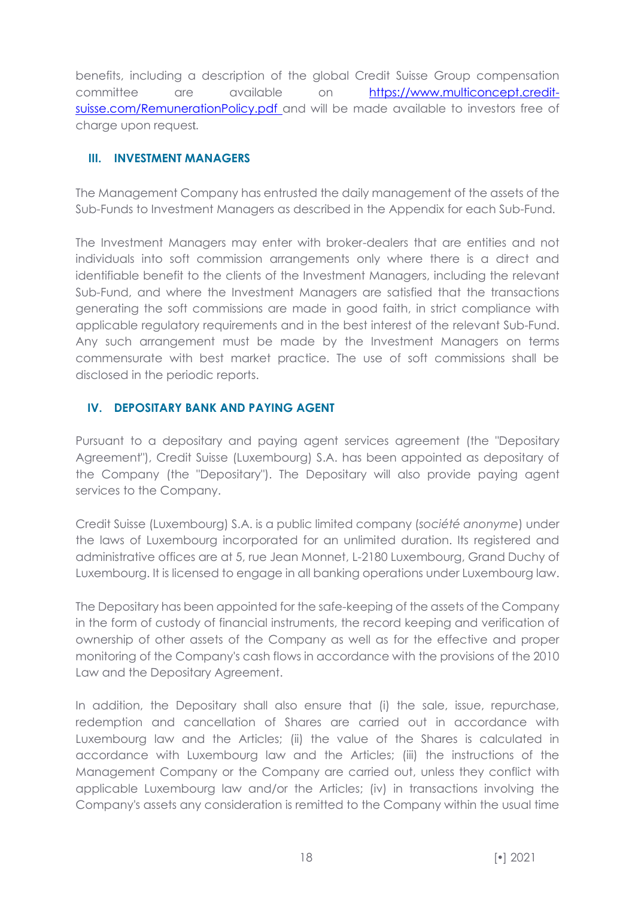benefits, including a description of the global Credit Suisse Group compensation committee are available on https://www.multiconcept.credit-suisse.com/RemunerationPolicy.pdf and will be made available to investors free of charge upon request.

## III. INVESTMENT MANAGERS

The Management Company has entrusted the daily management of the assets of the Sub-Funds to Investment Managers as described in the Appendix for each Sub-Fund.

The Investment Managers may enter with broker-dealers that are entities and not individuals into soft commission arrangements only where there is a direct and identifiable benefit to the clients of the Investment Managers, including the relevant Sub-Fund, and where the Investment Managers are satisfied that the transactions generating the soft commissions are made in good faith, in strict compliance with applicable regulatory requirements and in the best interest of the relevant Sub-Fund. Any such arrangement must be made by the Investment Managers on terms commensurate with best market practice. The use of soft commissions shall be disclosed in the periodic reports.

## IV. DEPOSITARY BANK AND PAYING AGENT

Pursuant to a depositary and paying agent services agreement (the "Depositary Agreement"), Credit Suisse (Luxembourg) S.A. has been appointed as depositary of the Company (the "Depositary"). The Depositary will also provide paying agent services to the Company.

Credit Suisse (Luxembourg) S.A. is a public limited company (*société anonyme*) under the laws of Luxembourg incorporated for an unlimited duration. Its registered and administrative offices are at 5, rue Jean Monnet, L-2180 Luxembourg, Grand Duchy of Luxembourg. It is licensed to engage in all banking operations under Luxembourg law.

The Depositary has been appointed for the safe-keeping of the assets of the Company in the form of custody of financial instruments, the record keeping and verification of ownership of other assets of the Company as well as for the effective and proper monitoring of the Company's cash flows in accordance with the provisions of the 2010 Law and the Depositary Agreement.

In addition, the Depositary shall also ensure that (i) the sale, issue, repurchase, redemption and cancellation of Shares are carried out in accordance with Luxembourg law and the Articles; (ii) the value of the Shares is calculated in accordance with Luxembourg law and the Articles; (iii) the instructions of the Management Company or the Company are carried out, unless they conflict with applicable Luxembourg law and/or the Articles; (iv) in transactions involving the Company's assets any consideration is remitted to the Company within the usual time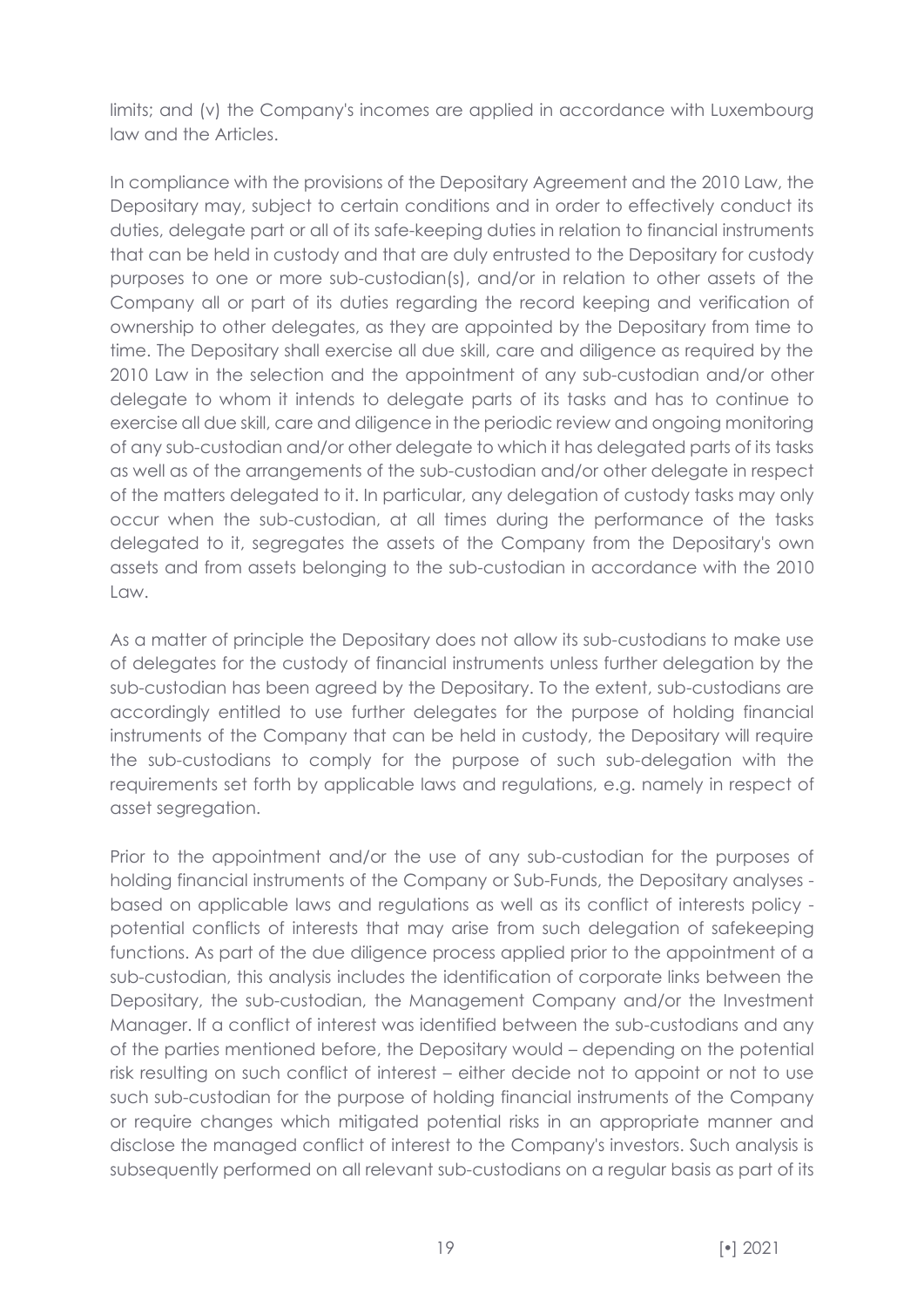limits; and (v) the Company's incomes are applied in accordance with Luxembourg law and the Articles.

In compliance with the provisions of the Depositary Agreement and the 2010 Law, the Depositary may, subject to certain conditions and in order to effectively conduct its duties, delegate part or all of its safe-keeping duties in relation to financial instruments that can be held in custody and that are duly entrusted to the Depositary for custody purposes to one or more sub-custodian(s), and/or in relation to other assets of the Company all or part of its duties regarding the record keeping and verification of ownership to other delegates, as they are appointed by the Depositary from time to time. The Depositary shall exercise all due skill, care and diligence as required by the 2010 Law in the selection and the appointment of any sub-custodian and/or other delegate to whom it intends to delegate parts of its tasks and has to continue to exercise all due skill, care and diligence in the periodic review and ongoing monitoring of any sub-custodian and/or other delegate to which it has delegated parts of its tasks as well as of the arrangements of the sub-custodian and/or other delegate in respect of the matters delegated to it. In particular, any delegation of custody tasks may only occur when the sub-custodian, at all times during the performance of the tasks delegated to it, segregates the assets of the Company from the Depositary's own assets and from assets belonging to the sub-custodian in accordance with the 2010 Law.

As a matter of principle the Depositary does not allow its sub-custodians to make use of delegates for the custody of financial instruments unless further delegation by the sub-custodian has been agreed by the Depositary. To the extent, sub-custodians are accordingly entitled to use further delegates for the purpose of holding financial instruments of the Company that can be held in custody, the Depositary will require the sub-custodians to comply for the purpose of such sub-delegation with the requirements set forth by applicable laws and regulations, e.g. namely in respect of asset segregation.

Prior to the appointment and/or the use of any sub-custodian for the purposes of holding financial instruments of the Company or Sub-Funds, the Depositary analyses - based on applicable laws and regulations as well as its conflict of interests policy - potential conflicts of interests that may arise from such delegation of safekeeping functions. As part of the due diligence process applied prior to the appointment of a sub-custodian, this analysis includes the identification of corporate links between the Depositary, the sub-custodian, the Management Company and/or the Investment Manager. If a conflict of interest was identified between the sub-custodians and any of the parties mentioned before, the Depositary would – depending on the potential risk resulting on such conflict of interest – either decide not to appoint or not to use such sub-custodian for the purpose of holding financial instruments of the Company or require changes which mitigated potential risks in an appropriate manner and disclose the managed conflict of interest to the Company's investors. Such analysis is subsequently performed on all relevant sub-custodians on a regular basis as part of its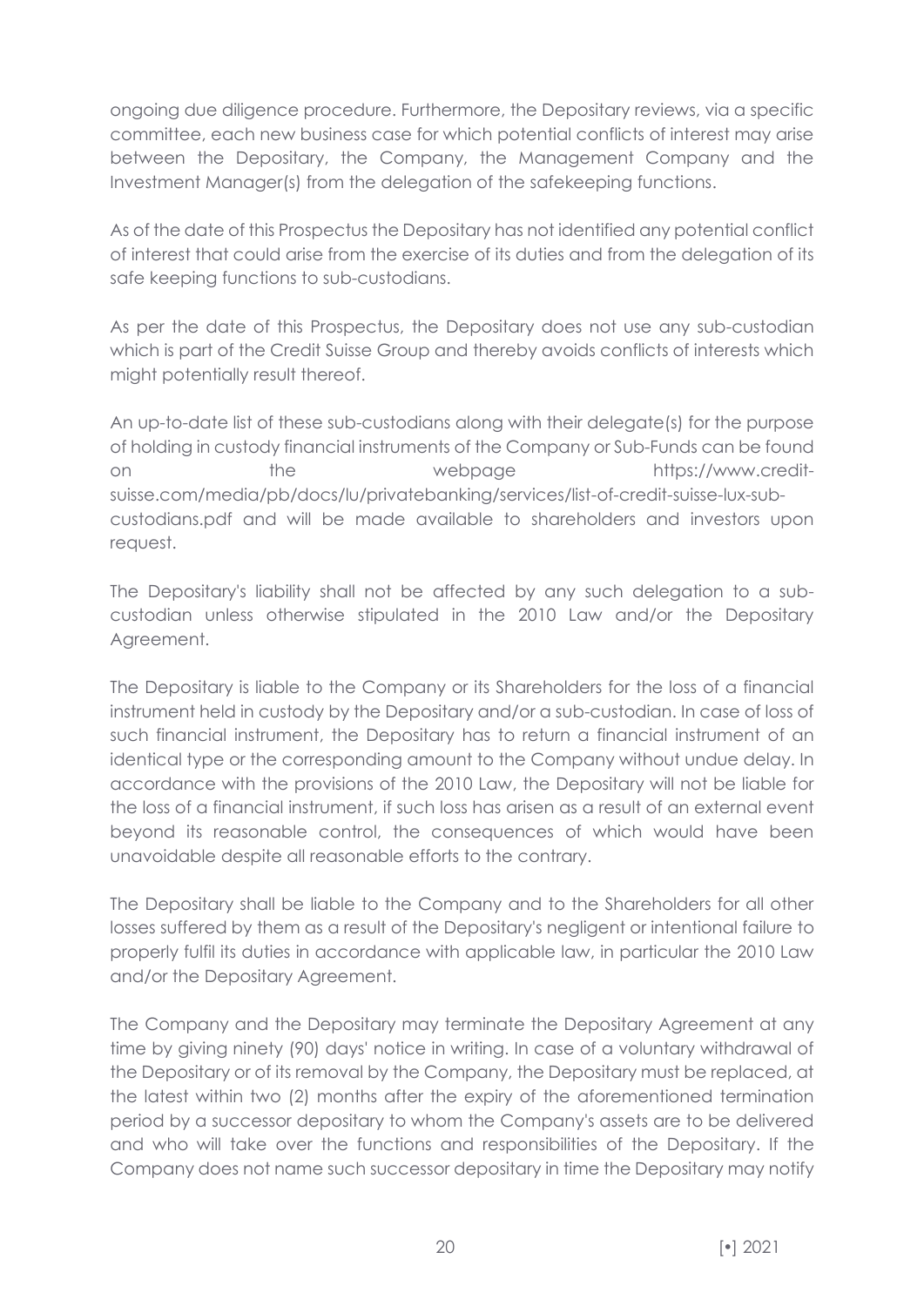ongoing due diligence procedure. Furthermore, the Depositary reviews, via a specific committee, each new business case for which potential conflicts of interest may arise between the Depositary, the Company, the Management Company and the Investment Manager(s) from the delegation of the safekeeping functions.

As of the date of this Prospectus the Depositary has not identified any potential conflict of interest that could arise from the exercise of its duties and from the delegation of its safe keeping functions to sub-custodians.

As per the date of this Prospectus, the Depositary does not use any sub-custodian which is part of the Credit Suisse Group and thereby avoids conflicts of interests which might potentially result thereof.

An up-to-date list of these sub-custodians along with their delegate(s) for the purpose of holding in custody financial instruments of the Company or Sub-Funds can be found on the webpage https://www.credit-suisse.com/media/pb/docs/lu/privatebanking/services/list-of-credit-suisse-lux-sub-custodians.pdf and will be made available to shareholders and investors upon request.

The Depositary's liability shall not be affected by any such delegation to a sub-custodian unless otherwise stipulated in the 2010 Law and/or the Depositary Agreement.

The Depositary is liable to the Company or its Shareholders for the loss of a financial instrument held in custody by the Depositary and/or a sub-custodian. In case of loss of such financial instrument, the Depositary has to return a financial instrument of an identical type or the corresponding amount to the Company without undue delay. In accordance with the provisions of the 2010 Law, the Depositary will not be liable for the loss of a financial instrument, if such loss has arisen as a result of an external event beyond its reasonable control, the consequences of which would have been unavoidable despite all reasonable efforts to the contrary.

The Depositary shall be liable to the Company and to the Shareholders for all other losses suffered by them as a result of the Depositary's negligent or intentional failure to properly fulfil its duties in accordance with applicable law, in particular the 2010 Law and/or the Depositary Agreement.

The Company and the Depositary may terminate the Depositary Agreement at any time by giving ninety (90) days' notice in writing. In case of a voluntary withdrawal of the Depositary or of its removal by the Company, the Depositary must be replaced, at the latest within two (2) months after the expiry of the aforementioned termination period by a successor depositary to whom the Company's assets are to be delivered and who will take over the functions and responsibilities of the Depositary. If the Company does not name such successor depositary in time the Depositary may notify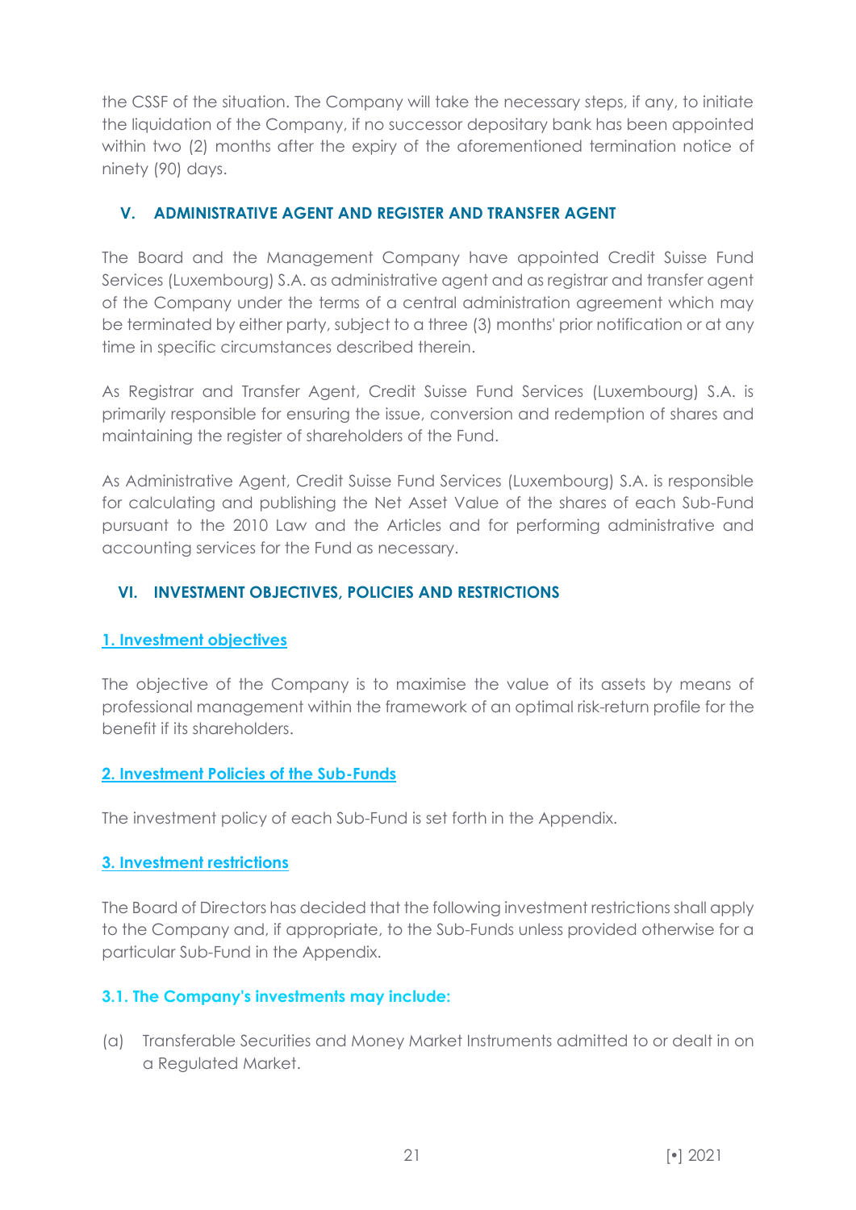the CSSF of the situation. The Company will take the necessary steps, if any, to initiate the liquidation of the Company, if no successor depositary bank has been appointed within two (2) months after the expiry of the aforementioned termination notice of ninety (90) days.

## V. ADMINISTRATIVE AGENT AND REGISTER AND TRANSFER AGENT

The Board and the Management Company have appointed Credit Suisse Fund Services (Luxembourg) S.A. as administrative agent and as registrar and transfer agent of the Company under the terms of a central administration agreement which may be terminated by either party, subject to a three (3) months' prior notification or at any time in specific circumstances described therein.

As Registrar and Transfer Agent, Credit Suisse Fund Services (Luxembourg) S.A. is primarily responsible for ensuring the issue, conversion and redemption of shares and maintaining the register of shareholders of the Fund.

As Administrative Agent, Credit Suisse Fund Services (Luxembourg) S.A. is responsible for calculating and publishing the Net Asset Value of the shares of each Sub-Fund pursuant to the 2010 Law and the Articles and for performing administrative and accounting services for the Fund as necessary.

## VI. INVESTMENT OBJECTIVES, POLICIES AND RESTRICTIONS

### 1. Investment objectives

The objective of the Company is to maximise the value of its assets by means of professional management within the framework of an optimal risk-return profile for the benefit if its shareholders.

### 2. Investment Policies of the Sub-Funds

The investment policy of each Sub-Fund is set forth in the Appendix.

### 3. Investment restrictions

The Board of Directors has decided that the following investment restrictions shall apply to the Company and, if appropriate, to the Sub-Funds unless provided otherwise for a particular Sub-Fund in the Appendix.

#### 3.1. The Company's investments may include:

(a) Transferable Securities and Money Market Instruments admitted to or dealt in on a Regulated Market.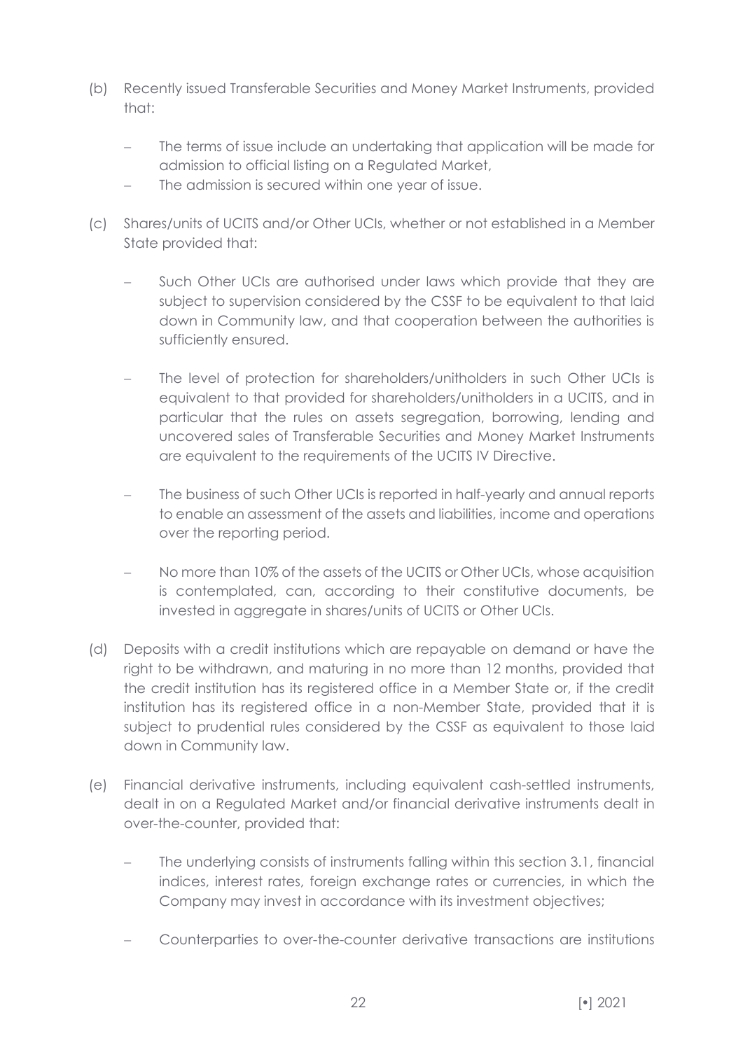(b) Recently issued Transferable Securities and Money Market Instruments, provided that:

- The terms of issue include an undertaking that application will be made for admission to official listing on a Regulated Market,
- The admission is secured within one year of issue.

(c) Shares/units of UCITS and/or Other UCIs, whether or not established in a Member State provided that:

- Such Other UCIs are authorised under laws which provide that they are subject to supervision considered by the CSSF to be equivalent to that laid down in Community law, and that cooperation between the authorities is sufficiently ensured.

- The level of protection for shareholders/unitholders in such Other UCIs is equivalent to that provided for shareholders/unitholders in a UCITS, and in particular that the rules on assets segregation, borrowing, lending and uncovered sales of Transferable Securities and Money Market Instruments are equivalent to the requirements of the UCITS IV Directive.

- The business of such Other UCIs is reported in half-yearly and annual reports to enable an assessment of the assets and liabilities, income and operations over the reporting period.

- No more than 10% of the assets of the UCITS or Other UCIs, whose acquisition is contemplated, can, according to their constitutive documents, be invested in aggregate in shares/units of UCITS or Other UCIs.

(d) Deposits with a credit institutions which are repayable on demand or have the right to be withdrawn, and maturing in no more than 12 months, provided that the credit institution has its registered office in a Member State or, if the credit institution has its registered office in a non-Member State, provided that it is subject to prudential rules considered by the CSSF as equivalent to those laid down in Community law.

(e) Financial derivative instruments, including equivalent cash-settled instruments, dealt in on a Regulated Market and/or financial derivative instruments dealt in over-the-counter, provided that:

- The underlying consists of instruments falling within this section 3.1, financial indices, interest rates, foreign exchange rates or currencies, in which the Company may invest in accordance with its investment objectives;

- Counterparties to over-the-counter derivative transactions are institutions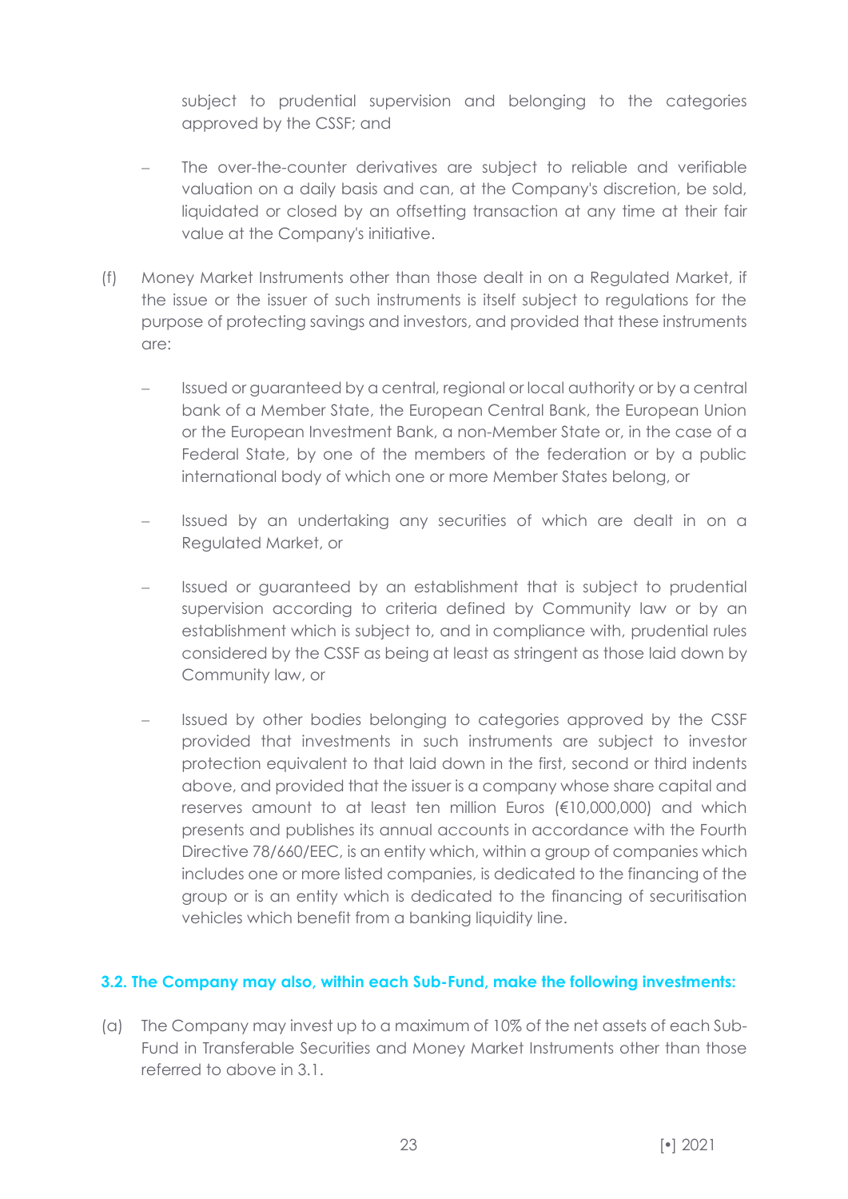subject to prudential supervision and belonging to the categories approved by the CSSF; and

- The over-the-counter derivatives are subject to reliable and verifiable valuation on a daily basis and can, at the Company's discretion, be sold, liquidated or closed by an offsetting transaction at any time at their fair value at the Company's initiative.

(f) Money Market Instruments other than those dealt in on a Regulated Market, if the issue or the issuer of such instruments is itself subject to regulations for the purpose of protecting savings and investors, and provided that these instruments are:

- Issued or guaranteed by a central, regional or local authority or by a central bank of a Member State, the European Central Bank, the European Union or the European Investment Bank, a non-Member State or, in the case of a Federal State, by one of the members of the federation or by a public international body of which one or more Member States belong, or

- Issued by an undertaking any securities of which are dealt in on a Regulated Market, or

- Issued or guaranteed by an establishment that is subject to prudential supervision according to criteria defined by Community law or by an establishment which is subject to, and in compliance with, prudential rules considered by the CSSF as being at least as stringent as those laid down by Community law, or

- Issued by other bodies belonging to categories approved by the CSSF provided that investments in such instruments are subject to investor protection equivalent to that laid down in the first, second or third indents above, and provided that the issuer is a company whose share capital and reserves amount to at least ten million Euros (€10,000,000) and which presents and publishes its annual accounts in accordance with the Fourth Directive 78/660/EEC, is an entity which, within a group of companies which includes one or more listed companies, is dedicated to the financing of the group or is an entity which is dedicated to the financing of securitisation vehicles which benefit from a banking liquidity line.

### 3.2. The Company may also, within each Sub-Fund, make the following investments:

(a) The Company may invest up to a maximum of 10% of the net assets of each Sub-Fund in Transferable Securities and Money Market Instruments other than those referred to above in 3.1.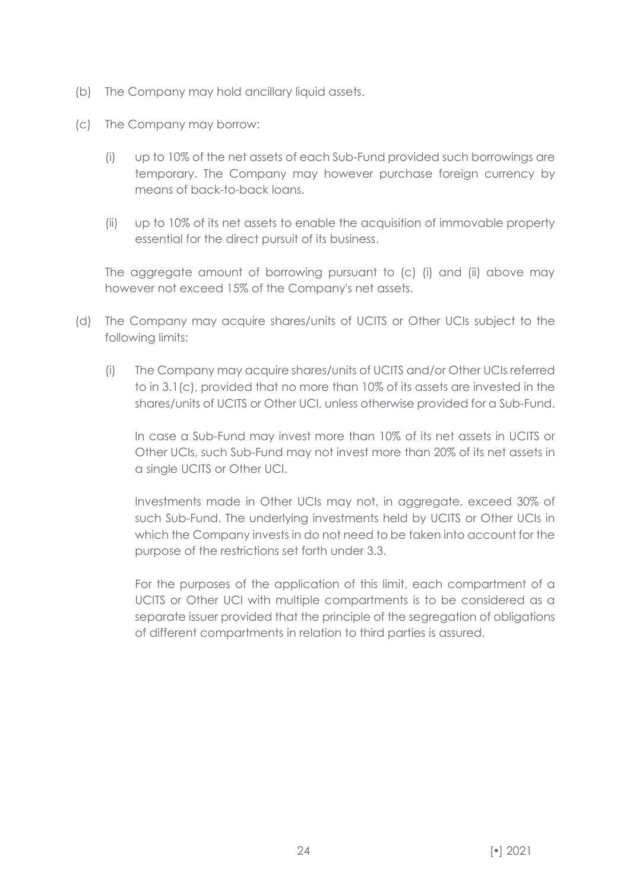(b) The Company may hold ancillary liquid assets.

(c) The Company may borrow:

   (i) up to 10% of the net assets of each Sub-Fund provided such borrowings are temporary. The Company may however purchase foreign currency by means of back-to-back loans.

   (ii) up to 10% of its net assets to enable the acquisition of immovable property essential for the direct pursuit of its business.

   The aggregate amount of borrowing pursuant to (c) (i) and (ii) above may however not exceed 15% of the Company's net assets.

(d) The Company may acquire shares/units of UCITS or Other UCIs subject to the following limits:

   (i) The Company may acquire shares/units of UCITS and/or Other UCIs referred to in 3.1(c), provided that no more than 10% of its assets are invested in the shares/units of UCITS or Other UCI, unless otherwise provided for a Sub-Fund.

   In case a Sub-Fund may invest more than 10% of its net assets in UCITS or Other UCIs, such Sub-Fund may not invest more than 20% of its net assets in a single UCITS or Other UCI.

   Investments made in Other UCIs may not, in aggregate, exceed 30% of such Sub-Fund. The underlying investments held by UCITS or Other UCIs in which the Company invests in do not need to be taken into account for the purpose of the restrictions set forth under 3.3.

   For the purposes of the application of this limit, each compartment of a UCITS or Other UCI with multiple compartments is to be considered as a separate issuer provided that the principle of the segregation of obligations of different compartments in relation to third parties is assured.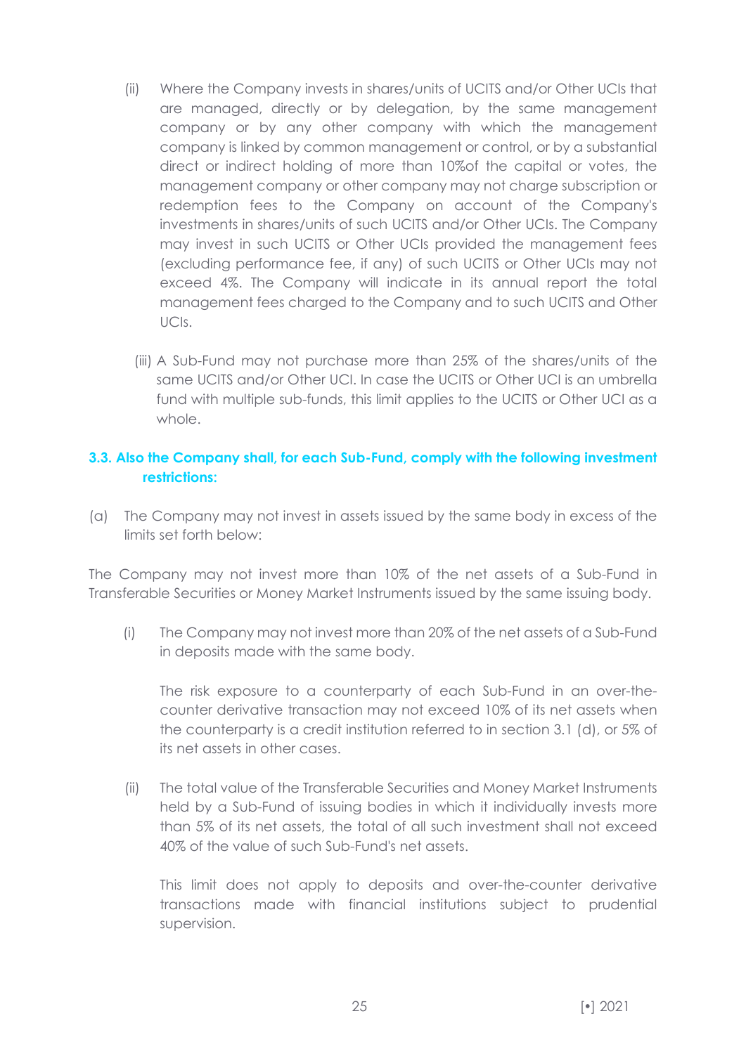(ii) Where the Company invests in shares/units of UCITS and/or Other UCIs that are managed, directly or by delegation, by the same management company or by any other company with which the management company is linked by common management or control, or by a substantial direct or indirect holding of more than 10%of the capital or votes, the management company or other company may not charge subscription or redemption fees to the Company on account of the Company's investments in shares/units of such UCITS and/or Other UCIs. The Company may invest in such UCITS or Other UCIs provided the management fees (excluding performance fee, if any) of such UCITS or Other UCIs may not exceed 4%. The Company will indicate in its annual report the total management fees charged to the Company and to such UCITS and Other UCIs.

(iii) A Sub-Fund may not purchase more than 25% of the shares/units of the same UCITS and/or Other UCI. In case the UCITS or Other UCI is an umbrella fund with multiple sub-funds, this limit applies to the UCITS or Other UCI as a whole.

### 3.3. Also the Company shall, for each Sub-Fund, comply with the following investment restrictions:

(a) The Company may not invest in assets issued by the same body in excess of the limits set forth below:

The Company may not invest more than 10% of the net assets of a Sub-Fund in Transferable Securities or Money Market Instruments issued by the same issuing body.

(i) The Company may not invest more than 20% of the net assets of a Sub-Fund in deposits made with the same body.

The risk exposure to a counterparty of each Sub-Fund in an over-the-counter derivative transaction may not exceed 10% of its net assets when the counterparty is a credit institution referred to in section 3.1 (d), or 5% of its net assets in other cases.

(ii) The total value of the Transferable Securities and Money Market Instruments held by a Sub-Fund of issuing bodies in which it individually invests more than 5% of its net assets, the total of all such investment shall not exceed 40% of the value of such Sub-Fund's net assets.

This limit does not apply to deposits and over-the-counter derivative transactions made with financial institutions subject to prudential supervision.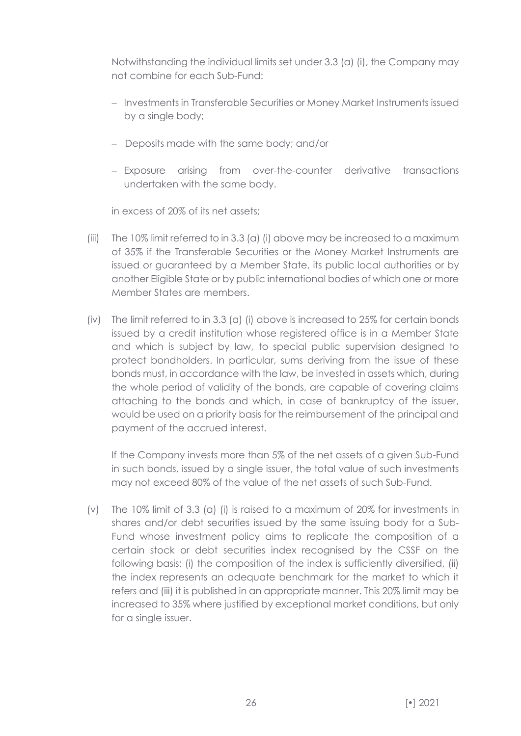Notwithstanding the individual limits set under 3.3 (a) (i), the Company may not combine for each Sub-Fund:

- Investments in Transferable Securities or Money Market Instruments issued by a single body;
- Deposits made with the same body; and/or
- Exposure arising from over-the-counter derivative transactions undertaken with the same body.

in excess of 20% of its net assets;

(iii) The 10% limit referred to in 3.3 (a) (i) above may be increased to a maximum of 35% if the Transferable Securities or the Money Market Instruments are issued or guaranteed by a Member State, its public local authorities or by another Eligible State or by public international bodies of which one or more Member States are members.

(iv) The limit referred to in 3.3 (a) (i) above is increased to 25% for certain bonds issued by a credit institution whose registered office is in a Member State and which is subject by law, to special public supervision designed to protect bondholders. In particular, sums deriving from the issue of these bonds must, in accordance with the law, be invested in assets which, during the whole period of validity of the bonds, are capable of covering claims attaching to the bonds and which, in case of bankruptcy of the issuer, would be used on a priority basis for the reimbursement of the principal and payment of the accrued interest.

If the Company invests more than 5% of the net assets of a given Sub-Fund in such bonds, issued by a single issuer, the total value of such investments may not exceed 80% of the value of the net assets of such Sub-Fund.

(v) The 10% limit of 3.3 (a) (i) is raised to a maximum of 20% for investments in shares and/or debt securities issued by the same issuing body for a Sub-Fund whose investment policy aims to replicate the composition of a certain stock or debt securities index recognised by the CSSF on the following basis: (i) the composition of the index is sufficiently diversified, (ii) the index represents an adequate benchmark for the market to which it refers and (iii) it is published in an appropriate manner. This 20% limit may be increased to 35% where justified by exceptional market conditions, but only for a single issuer.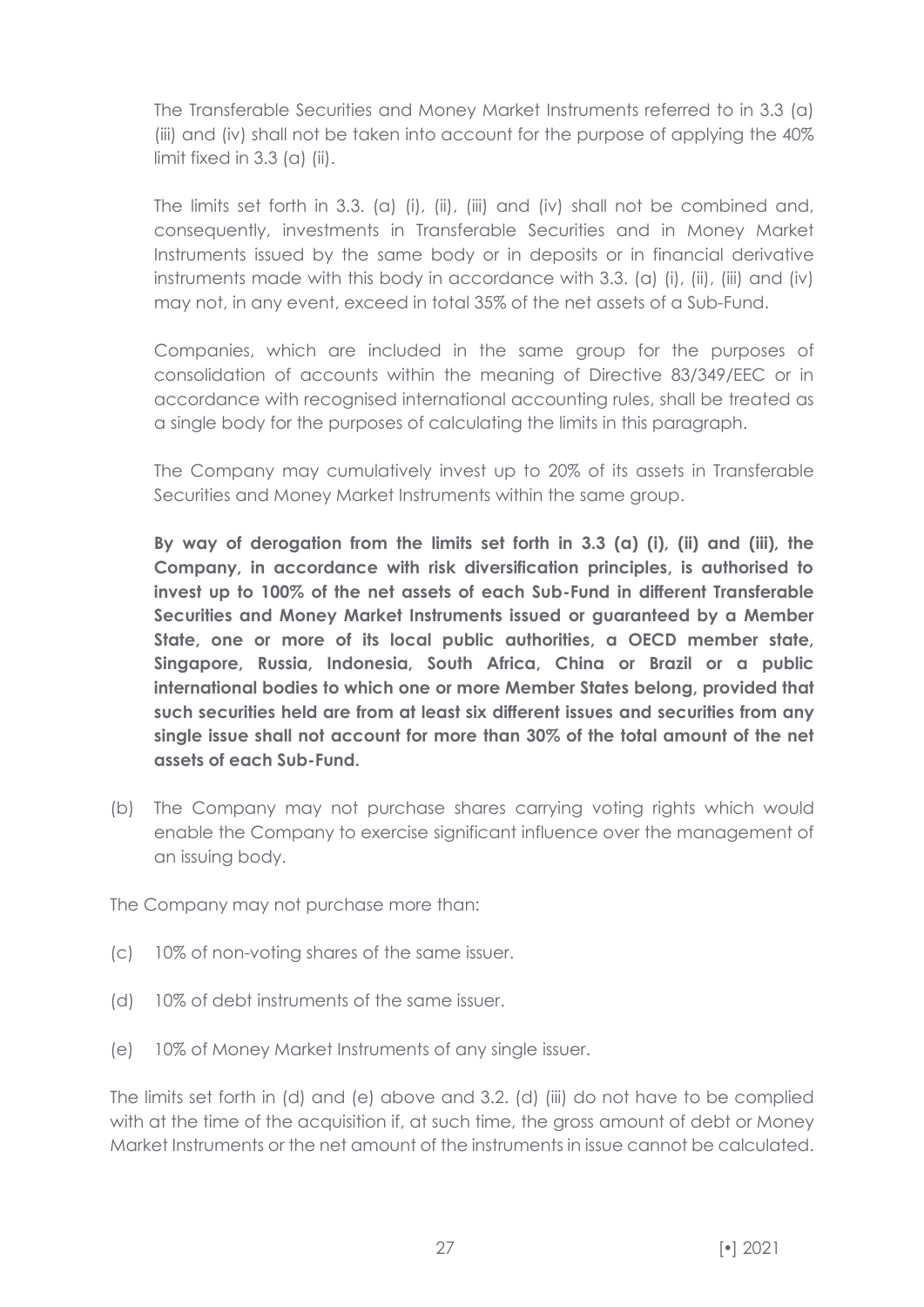The Transferable Securities and Money Market Instruments referred to in 3.3 (a) (iii) and (iv) shall not be taken into account for the purpose of applying the 40% limit fixed in 3.3 (a) (ii).

The limits set forth in 3.3. (a) (i), (ii), (iii) and (iv) shall not be combined and, consequently, investments in Transferable Securities and in Money Market Instruments issued by the same body or in deposits or in financial derivative instruments made with this body in accordance with 3.3. (a) (i), (ii), (iii) and (iv) may not, in any event, exceed in total 35% of the net assets of a Sub-Fund.

Companies, which are included in the same group for the purposes of consolidation of accounts within the meaning of Directive 83/349/EEC or in accordance with recognised international accounting rules, shall be treated as a single body for the purposes of calculating the limits in this paragraph.

The Company may cumulatively invest up to 20% of its assets in Transferable Securities and Money Market Instruments within the same group.

**By way of derogation from the limits set forth in 3.3 (a) (i), (ii) and (iii), the Company, in accordance with risk diversification principles, is authorised to invest up to 100% of the net assets of each Sub-Fund in different Transferable Securities and Money Market Instruments issued or guaranteed by a Member State, one or more of its local public authorities, a OECD member state, Singapore, Russia, Indonesia, South Africa, China or Brazil or a public international bodies to which one or more Member States belong, provided that such securities held are from at least six different issues and securities from any single issue shall not account for more than 30% of the total amount of the net assets of each Sub-Fund.**

(b) The Company may not purchase shares carrying voting rights which would enable the Company to exercise significant influence over the management of an issuing body.

The Company may not purchase more than:

(c) 10% of non-voting shares of the same issuer.

(d) 10% of debt instruments of the same issuer.

(e) 10% of Money Market Instruments of any single issuer.

The limits set forth in (d) and (e) above and 3.2. (d) (iii) do not have to be complied with at the time of the acquisition if, at such time, the gross amount of debt or Money Market Instruments or the net amount of the instruments in issue cannot be calculated.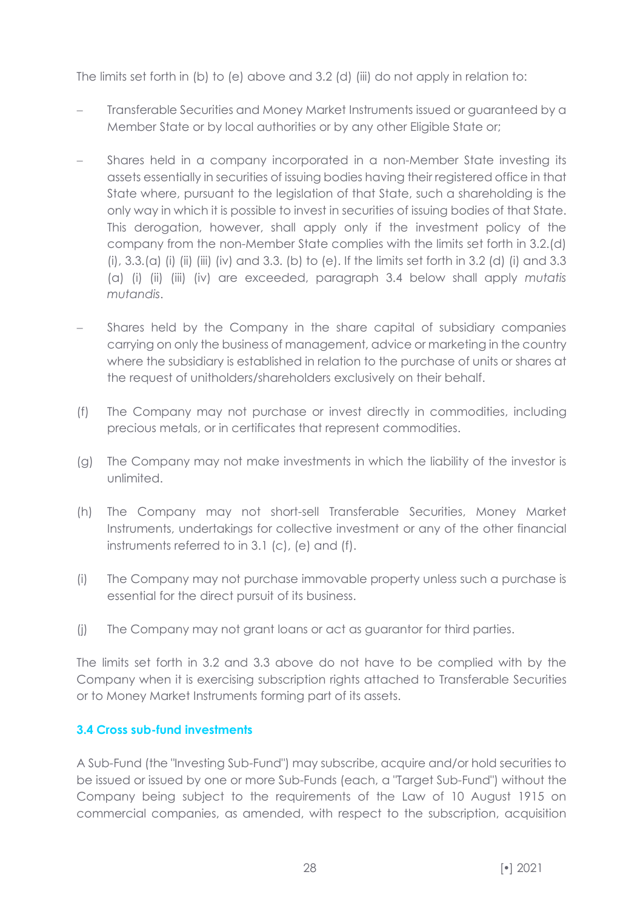The limits set forth in (b) to (e) above and 3.2 (d) (iii) do not apply in relation to:

- Transferable Securities and Money Market Instruments issued or guaranteed by a Member State or by local authorities or by any other Eligible State or;
- Shares held in a company incorporated in a non-Member State investing its assets essentially in securities of issuing bodies having their registered office in that State where, pursuant to the legislation of that State, such a shareholding is the only way in which it is possible to invest in securities of issuing bodies of that State. This derogation, however, shall apply only if the investment policy of the company from the non-Member State complies with the limits set forth in 3.2.(d) (i), 3.3.(a) (i) (ii) (iii) (iv) and 3.3. (b) to (e). If the limits set forth in 3.2 (d) (i) and 3.3 (a) (i) (ii) (iii) (iv) are exceeded, paragraph 3.4 below shall apply *mutatis mutandis*.
- Shares held by the Company in the share capital of subsidiary companies carrying on only the business of management, advice or marketing in the country where the subsidiary is established in relation to the purchase of units or shares at the request of unitholders/shareholders exclusively on their behalf.

(f) The Company may not purchase or invest directly in commodities, including precious metals, or in certificates that represent commodities.

(g) The Company may not make investments in which the liability of the investor is unlimited.

(h) The Company may not short-sell Transferable Securities, Money Market Instruments, undertakings for collective investment or any of the other financial instruments referred to in 3.1 (c), (e) and (f).

(i) The Company may not purchase immovable property unless such a purchase is essential for the direct pursuit of its business.

(j) The Company may not grant loans or act as guarantor for third parties.

The limits set forth in 3.2 and 3.3 above do not have to be complied with by the Company when it is exercising subscription rights attached to Transferable Securities or to Money Market Instruments forming part of its assets.

### 3.4 Cross sub-fund investments

A Sub-Fund (the "Investing Sub-Fund") may subscribe, acquire and/or hold securities to be issued or issued by one or more Sub-Funds (each, a "Target Sub-Fund") without the Company being subject to the requirements of the Law of 10 August 1915 on commercial companies, as amended, with respect to the subscription, acquisition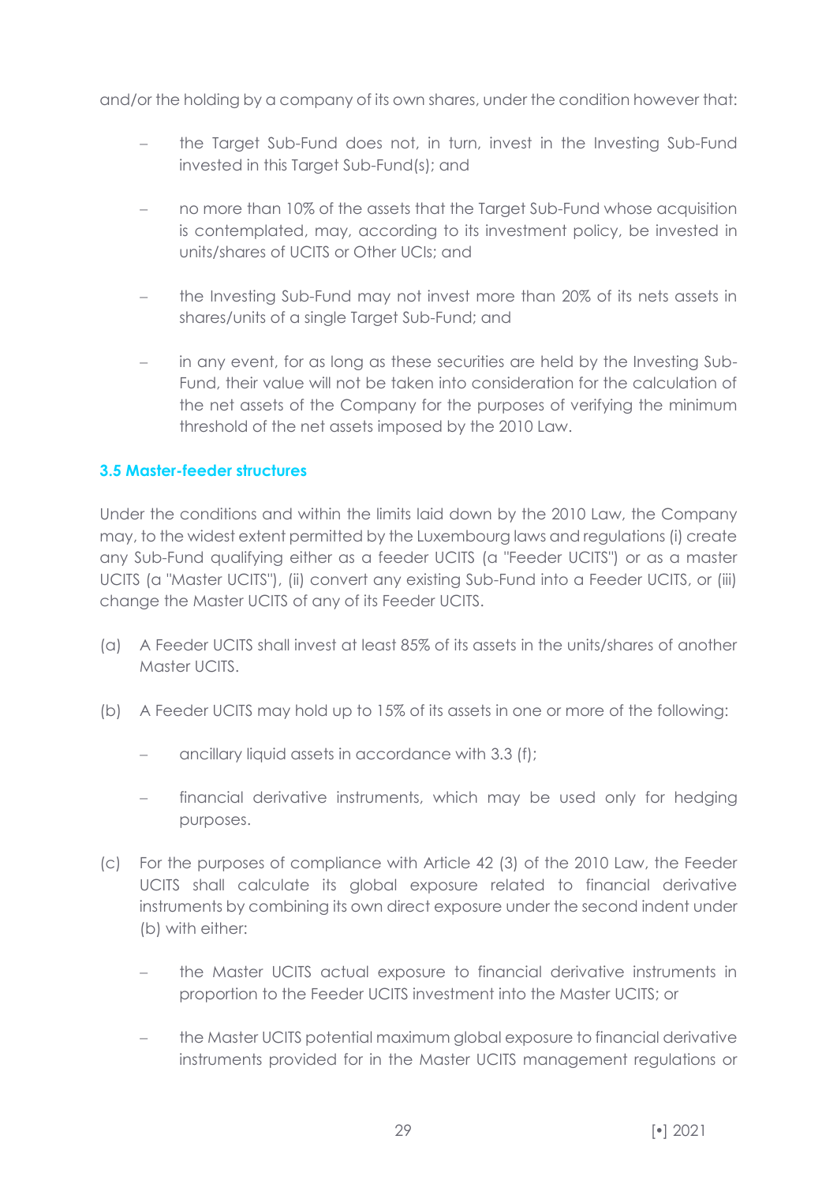and/or the holding by a company of its own shares, under the condition however that:

- the Target Sub-Fund does not, in turn, invest in the Investing Sub-Fund invested in this Target Sub-Fund(s); and
- no more than 10% of the assets that the Target Sub-Fund whose acquisition is contemplated, may, according to its investment policy, be invested in units/shares of UCITS or Other UCIs; and
- the Investing Sub-Fund may not invest more than 20% of its nets assets in shares/units of a single Target Sub-Fund; and
- in any event, for as long as these securities are held by the Investing Sub-Fund, their value will not be taken into consideration for the calculation of the net assets of the Company for the purposes of verifying the minimum threshold of the net assets imposed by the 2010 Law.

### 3.5 Master-feeder structures

Under the conditions and within the limits laid down by the 2010 Law, the Company may, to the widest extent permitted by the Luxembourg laws and regulations (i) create any Sub-Fund qualifying either as a feeder UCITS (a "Feeder UCITS") or as a master UCITS (a "Master UCITS"), (ii) convert any existing Sub-Fund into a Feeder UCITS, or (iii) change the Master UCITS of any of its Feeder UCITS.

(a) A Feeder UCITS shall invest at least 85% of its assets in the units/shares of another Master UCITS.

(b) A Feeder UCITS may hold up to 15% of its assets in one or more of the following:

- ancillary liquid assets in accordance with 3.3 (f);
- financial derivative instruments, which may be used only for hedging purposes.

(c) For the purposes of compliance with Article 42 (3) of the 2010 Law, the Feeder UCITS shall calculate its global exposure related to financial derivative instruments by combining its own direct exposure under the second indent under (b) with either:

- the Master UCITS actual exposure to financial derivative instruments in proportion to the Feeder UCITS investment into the Master UCITS; or
- the Master UCITS potential maximum global exposure to financial derivative instruments provided for in the Master UCITS management regulations or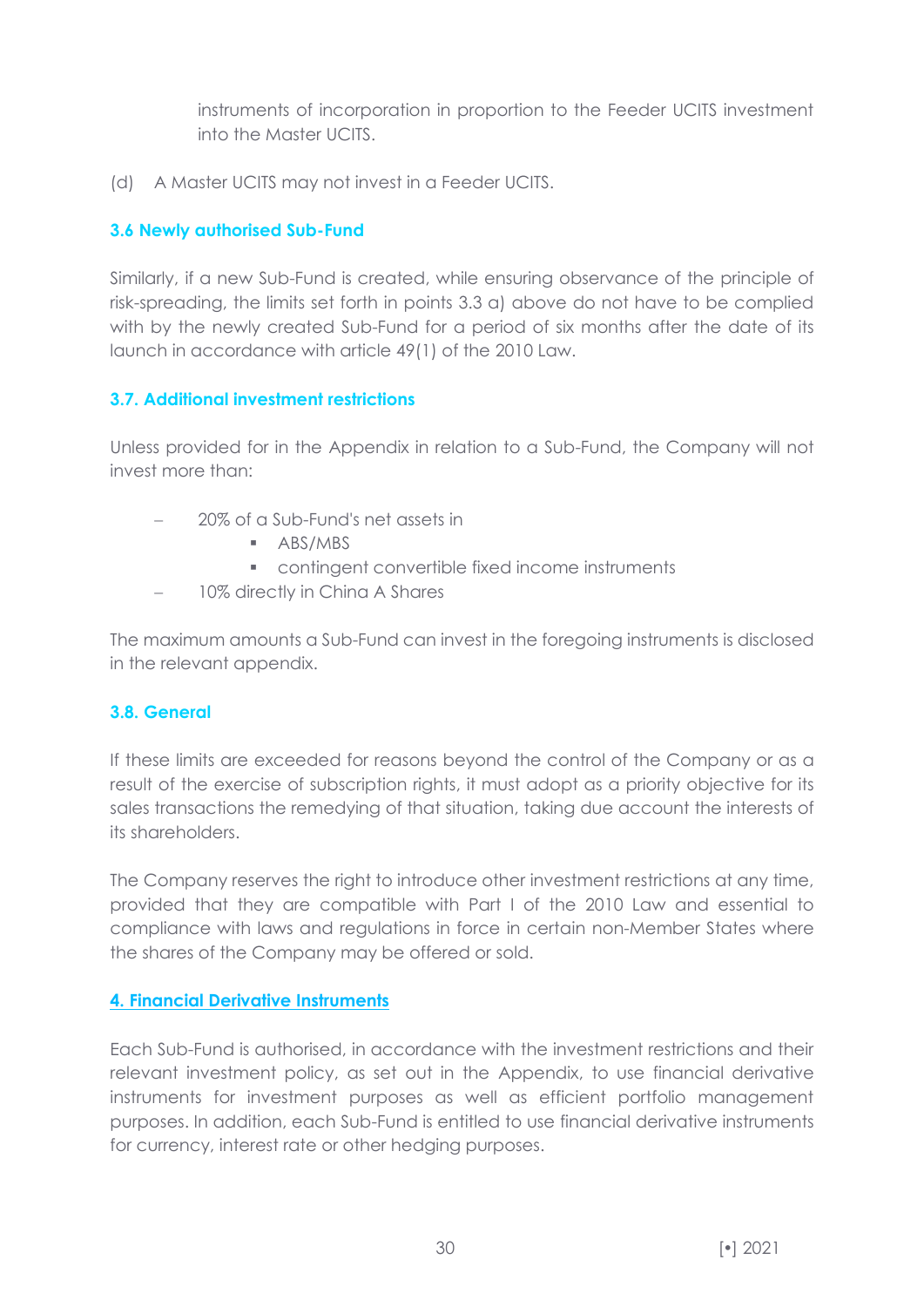instruments of incorporation in proportion to the Feeder UCITS investment into the Master UCITS.

(d) A Master UCITS may not invest in a Feeder UCITS.

### 3.6 Newly authorised Sub-Fund

Similarly, if a new Sub-Fund is created, while ensuring observance of the principle of risk-spreading, the limits set forth in points 3.3 a) above do not have to be complied with by the newly created Sub-Fund for a period of six months after the date of its launch in accordance with article 49(1) of the 2010 Law.

### 3.7. Additional investment restrictions

Unless provided for in the Appendix in relation to a Sub-Fund, the Company will not invest more than:

- 20% of a Sub-Fund's net assets in
  - ABS/MBS
  - contingent convertible fixed income instruments
- 10% directly in China A Shares

The maximum amounts a Sub-Fund can invest in the foregoing instruments is disclosed in the relevant appendix.

### 3.8. General

If these limits are exceeded for reasons beyond the control of the Company or as a result of the exercise of subscription rights, it must adopt as a priority objective for its sales transactions the remedying of that situation, taking due account the interests of its shareholders.

The Company reserves the right to introduce other investment restrictions at any time, provided that they are compatible with Part I of the 2010 Law and essential to compliance with laws and regulations in force in certain non-Member States where the shares of the Company may be offered or sold.

## 4. Financial Derivative Instruments

Each Sub-Fund is authorised, in accordance with the investment restrictions and their relevant investment policy, as set out in the Appendix, to use financial derivative instruments for investment purposes as well as efficient portfolio management purposes. In addition, each Sub-Fund is entitled to use financial derivative instruments for currency, interest rate or other hedging purposes.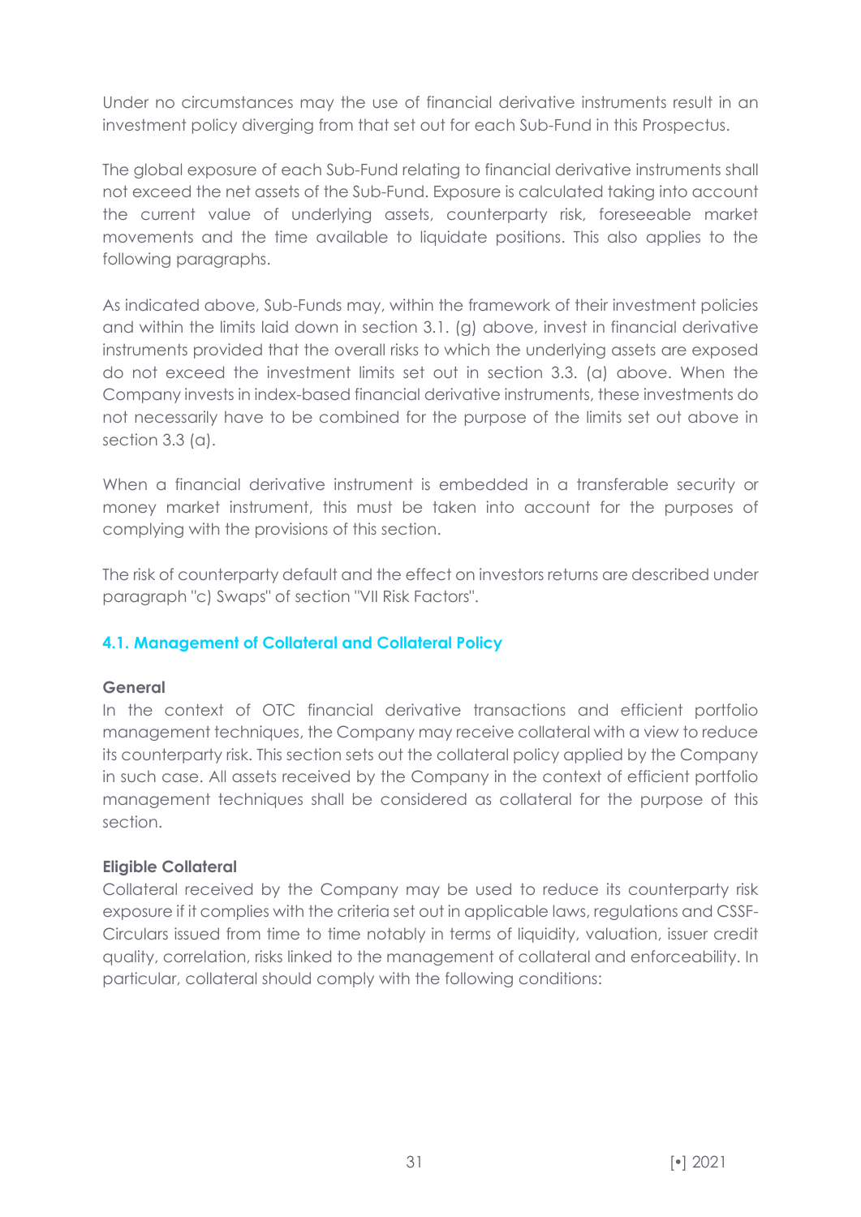Under no circumstances may the use of financial derivative instruments result in an investment policy diverging from that set out for each Sub-Fund in this Prospectus.

The global exposure of each Sub-Fund relating to financial derivative instruments shall not exceed the net assets of the Sub-Fund. Exposure is calculated taking into account the current value of underlying assets, counterparty risk, foreseeable market movements and the time available to liquidate positions. This also applies to the following paragraphs.

As indicated above, Sub-Funds may, within the framework of their investment policies and within the limits laid down in section 3.1. (g) above, invest in financial derivative instruments provided that the overall risks to which the underlying assets are exposed do not exceed the investment limits set out in section 3.3. (a) above. When the Company invests in index-based financial derivative instruments, these investments do not necessarily have to be combined for the purpose of the limits set out above in section 3.3 (a).

When a financial derivative instrument is embedded in a transferable security or money market instrument, this must be taken into account for the purposes of complying with the provisions of this section.

The risk of counterparty default and the effect on investors returns are described under paragraph "c) Swaps" of section "VII Risk Factors".

### 4.1. Management of Collateral and Collateral Policy

**General**

In the context of OTC financial derivative transactions and efficient portfolio management techniques, the Company may receive collateral with a view to reduce its counterparty risk. This section sets out the collateral policy applied by the Company in such case. All assets received by the Company in the context of efficient portfolio management techniques shall be considered as collateral for the purpose of this section.

**Eligible Collateral**

Collateral received by the Company may be used to reduce its counterparty risk exposure if it complies with the criteria set out in applicable laws, regulations and CSSF-Circulars issued from time to time notably in terms of liquidity, valuation, issuer credit quality, correlation, risks linked to the management of collateral and enforceability. In particular, collateral should comply with the following conditions: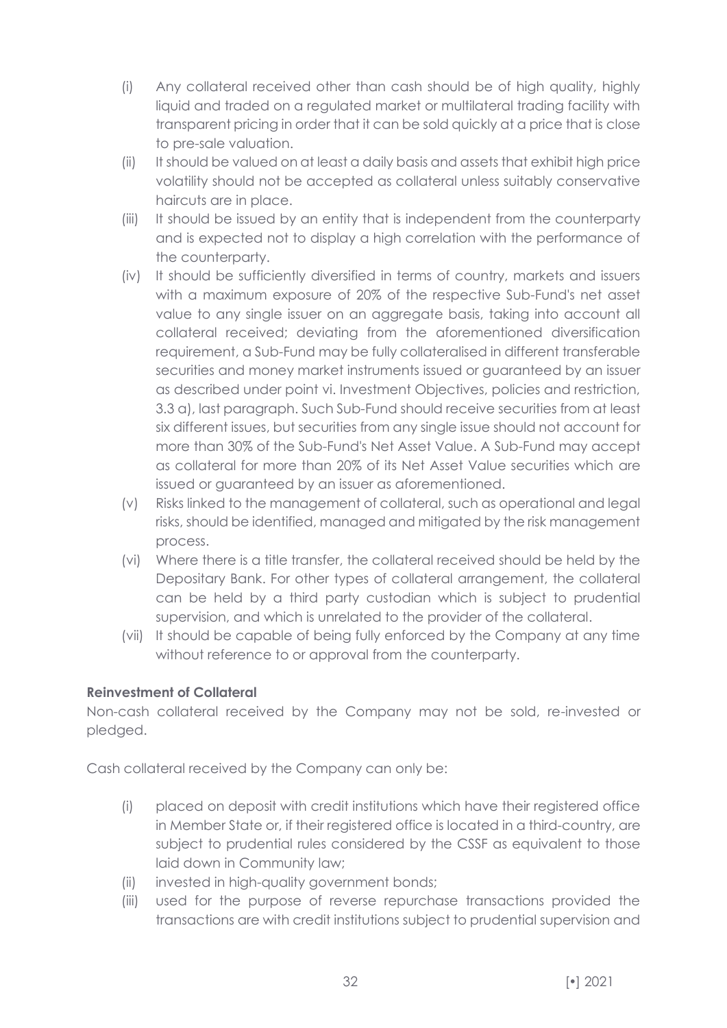(i) Any collateral received other than cash should be of high quality, highly liquid and traded on a regulated market or multilateral trading facility with transparent pricing in order that it can be sold quickly at a price that is close to pre-sale valuation.

(ii) It should be valued on at least a daily basis and assets that exhibit high price volatility should not be accepted as collateral unless suitably conservative haircuts are in place.

(iii) It should be issued by an entity that is independent from the counterparty and is expected not to display a high correlation with the performance of the counterparty.

(iv) It should be sufficiently diversified in terms of country, markets and issuers with a maximum exposure of 20% of the respective Sub-Fund's net asset value to any single issuer on an aggregate basis, taking into account all collateral received; deviating from the aforementioned diversification requirement, a Sub-Fund may be fully collateralised in different transferable securities and money market instruments issued or guaranteed by an issuer as described under point vi. Investment Objectives, policies and restriction, 3.3 a), last paragraph. Such Sub-Fund should receive securities from at least six different issues, but securities from any single issue should not account for more than 30% of the Sub-Fund's Net Asset Value. A Sub-Fund may accept as collateral for more than 20% of its Net Asset Value securities which are issued or guaranteed by an issuer as aforementioned.

(v) Risks linked to the management of collateral, such as operational and legal risks, should be identified, managed and mitigated by the risk management process.

(vi) Where there is a title transfer, the collateral received should be held by the Depositary Bank. For other types of collateral arrangement, the collateral can be held by a third party custodian which is subject to prudential supervision, and which is unrelated to the provider of the collateral.

(vii) It should be capable of being fully enforced by the Company at any time without reference to or approval from the counterparty.

**Reinvestment of Collateral**

Non-cash collateral received by the Company may not be sold, re-invested or pledged.

Cash collateral received by the Company can only be:

(i) placed on deposit with credit institutions which have their registered office in Member State or, if their registered office is located in a third-country, are subject to prudential rules considered by the CSSF as equivalent to those laid down in Community law;

(ii) invested in high-quality government bonds;

(iii) used for the purpose of reverse repurchase transactions provided the transactions are with credit institutions subject to prudential supervision and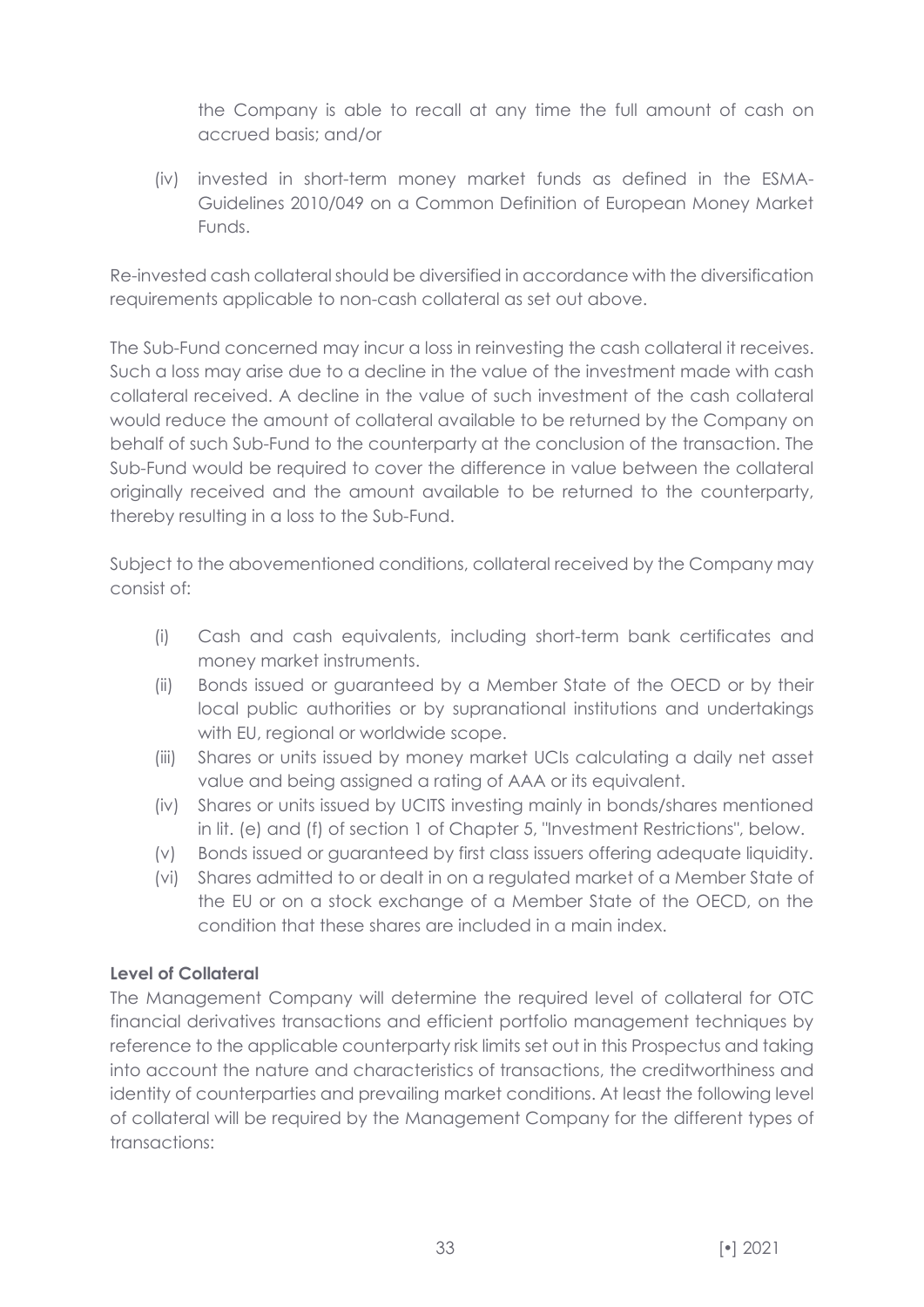the Company is able to recall at any time the full amount of cash on accrued basis; and/or

(iv) invested in short-term money market funds as defined in the ESMA-Guidelines 2010/049 on a Common Definition of European Money Market Funds.

Re-invested cash collateral should be diversified in accordance with the diversification requirements applicable to non-cash collateral as set out above.

The Sub-Fund concerned may incur a loss in reinvesting the cash collateral it receives. Such a loss may arise due to a decline in the value of the investment made with cash collateral received. A decline in the value of such investment of the cash collateral would reduce the amount of collateral available to be returned by the Company on behalf of such Sub-Fund to the counterparty at the conclusion of the transaction. The Sub-Fund would be required to cover the difference in value between the collateral originally received and the amount available to be returned to the counterparty, thereby resulting in a loss to the Sub-Fund.

Subject to the abovementioned conditions, collateral received by the Company may consist of:

(i) Cash and cash equivalents, including short-term bank certificates and money market instruments.
(ii) Bonds issued or guaranteed by a Member State of the OECD or by their local public authorities or by supranational institutions and undertakings with EU, regional or worldwide scope.
(iii) Shares or units issued by money market UCIs calculating a daily net asset value and being assigned a rating of AAA or its equivalent.
(iv) Shares or units issued by UCITS investing mainly in bonds/shares mentioned in lit. (e) and (f) of section 1 of Chapter 5, "Investment Restrictions", below.
(v) Bonds issued or guaranteed by first class issuers offering adequate liquidity.
(vi) Shares admitted to or dealt in on a regulated market of a Member State of the EU or on a stock exchange of a Member State of the OECD, on the condition that these shares are included in a main index.

**Level of Collateral**

The Management Company will determine the required level of collateral for OTC financial derivatives transactions and efficient portfolio management techniques by reference to the applicable counterparty risk limits set out in this Prospectus and taking into account the nature and characteristics of transactions, the creditworthiness and identity of counterparties and prevailing market conditions. At least the following level of collateral will be required by the Management Company for the different types of transactions: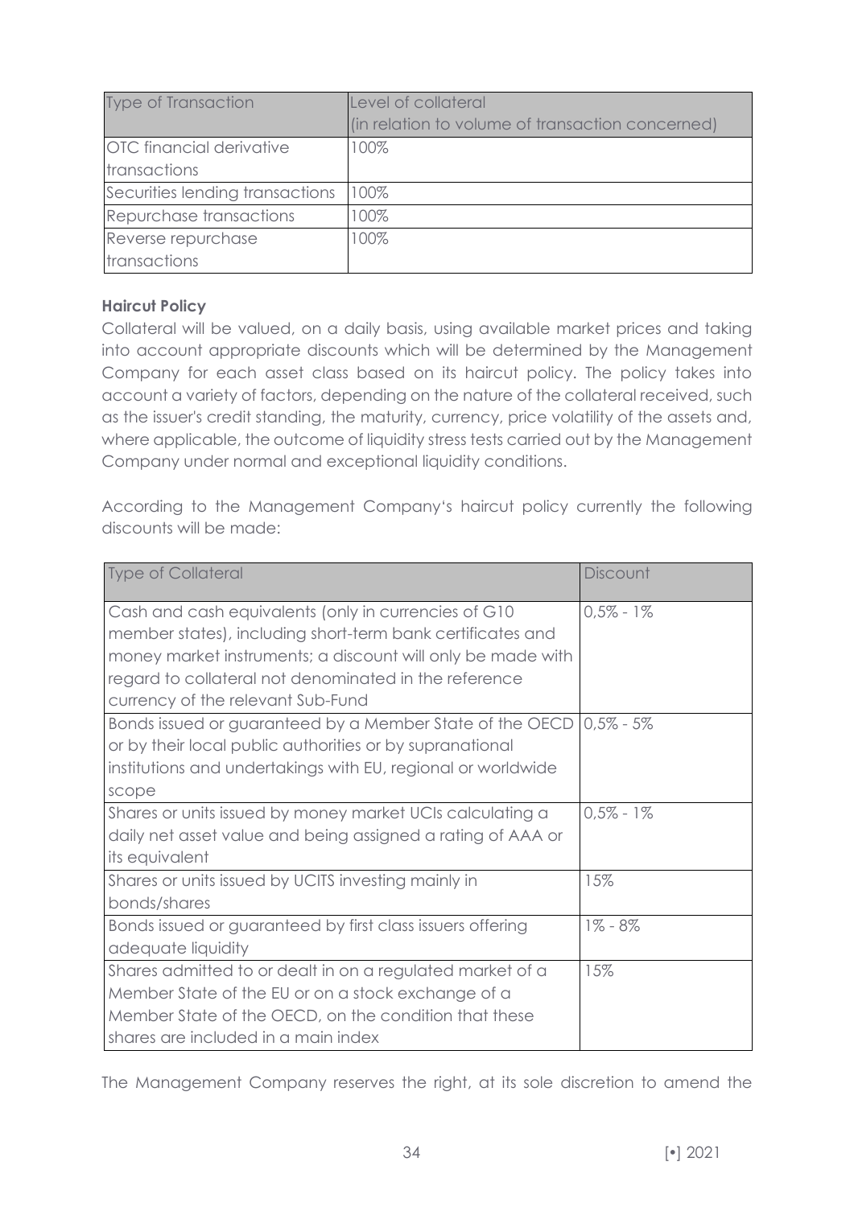| Type of Transaction | Level of collateral (in relation to volume of transaction concerned) |
|---|---|
| OTC financial derivative transactions | 100% |
| Securities lending transactions | 100% |
| Repurchase transactions | 100% |
| Reverse repurchase transactions | 100% |

**Haircut Policy**

Collateral will be valued, on a daily basis, using available market prices and taking into account appropriate discounts which will be determined by the Management Company for each asset class based on its haircut policy. The policy takes into account a variety of factors, depending on the nature of the collateral received, such as the issuer's credit standing, the maturity, currency, price volatility of the assets and, where applicable, the outcome of liquidity stress tests carried out by the Management Company under normal and exceptional liquidity conditions.

According to the Management Company's haircut policy currently the following discounts will be made:

| Type of Collateral | Discount |
|---|---|
| Cash and cash equivalents (only in currencies of G10 member states), including short-term bank certificates and money market instruments; a discount will only be made with regard to collateral not denominated in the reference currency of the relevant Sub-Fund | 0,5% - 1% |
| Bonds issued or guaranteed by a Member State of the OECD or by their local public authorities or by supranational institutions and undertakings with EU, regional or worldwide scope | 0,5% - 5% |
| Shares or units issued by money market UCIs calculating a daily net asset value and being assigned a rating of AAA or its equivalent | 0,5% - 1% |
| Shares or units issued by UCITS investing mainly in bonds/shares | 15% |
| Bonds issued or guaranteed by first class issuers offering adequate liquidity | 1% - 8% |
| Shares admitted to or dealt in on a regulated market of a Member State of the EU or on a stock exchange of a Member State of the OECD, on the condition that these shares are included in a main index | 15% |

The Management Company reserves the right, at its sole discretion to amend the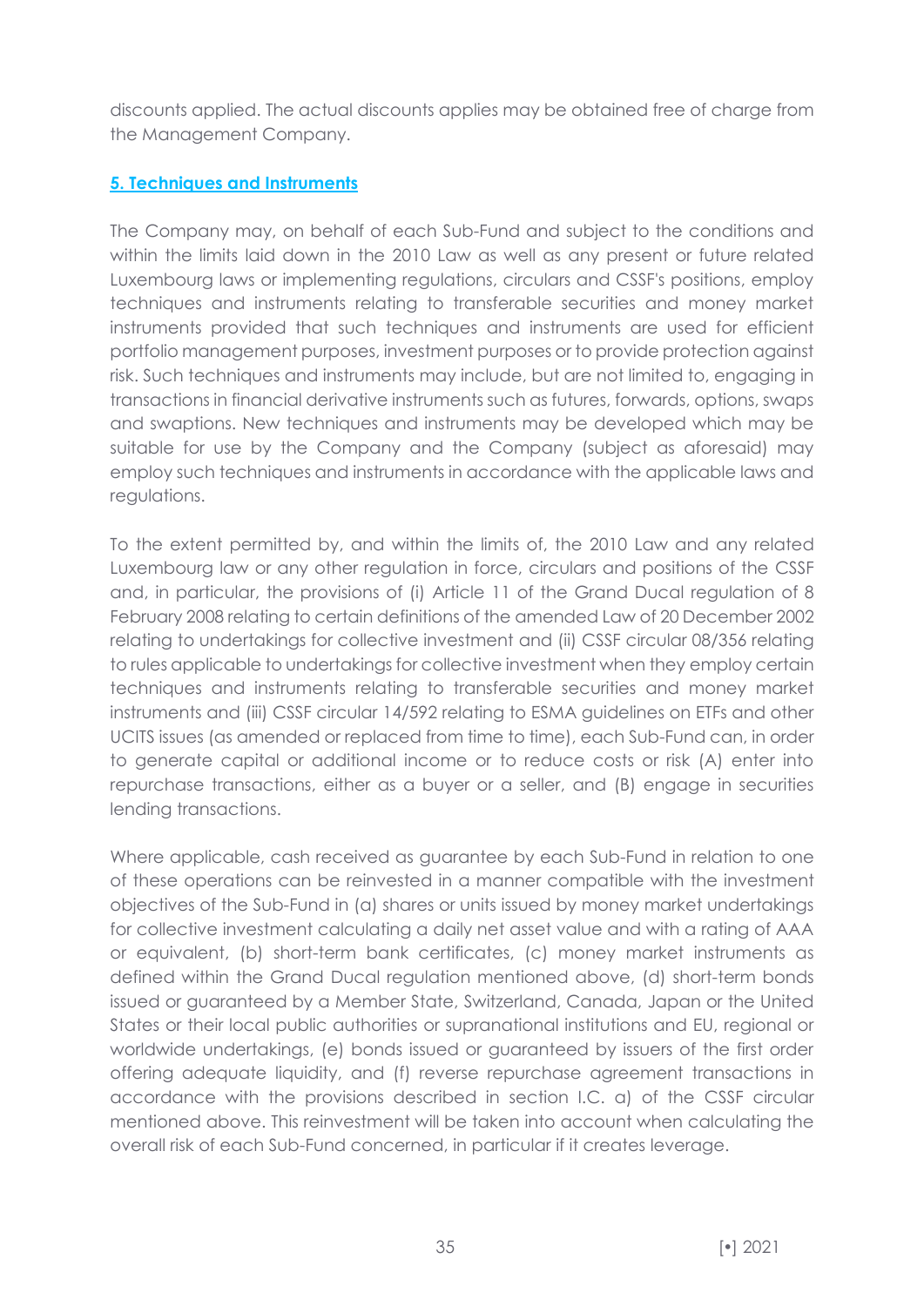discounts applied. The actual discounts applies may be obtained free of charge from the Management Company.

## 5. Techniques and Instruments

The Company may, on behalf of each Sub-Fund and subject to the conditions and within the limits laid down in the 2010 Law as well as any present or future related Luxembourg laws or implementing regulations, circulars and CSSF's positions, employ techniques and instruments relating to transferable securities and money market instruments provided that such techniques and instruments are used for efficient portfolio management purposes, investment purposes or to provide protection against risk. Such techniques and instruments may include, but are not limited to, engaging in transactions in financial derivative instruments such as futures, forwards, options, swaps and swaptions. New techniques and instruments may be developed which may be suitable for use by the Company and the Company (subject as aforesaid) may employ such techniques and instruments in accordance with the applicable laws and regulations.

To the extent permitted by, and within the limits of, the 2010 Law and any related Luxembourg law or any other regulation in force, circulars and positions of the CSSF and, in particular, the provisions of (i) Article 11 of the Grand Ducal regulation of 8 February 2008 relating to certain definitions of the amended Law of 20 December 2002 relating to undertakings for collective investment and (ii) CSSF circular 08/356 relating to rules applicable to undertakings for collective investment when they employ certain techniques and instruments relating to transferable securities and money market instruments and (iii) CSSF circular 14/592 relating to ESMA guidelines on ETFs and other UCITS issues (as amended or replaced from time to time), each Sub-Fund can, in order to generate capital or additional income or to reduce costs or risk (A) enter into repurchase transactions, either as a buyer or a seller, and (B) engage in securities lending transactions.

Where applicable, cash received as guarantee by each Sub-Fund in relation to one of these operations can be reinvested in a manner compatible with the investment objectives of the Sub-Fund in (a) shares or units issued by money market undertakings for collective investment calculating a daily net asset value and with a rating of AAA or equivalent, (b) short-term bank certificates, (c) money market instruments as defined within the Grand Ducal regulation mentioned above, (d) short-term bonds issued or guaranteed by a Member State, Switzerland, Canada, Japan or the United States or their local public authorities or supranational institutions and EU, regional or worldwide undertakings, (e) bonds issued or guaranteed by issuers of the first order offering adequate liquidity, and (f) reverse repurchase agreement transactions in accordance with the provisions described in section I.C. a) of the CSSF circular mentioned above. This reinvestment will be taken into account when calculating the overall risk of each Sub-Fund concerned, in particular if it creates leverage.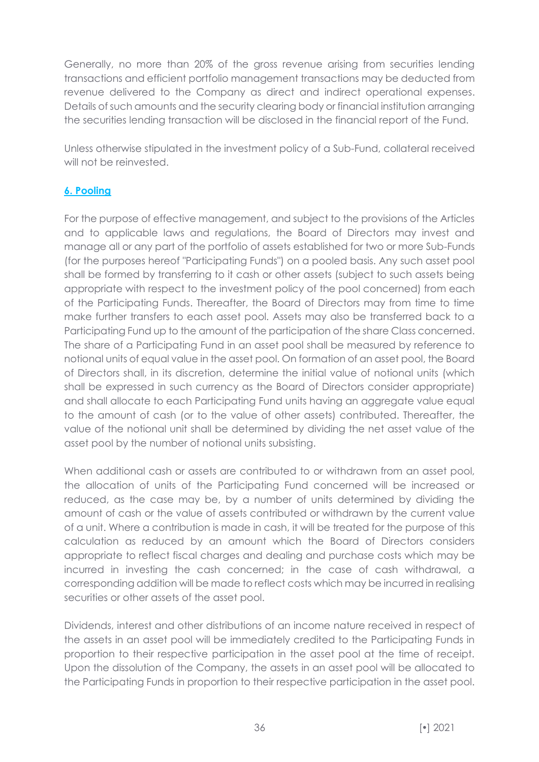Generally, no more than 20% of the gross revenue arising from securities lending transactions and efficient portfolio management transactions may be deducted from revenue delivered to the Company as direct and indirect operational expenses. Details of such amounts and the security clearing body or financial institution arranging the securities lending transaction will be disclosed in the financial report of the Fund.

Unless otherwise stipulated in the investment policy of a Sub-Fund, collateral received will not be reinvested.

## 6. Pooling

For the purpose of effective management, and subject to the provisions of the Articles and to applicable laws and regulations, the Board of Directors may invest and manage all or any part of the portfolio of assets established for two or more Sub-Funds (for the purposes hereof "Participating Funds") on a pooled basis. Any such asset pool shall be formed by transferring to it cash or other assets (subject to such assets being appropriate with respect to the investment policy of the pool concerned) from each of the Participating Funds. Thereafter, the Board of Directors may from time to time make further transfers to each asset pool. Assets may also be transferred back to a Participating Fund up to the amount of the participation of the share Class concerned. The share of a Participating Fund in an asset pool shall be measured by reference to notional units of equal value in the asset pool. On formation of an asset pool, the Board of Directors shall, in its discretion, determine the initial value of notional units (which shall be expressed in such currency as the Board of Directors consider appropriate) and shall allocate to each Participating Fund units having an aggregate value equal to the amount of cash (or to the value of other assets) contributed. Thereafter, the value of the notional unit shall be determined by dividing the net asset value of the asset pool by the number of notional units subsisting.

When additional cash or assets are contributed to or withdrawn from an asset pool, the allocation of units of the Participating Fund concerned will be increased or reduced, as the case may be, by a number of units determined by dividing the amount of cash or the value of assets contributed or withdrawn by the current value of a unit. Where a contribution is made in cash, it will be treated for the purpose of this calculation as reduced by an amount which the Board of Directors considers appropriate to reflect fiscal charges and dealing and purchase costs which may be incurred in investing the cash concerned; in the case of cash withdrawal, a corresponding addition will be made to reflect costs which may be incurred in realising securities or other assets of the asset pool.

Dividends, interest and other distributions of an income nature received in respect of the assets in an asset pool will be immediately credited to the Participating Funds in proportion to their respective participation in the asset pool at the time of receipt. Upon the dissolution of the Company, the assets in an asset pool will be allocated to the Participating Funds in proportion to their respective participation in the asset pool.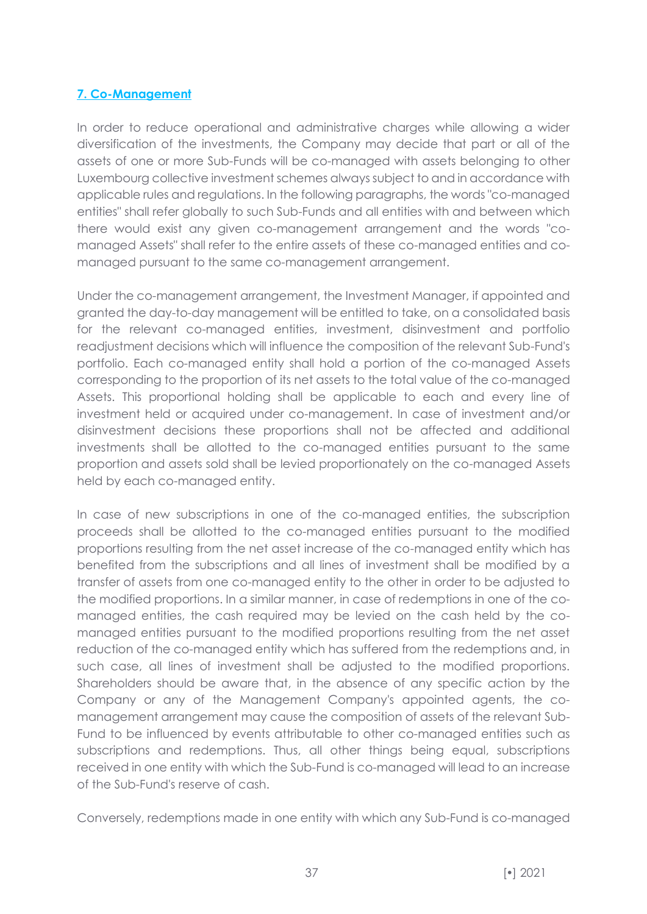## 7. Co-Management

In order to reduce operational and administrative charges while allowing a wider diversification of the investments, the Company may decide that part or all of the assets of one or more Sub-Funds will be co-managed with assets belonging to other Luxembourg collective investment schemes always subject to and in accordance with applicable rules and regulations. In the following paragraphs, the words "co-managed entities" shall refer globally to such Sub-Funds and all entities with and between which there would exist any given co-management arrangement and the words "co-managed Assets" shall refer to the entire assets of these co-managed entities and co-managed pursuant to the same co-management arrangement.

Under the co-management arrangement, the Investment Manager, if appointed and granted the day-to-day management will be entitled to take, on a consolidated basis for the relevant co-managed entities, investment, disinvestment and portfolio readjustment decisions which will influence the composition of the relevant Sub-Fund's portfolio. Each co-managed entity shall hold a portion of the co-managed Assets corresponding to the proportion of its net assets to the total value of the co-managed Assets. This proportional holding shall be applicable to each and every line of investment held or acquired under co-management. In case of investment and/or disinvestment decisions these proportions shall not be affected and additional investments shall be allotted to the co-managed entities pursuant to the same proportion and assets sold shall be levied proportionately on the co-managed Assets held by each co-managed entity.

In case of new subscriptions in one of the co-managed entities, the subscription proceeds shall be allotted to the co-managed entities pursuant to the modified proportions resulting from the net asset increase of the co-managed entity which has benefited from the subscriptions and all lines of investment shall be modified by a transfer of assets from one co-managed entity to the other in order to be adjusted to the modified proportions. In a similar manner, in case of redemptions in one of the co-managed entities, the cash required may be levied on the cash held by the co-managed entities pursuant to the modified proportions resulting from the net asset reduction of the co-managed entity which has suffered from the redemptions and, in such case, all lines of investment shall be adjusted to the modified proportions. Shareholders should be aware that, in the absence of any specific action by the Company or any of the Management Company's appointed agents, the co-management arrangement may cause the composition of assets of the relevant Sub-Fund to be influenced by events attributable to other co-managed entities such as subscriptions and redemptions. Thus, all other things being equal, subscriptions received in one entity with which the Sub-Fund is co-managed will lead to an increase of the Sub-Fund's reserve of cash.

Conversely, redemptions made in one entity with which any Sub-Fund is co-managed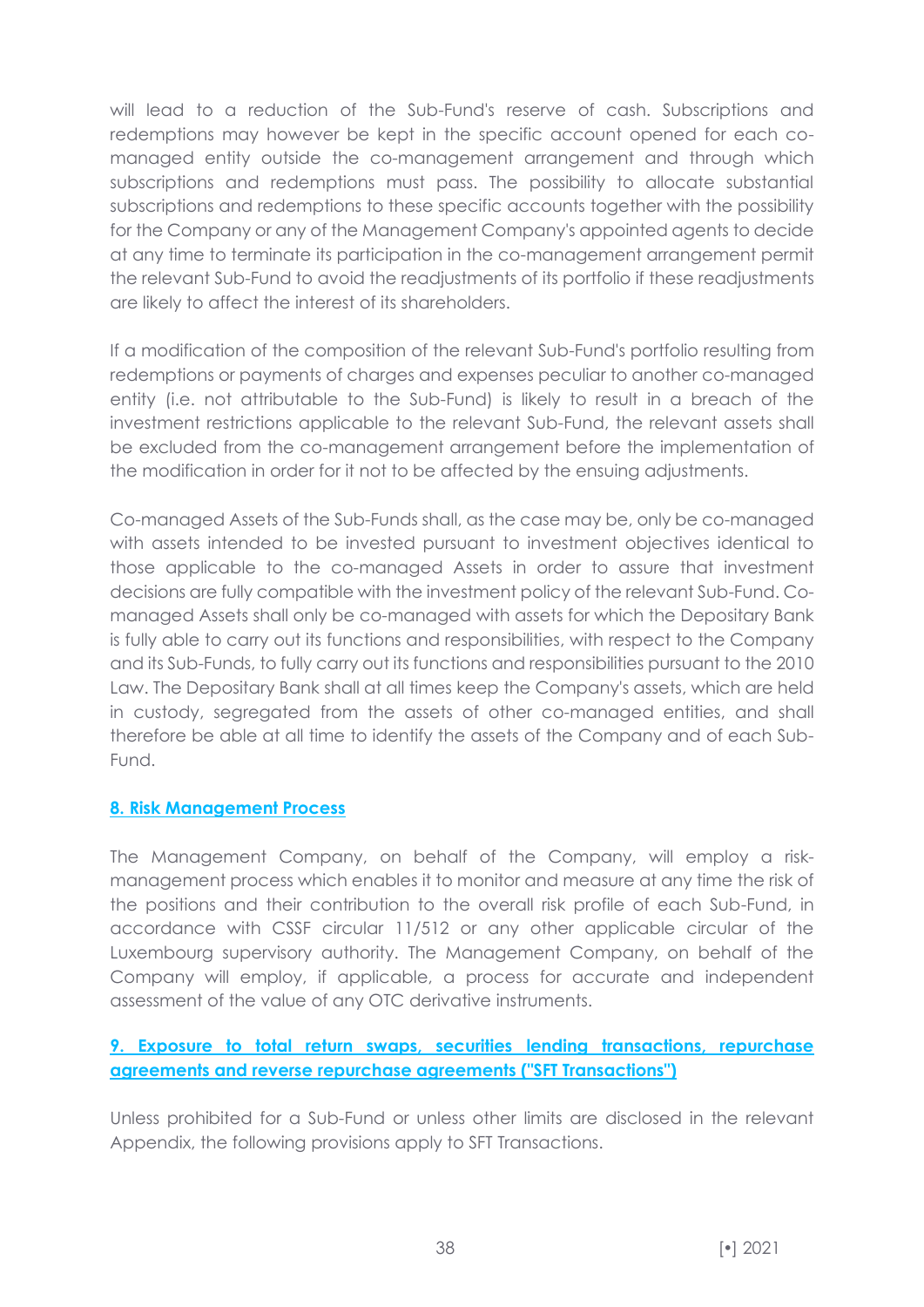will lead to a reduction of the Sub-Fund's reserve of cash. Subscriptions and redemptions may however be kept in the specific account opened for each co-managed entity outside the co-management arrangement and through which subscriptions and redemptions must pass. The possibility to allocate substantial subscriptions and redemptions to these specific accounts together with the possibility for the Company or any of the Management Company's appointed agents to decide at any time to terminate its participation in the co-management arrangement permit the relevant Sub-Fund to avoid the readjustments of its portfolio if these readjustments are likely to affect the interest of its shareholders.

If a modification of the composition of the relevant Sub-Fund's portfolio resulting from redemptions or payments of charges and expenses peculiar to another co-managed entity (i.e. not attributable to the Sub-Fund) is likely to result in a breach of the investment restrictions applicable to the relevant Sub-Fund, the relevant assets shall be excluded from the co-management arrangement before the implementation of the modification in order for it not to be affected by the ensuing adjustments.

Co-managed Assets of the Sub-Funds shall, as the case may be, only be co-managed with assets intended to be invested pursuant to investment objectives identical to those applicable to the co-managed Assets in order to assure that investment decisions are fully compatible with the investment policy of the relevant Sub-Fund. Co-managed Assets shall only be co-managed with assets for which the Depositary Bank is fully able to carry out its functions and responsibilities, with respect to the Company and its Sub-Funds, to fully carry out its functions and responsibilities pursuant to the 2010 Law. The Depositary Bank shall at all times keep the Company's assets, which are held in custody, segregated from the assets of other co-managed entities, and shall therefore be able at all time to identify the assets of the Company and of each Sub-Fund.

## 8. Risk Management Process

The Management Company, on behalf of the Company, will employ a risk-management process which enables it to monitor and measure at any time the risk of the positions and their contribution to the overall risk profile of each Sub-Fund, in accordance with CSSF circular 11/512 or any other applicable circular of the Luxembourg supervisory authority. The Management Company, on behalf of the Company will employ, if applicable, a process for accurate and independent assessment of the value of any OTC derivative instruments.

## 9. Exposure to total return swaps, securities lending transactions, repurchase agreements and reverse repurchase agreements ("SFT Transactions")

Unless prohibited for a Sub-Fund or unless other limits are disclosed in the relevant Appendix, the following provisions apply to SFT Transactions.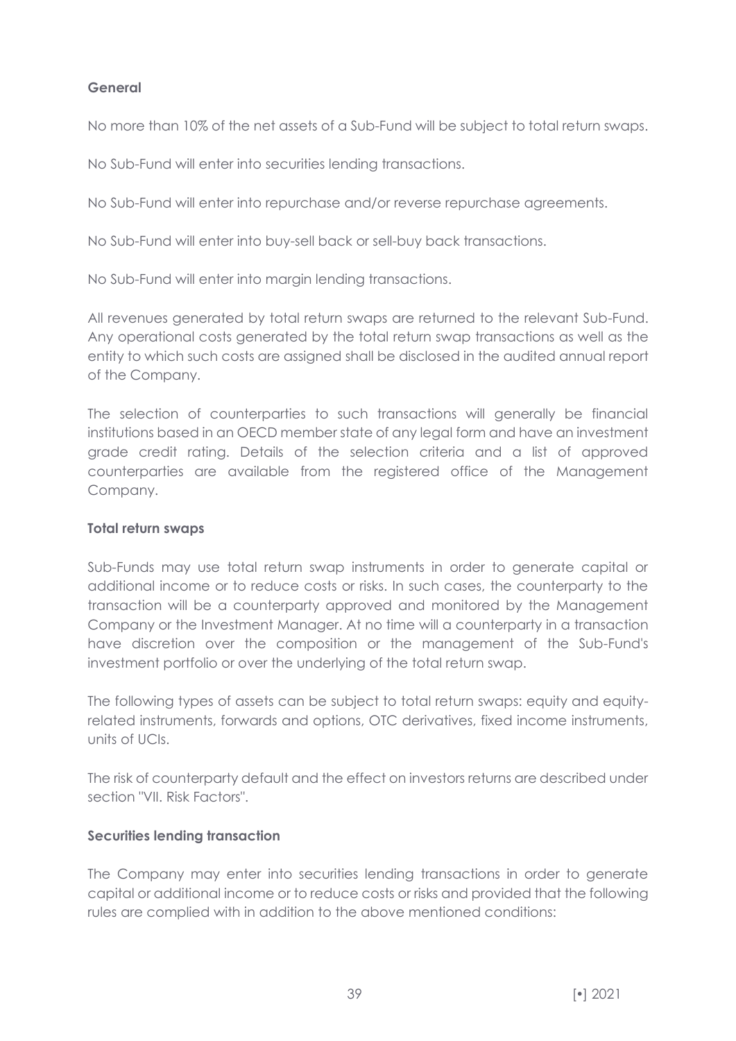**General**

No more than 10% of the net assets of a Sub-Fund will be subject to total return swaps.

No Sub-Fund will enter into securities lending transactions.

No Sub-Fund will enter into repurchase and/or reverse repurchase agreements.

No Sub-Fund will enter into buy-sell back or sell-buy back transactions.

No Sub-Fund will enter into margin lending transactions.

All revenues generated by total return swaps are returned to the relevant Sub-Fund. Any operational costs generated by the total return swap transactions as well as the entity to which such costs are assigned shall be disclosed in the audited annual report of the Company.

The selection of counterparties to such transactions will generally be financial institutions based in an OECD member state of any legal form and have an investment grade credit rating. Details of the selection criteria and a list of approved counterparties are available from the registered office of the Management Company.

**Total return swaps**

Sub-Funds may use total return swap instruments in order to generate capital or additional income or to reduce costs or risks. In such cases, the counterparty to the transaction will be a counterparty approved and monitored by the Management Company or the Investment Manager. At no time will a counterparty in a transaction have discretion over the composition or the management of the Sub-Fund's investment portfolio or over the underlying of the total return swap.

The following types of assets can be subject to total return swaps: equity and equity-related instruments, forwards and options, OTC derivatives, fixed income instruments, units of UCIs.

The risk of counterparty default and the effect on investors returns are described under section "VII. Risk Factors".

**Securities lending transaction**

The Company may enter into securities lending transactions in order to generate capital or additional income or to reduce costs or risks and provided that the following rules are complied with in addition to the above mentioned conditions: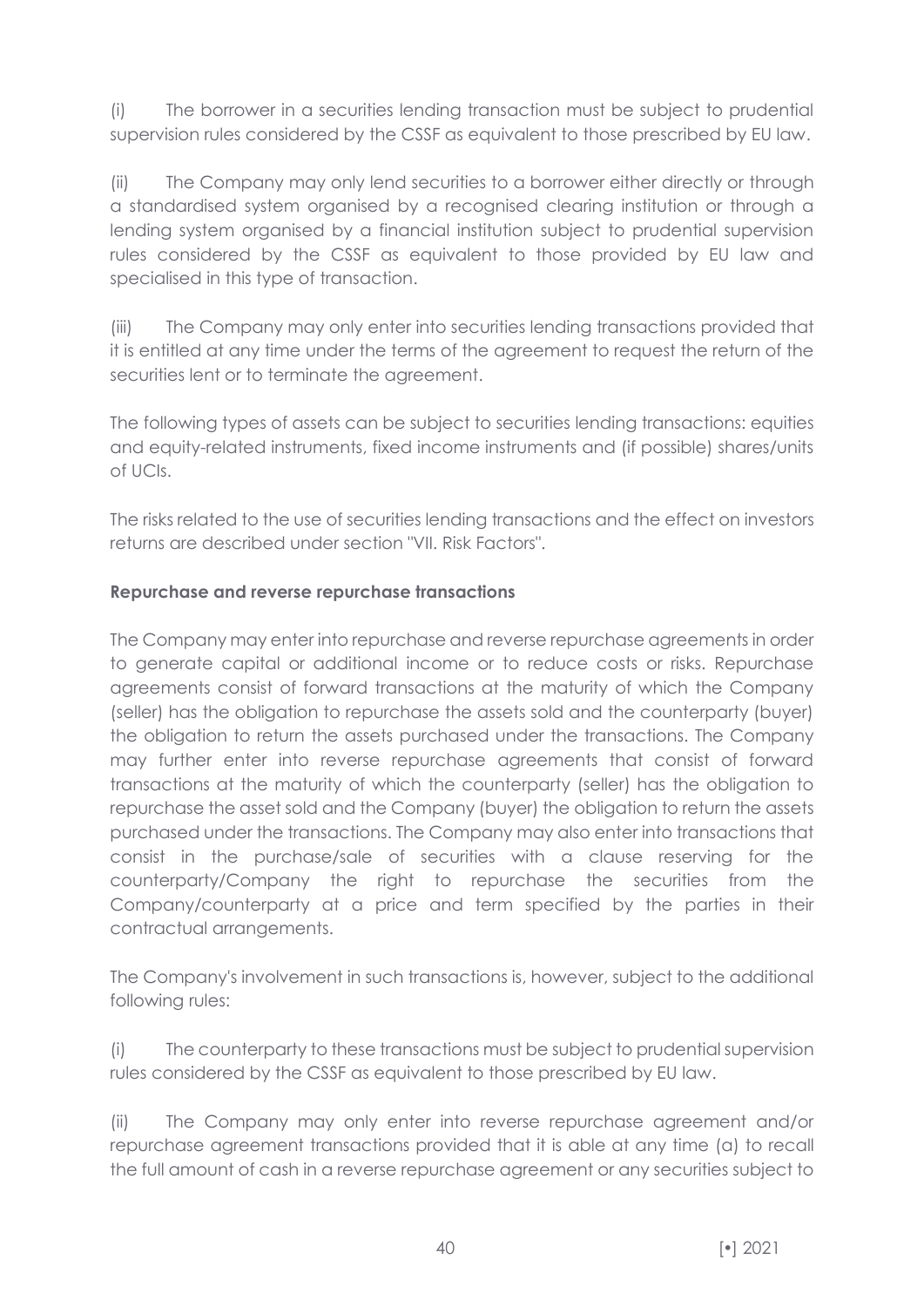(i) The borrower in a securities lending transaction must be subject to prudential supervision rules considered by the CSSF as equivalent to those prescribed by EU law.

(ii) The Company may only lend securities to a borrower either directly or through a standardised system organised by a recognised clearing institution or through a lending system organised by a financial institution subject to prudential supervision rules considered by the CSSF as equivalent to those provided by EU law and specialised in this type of transaction.

(iii) The Company may only enter into securities lending transactions provided that it is entitled at any time under the terms of the agreement to request the return of the securities lent or to terminate the agreement.

The following types of assets can be subject to securities lending transactions: equities and equity-related instruments, fixed income instruments and (if possible) shares/units of UCIs.

The risks related to the use of securities lending transactions and the effect on investors returns are described under section "VII. Risk Factors".

**Repurchase and reverse repurchase transactions**

The Company may enter into repurchase and reverse repurchase agreements in order to generate capital or additional income or to reduce costs or risks. Repurchase agreements consist of forward transactions at the maturity of which the Company (seller) has the obligation to repurchase the assets sold and the counterparty (buyer) the obligation to return the assets purchased under the transactions. The Company may further enter into reverse repurchase agreements that consist of forward transactions at the maturity of which the counterparty (seller) has the obligation to repurchase the asset sold and the Company (buyer) the obligation to return the assets purchased under the transactions. The Company may also enter into transactions that consist in the purchase/sale of securities with a clause reserving for the counterparty/Company the right to repurchase the securities from the Company/counterparty at a price and term specified by the parties in their contractual arrangements.

The Company's involvement in such transactions is, however, subject to the additional following rules:

(i) The counterparty to these transactions must be subject to prudential supervision rules considered by the CSSF as equivalent to those prescribed by EU law.

(ii) The Company may only enter into reverse repurchase agreement and/or repurchase agreement transactions provided that it is able at any time (a) to recall the full amount of cash in a reverse repurchase agreement or any securities subject to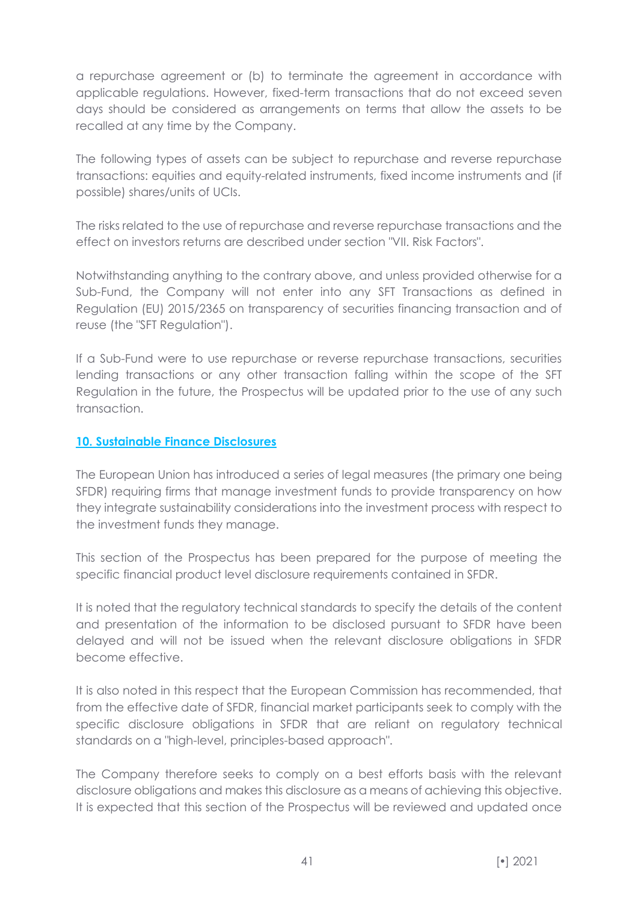a repurchase agreement or (b) to terminate the agreement in accordance with applicable regulations. However, fixed-term transactions that do not exceed seven days should be considered as arrangements on terms that allow the assets to be recalled at any time by the Company.

The following types of assets can be subject to repurchase and reverse repurchase transactions: equities and equity-related instruments, fixed income instruments and (if possible) shares/units of UCIs.

The risks related to the use of repurchase and reverse repurchase transactions and the effect on investors returns are described under section "VII. Risk Factors".

Notwithstanding anything to the contrary above, and unless provided otherwise for a Sub-Fund, the Company will not enter into any SFT Transactions as defined in Regulation (EU) 2015/2365 on transparency of securities financing transaction and of reuse (the "SFT Regulation").

If a Sub-Fund were to use repurchase or reverse repurchase transactions, securities lending transactions or any other transaction falling within the scope of the SFT Regulation in the future, the Prospectus will be updated prior to the use of any such transaction.

## 10. Sustainable Finance Disclosures

The European Union has introduced a series of legal measures (the primary one being SFDR) requiring firms that manage investment funds to provide transparency on how they integrate sustainability considerations into the investment process with respect to the investment funds they manage.

This section of the Prospectus has been prepared for the purpose of meeting the specific financial product level disclosure requirements contained in SFDR.

It is noted that the regulatory technical standards to specify the details of the content and presentation of the information to be disclosed pursuant to SFDR have been delayed and will not be issued when the relevant disclosure obligations in SFDR become effective.

It is also noted in this respect that the European Commission has recommended, that from the effective date of SFDR, financial market participants seek to comply with the specific disclosure obligations in SFDR that are reliant on regulatory technical standards on a "high-level, principles-based approach".

The Company therefore seeks to comply on a best efforts basis with the relevant disclosure obligations and makes this disclosure as a means of achieving this objective. It is expected that this section of the Prospectus will be reviewed and updated once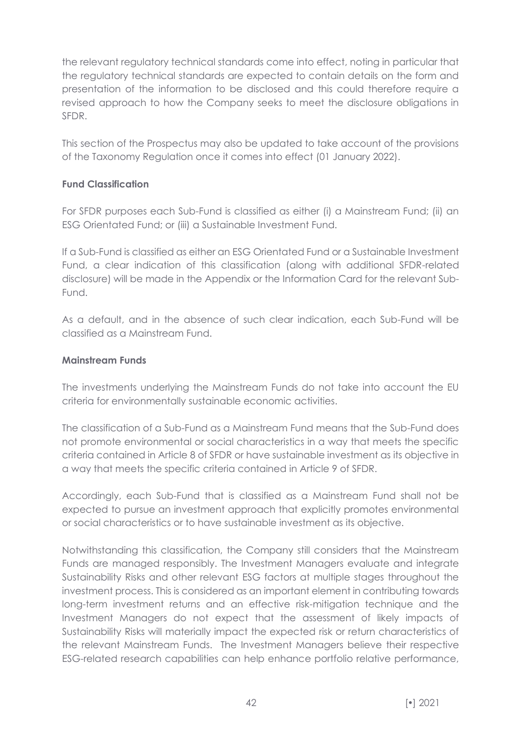the relevant regulatory technical standards come into effect, noting in particular that the regulatory technical standards are expected to contain details on the form and presentation of the information to be disclosed and this could therefore require a revised approach to how the Company seeks to meet the disclosure obligations in SFDR.

This section of the Prospectus may also be updated to take account of the provisions of the Taxonomy Regulation once it comes into effect (01 January 2022).

**Fund Classification**

For SFDR purposes each Sub-Fund is classified as either (i) a Mainstream Fund; (ii) an ESG Orientated Fund; or (iii) a Sustainable Investment Fund.

If a Sub-Fund is classified as either an ESG Orientated Fund or a Sustainable Investment Fund, a clear indication of this classification (along with additional SFDR-related disclosure) will be made in the Appendix or the Information Card for the relevant Sub-Fund.

As a default, and in the absence of such clear indication, each Sub-Fund will be classified as a Mainstream Fund.

**Mainstream Funds**

The investments underlying the Mainstream Funds do not take into account the EU criteria for environmentally sustainable economic activities.

The classification of a Sub-Fund as a Mainstream Fund means that the Sub-Fund does not promote environmental or social characteristics in a way that meets the specific criteria contained in Article 8 of SFDR or have sustainable investment as its objective in a way that meets the specific criteria contained in Article 9 of SFDR.

Accordingly, each Sub-Fund that is classified as a Mainstream Fund shall not be expected to pursue an investment approach that explicitly promotes environmental or social characteristics or to have sustainable investment as its objective.

Notwithstanding this classification, the Company still considers that the Mainstream Funds are managed responsibly. The Investment Managers evaluate and integrate Sustainability Risks and other relevant ESG factors at multiple stages throughout the investment process. This is considered as an important element in contributing towards long-term investment returns and an effective risk-mitigation technique and the Investment Managers do not expect that the assessment of likely impacts of Sustainability Risks will materially impact the expected risk or return characteristics of the relevant Mainstream Funds. The Investment Managers believe their respective ESG-related research capabilities can help enhance portfolio relative performance,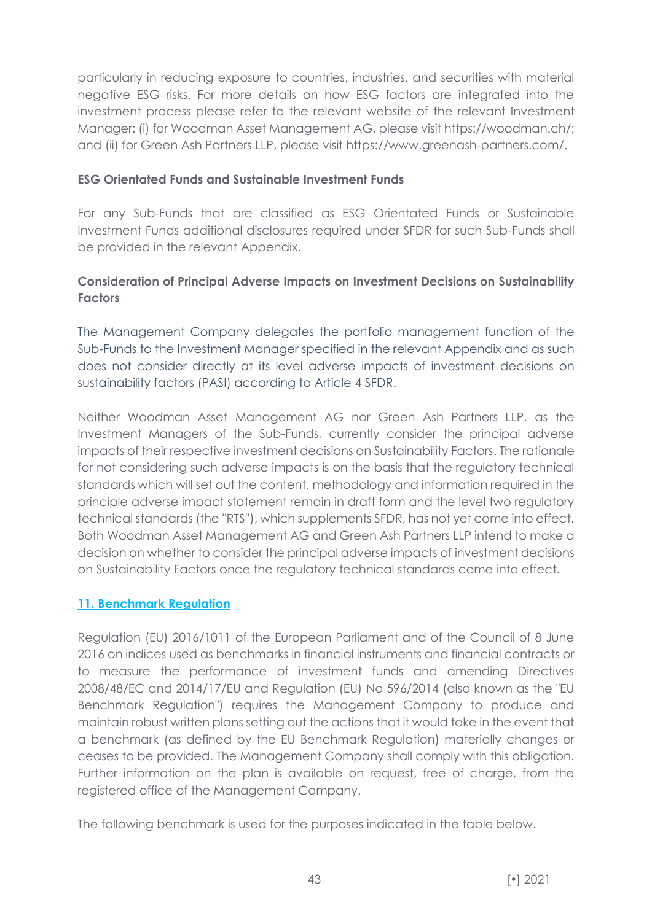particularly in reducing exposure to countries, industries, and securities with material negative ESG risks. For more details on how ESG factors are integrated into the investment process please refer to the relevant website of the relevant Investment Manager: (i) for Woodman Asset Management AG, please visit https://woodman.ch/; and (ii) for Green Ash Partners LLP, please visit https://www.greenash-partners.com/.

**ESG Orientated Funds and Sustainable Investment Funds**

For any Sub-Funds that are classified as ESG Orientated Funds or Sustainable Investment Funds additional disclosures required under SFDR for such Sub-Funds shall be provided in the relevant Appendix.

**Consideration of Principal Adverse Impacts on Investment Decisions on Sustainability Factors**

The Management Company delegates the portfolio management function of the Sub-Funds to the Investment Manager specified in the relevant Appendix and as such does not consider directly at its level adverse impacts of investment decisions on sustainability factors (PASI) according to Article 4 SFDR.

Neither Woodman Asset Management AG nor Green Ash Partners LLP, as the Investment Managers of the Sub-Funds, currently consider the principal adverse impacts of their respective investment decisions on Sustainability Factors. The rationale for not considering such adverse impacts is on the basis that the regulatory technical standards which will set out the content, methodology and information required in the principle adverse impact statement remain in draft form and the level two regulatory technical standards (the "RTS"), which supplements SFDR, has not yet come into effect. Both Woodman Asset Management AG and Green Ash Partners LLP intend to make a decision on whether to consider the principal adverse impacts of investment decisions on Sustainability Factors once the regulatory technical standards come into effect.

## 11. Benchmark Regulation

Regulation (EU) 2016/1011 of the European Parliament and of the Council of 8 June 2016 on indices used as benchmarks in financial instruments and financial contracts or to measure the performance of investment funds and amending Directives 2008/48/EC and 2014/17/EU and Regulation (EU) No 596/2014 (also known as the "EU Benchmark Regulation") requires the Management Company to produce and maintain robust written plans setting out the actions that it would take in the event that a benchmark (as defined by the EU Benchmark Regulation) materially changes or ceases to be provided. The Management Company shall comply with this obligation. Further information on the plan is available on request, free of charge, from the registered office of the Management Company.

The following benchmark is used for the purposes indicated in the table below.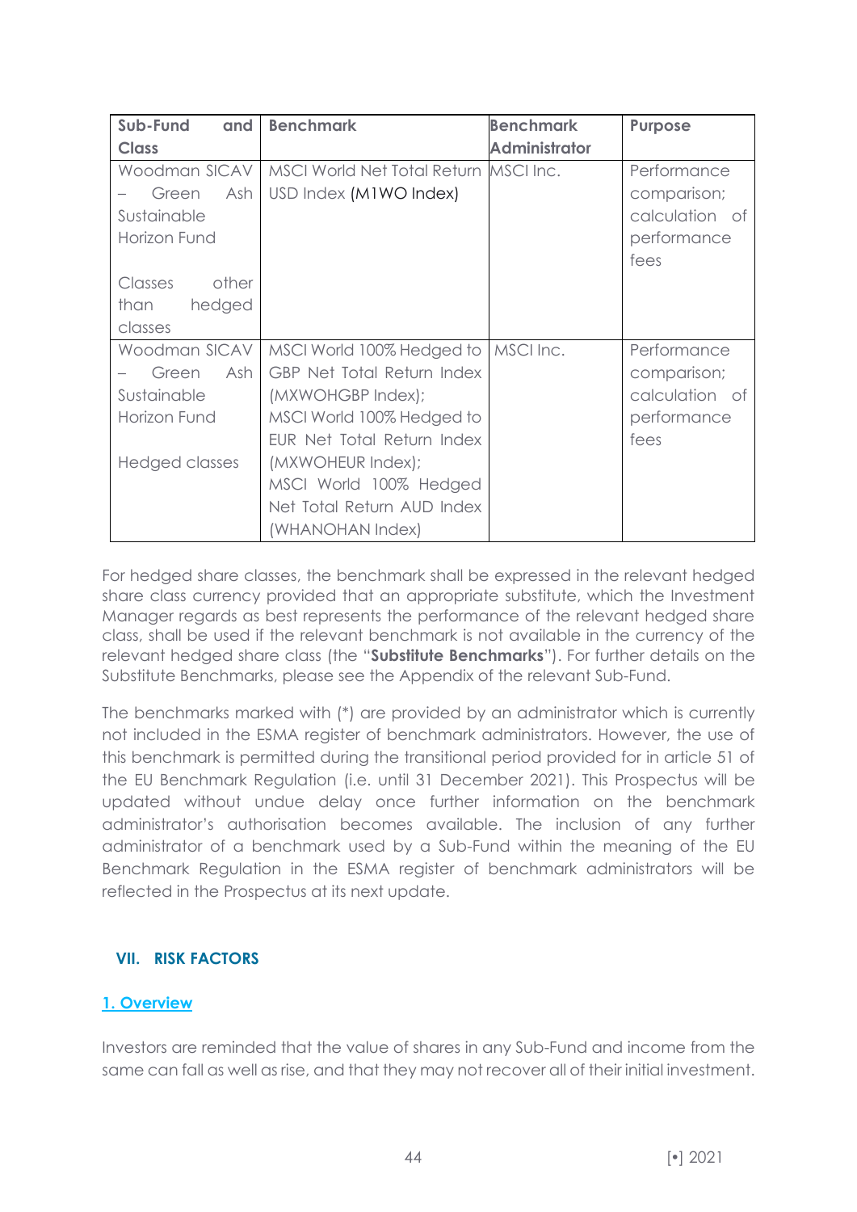| Sub-Fund and Class | Benchmark | Benchmark Administrator | Purpose |
| --- | --- | --- | --- |
| Woodman SICAV – Green Ash Sustainable Horizon Fund<br><br>Classes other than hedged classes | MSCI World Net Total Return USD Index (M1WO Index) | MSCI Inc. | Performance comparison; calculation of performance fees |
| Woodman SICAV – Green Ash Sustainable Horizon Fund<br><br>Hedged classes | MSCI World 100% Hedged to GBP Net Total Return Index (MXWOHGBP Index);<br>MSCI World 100% Hedged to EUR Net Total Return Index (MXWOHEUR Index);<br>MSCI World 100% Hedged Net Total Return AUD Index (WHANOHAN Index) | MSCI Inc. | Performance comparison; calculation of performance fees |

For hedged share classes, the benchmark shall be expressed in the relevant hedged share class currency provided that an appropriate substitute, which the Investment Manager regards as best represents the performance of the relevant hedged share class, shall be used if the relevant benchmark is not available in the currency of the relevant hedged share class (the "**Substitute Benchmarks**"). For further details on the Substitute Benchmarks, please see the Appendix of the relevant Sub-Fund.

The benchmarks marked with (*) are provided by an administrator which is currently not included in the ESMA register of benchmark administrators. However, the use of this benchmark is permitted during the transitional period provided for in article 51 of the EU Benchmark Regulation (i.e. until 31 December 2021). This Prospectus will be updated without undue delay once further information on the benchmark administrator's authorisation becomes available. The inclusion of any further administrator of a benchmark used by a Sub-Fund within the meaning of the EU Benchmark Regulation in the ESMA register of benchmark administrators will be reflected in the Prospectus at its next update.

## VII. RISK FACTORS

### 1. Overview

Investors are reminded that the value of shares in any Sub-Fund and income from the same can fall as well as rise, and that they may not recover all of their initial investment.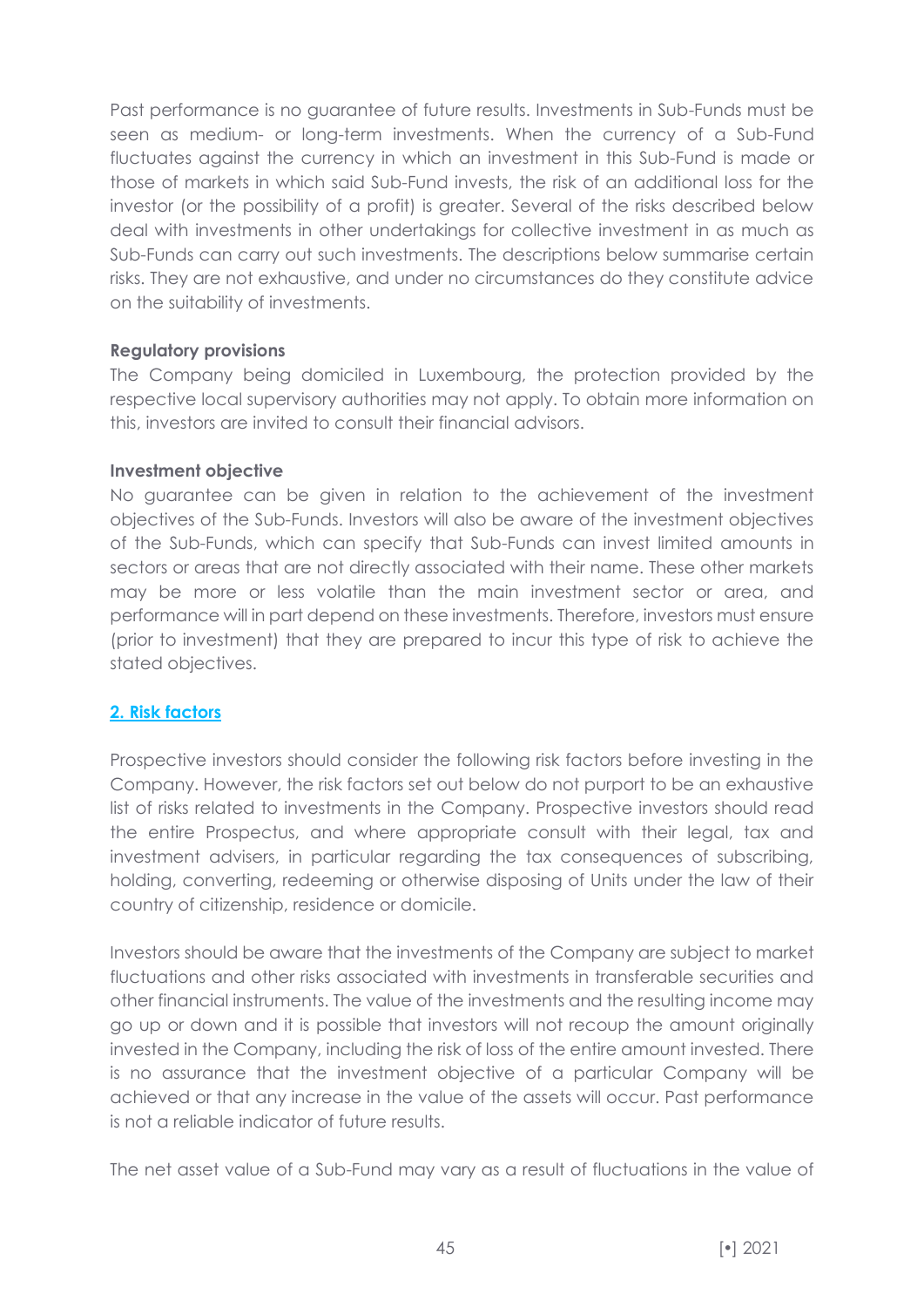Past performance is no guarantee of future results. Investments in Sub-Funds must be seen as medium- or long-term investments. When the currency of a Sub-Fund fluctuates against the currency in which an investment in this Sub-Fund is made or those of markets in which said Sub-Fund invests, the risk of an additional loss for the investor (or the possibility of a profit) is greater. Several of the risks described below deal with investments in other undertakings for collective investment in as much as Sub-Funds can carry out such investments. The descriptions below summarise certain risks. They are not exhaustive, and under no circumstances do they constitute advice on the suitability of investments.

**Regulatory provisions**

The Company being domiciled in Luxembourg, the protection provided by the respective local supervisory authorities may not apply. To obtain more information on this, investors are invited to consult their financial advisors.

**Investment objective**

No guarantee can be given in relation to the achievement of the investment objectives of the Sub-Funds. Investors will also be aware of the investment objectives of the Sub-Funds, which can specify that Sub-Funds can invest limited amounts in sectors or areas that are not directly associated with their name. These other markets may be more or less volatile than the main investment sector or area, and performance will in part depend on these investments. Therefore, investors must ensure (prior to investment) that they are prepared to incur this type of risk to achieve the stated objectives.

## 2. Risk factors

Prospective investors should consider the following risk factors before investing in the Company. However, the risk factors set out below do not purport to be an exhaustive list of risks related to investments in the Company. Prospective investors should read the entire Prospectus, and where appropriate consult with their legal, tax and investment advisers, in particular regarding the tax consequences of subscribing, holding, converting, redeeming or otherwise disposing of Units under the law of their country of citizenship, residence or domicile.

Investors should be aware that the investments of the Company are subject to market fluctuations and other risks associated with investments in transferable securities and other financial instruments. The value of the investments and the resulting income may go up or down and it is possible that investors will not recoup the amount originally invested in the Company, including the risk of loss of the entire amount invested. There is no assurance that the investment objective of a particular Company will be achieved or that any increase in the value of the assets will occur. Past performance is not a reliable indicator of future results.

The net asset value of a Sub-Fund may vary as a result of fluctuations in the value of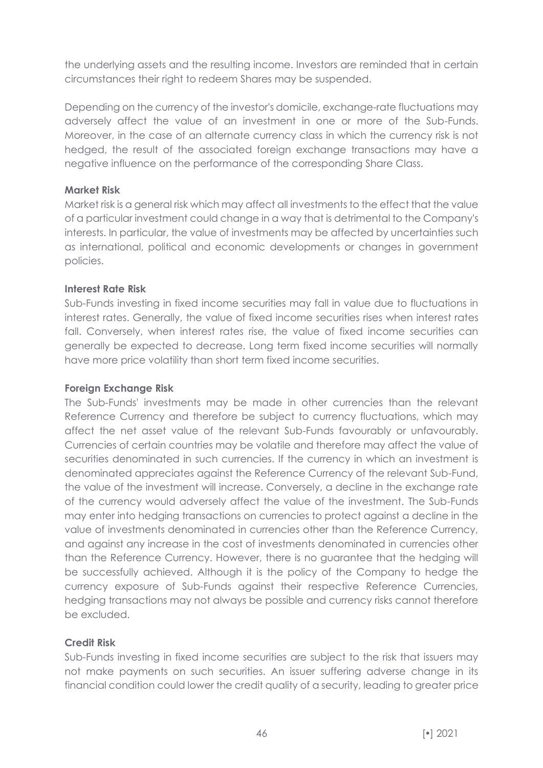the underlying assets and the resulting income. Investors are reminded that in certain circumstances their right to redeem Shares may be suspended.

Depending on the currency of the investor's domicile, exchange-rate fluctuations may adversely affect the value of an investment in one or more of the Sub-Funds. Moreover, in the case of an alternate currency class in which the currency risk is not hedged, the result of the associated foreign exchange transactions may have a negative influence on the performance of the corresponding Share Class.

**Market Risk**

Market risk is a general risk which may affect all investments to the effect that the value of a particular investment could change in a way that is detrimental to the Company's interests. In particular, the value of investments may be affected by uncertainties such as international, political and economic developments or changes in government policies.

**Interest Rate Risk**

Sub-Funds investing in fixed income securities may fall in value due to fluctuations in interest rates. Generally, the value of fixed income securities rises when interest rates fall. Conversely, when interest rates rise, the value of fixed income securities can generally be expected to decrease. Long term fixed income securities will normally have more price volatility than short term fixed income securities.

**Foreign Exchange Risk**

The Sub-Funds' investments may be made in other currencies than the relevant Reference Currency and therefore be subject to currency fluctuations, which may affect the net asset value of the relevant Sub-Funds favourably or unfavourably. Currencies of certain countries may be volatile and therefore may affect the value of securities denominated in such currencies. If the currency in which an investment is denominated appreciates against the Reference Currency of the relevant Sub-Fund, the value of the investment will increase. Conversely, a decline in the exchange rate of the currency would adversely affect the value of the investment. The Sub-Funds may enter into hedging transactions on currencies to protect against a decline in the value of investments denominated in currencies other than the Reference Currency, and against any increase in the cost of investments denominated in currencies other than the Reference Currency. However, there is no guarantee that the hedging will be successfully achieved. Although it is the policy of the Company to hedge the currency exposure of Sub-Funds against their respective Reference Currencies, hedging transactions may not always be possible and currency risks cannot therefore be excluded.

**Credit Risk**

Sub-Funds investing in fixed income securities are subject to the risk that issuers may not make payments on such securities. An issuer suffering adverse change in its financial condition could lower the credit quality of a security, leading to greater price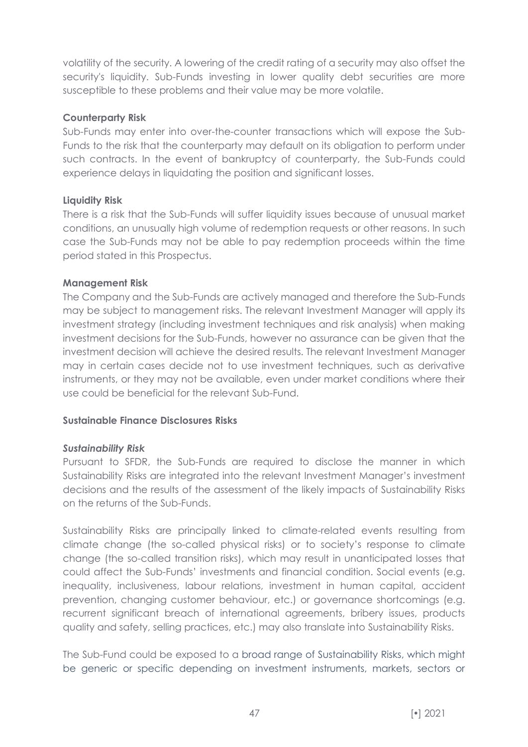volatility of the security. A lowering of the credit rating of a security may also offset the security's liquidity. Sub-Funds investing in lower quality debt securities are more susceptible to these problems and their value may be more volatile.

**Counterparty Risk**

Sub-Funds may enter into over-the-counter transactions which will expose the Sub-Funds to the risk that the counterparty may default on its obligation to perform under such contracts. In the event of bankruptcy of counterparty, the Sub-Funds could experience delays in liquidating the position and significant losses.

**Liquidity Risk**

There is a risk that the Sub-Funds will suffer liquidity issues because of unusual market conditions, an unusually high volume of redemption requests or other reasons. In such case the Sub-Funds may not be able to pay redemption proceeds within the time period stated in this Prospectus.

**Management Risk**

The Company and the Sub-Funds are actively managed and therefore the Sub-Funds may be subject to management risks. The relevant Investment Manager will apply its investment strategy (including investment techniques and risk analysis) when making investment decisions for the Sub-Funds, however no assurance can be given that the investment decision will achieve the desired results. The relevant Investment Manager may in certain cases decide not to use investment techniques, such as derivative instruments, or they may not be available, even under market conditions where their use could be beneficial for the relevant Sub-Fund.

**Sustainable Finance Disclosures Risks**

***Sustainability Risk***

Pursuant to SFDR, the Sub-Funds are required to disclose the manner in which Sustainability Risks are integrated into the relevant Investment Manager's investment decisions and the results of the assessment of the likely impacts of Sustainability Risks on the returns of the Sub-Funds.

Sustainability Risks are principally linked to climate-related events resulting from climate change (the so-called physical risks) or to society's response to climate change (the so-called transition risks), which may result in unanticipated losses that could affect the Sub-Funds' investments and financial condition. Social events (e.g. inequality, inclusiveness, labour relations, investment in human capital, accident prevention, changing customer behaviour, etc.) or governance shortcomings (e.g. recurrent significant breach of international agreements, bribery issues, products quality and safety, selling practices, etc.) may also translate into Sustainability Risks.

The Sub-Fund could be exposed to a broad range of Sustainability Risks, which might be generic or specific depending on investment instruments, markets, sectors or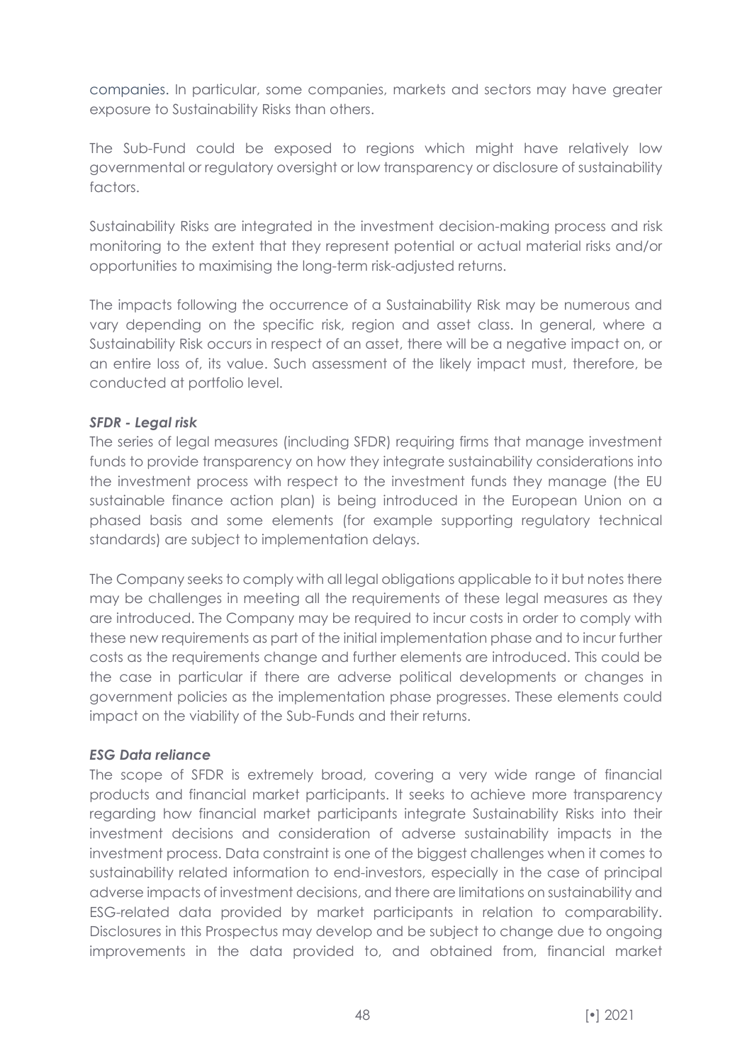companies. In particular, some companies, markets and sectors may have greater exposure to Sustainability Risks than others.

The Sub-Fund could be exposed to regions which might have relatively low governmental or regulatory oversight or low transparency or disclosure of sustainability factors.

Sustainability Risks are integrated in the investment decision-making process and risk monitoring to the extent that they represent potential or actual material risks and/or opportunities to maximising the long-term risk-adjusted returns.

The impacts following the occurrence of a Sustainability Risk may be numerous and vary depending on the specific risk, region and asset class. In general, where a Sustainability Risk occurs in respect of an asset, there will be a negative impact on, or an entire loss of, its value. Such assessment of the likely impact must, therefore, be conducted at portfolio level.

***SFDR - Legal risk***

The series of legal measures (including SFDR) requiring firms that manage investment funds to provide transparency on how they integrate sustainability considerations into the investment process with respect to the investment funds they manage (the EU sustainable finance action plan) is being introduced in the European Union on a phased basis and some elements (for example supporting regulatory technical standards) are subject to implementation delays.

The Company seeks to comply with all legal obligations applicable to it but notes there may be challenges in meeting all the requirements of these legal measures as they are introduced. The Company may be required to incur costs in order to comply with these new requirements as part of the initial implementation phase and to incur further costs as the requirements change and further elements are introduced. This could be the case in particular if there are adverse political developments or changes in government policies as the implementation phase progresses. These elements could impact on the viability of the Sub-Funds and their returns.

***ESG Data reliance***

The scope of SFDR is extremely broad, covering a very wide range of financial products and financial market participants. It seeks to achieve more transparency regarding how financial market participants integrate Sustainability Risks into their investment decisions and consideration of adverse sustainability impacts in the investment process. Data constraint is one of the biggest challenges when it comes to sustainability related information to end-investors, especially in the case of principal adverse impacts of investment decisions, and there are limitations on sustainability and ESG-related data provided by market participants in relation to comparability. Disclosures in this Prospectus may develop and be subject to change due to ongoing improvements in the data provided to, and obtained from, financial market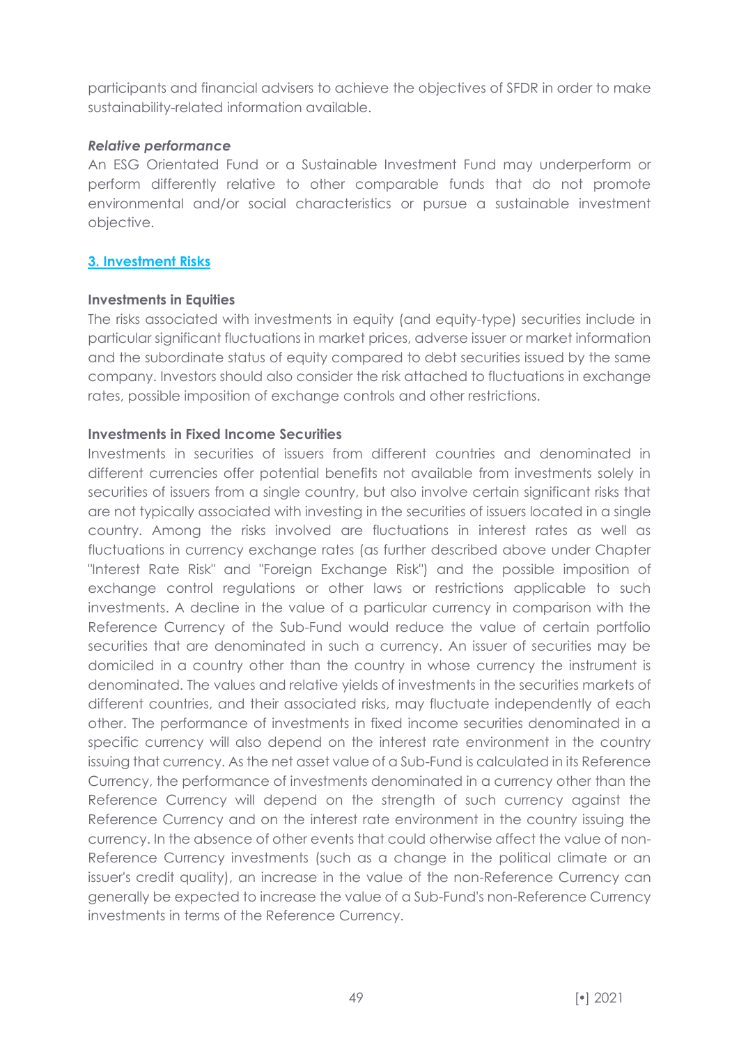participants and financial advisers to achieve the objectives of SFDR in order to make sustainability-related information available.

***Relative performance***

An ESG Orientated Fund or a Sustainable Investment Fund may underperform or perform differently relative to other comparable funds that do not promote environmental and/or social characteristics or pursue a sustainable investment objective.

## 3. Investment Risks

**Investments in Equities**

The risks associated with investments in equity (and equity-type) securities include in particular significant fluctuations in market prices, adverse issuer or market information and the subordinate status of equity compared to debt securities issued by the same company. Investors should also consider the risk attached to fluctuations in exchange rates, possible imposition of exchange controls and other restrictions.

**Investments in Fixed Income Securities**

Investments in securities of issuers from different countries and denominated in different currencies offer potential benefits not available from investments solely in securities of issuers from a single country, but also involve certain significant risks that are not typically associated with investing in the securities of issuers located in a single country. Among the risks involved are fluctuations in interest rates as well as fluctuations in currency exchange rates (as further described above under Chapter "Interest Rate Risk" and "Foreign Exchange Risk") and the possible imposition of exchange control regulations or other laws or restrictions applicable to such investments. A decline in the value of a particular currency in comparison with the Reference Currency of the Sub-Fund would reduce the value of certain portfolio securities that are denominated in such a currency. An issuer of securities may be domiciled in a country other than the country in whose currency the instrument is denominated. The values and relative yields of investments in the securities markets of different countries, and their associated risks, may fluctuate independently of each other. The performance of investments in fixed income securities denominated in a specific currency will also depend on the interest rate environment in the country issuing that currency. As the net asset value of a Sub-Fund is calculated in its Reference Currency, the performance of investments denominated in a currency other than the Reference Currency will depend on the strength of such currency against the Reference Currency and on the interest rate environment in the country issuing the currency. In the absence of other events that could otherwise affect the value of non-Reference Currency investments (such as a change in the political climate or an issuer's credit quality), an increase in the value of the non-Reference Currency can generally be expected to increase the value of a Sub-Fund's non-Reference Currency investments in terms of the Reference Currency.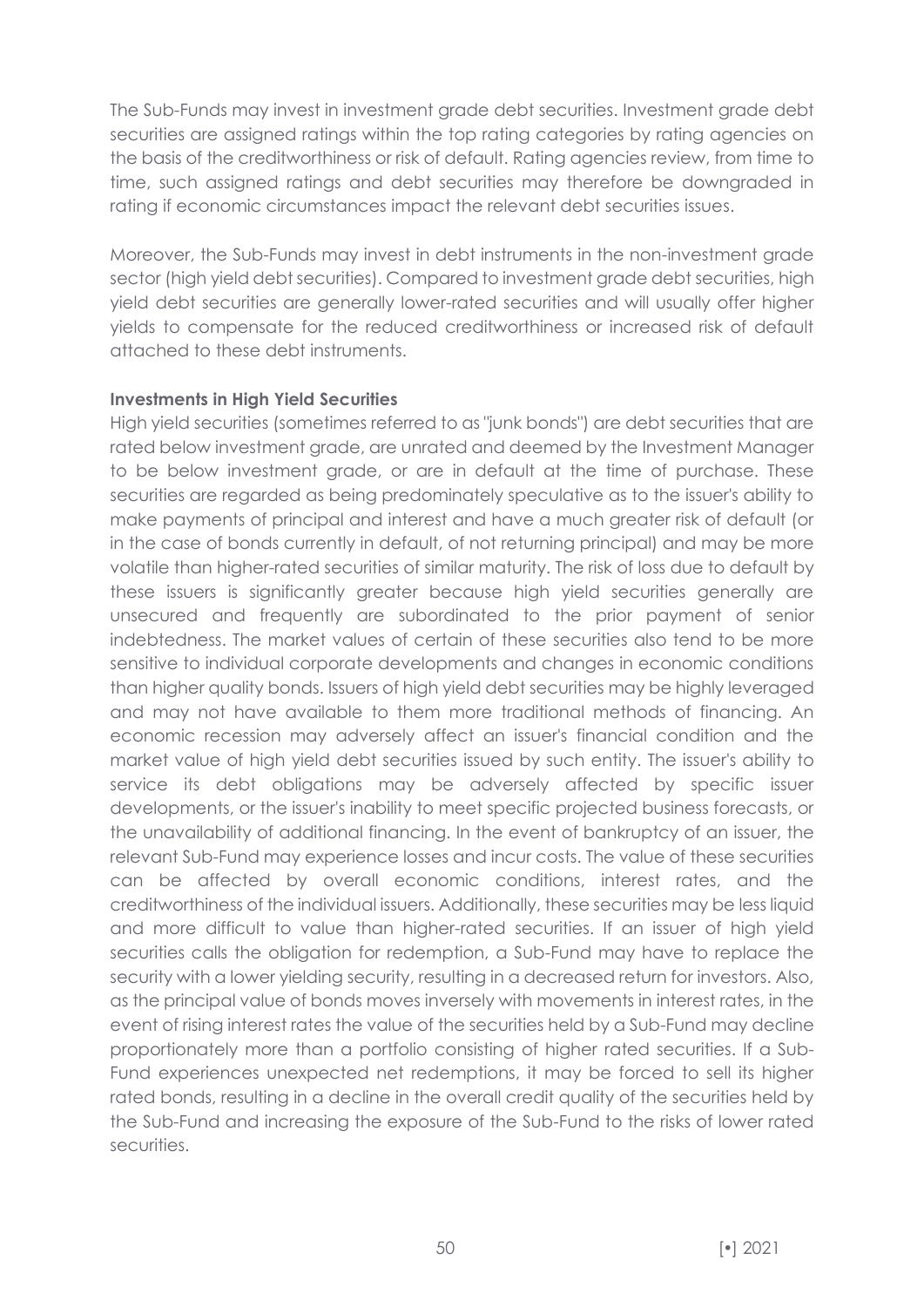The Sub-Funds may invest in investment grade debt securities. Investment grade debt securities are assigned ratings within the top rating categories by rating agencies on the basis of the creditworthiness or risk of default. Rating agencies review, from time to time, such assigned ratings and debt securities may therefore be downgraded in rating if economic circumstances impact the relevant debt securities issues.

Moreover, the Sub-Funds may invest in debt instruments in the non-investment grade sector (high yield debt securities). Compared to investment grade debt securities, high yield debt securities are generally lower-rated securities and will usually offer higher yields to compensate for the reduced creditworthiness or increased risk of default attached to these debt instruments.

**Investments in High Yield Securities**

High yield securities (sometimes referred to as "junk bonds") are debt securities that are rated below investment grade, are unrated and deemed by the Investment Manager to be below investment grade, or are in default at the time of purchase. These securities are regarded as being predominately speculative as to the issuer's ability to make payments of principal and interest and have a much greater risk of default (or in the case of bonds currently in default, of not returning principal) and may be more volatile than higher-rated securities of similar maturity. The risk of loss due to default by these issuers is significantly greater because high yield securities generally are unsecured and frequently are subordinated to the prior payment of senior indebtedness. The market values of certain of these securities also tend to be more sensitive to individual corporate developments and changes in economic conditions than higher quality bonds. Issuers of high yield debt securities may be highly leveraged and may not have available to them more traditional methods of financing. An economic recession may adversely affect an issuer's financial condition and the market value of high yield debt securities issued by such entity. The issuer's ability to service its debt obligations may be adversely affected by specific issuer developments, or the issuer's inability to meet specific projected business forecasts, or the unavailability of additional financing. In the event of bankruptcy of an issuer, the relevant Sub-Fund may experience losses and incur costs. The value of these securities can be affected by overall economic conditions, interest rates, and the creditworthiness of the individual issuers. Additionally, these securities may be less liquid and more difficult to value than higher-rated securities. If an issuer of high yield securities calls the obligation for redemption, a Sub-Fund may have to replace the security with a lower yielding security, resulting in a decreased return for investors. Also, as the principal value of bonds moves inversely with movements in interest rates, in the event of rising interest rates the value of the securities held by a Sub-Fund may decline proportionately more than a portfolio consisting of higher rated securities. If a Sub-Fund experiences unexpected net redemptions, it may be forced to sell its higher rated bonds, resulting in a decline in the overall credit quality of the securities held by the Sub-Fund and increasing the exposure of the Sub-Fund to the risks of lower rated securities.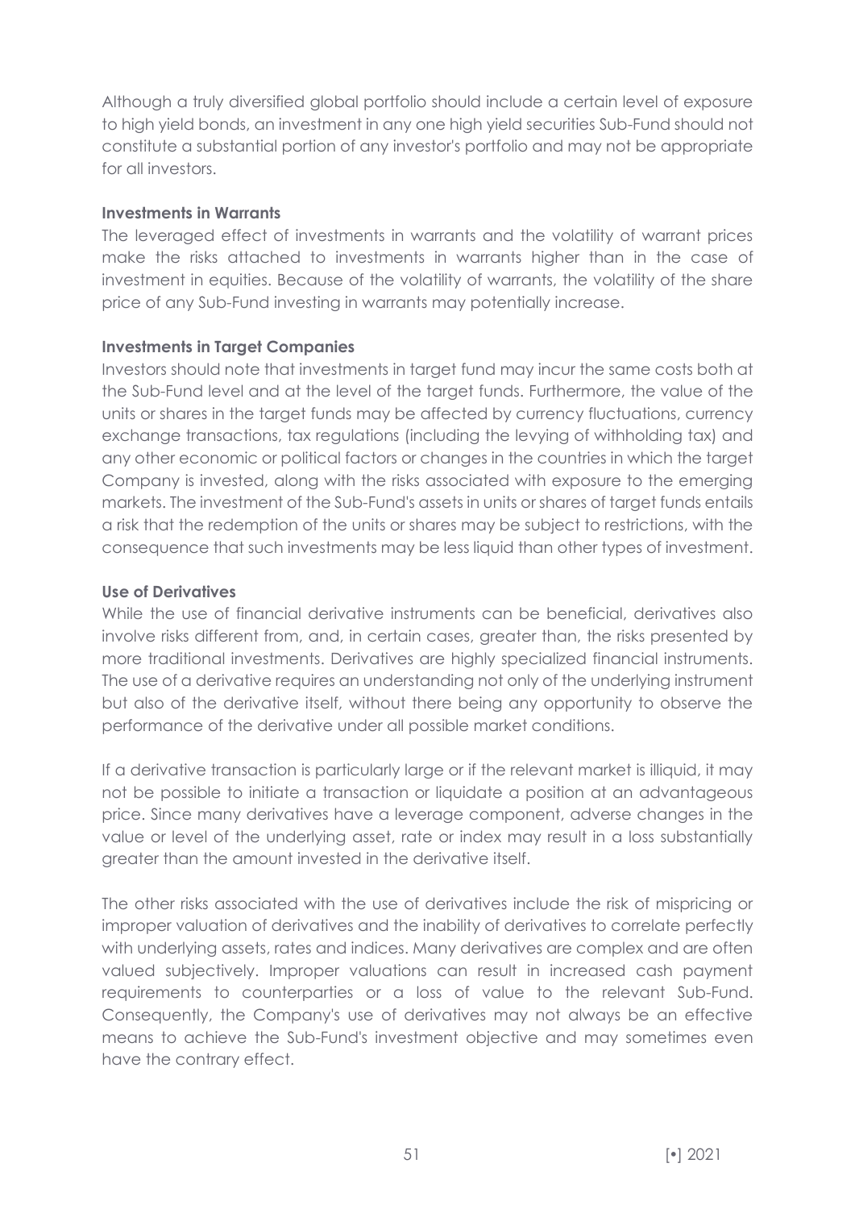Although a truly diversified global portfolio should include a certain level of exposure to high yield bonds, an investment in any one high yield securities Sub-Fund should not constitute a substantial portion of any investor's portfolio and may not be appropriate for all investors.

**Investments in Warrants**

The leveraged effect of investments in warrants and the volatility of warrant prices make the risks attached to investments in warrants higher than in the case of investment in equities. Because of the volatility of warrants, the volatility of the share price of any Sub-Fund investing in warrants may potentially increase.

**Investments in Target Companies**

Investors should note that investments in target fund may incur the same costs both at the Sub-Fund level and at the level of the target funds. Furthermore, the value of the units or shares in the target funds may be affected by currency fluctuations, currency exchange transactions, tax regulations (including the levying of withholding tax) and any other economic or political factors or changes in the countries in which the target Company is invested, along with the risks associated with exposure to the emerging markets. The investment of the Sub-Fund's assets in units or shares of target funds entails a risk that the redemption of the units or shares may be subject to restrictions, with the consequence that such investments may be less liquid than other types of investment.

**Use of Derivatives**

While the use of financial derivative instruments can be beneficial, derivatives also involve risks different from, and, in certain cases, greater than, the risks presented by more traditional investments. Derivatives are highly specialized financial instruments. The use of a derivative requires an understanding not only of the underlying instrument but also of the derivative itself, without there being any opportunity to observe the performance of the derivative under all possible market conditions.

If a derivative transaction is particularly large or if the relevant market is illiquid, it may not be possible to initiate a transaction or liquidate a position at an advantageous price. Since many derivatives have a leverage component, adverse changes in the value or level of the underlying asset, rate or index may result in a loss substantially greater than the amount invested in the derivative itself.

The other risks associated with the use of derivatives include the risk of mispricing or improper valuation of derivatives and the inability of derivatives to correlate perfectly with underlying assets, rates and indices. Many derivatives are complex and are often valued subjectively. Improper valuations can result in increased cash payment requirements to counterparties or a loss of value to the relevant Sub-Fund. Consequently, the Company's use of derivatives may not always be an effective means to achieve the Sub-Fund's investment objective and may sometimes even have the contrary effect.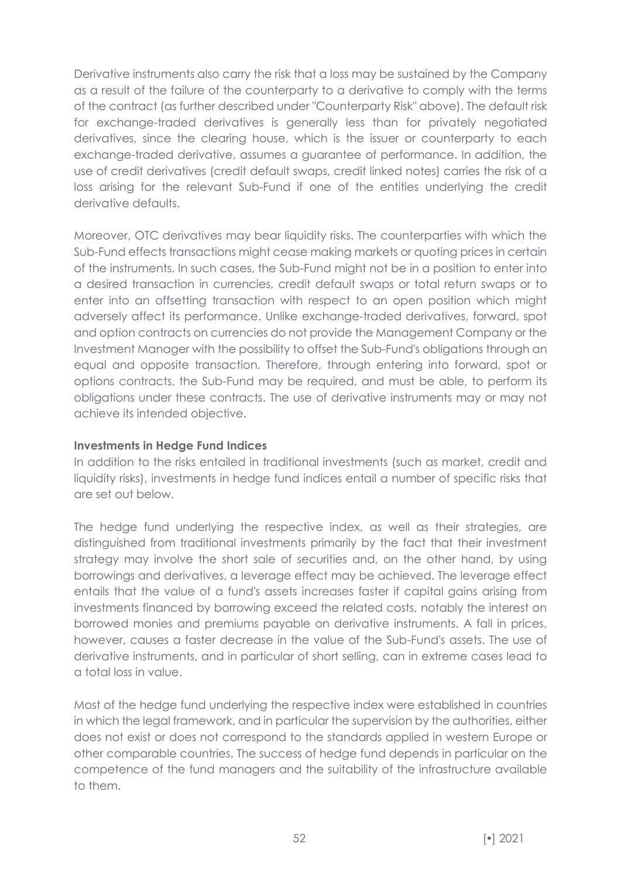Derivative instruments also carry the risk that a loss may be sustained by the Company as a result of the failure of the counterparty to a derivative to comply with the terms of the contract (as further described under "Counterparty Risk" above). The default risk for exchange-traded derivatives is generally less than for privately negotiated derivatives, since the clearing house, which is the issuer or counterparty to each exchange-traded derivative, assumes a guarantee of performance. In addition, the use of credit derivatives (credit default swaps, credit linked notes) carries the risk of a loss arising for the relevant Sub-Fund if one of the entities underlying the credit derivative defaults.

Moreover, OTC derivatives may bear liquidity risks. The counterparties with which the Sub-Fund effects transactions might cease making markets or quoting prices in certain of the instruments. In such cases, the Sub-Fund might not be in a position to enter into a desired transaction in currencies, credit default swaps or total return swaps or to enter into an offsetting transaction with respect to an open position which might adversely affect its performance. Unlike exchange-traded derivatives, forward, spot and option contracts on currencies do not provide the Management Company or the Investment Manager with the possibility to offset the Sub-Fund's obligations through an equal and opposite transaction. Therefore, through entering into forward, spot or options contracts, the Sub-Fund may be required, and must be able, to perform its obligations under these contracts. The use of derivative instruments may or may not achieve its intended objective.

**Investments in Hedge Fund Indices**

In addition to the risks entailed in traditional investments (such as market, credit and liquidity risks), investments in hedge fund indices entail a number of specific risks that are set out below.

The hedge fund underlying the respective index, as well as their strategies, are distinguished from traditional investments primarily by the fact that their investment strategy may involve the short sale of securities and, on the other hand, by using borrowings and derivatives, a leverage effect may be achieved. The leverage effect entails that the value of a fund's assets increases faster if capital gains arising from investments financed by borrowing exceed the related costs, notably the interest on borrowed monies and premiums payable on derivative instruments. A fall in prices, however, causes a faster decrease in the value of the Sub-Fund's assets. The use of derivative instruments, and in particular of short selling, can in extreme cases lead to a total loss in value.

Most of the hedge fund underlying the respective index were established in countries in which the legal framework, and in particular the supervision by the authorities, either does not exist or does not correspond to the standards applied in western Europe or other comparable countries. The success of hedge fund depends in particular on the competence of the fund managers and the suitability of the infrastructure available to them.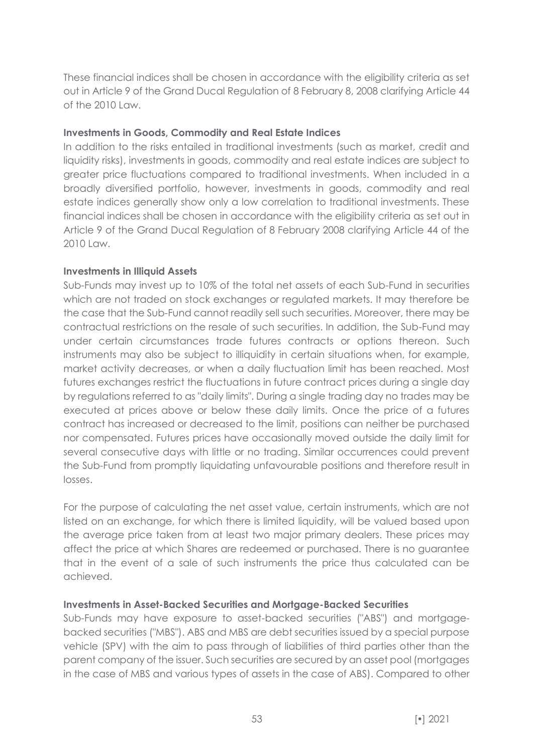These financial indices shall be chosen in accordance with the eligibility criteria as set out in Article 9 of the Grand Ducal Regulation of 8 February 8, 2008 clarifying Article 44 of the 2010 Law.

**Investments in Goods, Commodity and Real Estate Indices**

In addition to the risks entailed in traditional investments (such as market, credit and liquidity risks), investments in goods, commodity and real estate indices are subject to greater price fluctuations compared to traditional investments. When included in a broadly diversified portfolio, however, investments in goods, commodity and real estate indices generally show only a low correlation to traditional investments. These financial indices shall be chosen in accordance with the eligibility criteria as set out in Article 9 of the Grand Ducal Regulation of 8 February 2008 clarifying Article 44 of the 2010 Law.

**Investments in Illiquid Assets**

Sub-Funds may invest up to 10% of the total net assets of each Sub-Fund in securities which are not traded on stock exchanges or regulated markets. It may therefore be the case that the Sub-Fund cannot readily sell such securities. Moreover, there may be contractual restrictions on the resale of such securities. In addition, the Sub-Fund may under certain circumstances trade futures contracts or options thereon. Such instruments may also be subject to illiquidity in certain situations when, for example, market activity decreases, or when a daily fluctuation limit has been reached. Most futures exchanges restrict the fluctuations in future contract prices during a single day by regulations referred to as "daily limits". During a single trading day no trades may be executed at prices above or below these daily limits. Once the price of a futures contract has increased or decreased to the limit, positions can neither be purchased nor compensated. Futures prices have occasionally moved outside the daily limit for several consecutive days with little or no trading. Similar occurrences could prevent the Sub-Fund from promptly liquidating unfavourable positions and therefore result in losses.

For the purpose of calculating the net asset value, certain instruments, which are not listed on an exchange, for which there is limited liquidity, will be valued based upon the average price taken from at least two major primary dealers. These prices may affect the price at which Shares are redeemed or purchased. There is no guarantee that in the event of a sale of such instruments the price thus calculated can be achieved.

**Investments in Asset-Backed Securities and Mortgage-Backed Securities**

Sub-Funds may have exposure to asset-backed securities ("ABS") and mortgage-backed securities ("MBS"). ABS and MBS are debt securities issued by a special purpose vehicle (SPV) with the aim to pass through of liabilities of third parties other than the parent company of the issuer. Such securities are secured by an asset pool (mortgages in the case of MBS and various types of assets in the case of ABS). Compared to other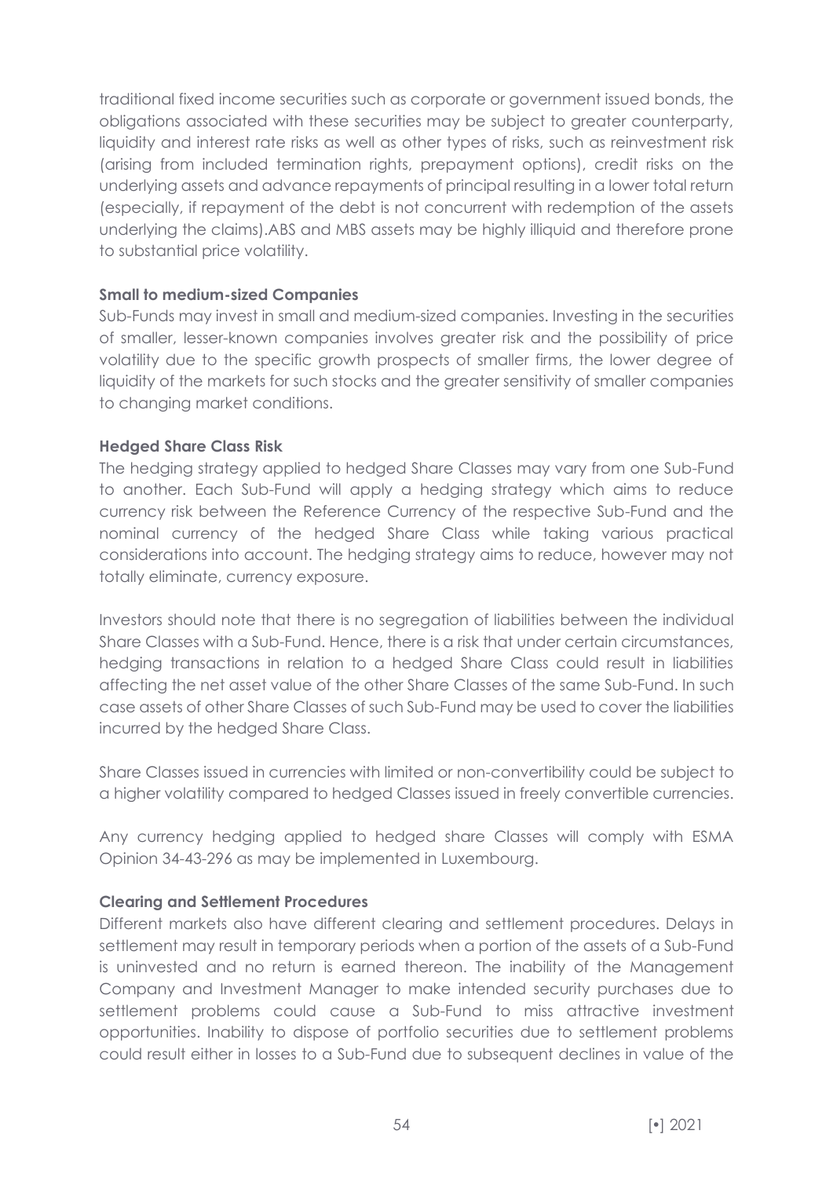traditional fixed income securities such as corporate or government issued bonds, the obligations associated with these securities may be subject to greater counterparty, liquidity and interest rate risks as well as other types of risks, such as reinvestment risk (arising from included termination rights, prepayment options), credit risks on the underlying assets and advance repayments of principal resulting in a lower total return (especially, if repayment of the debt is not concurrent with redemption of the assets underlying the claims).ABS and MBS assets may be highly illiquid and therefore prone to substantial price volatility.

**Small to medium-sized Companies**

Sub-Funds may invest in small and medium-sized companies. Investing in the securities of smaller, lesser-known companies involves greater risk and the possibility of price volatility due to the specific growth prospects of smaller firms, the lower degree of liquidity of the markets for such stocks and the greater sensitivity of smaller companies to changing market conditions.

**Hedged Share Class Risk**

The hedging strategy applied to hedged Share Classes may vary from one Sub-Fund to another. Each Sub-Fund will apply a hedging strategy which aims to reduce currency risk between the Reference Currency of the respective Sub-Fund and the nominal currency of the hedged Share Class while taking various practical considerations into account. The hedging strategy aims to reduce, however may not totally eliminate, currency exposure.

Investors should note that there is no segregation of liabilities between the individual Share Classes with a Sub-Fund. Hence, there is a risk that under certain circumstances, hedging transactions in relation to a hedged Share Class could result in liabilities affecting the net asset value of the other Share Classes of the same Sub-Fund. In such case assets of other Share Classes of such Sub-Fund may be used to cover the liabilities incurred by the hedged Share Class.

Share Classes issued in currencies with limited or non-convertibility could be subject to a higher volatility compared to hedged Classes issued in freely convertible currencies.

Any currency hedging applied to hedged share Classes will comply with ESMA Opinion 34-43-296 as may be implemented in Luxembourg.

**Clearing and Settlement Procedures**

Different markets also have different clearing and settlement procedures. Delays in settlement may result in temporary periods when a portion of the assets of a Sub-Fund is uninvested and no return is earned thereon. The inability of the Management Company and Investment Manager to make intended security purchases due to settlement problems could cause a Sub-Fund to miss attractive investment opportunities. Inability to dispose of portfolio securities due to settlement problems could result either in losses to a Sub-Fund due to subsequent declines in value of the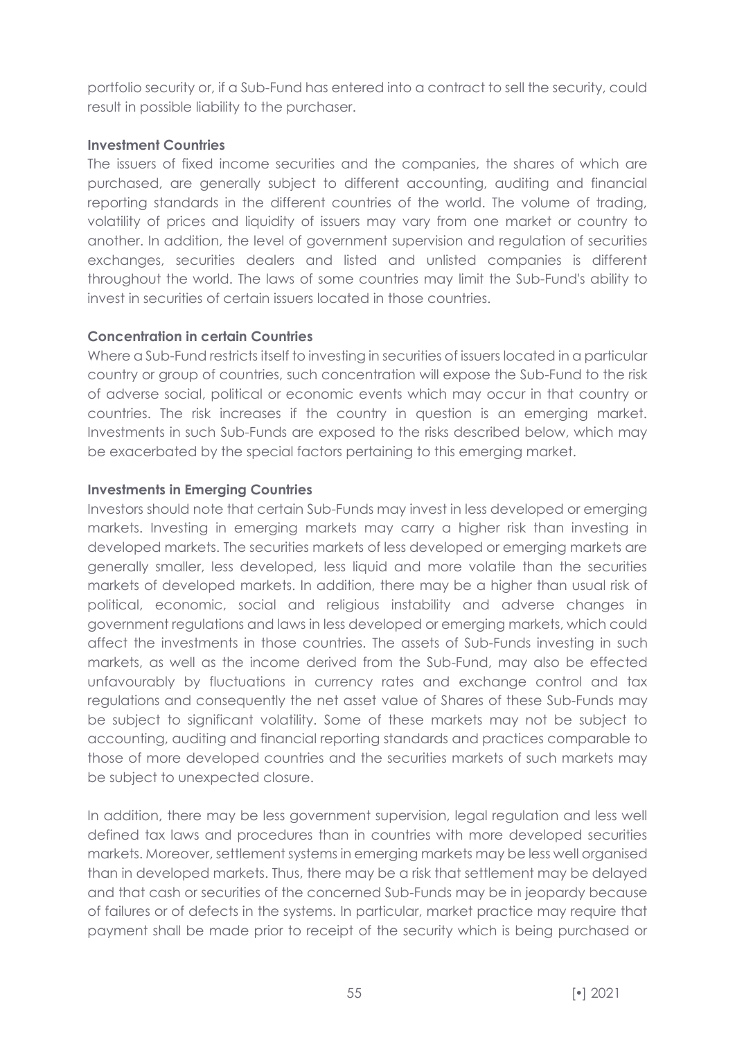portfolio security or, if a Sub-Fund has entered into a contract to sell the security, could result in possible liability to the purchaser.

**Investment Countries**

The issuers of fixed income securities and the companies, the shares of which are purchased, are generally subject to different accounting, auditing and financial reporting standards in the different countries of the world. The volume of trading, volatility of prices and liquidity of issuers may vary from one market or country to another. In addition, the level of government supervision and regulation of securities exchanges, securities dealers and listed and unlisted companies is different throughout the world. The laws of some countries may limit the Sub-Fund's ability to invest in securities of certain issuers located in those countries.

**Concentration in certain Countries**

Where a Sub-Fund restricts itself to investing in securities of issuers located in a particular country or group of countries, such concentration will expose the Sub-Fund to the risk of adverse social, political or economic events which may occur in that country or countries. The risk increases if the country in question is an emerging market. Investments in such Sub-Funds are exposed to the risks described below, which may be exacerbated by the special factors pertaining to this emerging market.

**Investments in Emerging Countries**

Investors should note that certain Sub-Funds may invest in less developed or emerging markets. Investing in emerging markets may carry a higher risk than investing in developed markets. The securities markets of less developed or emerging markets are generally smaller, less developed, less liquid and more volatile than the securities markets of developed markets. In addition, there may be a higher than usual risk of political, economic, social and religious instability and adverse changes in government regulations and laws in less developed or emerging markets, which could affect the investments in those countries. The assets of Sub-Funds investing in such markets, as well as the income derived from the Sub-Fund, may also be effected unfavourably by fluctuations in currency rates and exchange control and tax regulations and consequently the net asset value of Shares of these Sub-Funds may be subject to significant volatility. Some of these markets may not be subject to accounting, auditing and financial reporting standards and practices comparable to those of more developed countries and the securities markets of such markets may be subject to unexpected closure.

In addition, there may be less government supervision, legal regulation and less well defined tax laws and procedures than in countries with more developed securities markets. Moreover, settlement systems in emerging markets may be less well organised than in developed markets. Thus, there may be a risk that settlement may be delayed and that cash or securities of the concerned Sub-Funds may be in jeopardy because of failures or of defects in the systems. In particular, market practice may require that payment shall be made prior to receipt of the security which is being purchased or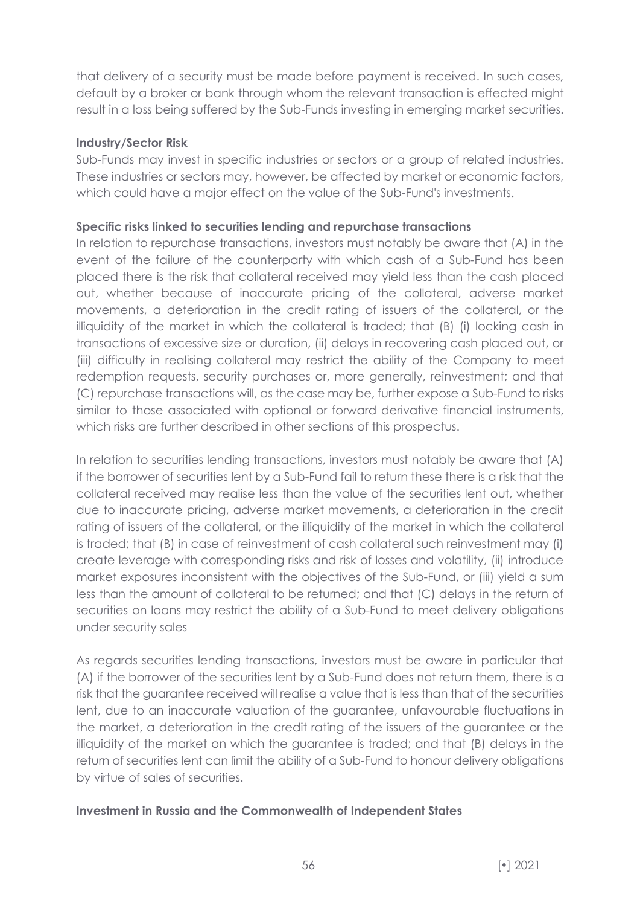that delivery of a security must be made before payment is received. In such cases, default by a broker or bank through whom the relevant transaction is effected might result in a loss being suffered by the Sub-Funds investing in emerging market securities.

**Industry/Sector Risk**

Sub-Funds may invest in specific industries or sectors or a group of related industries. These industries or sectors may, however, be affected by market or economic factors, which could have a major effect on the value of the Sub-Fund's investments.

**Specific risks linked to securities lending and repurchase transactions**

In relation to repurchase transactions, investors must notably be aware that (A) in the event of the failure of the counterparty with which cash of a Sub-Fund has been placed there is the risk that collateral received may yield less than the cash placed out, whether because of inaccurate pricing of the collateral, adverse market movements, a deterioration in the credit rating of issuers of the collateral, or the illiquidity of the market in which the collateral is traded; that (B) (i) locking cash in transactions of excessive size or duration, (ii) delays in recovering cash placed out, or (iii) difficulty in realising collateral may restrict the ability of the Company to meet redemption requests, security purchases or, more generally, reinvestment; and that (C) repurchase transactions will, as the case may be, further expose a Sub-Fund to risks similar to those associated with optional or forward derivative financial instruments, which risks are further described in other sections of this prospectus.

In relation to securities lending transactions, investors must notably be aware that (A) if the borrower of securities lent by a Sub-Fund fail to return these there is a risk that the collateral received may realise less than the value of the securities lent out, whether due to inaccurate pricing, adverse market movements, a deterioration in the credit rating of issuers of the collateral, or the illiquidity of the market in which the collateral is traded; that (B) in case of reinvestment of cash collateral such reinvestment may (i) create leverage with corresponding risks and risk of losses and volatility, (ii) introduce market exposures inconsistent with the objectives of the Sub-Fund, or (iii) yield a sum less than the amount of collateral to be returned; and that (C) delays in the return of securities on loans may restrict the ability of a Sub-Fund to meet delivery obligations under security sales

As regards securities lending transactions, investors must be aware in particular that (A) if the borrower of the securities lent by a Sub-Fund does not return them, there is a risk that the guarantee received will realise a value that is less than that of the securities lent, due to an inaccurate valuation of the guarantee, unfavourable fluctuations in the market, a deterioration in the credit rating of the issuers of the guarantee or the illiquidity of the market on which the guarantee is traded; and that (B) delays in the return of securities lent can limit the ability of a Sub-Fund to honour delivery obligations by virtue of sales of securities.

**Investment in Russia and the Commonwealth of Independent States**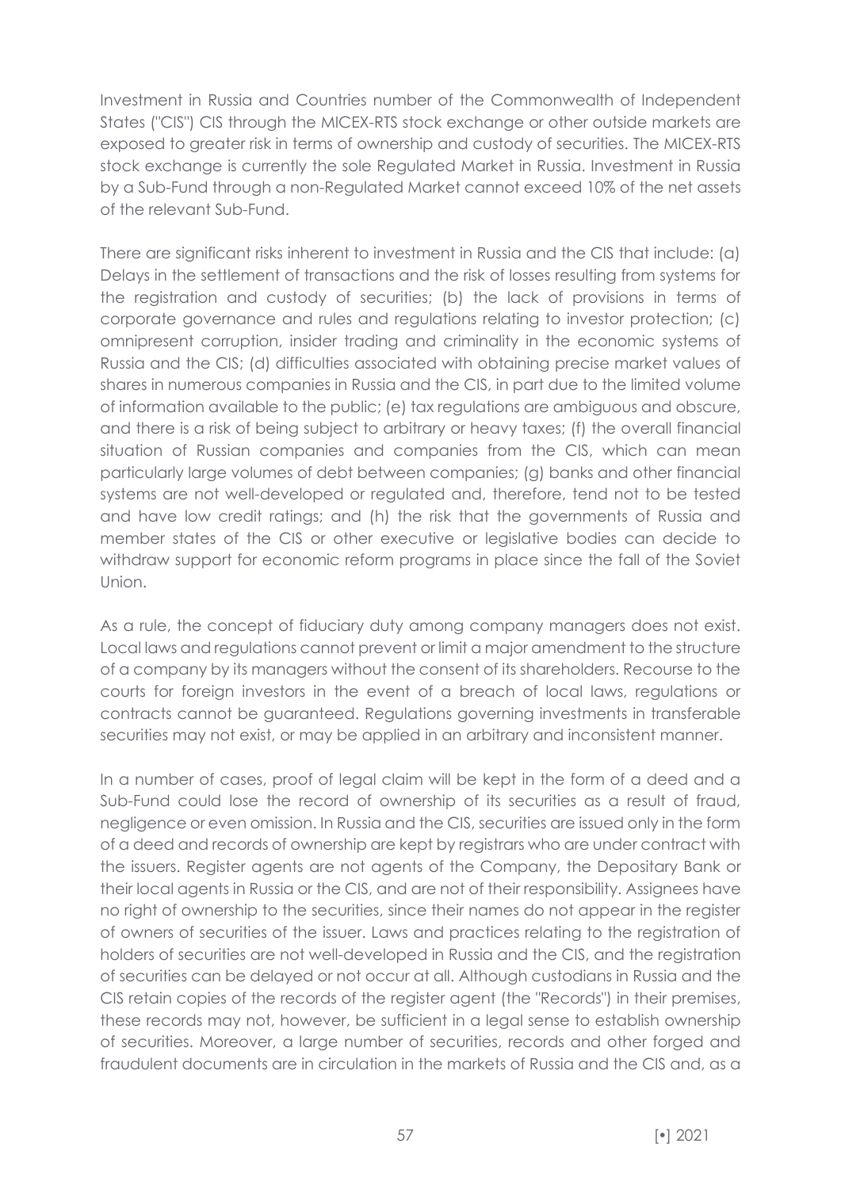Investment in Russia and Countries number of the Commonwealth of Independent States ("CIS") CIS through the MICEX-RTS stock exchange or other outside markets are exposed to greater risk in terms of ownership and custody of securities. The MICEX-RTS stock exchange is currently the sole Regulated Market in Russia. Investment in Russia by a Sub-Fund through a non-Regulated Market cannot exceed 10% of the net assets of the relevant Sub-Fund.

There are significant risks inherent to investment in Russia and the CIS that include: (a) Delays in the settlement of transactions and the risk of losses resulting from systems for the registration and custody of securities; (b) the lack of provisions in terms of corporate governance and rules and regulations relating to investor protection; (c) omnipresent corruption, insider trading and criminality in the economic systems of Russia and the CIS; (d) difficulties associated with obtaining precise market values of shares in numerous companies in Russia and the CIS, in part due to the limited volume of information available to the public; (e) tax regulations are ambiguous and obscure, and there is a risk of being subject to arbitrary or heavy taxes; (f) the overall financial situation of Russian companies and companies from the CIS, which can mean particularly large volumes of debt between companies; (g) banks and other financial systems are not well-developed or regulated and, therefore, tend not to be tested and have low credit ratings; and (h) the risk that the governments of Russia and member states of the CIS or other executive or legislative bodies can decide to withdraw support for economic reform programs in place since the fall of the Soviet Union.

As a rule, the concept of fiduciary duty among company managers does not exist. Local laws and regulations cannot prevent or limit a major amendment to the structure of a company by its managers without the consent of its shareholders. Recourse to the courts for foreign investors in the event of a breach of local laws, regulations or contracts cannot be guaranteed. Regulations governing investments in transferable securities may not exist, or may be applied in an arbitrary and inconsistent manner.

In a number of cases, proof of legal claim will be kept in the form of a deed and a Sub-Fund could lose the record of ownership of its securities as a result of fraud, negligence or even omission. In Russia and the CIS, securities are issued only in the form of a deed and records of ownership are kept by registrars who are under contract with the issuers. Register agents are not agents of the Company, the Depositary Bank or their local agents in Russia or the CIS, and are not of their responsibility. Assignees have no right of ownership to the securities, since their names do not appear in the register of owners of securities of the issuer. Laws and practices relating to the registration of holders of securities are not well-developed in Russia and the CIS, and the registration of securities can be delayed or not occur at all. Although custodians in Russia and the CIS retain copies of the records of the register agent (the "Records") in their premises, these records may not, however, be sufficient in a legal sense to establish ownership of securities. Moreover, a large number of securities, records and other forged and fraudulent documents are in circulation in the markets of Russia and the CIS and, as a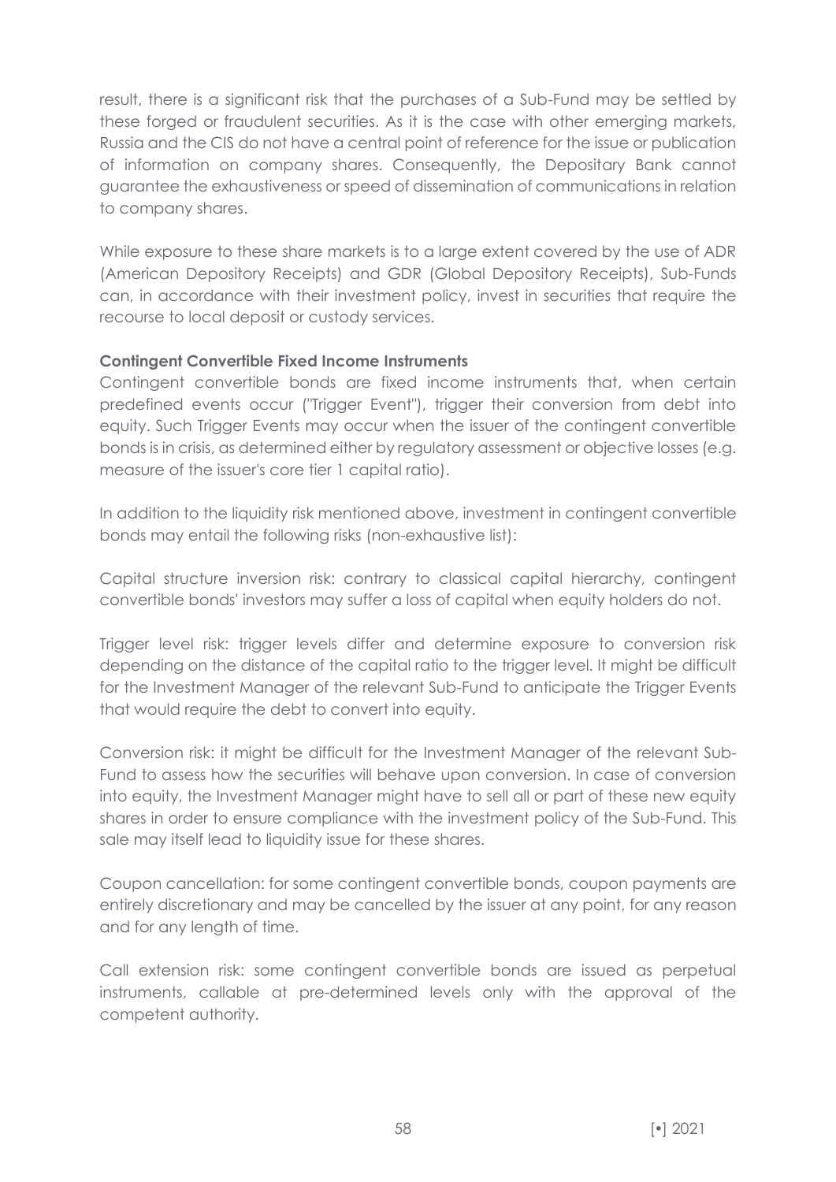result, there is a significant risk that the purchases of a Sub-Fund may be settled by these forged or fraudulent securities. As it is the case with other emerging markets, Russia and the CIS do not have a central point of reference for the issue or publication of information on company shares. Consequently, the Depositary Bank cannot guarantee the exhaustiveness or speed of dissemination of communications in relation to company shares.

While exposure to these share markets is to a large extent covered by the use of ADR (American Depository Receipts) and GDR (Global Depository Receipts), Sub-Funds can, in accordance with their investment policy, invest in securities that require the recourse to local deposit or custody services.

**Contingent Convertible Fixed Income Instruments**

Contingent convertible bonds are fixed income instruments that, when certain predefined events occur ("Trigger Event"), trigger their conversion from debt into equity. Such Trigger Events may occur when the issuer of the contingent convertible bonds is in crisis, as determined either by regulatory assessment or objective losses (e.g. measure of the issuer's core tier 1 capital ratio).

In addition to the liquidity risk mentioned above, investment in contingent convertible bonds may entail the following risks (non-exhaustive list):

Capital structure inversion risk: contrary to classical capital hierarchy, contingent convertible bonds' investors may suffer a loss of capital when equity holders do not.

Trigger level risk: trigger levels differ and determine exposure to conversion risk depending on the distance of the capital ratio to the trigger level. It might be difficult for the Investment Manager of the relevant Sub-Fund to anticipate the Trigger Events that would require the debt to convert into equity.

Conversion risk: it might be difficult for the Investment Manager of the relevant Sub-Fund to assess how the securities will behave upon conversion. In case of conversion into equity, the Investment Manager might have to sell all or part of these new equity shares in order to ensure compliance with the investment policy of the Sub-Fund. This sale may itself lead to liquidity issue for these shares.

Coupon cancellation: for some contingent convertible bonds, coupon payments are entirely discretionary and may be cancelled by the issuer at any point, for any reason and for any length of time.

Call extension risk: some contingent convertible bonds are issued as perpetual instruments, callable at pre-determined levels only with the approval of the competent authority.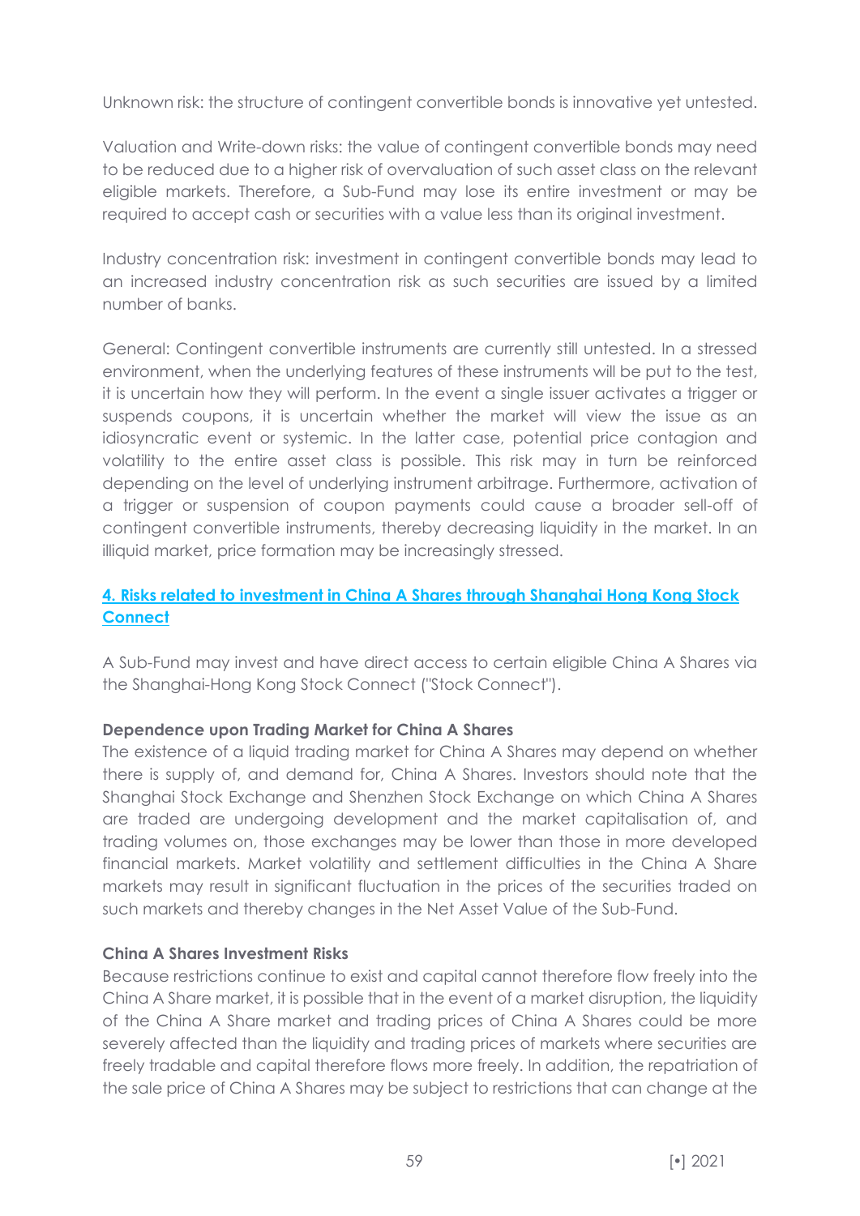Unknown risk: the structure of contingent convertible bonds is innovative yet untested.

Valuation and Write-down risks: the value of contingent convertible bonds may need to be reduced due to a higher risk of overvaluation of such asset class on the relevant eligible markets. Therefore, a Sub-Fund may lose its entire investment or may be required to accept cash or securities with a value less than its original investment.

Industry concentration risk: investment in contingent convertible bonds may lead to an increased industry concentration risk as such securities are issued by a limited number of banks.

General: Contingent convertible instruments are currently still untested. In a stressed environment, when the underlying features of these instruments will be put to the test, it is uncertain how they will perform. In the event a single issuer activates a trigger or suspends coupons, it is uncertain whether the market will view the issue as an idiosyncratic event or systemic. In the latter case, potential price contagion and volatility to the entire asset class is possible. This risk may in turn be reinforced depending on the level of underlying instrument arbitrage. Furthermore, activation of a trigger or suspension of coupon payments could cause a broader sell-off of contingent convertible instruments, thereby decreasing liquidity in the market. In an illiquid market, price formation may be increasingly stressed.

## 4. Risks related to investment in China A Shares through Shanghai Hong Kong Stock Connect

A Sub-Fund may invest and have direct access to certain eligible China A Shares via the Shanghai-Hong Kong Stock Connect ("Stock Connect").

**Dependence upon Trading Market for China A Shares**

The existence of a liquid trading market for China A Shares may depend on whether there is supply of, and demand for, China A Shares. Investors should note that the Shanghai Stock Exchange and Shenzhen Stock Exchange on which China A Shares are traded are undergoing development and the market capitalisation of, and trading volumes on, those exchanges may be lower than those in more developed financial markets. Market volatility and settlement difficulties in the China A Share markets may result in significant fluctuation in the prices of the securities traded on such markets and thereby changes in the Net Asset Value of the Sub-Fund.

**China A Shares Investment Risks**

Because restrictions continue to exist and capital cannot therefore flow freely into the China A Share market, it is possible that in the event of a market disruption, the liquidity of the China A Share market and trading prices of China A Shares could be more severely affected than the liquidity and trading prices of markets where securities are freely tradable and capital therefore flows more freely. In addition, the repatriation of the sale price of China A Shares may be subject to restrictions that can change at the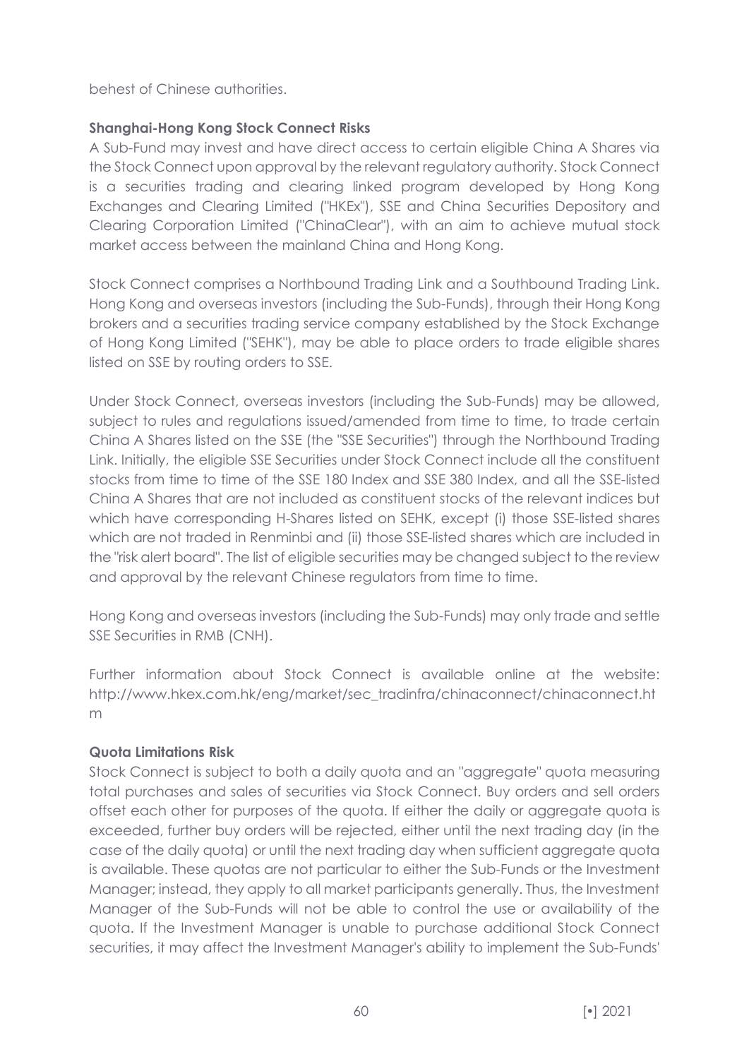behest of Chinese authorities.

**Shanghai-Hong Kong Stock Connect Risks**

A Sub-Fund may invest and have direct access to certain eligible China A Shares via the Stock Connect upon approval by the relevant regulatory authority. Stock Connect is a securities trading and clearing linked program developed by Hong Kong Exchanges and Clearing Limited ("HKEx"), SSE and China Securities Depository and Clearing Corporation Limited ("ChinaClear"), with an aim to achieve mutual stock market access between the mainland China and Hong Kong.

Stock Connect comprises a Northbound Trading Link and a Southbound Trading Link. Hong Kong and overseas investors (including the Sub-Funds), through their Hong Kong brokers and a securities trading service company established by the Stock Exchange of Hong Kong Limited ("SEHK"), may be able to place orders to trade eligible shares listed on SSE by routing orders to SSE.

Under Stock Connect, overseas investors (including the Sub-Funds) may be allowed, subject to rules and regulations issued/amended from time to time, to trade certain China A Shares listed on the SSE (the "SSE Securities") through the Northbound Trading Link. Initially, the eligible SSE Securities under Stock Connect include all the constituent stocks from time to time of the SSE 180 Index and SSE 380 Index, and all the SSE-listed China A Shares that are not included as constituent stocks of the relevant indices but which have corresponding H-Shares listed on SEHK, except (i) those SSE-listed shares which are not traded in Renminbi and (ii) those SSE-listed shares which are included in the "risk alert board". The list of eligible securities may be changed subject to the review and approval by the relevant Chinese regulators from time to time.

Hong Kong and overseas investors (including the Sub-Funds) may only trade and settle SSE Securities in RMB (CNH).

Further information about Stock Connect is available online at the website: http://www.hkex.com.hk/eng/market/sec_tradinfra/chinaconnect/chinaconnect.htm

**Quota Limitations Risk**

Stock Connect is subject to both a daily quota and an "aggregate" quota measuring total purchases and sales of securities via Stock Connect. Buy orders and sell orders offset each other for purposes of the quota. If either the daily or aggregate quota is exceeded, further buy orders will be rejected, either until the next trading day (in the case of the daily quota) or until the next trading day when sufficient aggregate quota is available. These quotas are not particular to either the Sub-Funds or the Investment Manager; instead, they apply to all market participants generally. Thus, the Investment Manager of the Sub-Funds will not be able to control the use or availability of the quota. If the Investment Manager is unable to purchase additional Stock Connect securities, it may affect the Investment Manager's ability to implement the Sub-Funds'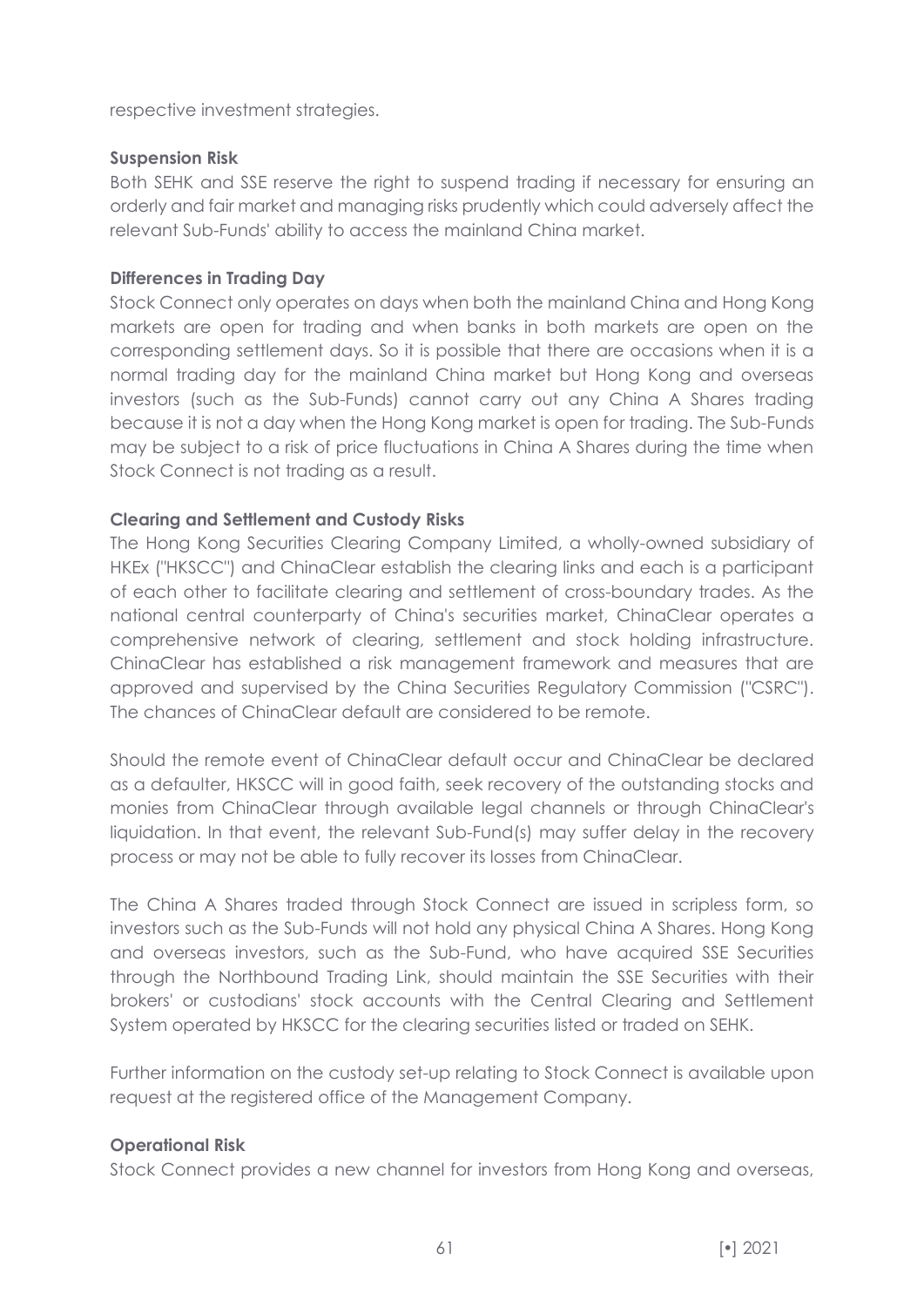respective investment strategies.

**Suspension Risk**

Both SEHK and SSE reserve the right to suspend trading if necessary for ensuring an orderly and fair market and managing risks prudently which could adversely affect the relevant Sub-Funds' ability to access the mainland China market.

**Differences in Trading Day**

Stock Connect only operates on days when both the mainland China and Hong Kong markets are open for trading and when banks in both markets are open on the corresponding settlement days. So it is possible that there are occasions when it is a normal trading day for the mainland China market but Hong Kong and overseas investors (such as the Sub-Funds) cannot carry out any China A Shares trading because it is not a day when the Hong Kong market is open for trading. The Sub-Funds may be subject to a risk of price fluctuations in China A Shares during the time when Stock Connect is not trading as a result.

**Clearing and Settlement and Custody Risks**

The Hong Kong Securities Clearing Company Limited, a wholly-owned subsidiary of HKEx ("HKSCC") and ChinaClear establish the clearing links and each is a participant of each other to facilitate clearing and settlement of cross-boundary trades. As the national central counterparty of China's securities market, ChinaClear operates a comprehensive network of clearing, settlement and stock holding infrastructure. ChinaClear has established a risk management framework and measures that are approved and supervised by the China Securities Regulatory Commission ("CSRC"). The chances of ChinaClear default are considered to be remote.

Should the remote event of ChinaClear default occur and ChinaClear be declared as a defaulter, HKSCC will in good faith, seek recovery of the outstanding stocks and monies from ChinaClear through available legal channels or through ChinaClear's liquidation. In that event, the relevant Sub-Fund(s) may suffer delay in the recovery process or may not be able to fully recover its losses from ChinaClear.

The China A Shares traded through Stock Connect are issued in scripless form, so investors such as the Sub-Funds will not hold any physical China A Shares. Hong Kong and overseas investors, such as the Sub-Fund, who have acquired SSE Securities through the Northbound Trading Link, should maintain the SSE Securities with their brokers' or custodians' stock accounts with the Central Clearing and Settlement System operated by HKSCC for the clearing securities listed or traded on SEHK.

Further information on the custody set-up relating to Stock Connect is available upon request at the registered office of the Management Company.

**Operational Risk**

Stock Connect provides a new channel for investors from Hong Kong and overseas,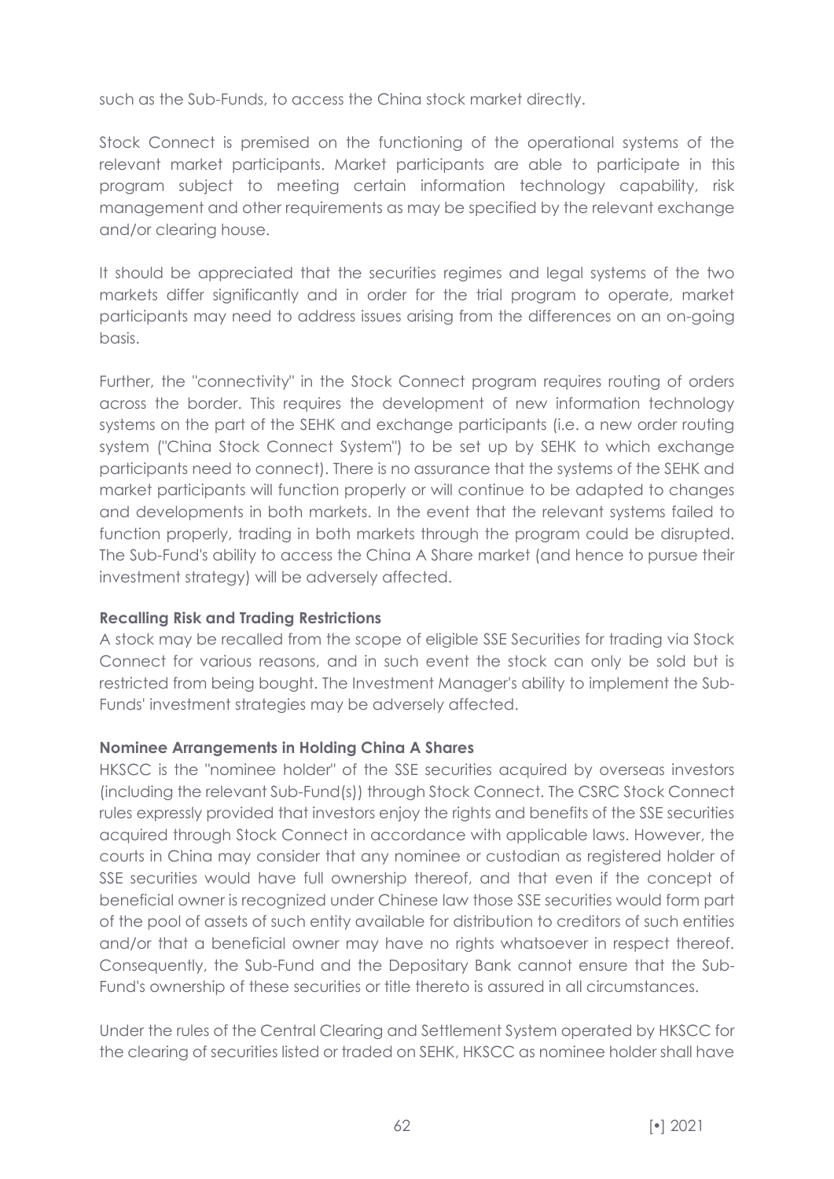such as the Sub-Funds, to access the China stock market directly.

Stock Connect is premised on the functioning of the operational systems of the relevant market participants. Market participants are able to participate in this program subject to meeting certain information technology capability, risk management and other requirements as may be specified by the relevant exchange and/or clearing house.

It should be appreciated that the securities regimes and legal systems of the two markets differ significantly and in order for the trial program to operate, market participants may need to address issues arising from the differences on an on-going basis.

Further, the "connectivity" in the Stock Connect program requires routing of orders across the border. This requires the development of new information technology systems on the part of the SEHK and exchange participants (i.e. a new order routing system ("China Stock Connect System") to be set up by SEHK to which exchange participants need to connect). There is no assurance that the systems of the SEHK and market participants will function properly or will continue to be adapted to changes and developments in both markets. In the event that the relevant systems failed to function properly, trading in both markets through the program could be disrupted. The Sub-Fund's ability to access the China A Share market (and hence to pursue their investment strategy) will be adversely affected.

**Recalling Risk and Trading Restrictions**

A stock may be recalled from the scope of eligible SSE Securities for trading via Stock Connect for various reasons, and in such event the stock can only be sold but is restricted from being bought. The Investment Manager's ability to implement the Sub-Funds' investment strategies may be adversely affected.

**Nominee Arrangements in Holding China A Shares**

HKSCC is the "nominee holder" of the SSE securities acquired by overseas investors (including the relevant Sub-Fund(s)) through Stock Connect. The CSRC Stock Connect rules expressly provided that investors enjoy the rights and benefits of the SSE securities acquired through Stock Connect in accordance with applicable laws. However, the courts in China may consider that any nominee or custodian as registered holder of SSE securities would have full ownership thereof, and that even if the concept of beneficial owner is recognized under Chinese law those SSE securities would form part of the pool of assets of such entity available for distribution to creditors of such entities and/or that a beneficial owner may have no rights whatsoever in respect thereof. Consequently, the Sub-Fund and the Depositary Bank cannot ensure that the Sub-Fund's ownership of these securities or title thereto is assured in all circumstances.

Under the rules of the Central Clearing and Settlement System operated by HKSCC for the clearing of securities listed or traded on SEHK, HKSCC as nominee holder shall have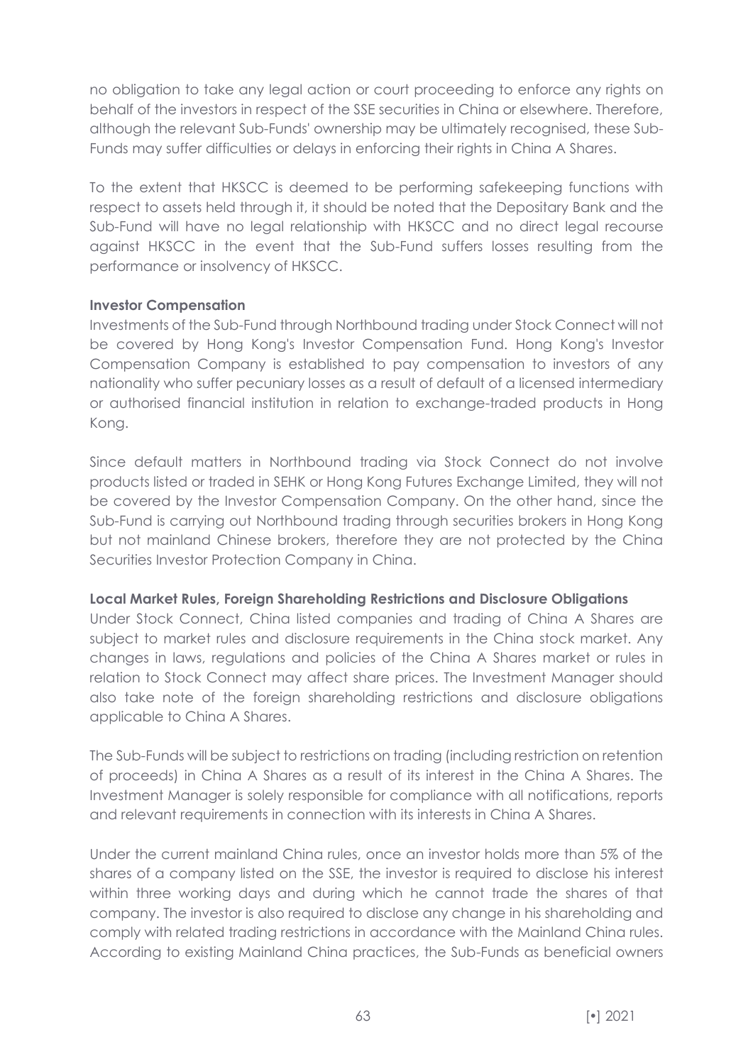no obligation to take any legal action or court proceeding to enforce any rights on behalf of the investors in respect of the SSE securities in China or elsewhere. Therefore, although the relevant Sub-Funds' ownership may be ultimately recognised, these Sub-Funds may suffer difficulties or delays in enforcing their rights in China A Shares.

To the extent that HKSCC is deemed to be performing safekeeping functions with respect to assets held through it, it should be noted that the Depositary Bank and the Sub-Fund will have no legal relationship with HKSCC and no direct legal recourse against HKSCC in the event that the Sub-Fund suffers losses resulting from the performance or insolvency of HKSCC.

**Investor Compensation**

Investments of the Sub-Fund through Northbound trading under Stock Connect will not be covered by Hong Kong's Investor Compensation Fund. Hong Kong's Investor Compensation Company is established to pay compensation to investors of any nationality who suffer pecuniary losses as a result of default of a licensed intermediary or authorised financial institution in relation to exchange-traded products in Hong Kong.

Since default matters in Northbound trading via Stock Connect do not involve products listed or traded in SEHK or Hong Kong Futures Exchange Limited, they will not be covered by the Investor Compensation Company. On the other hand, since the Sub-Fund is carrying out Northbound trading through securities brokers in Hong Kong but not mainland Chinese brokers, therefore they are not protected by the China Securities Investor Protection Company in China.

**Local Market Rules, Foreign Shareholding Restrictions and Disclosure Obligations**

Under Stock Connect, China listed companies and trading of China A Shares are subject to market rules and disclosure requirements in the China stock market. Any changes in laws, regulations and policies of the China A Shares market or rules in relation to Stock Connect may affect share prices. The Investment Manager should also take note of the foreign shareholding restrictions and disclosure obligations applicable to China A Shares.

The Sub-Funds will be subject to restrictions on trading (including restriction on retention of proceeds) in China A Shares as a result of its interest in the China A Shares. The Investment Manager is solely responsible for compliance with all notifications, reports and relevant requirements in connection with its interests in China A Shares.

Under the current mainland China rules, once an investor holds more than 5% of the shares of a company listed on the SSE, the investor is required to disclose his interest within three working days and during which he cannot trade the shares of that company. The investor is also required to disclose any change in his shareholding and comply with related trading restrictions in accordance with the Mainland China rules. According to existing Mainland China practices, the Sub-Funds as beneficial owners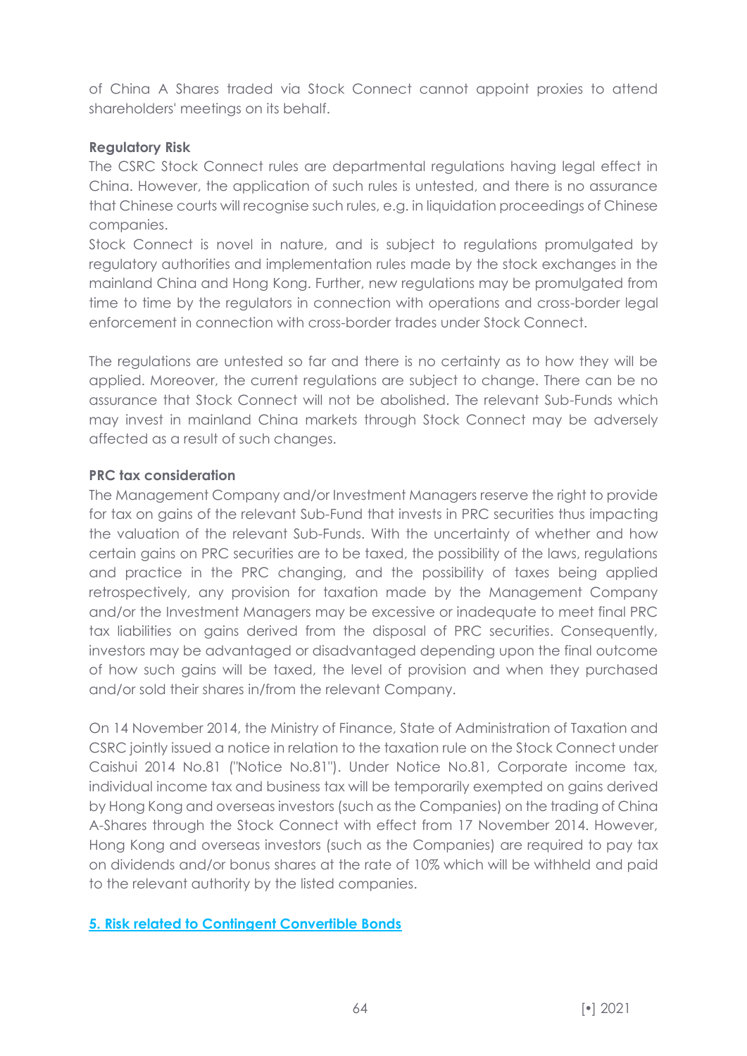of China A Shares traded via Stock Connect cannot appoint proxies to attend shareholders' meetings on its behalf.

**Regulatory Risk**

The CSRC Stock Connect rules are departmental regulations having legal effect in China. However, the application of such rules is untested, and there is no assurance that Chinese courts will recognise such rules, e.g. in liquidation proceedings of Chinese companies.

Stock Connect is novel in nature, and is subject to regulations promulgated by regulatory authorities and implementation rules made by the stock exchanges in the mainland China and Hong Kong. Further, new regulations may be promulgated from time to time by the regulators in connection with operations and cross-border legal enforcement in connection with cross-border trades under Stock Connect.

The regulations are untested so far and there is no certainty as to how they will be applied. Moreover, the current regulations are subject to change. There can be no assurance that Stock Connect will not be abolished. The relevant Sub-Funds which may invest in mainland China markets through Stock Connect may be adversely affected as a result of such changes.

**PRC tax consideration**

The Management Company and/or Investment Managers reserve the right to provide for tax on gains of the relevant Sub-Fund that invests in PRC securities thus impacting the valuation of the relevant Sub-Funds. With the uncertainty of whether and how certain gains on PRC securities are to be taxed, the possibility of the laws, regulations and practice in the PRC changing, and the possibility of taxes being applied retrospectively, any provision for taxation made by the Management Company and/or the Investment Managers may be excessive or inadequate to meet final PRC tax liabilities on gains derived from the disposal of PRC securities. Consequently, investors may be advantaged or disadvantaged depending upon the final outcome of how such gains will be taxed, the level of provision and when they purchased and/or sold their shares in/from the relevant Company.

On 14 November 2014, the Ministry of Finance, State of Administration of Taxation and CSRC jointly issued a notice in relation to the taxation rule on the Stock Connect under Caishui 2014 No.81 ("Notice No.81"). Under Notice No.81, Corporate income tax, individual income tax and business tax will be temporarily exempted on gains derived by Hong Kong and overseas investors (such as the Companies) on the trading of China A-Shares through the Stock Connect with effect from 17 November 2014. However, Hong Kong and overseas investors (such as the Companies) are required to pay tax on dividends and/or bonus shares at the rate of 10% which will be withheld and paid to the relevant authority by the listed companies.

## 5. Risk related to Contingent Convertible Bonds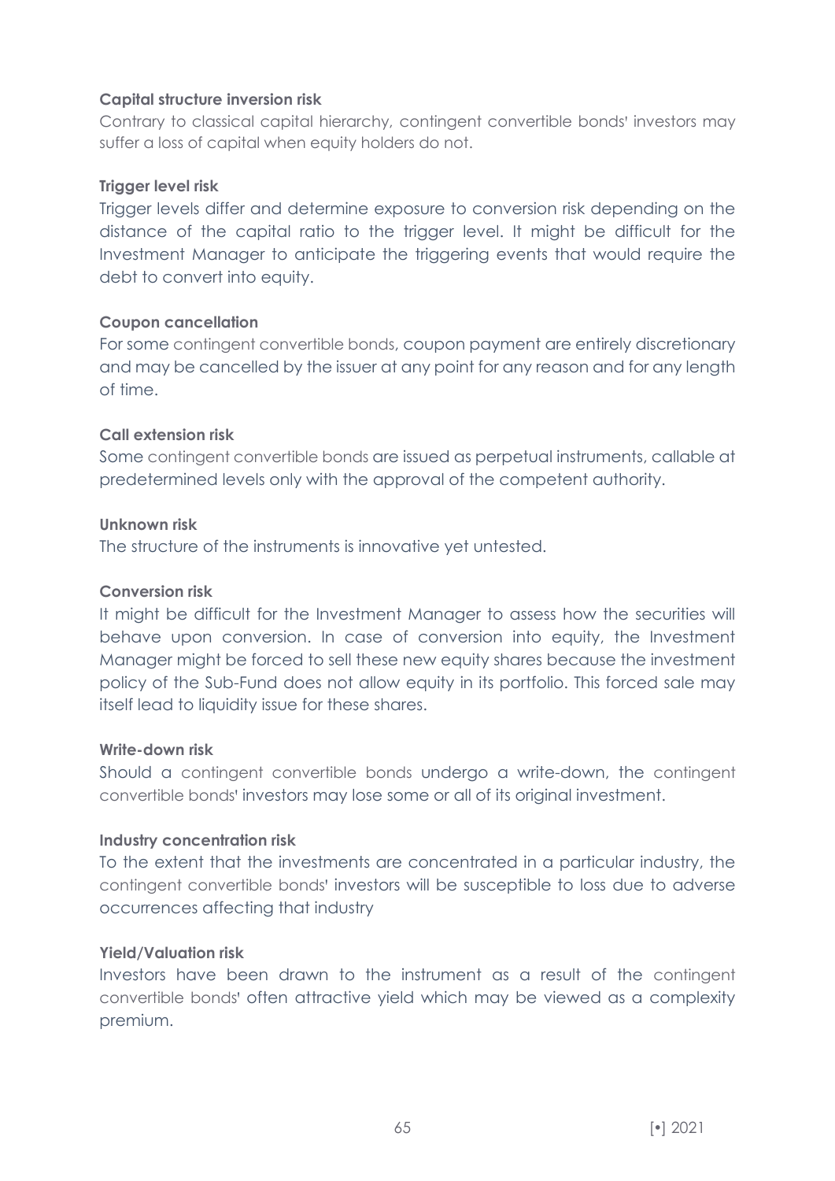**Capital structure inversion risk**

Contrary to classical capital hierarchy, contingent convertible bonds' investors may suffer a loss of capital when equity holders do not.

**Trigger level risk**

Trigger levels differ and determine exposure to conversion risk depending on the distance of the capital ratio to the trigger level. It might be difficult for the Investment Manager to anticipate the triggering events that would require the debt to convert into equity.

**Coupon cancellation**

For some contingent convertible bonds, coupon payment are entirely discretionary and may be cancelled by the issuer at any point for any reason and for any length of time.

**Call extension risk**

Some contingent convertible bonds are issued as perpetual instruments, callable at predetermined levels only with the approval of the competent authority.

**Unknown risk**

The structure of the instruments is innovative yet untested.

**Conversion risk**

It might be difficult for the Investment Manager to assess how the securities will behave upon conversion. In case of conversion into equity, the Investment Manager might be forced to sell these new equity shares because the investment policy of the Sub-Fund does not allow equity in its portfolio. This forced sale may itself lead to liquidity issue for these shares.

**Write-down risk**

Should a contingent convertible bonds undergo a write-down, the contingent convertible bonds' investors may lose some or all of its original investment.

**Industry concentration risk**

To the extent that the investments are concentrated in a particular industry, the contingent convertible bonds' investors will be susceptible to loss due to adverse occurrences affecting that industry

**Yield/Valuation risk**

Investors have been drawn to the instrument as a result of the contingent convertible bonds' often attractive yield which may be viewed as a complexity premium.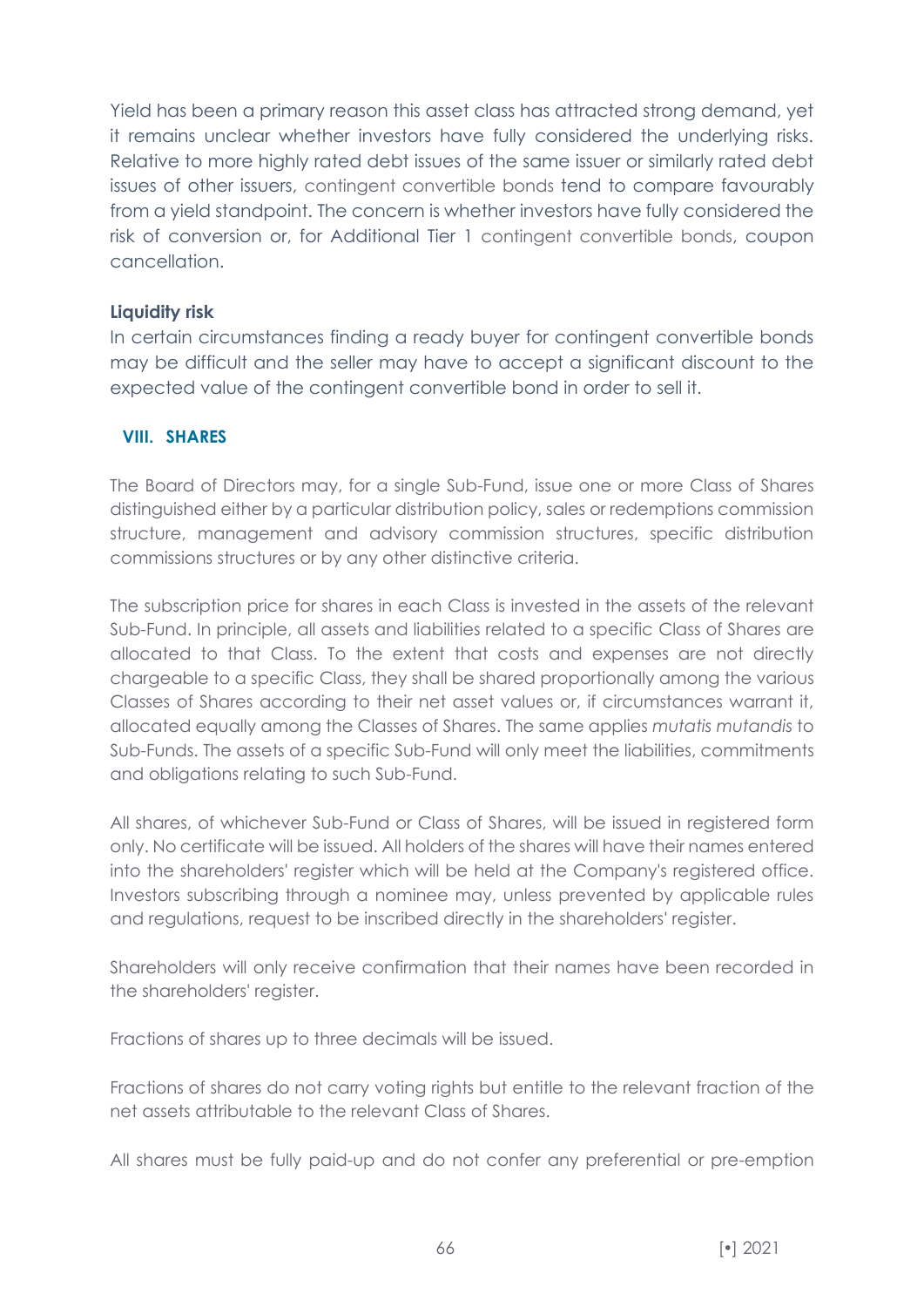Yield has been a primary reason this asset class has attracted strong demand, yet it remains unclear whether investors have fully considered the underlying risks. Relative to more highly rated debt issues of the same issuer or similarly rated debt issues of other issuers, contingent convertible bonds tend to compare favourably from a yield standpoint. The concern is whether investors have fully considered the risk of conversion or, for Additional Tier 1 contingent convertible bonds, coupon cancellation.

**Liquidity risk**

In certain circumstances finding a ready buyer for contingent convertible bonds may be difficult and the seller may have to accept a significant discount to the expected value of the contingent convertible bond in order to sell it.

## VIII. SHARES

The Board of Directors may, for a single Sub-Fund, issue one or more Class of Shares distinguished either by a particular distribution policy, sales or redemptions commission structure, management and advisory commission structures, specific distribution commissions structures or by any other distinctive criteria.

The subscription price for shares in each Class is invested in the assets of the relevant Sub-Fund. In principle, all assets and liabilities related to a specific Class of Shares are allocated to that Class. To the extent that costs and expenses are not directly chargeable to a specific Class, they shall be shared proportionally among the various Classes of Shares according to their net asset values or, if circumstances warrant it, allocated equally among the Classes of Shares. The same applies *mutatis mutandis* to Sub-Funds. The assets of a specific Sub-Fund will only meet the liabilities, commitments and obligations relating to such Sub-Fund.

All shares, of whichever Sub-Fund or Class of Shares, will be issued in registered form only. No certificate will be issued. All holders of the shares will have their names entered into the shareholders' register which will be held at the Company's registered office. Investors subscribing through a nominee may, unless prevented by applicable rules and regulations, request to be inscribed directly in the shareholders' register.

Shareholders will only receive confirmation that their names have been recorded in the shareholders' register.

Fractions of shares up to three decimals will be issued.

Fractions of shares do not carry voting rights but entitle to the relevant fraction of the net assets attributable to the relevant Class of Shares.

All shares must be fully paid-up and do not confer any preferential or pre-emption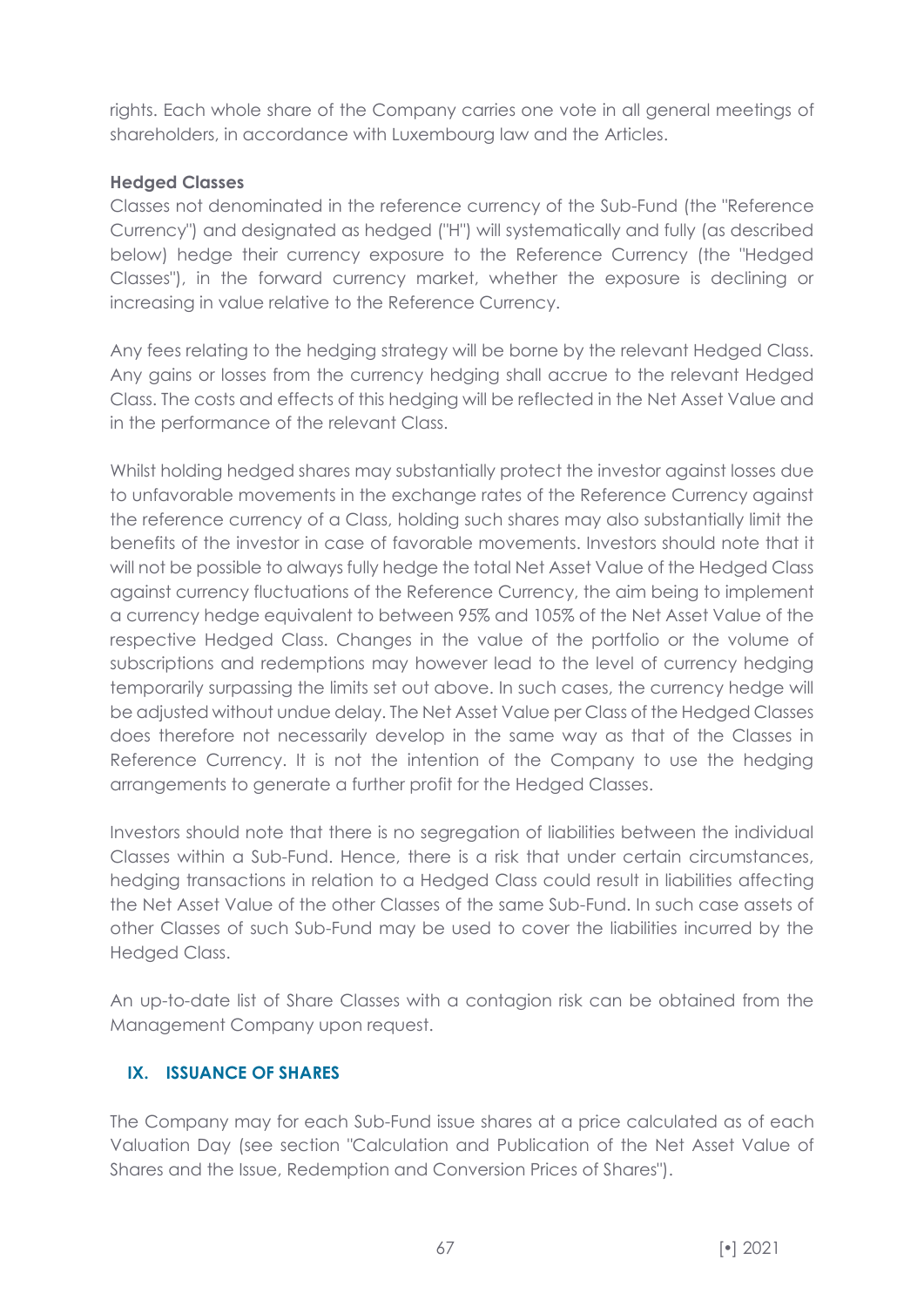rights. Each whole share of the Company carries one vote in all general meetings of shareholders, in accordance with Luxembourg law and the Articles.

**Hedged Classes**

Classes not denominated in the reference currency of the Sub-Fund (the "Reference Currency") and designated as hedged ("H") will systematically and fully (as described below) hedge their currency exposure to the Reference Currency (the "Hedged Classes"), in the forward currency market, whether the exposure is declining or increasing in value relative to the Reference Currency.

Any fees relating to the hedging strategy will be borne by the relevant Hedged Class. Any gains or losses from the currency hedging shall accrue to the relevant Hedged Class. The costs and effects of this hedging will be reflected in the Net Asset Value and in the performance of the relevant Class.

Whilst holding hedged shares may substantially protect the investor against losses due to unfavorable movements in the exchange rates of the Reference Currency against the reference currency of a Class, holding such shares may also substantially limit the benefits of the investor in case of favorable movements. Investors should note that it will not be possible to always fully hedge the total Net Asset Value of the Hedged Class against currency fluctuations of the Reference Currency, the aim being to implement a currency hedge equivalent to between 95% and 105% of the Net Asset Value of the respective Hedged Class. Changes in the value of the portfolio or the volume of subscriptions and redemptions may however lead to the level of currency hedging temporarily surpassing the limits set out above. In such cases, the currency hedge will be adjusted without undue delay. The Net Asset Value per Class of the Hedged Classes does therefore not necessarily develop in the same way as that of the Classes in Reference Currency. It is not the intention of the Company to use the hedging arrangements to generate a further profit for the Hedged Classes.

Investors should note that there is no segregation of liabilities between the individual Classes within a Sub-Fund. Hence, there is a risk that under certain circumstances, hedging transactions in relation to a Hedged Class could result in liabilities affecting the Net Asset Value of the other Classes of the same Sub-Fund. In such case assets of other Classes of such Sub-Fund may be used to cover the liabilities incurred by the Hedged Class.

An up-to-date list of Share Classes with a contagion risk can be obtained from the Management Company upon request.

## IX. ISSUANCE OF SHARES

The Company may for each Sub-Fund issue shares at a price calculated as of each Valuation Day (see section "Calculation and Publication of the Net Asset Value of Shares and the Issue, Redemption and Conversion Prices of Shares").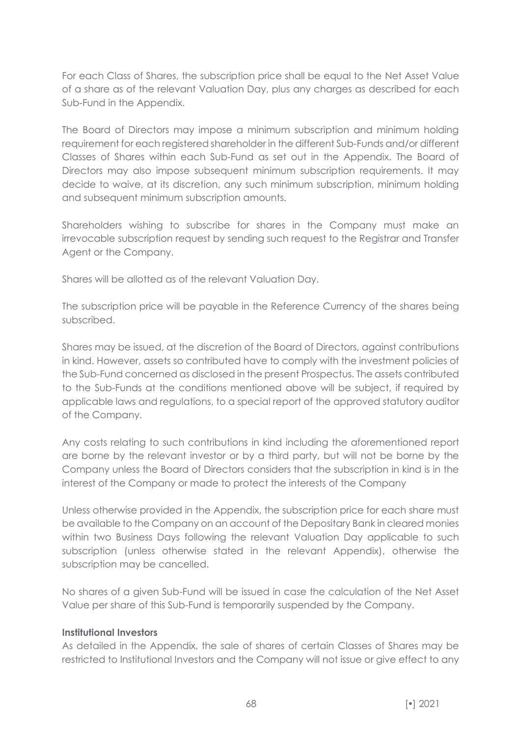For each Class of Shares, the subscription price shall be equal to the Net Asset Value of a share as of the relevant Valuation Day, plus any charges as described for each Sub-Fund in the Appendix.

The Board of Directors may impose a minimum subscription and minimum holding requirement for each registered shareholder in the different Sub-Funds and/or different Classes of Shares within each Sub-Fund as set out in the Appendix. The Board of Directors may also impose subsequent minimum subscription requirements. It may decide to waive, at its discretion, any such minimum subscription, minimum holding and subsequent minimum subscription amounts.

Shareholders wishing to subscribe for shares in the Company must make an irrevocable subscription request by sending such request to the Registrar and Transfer Agent or the Company.

Shares will be allotted as of the relevant Valuation Day.

The subscription price will be payable in the Reference Currency of the shares being subscribed.

Shares may be issued, at the discretion of the Board of Directors, against contributions in kind. However, assets so contributed have to comply with the investment policies of the Sub-Fund concerned as disclosed in the present Prospectus. The assets contributed to the Sub-Funds at the conditions mentioned above will be subject, if required by applicable laws and regulations, to a special report of the approved statutory auditor of the Company.

Any costs relating to such contributions in kind including the aforementioned report are borne by the relevant investor or by a third party, but will not be borne by the Company unless the Board of Directors considers that the subscription in kind is in the interest of the Company or made to protect the interests of the Company

Unless otherwise provided in the Appendix, the subscription price for each share must be available to the Company on an account of the Depositary Bank in cleared monies within two Business Days following the relevant Valuation Day applicable to such subscription (unless otherwise stated in the relevant Appendix), otherwise the subscription may be cancelled.

No shares of a given Sub-Fund will be issued in case the calculation of the Net Asset Value per share of this Sub-Fund is temporarily suspended by the Company.

**Institutional Investors**

As detailed in the Appendix, the sale of shares of certain Classes of Shares may be restricted to Institutional Investors and the Company will not issue or give effect to any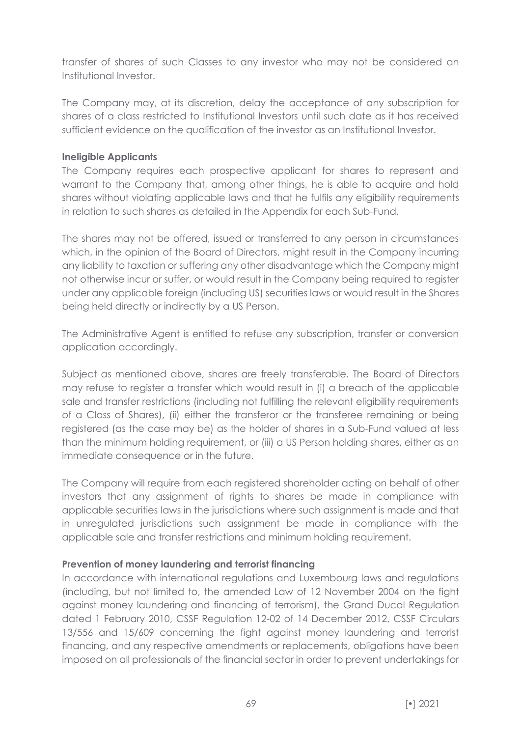transfer of shares of such Classes to any investor who may not be considered an Institutional Investor.

The Company may, at its discretion, delay the acceptance of any subscription for shares of a class restricted to Institutional Investors until such date as it has received sufficient evidence on the qualification of the investor as an Institutional Investor.

**Ineligible Applicants**

The Company requires each prospective applicant for shares to represent and warrant to the Company that, among other things, he is able to acquire and hold shares without violating applicable laws and that he fulfils any eligibility requirements in relation to such shares as detailed in the Appendix for each Sub-Fund.

The shares may not be offered, issued or transferred to any person in circumstances which, in the opinion of the Board of Directors, might result in the Company incurring any liability to taxation or suffering any other disadvantage which the Company might not otherwise incur or suffer, or would result in the Company being required to register under any applicable foreign (including US) securities laws or would result in the Shares being held directly or indirectly by a US Person.

The Administrative Agent is entitled to refuse any subscription, transfer or conversion application accordingly.

Subject as mentioned above, shares are freely transferable. The Board of Directors may refuse to register a transfer which would result in (i) a breach of the applicable sale and transfer restrictions (including not fulfilling the relevant eligibility requirements of a Class of Shares), (ii) either the transferor or the transferee remaining or being registered (as the case may be) as the holder of shares in a Sub-Fund valued at less than the minimum holding requirement, or (iii) a US Person holding shares, either as an immediate consequence or in the future.

The Company will require from each registered shareholder acting on behalf of other investors that any assignment of rights to shares be made in compliance with applicable securities laws in the jurisdictions where such assignment is made and that in unregulated jurisdictions such assignment be made in compliance with the applicable sale and transfer restrictions and minimum holding requirement.

**Prevention of money laundering and terrorist financing**

In accordance with international regulations and Luxembourg laws and regulations (including, but not limited to, the amended Law of 12 November 2004 on the fight against money laundering and financing of terrorism), the Grand Ducal Regulation dated 1 February 2010, CSSF Regulation 12-02 of 14 December 2012, CSSF Circulars 13/556 and 15/609 concerning the fight against money laundering and terrorist financing, and any respective amendments or replacements, obligations have been imposed on all professionals of the financial sector in order to prevent undertakings for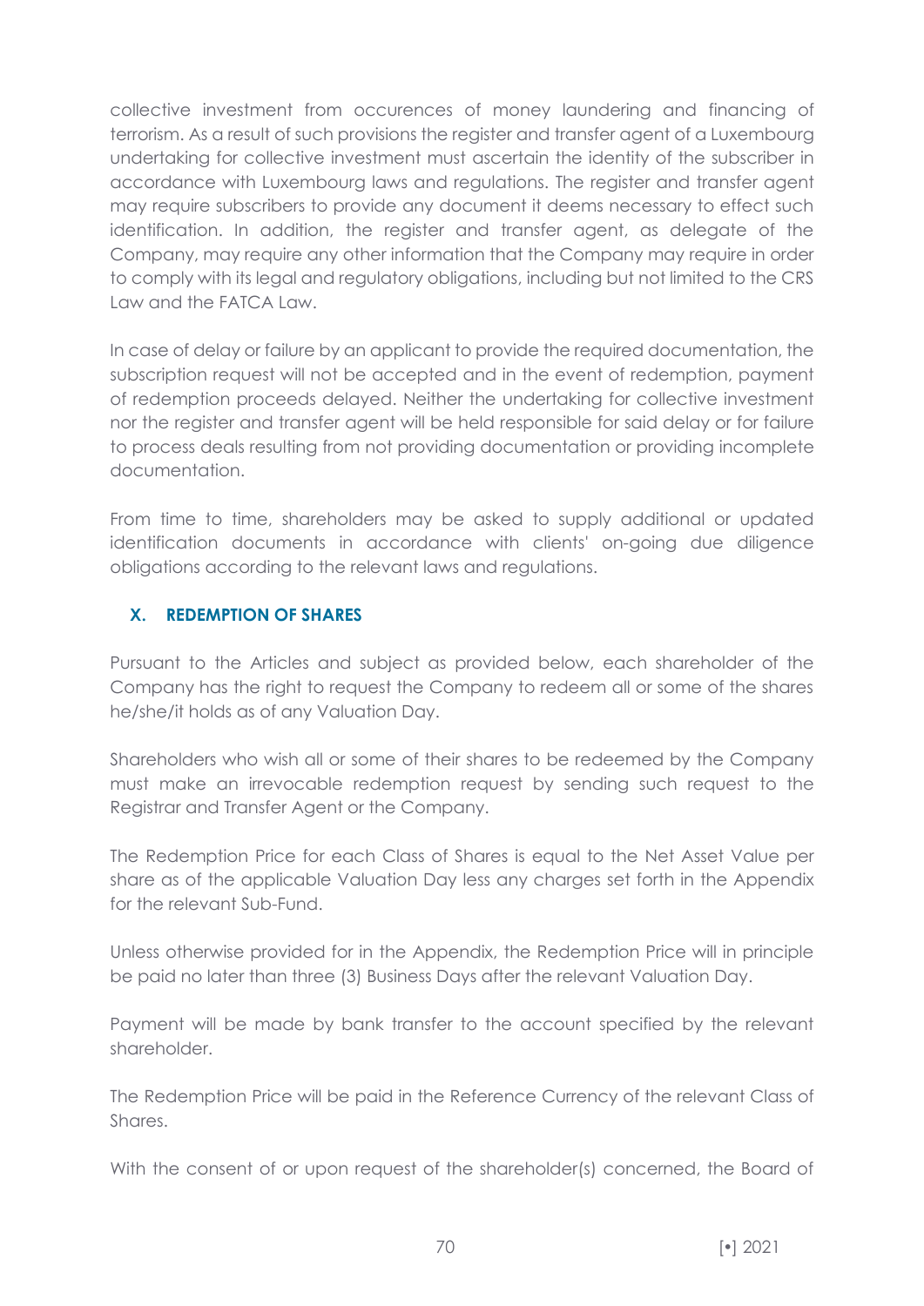collective investment from occurences of money laundering and financing of terrorism. As a result of such provisions the register and transfer agent of a Luxembourg undertaking for collective investment must ascertain the identity of the subscriber in accordance with Luxembourg laws and regulations. The register and transfer agent may require subscribers to provide any document it deems necessary to effect such identification. In addition, the register and transfer agent, as delegate of the Company, may require any other information that the Company may require in order to comply with its legal and regulatory obligations, including but not limited to the CRS Law and the FATCA Law.

In case of delay or failure by an applicant to provide the required documentation, the subscription request will not be accepted and in the event of redemption, payment of redemption proceeds delayed. Neither the undertaking for collective investment nor the register and transfer agent will be held responsible for said delay or for failure to process deals resulting from not providing documentation or providing incomplete documentation.

From time to time, shareholders may be asked to supply additional or updated identification documents in accordance with clients' on-going due diligence obligations according to the relevant laws and regulations.

## X. REDEMPTION OF SHARES

Pursuant to the Articles and subject as provided below, each shareholder of the Company has the right to request the Company to redeem all or some of the shares he/she/it holds as of any Valuation Day.

Shareholders who wish all or some of their shares to be redeemed by the Company must make an irrevocable redemption request by sending such request to the Registrar and Transfer Agent or the Company.

The Redemption Price for each Class of Shares is equal to the Net Asset Value per share as of the applicable Valuation Day less any charges set forth in the Appendix for the relevant Sub-Fund.

Unless otherwise provided for in the Appendix, the Redemption Price will in principle be paid no later than three (3) Business Days after the relevant Valuation Day.

Payment will be made by bank transfer to the account specified by the relevant shareholder.

The Redemption Price will be paid in the Reference Currency of the relevant Class of Shares.

With the consent of or upon request of the shareholder(s) concerned, the Board of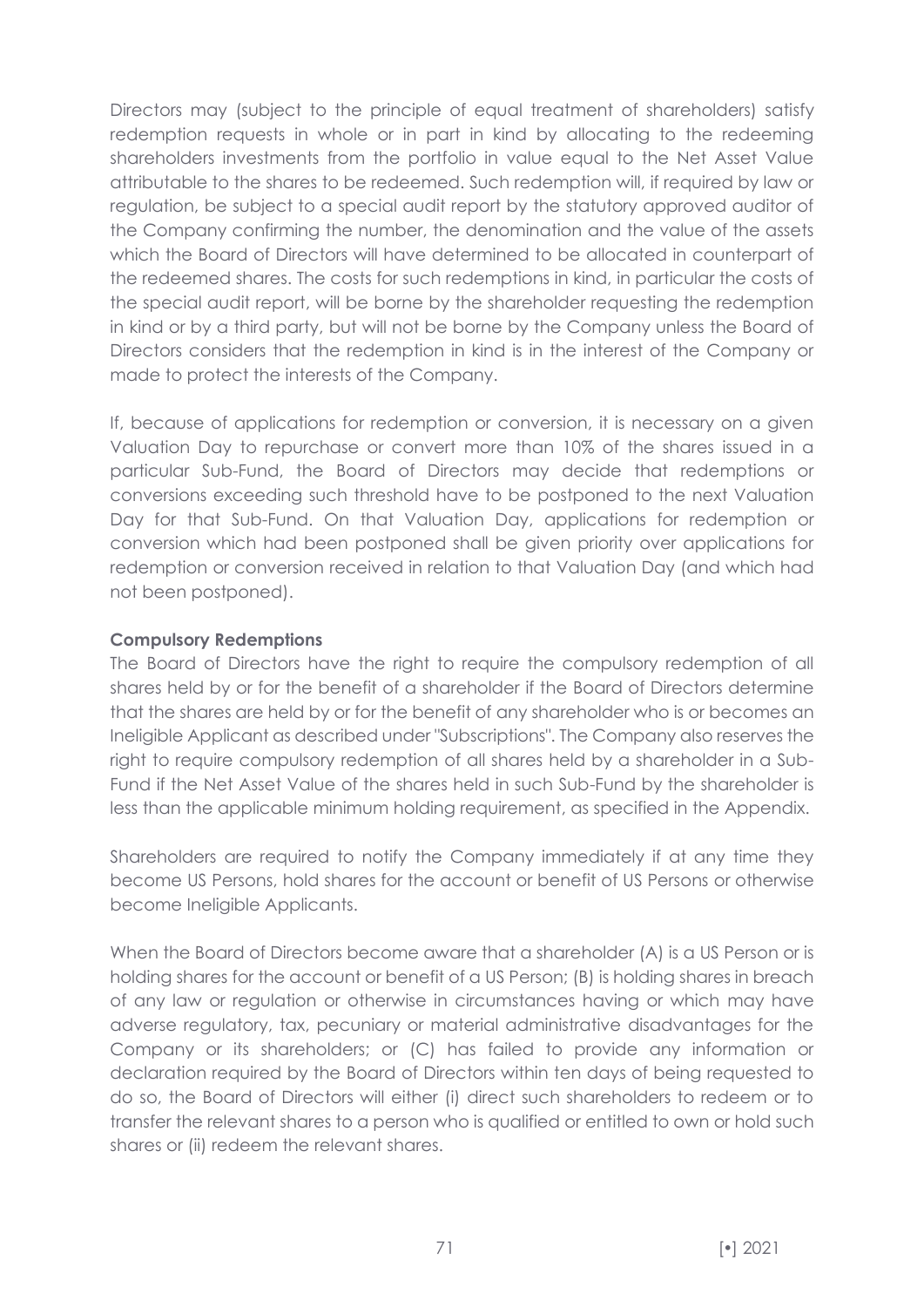Directors may (subject to the principle of equal treatment of shareholders) satisfy redemption requests in whole or in part in kind by allocating to the redeeming shareholders investments from the portfolio in value equal to the Net Asset Value attributable to the shares to be redeemed. Such redemption will, if required by law or regulation, be subject to a special audit report by the statutory approved auditor of the Company confirming the number, the denomination and the value of the assets which the Board of Directors will have determined to be allocated in counterpart of the redeemed shares. The costs for such redemptions in kind, in particular the costs of the special audit report, will be borne by the shareholder requesting the redemption in kind or by a third party, but will not be borne by the Company unless the Board of Directors considers that the redemption in kind is in the interest of the Company or made to protect the interests of the Company.

If, because of applications for redemption or conversion, it is necessary on a given Valuation Day to repurchase or convert more than 10% of the shares issued in a particular Sub-Fund, the Board of Directors may decide that redemptions or conversions exceeding such threshold have to be postponed to the next Valuation Day for that Sub-Fund. On that Valuation Day, applications for redemption or conversion which had been postponed shall be given priority over applications for redemption or conversion received in relation to that Valuation Day (and which had not been postponed).

**Compulsory Redemptions**

The Board of Directors have the right to require the compulsory redemption of all shares held by or for the benefit of a shareholder if the Board of Directors determine that the shares are held by or for the benefit of any shareholder who is or becomes an Ineligible Applicant as described under "Subscriptions". The Company also reserves the right to require compulsory redemption of all shares held by a shareholder in a Sub-Fund if the Net Asset Value of the shares held in such Sub-Fund by the shareholder is less than the applicable minimum holding requirement, as specified in the Appendix.

Shareholders are required to notify the Company immediately if at any time they become US Persons, hold shares for the account or benefit of US Persons or otherwise become Ineligible Applicants.

When the Board of Directors become aware that a shareholder (A) is a US Person or is holding shares for the account or benefit of a US Person; (B) is holding shares in breach of any law or regulation or otherwise in circumstances having or which may have adverse regulatory, tax, pecuniary or material administrative disadvantages for the Company or its shareholders; or (C) has failed to provide any information or declaration required by the Board of Directors within ten days of being requested to do so, the Board of Directors will either (i) direct such shareholders to redeem or to transfer the relevant shares to a person who is qualified or entitled to own or hold such shares or (ii) redeem the relevant shares.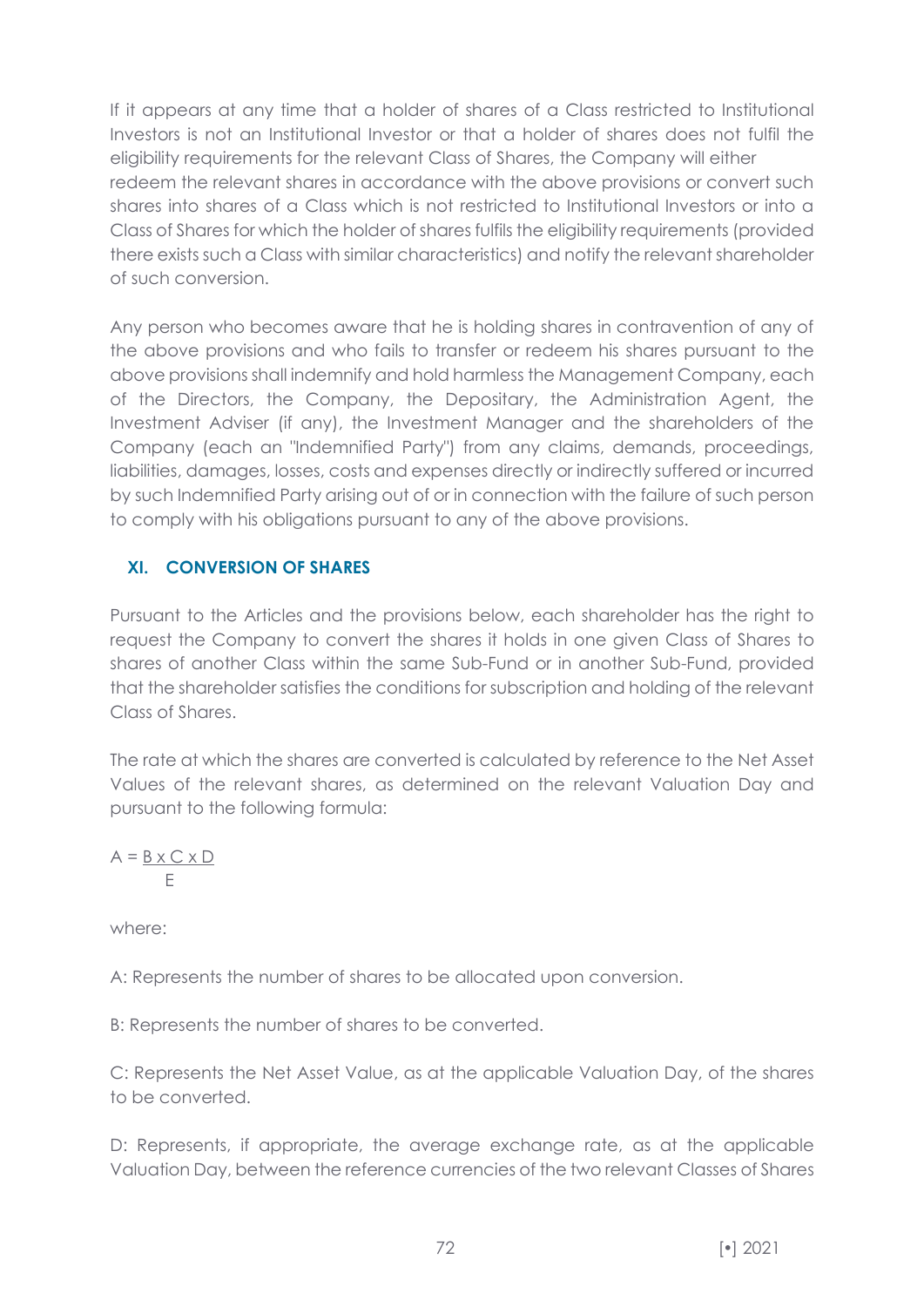If it appears at any time that a holder of shares of a Class restricted to Institutional Investors is not an Institutional Investor or that a holder of shares does not fulfil the eligibility requirements for the relevant Class of Shares, the Company will either redeem the relevant shares in accordance with the above provisions or convert such shares into shares of a Class which is not restricted to Institutional Investors or into a Class of Shares for which the holder of shares fulfils the eligibility requirements (provided there exists such a Class with similar characteristics) and notify the relevant shareholder of such conversion.

Any person who becomes aware that he is holding shares in contravention of any of the above provisions and who fails to transfer or redeem his shares pursuant to the above provisions shall indemnify and hold harmless the Management Company, each of the Directors, the Company, the Depositary, the Administration Agent, the Investment Adviser (if any), the Investment Manager and the shareholders of the Company (each an "Indemnified Party") from any claims, demands, proceedings, liabilities, damages, losses, costs and expenses directly or indirectly suffered or incurred by such Indemnified Party arising out of or in connection with the failure of such person to comply with his obligations pursuant to any of the above provisions.

## XI. CONVERSION OF SHARES

Pursuant to the Articles and the provisions below, each shareholder has the right to request the Company to convert the shares it holds in one given Class of Shares to shares of another Class within the same Sub-Fund or in another Sub-Fund, provided that the shareholder satisfies the conditions for subscription and holding of the relevant Class of Shares.

The rate at which the shares are converted is calculated by reference to the Net Asset Values of the relevant shares, as determined on the relevant Valuation Day and pursuant to the following formula:

$$A = \frac{B \times C \times D}{E}$$

where:

A: Represents the number of shares to be allocated upon conversion.

B: Represents the number of shares to be converted.

C: Represents the Net Asset Value, as at the applicable Valuation Day, of the shares to be converted.

D: Represents, if appropriate, the average exchange rate, as at the applicable Valuation Day, between the reference currencies of the two relevant Classes of Shares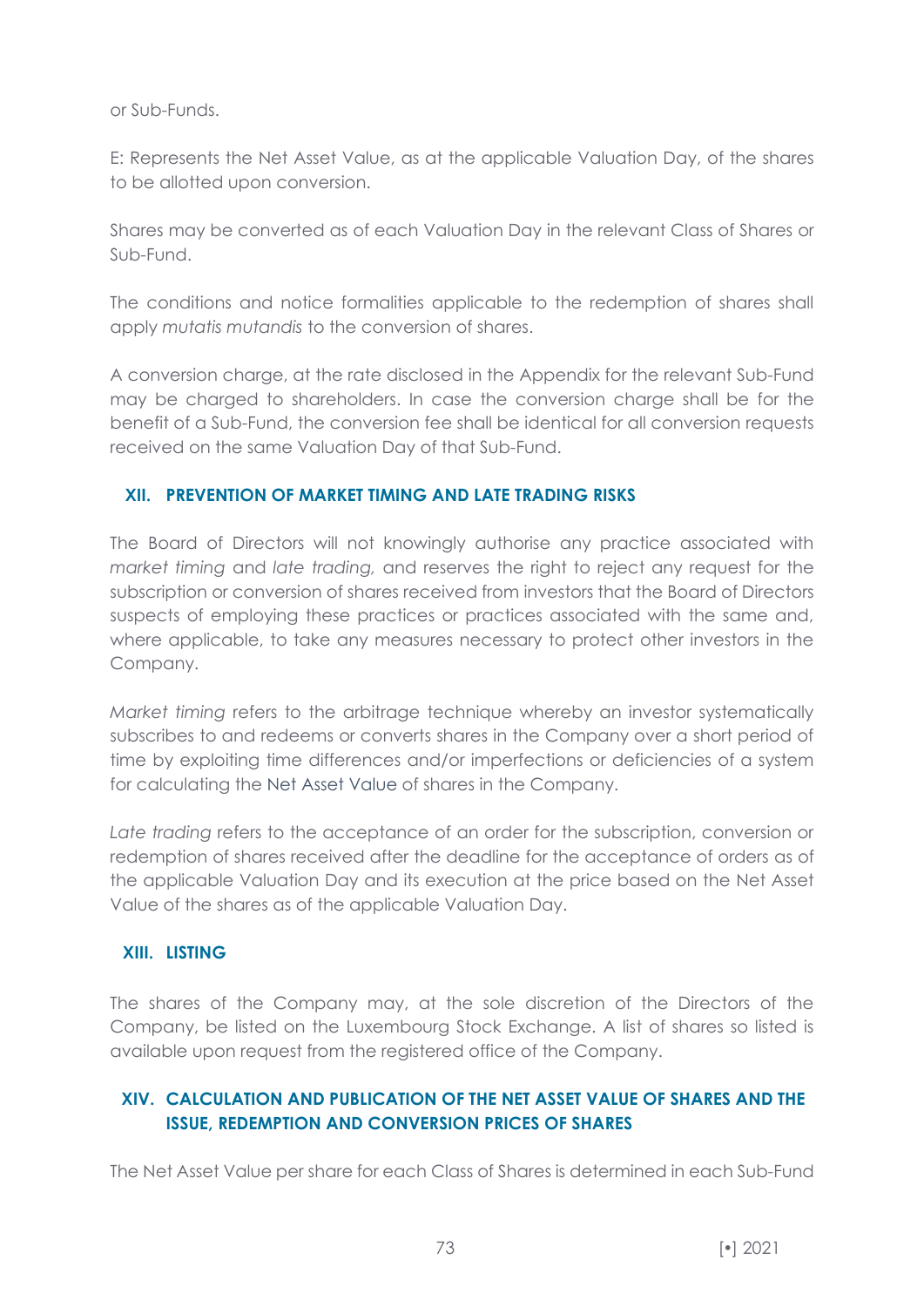or Sub-Funds.

E: Represents the Net Asset Value, as at the applicable Valuation Day, of the shares to be allotted upon conversion.

Shares may be converted as of each Valuation Day in the relevant Class of Shares or Sub-Fund.

The conditions and notice formalities applicable to the redemption of shares shall apply *mutatis mutandis* to the conversion of shares.

A conversion charge, at the rate disclosed in the Appendix for the relevant Sub-Fund may be charged to shareholders. In case the conversion charge shall be for the benefit of a Sub-Fund, the conversion fee shall be identical for all conversion requests received on the same Valuation Day of that Sub-Fund.

## XII. PREVENTION OF MARKET TIMING AND LATE TRADING RISKS

The Board of Directors will not knowingly authorise any practice associated with *market timing* and *late trading,* and reserves the right to reject any request for the subscription or conversion of shares received from investors that the Board of Directors suspects of employing these practices or practices associated with the same and, where applicable, to take any measures necessary to protect other investors in the Company.

*Market timing* refers to the arbitrage technique whereby an investor systematically subscribes to and redeems or converts shares in the Company over a short period of time by exploiting time differences and/or imperfections or deficiencies of a system for calculating the Net Asset Value of shares in the Company.

*Late trading* refers to the acceptance of an order for the subscription, conversion or redemption of shares received after the deadline for the acceptance of orders as of the applicable Valuation Day and its execution at the price based on the Net Asset Value of the shares as of the applicable Valuation Day.

## XIII. LISTING

The shares of the Company may, at the sole discretion of the Directors of the Company, be listed on the Luxembourg Stock Exchange. A list of shares so listed is available upon request from the registered office of the Company.

## XIV. CALCULATION AND PUBLICATION OF THE NET ASSET VALUE OF SHARES AND THE ISSUE, REDEMPTION AND CONVERSION PRICES OF SHARES

The Net Asset Value per share for each Class of Shares is determined in each Sub-Fund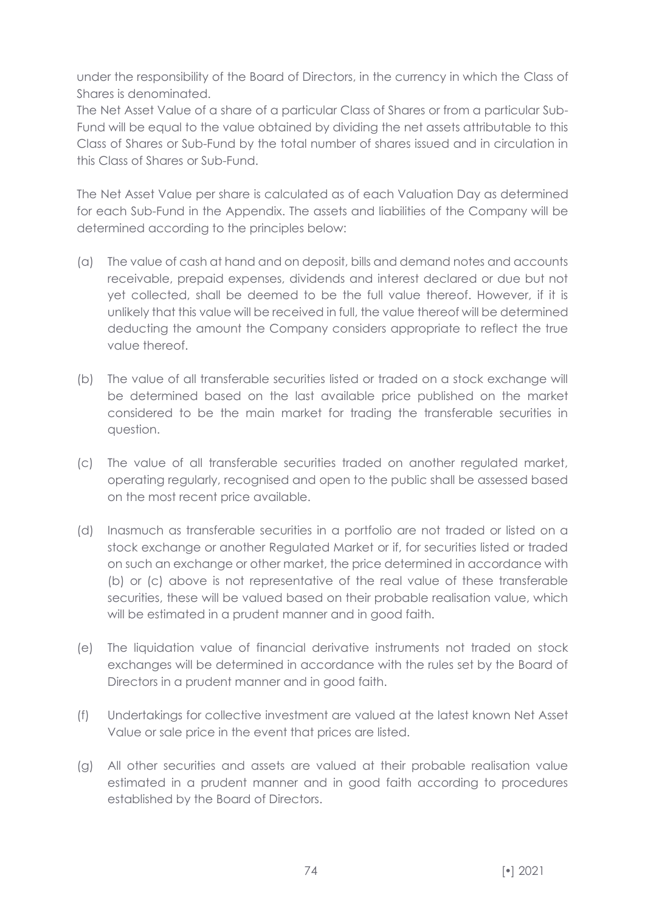under the responsibility of the Board of Directors, in the currency in which the Class of Shares is denominated.

The Net Asset Value of a share of a particular Class of Shares or from a particular Sub-Fund will be equal to the value obtained by dividing the net assets attributable to this Class of Shares or Sub-Fund by the total number of shares issued and in circulation in this Class of Shares or Sub-Fund.

The Net Asset Value per share is calculated as of each Valuation Day as determined for each Sub-Fund in the Appendix. The assets and liabilities of the Company will be determined according to the principles below:

(a) The value of cash at hand and on deposit, bills and demand notes and accounts receivable, prepaid expenses, dividends and interest declared or due but not yet collected, shall be deemed to be the full value thereof. However, if it is unlikely that this value will be received in full, the value thereof will be determined deducting the amount the Company considers appropriate to reflect the true value thereof.

(b) The value of all transferable securities listed or traded on a stock exchange will be determined based on the last available price published on the market considered to be the main market for trading the transferable securities in question.

(c) The value of all transferable securities traded on another regulated market, operating regularly, recognised and open to the public shall be assessed based on the most recent price available.

(d) Inasmuch as transferable securities in a portfolio are not traded or listed on a stock exchange or another Regulated Market or if, for securities listed or traded on such an exchange or other market, the price determined in accordance with (b) or (c) above is not representative of the real value of these transferable securities, these will be valued based on their probable realisation value, which will be estimated in a prudent manner and in good faith.

(e) The liquidation value of financial derivative instruments not traded on stock exchanges will be determined in accordance with the rules set by the Board of Directors in a prudent manner and in good faith.

(f) Undertakings for collective investment are valued at the latest known Net Asset Value or sale price in the event that prices are listed.

(g) All other securities and assets are valued at their probable realisation value estimated in a prudent manner and in good faith according to procedures established by the Board of Directors.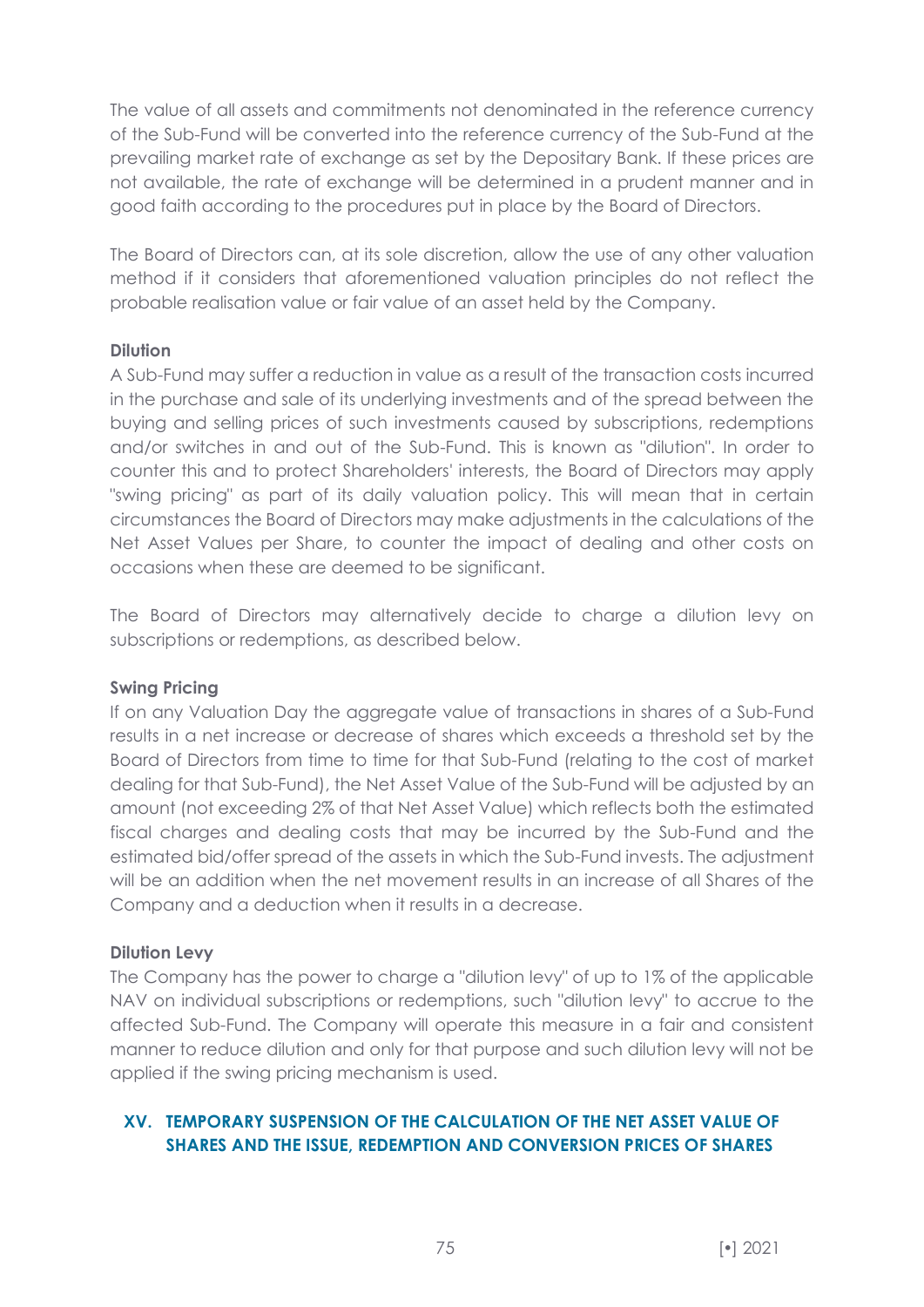The value of all assets and commitments not denominated in the reference currency of the Sub-Fund will be converted into the reference currency of the Sub-Fund at the prevailing market rate of exchange as set by the Depositary Bank. If these prices are not available, the rate of exchange will be determined in a prudent manner and in good faith according to the procedures put in place by the Board of Directors.

The Board of Directors can, at its sole discretion, allow the use of any other valuation method if it considers that aforementioned valuation principles do not reflect the probable realisation value or fair value of an asset held by the Company.

**Dilution**

A Sub-Fund may suffer a reduction in value as a result of the transaction costs incurred in the purchase and sale of its underlying investments and of the spread between the buying and selling prices of such investments caused by subscriptions, redemptions and/or switches in and out of the Sub-Fund. This is known as "dilution". In order to counter this and to protect Shareholders' interests, the Board of Directors may apply "swing pricing" as part of its daily valuation policy. This will mean that in certain circumstances the Board of Directors may make adjustments in the calculations of the Net Asset Values per Share, to counter the impact of dealing and other costs on occasions when these are deemed to be significant.

The Board of Directors may alternatively decide to charge a dilution levy on subscriptions or redemptions, as described below.

**Swing Pricing**

If on any Valuation Day the aggregate value of transactions in shares of a Sub-Fund results in a net increase or decrease of shares which exceeds a threshold set by the Board of Directors from time to time for that Sub-Fund (relating to the cost of market dealing for that Sub-Fund), the Net Asset Value of the Sub-Fund will be adjusted by an amount (not exceeding 2% of that Net Asset Value) which reflects both the estimated fiscal charges and dealing costs that may be incurred by the Sub-Fund and the estimated bid/offer spread of the assets in which the Sub-Fund invests. The adjustment will be an addition when the net movement results in an increase of all Shares of the Company and a deduction when it results in a decrease.

**Dilution Levy**

The Company has the power to charge a "dilution levy" of up to 1% of the applicable NAV on individual subscriptions or redemptions, such "dilution levy" to accrue to the affected Sub-Fund. The Company will operate this measure in a fair and consistent manner to reduce dilution and only for that purpose and such dilution levy will not be applied if the swing pricing mechanism is used.

## XV. TEMPORARY SUSPENSION OF THE CALCULATION OF THE NET ASSET VALUE OF SHARES AND THE ISSUE, REDEMPTION AND CONVERSION PRICES OF SHARES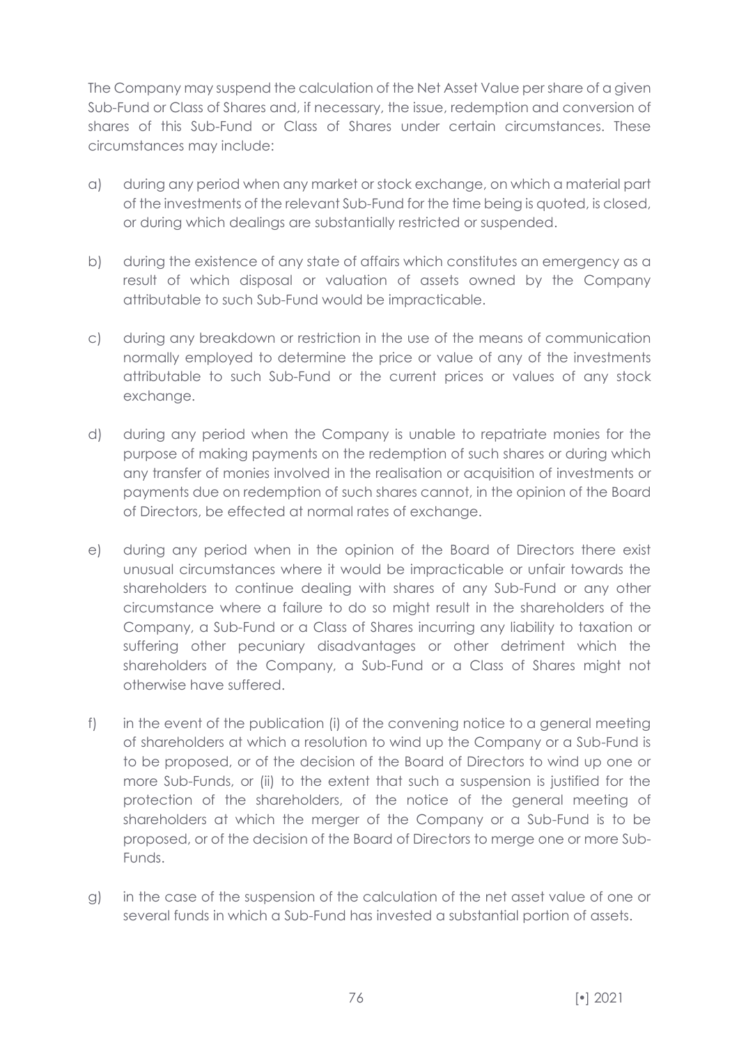The Company may suspend the calculation of the Net Asset Value per share of a given Sub-Fund or Class of Shares and, if necessary, the issue, redemption and conversion of shares of this Sub-Fund or Class of Shares under certain circumstances. These circumstances may include:

a) during any period when any market or stock exchange, on which a material part of the investments of the relevant Sub-Fund for the time being is quoted, is closed, or during which dealings are substantially restricted or suspended.

b) during the existence of any state of affairs which constitutes an emergency as a result of which disposal or valuation of assets owned by the Company attributable to such Sub-Fund would be impracticable.

c) during any breakdown or restriction in the use of the means of communication normally employed to determine the price or value of any of the investments attributable to such Sub-Fund or the current prices or values of any stock exchange.

d) during any period when the Company is unable to repatriate monies for the purpose of making payments on the redemption of such shares or during which any transfer of monies involved in the realisation or acquisition of investments or payments due on redemption of such shares cannot, in the opinion of the Board of Directors, be effected at normal rates of exchange.

e) during any period when in the opinion of the Board of Directors there exist unusual circumstances where it would be impracticable or unfair towards the shareholders to continue dealing with shares of any Sub-Fund or any other circumstance where a failure to do so might result in the shareholders of the Company, a Sub-Fund or a Class of Shares incurring any liability to taxation or suffering other pecuniary disadvantages or other detriment which the shareholders of the Company, a Sub-Fund or a Class of Shares might not otherwise have suffered.

f) in the event of the publication (i) of the convening notice to a general meeting of shareholders at which a resolution to wind up the Company or a Sub-Fund is to be proposed, or of the decision of the Board of Directors to wind up one or more Sub-Funds, or (ii) to the extent that such a suspension is justified for the protection of the shareholders, of the notice of the general meeting of shareholders at which the merger of the Company or a Sub-Fund is to be proposed, or of the decision of the Board of Directors to merge one or more Sub-Funds.

g) in the case of the suspension of the calculation of the net asset value of one or several funds in which a Sub-Fund has invested a substantial portion of assets.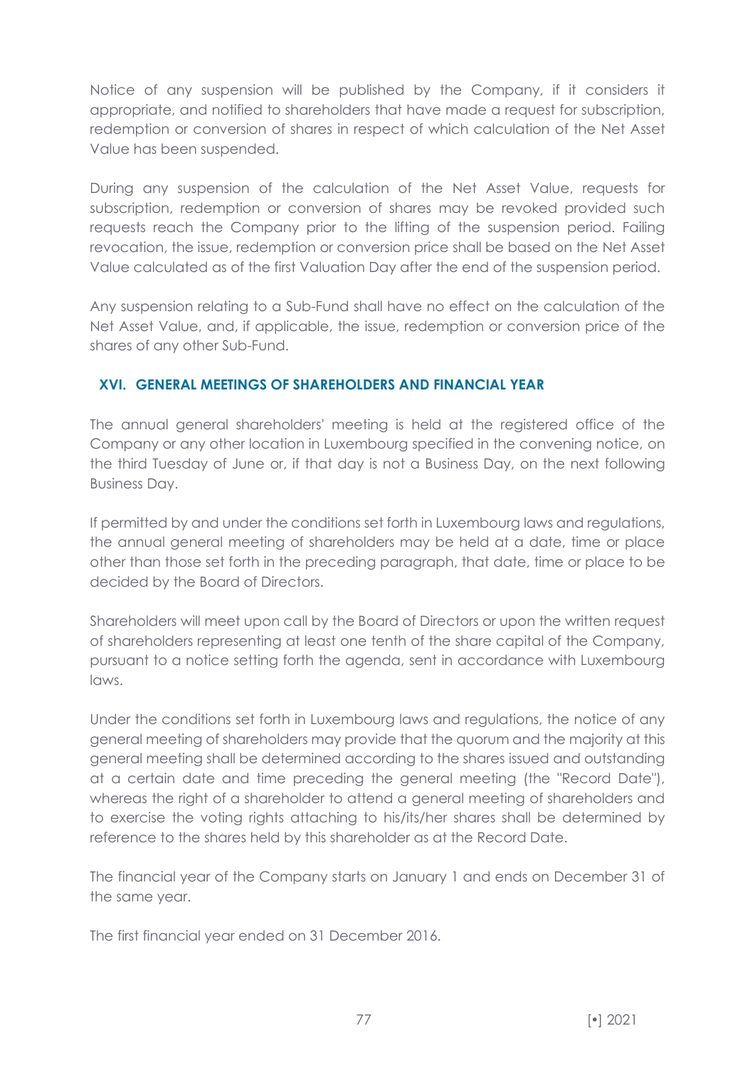Notice of any suspension will be published by the Company, if it considers it appropriate, and notified to shareholders that have made a request for subscription, redemption or conversion of shares in respect of which calculation of the Net Asset Value has been suspended.

During any suspension of the calculation of the Net Asset Value, requests for subscription, redemption or conversion of shares may be revoked provided such requests reach the Company prior to the lifting of the suspension period. Failing revocation, the issue, redemption or conversion price shall be based on the Net Asset Value calculated as of the first Valuation Day after the end of the suspension period.

Any suspension relating to a Sub-Fund shall have no effect on the calculation of the Net Asset Value, and, if applicable, the issue, redemption or conversion price of the shares of any other Sub-Fund.

## XVI. GENERAL MEETINGS OF SHAREHOLDERS AND FINANCIAL YEAR

The annual general shareholders' meeting is held at the registered office of the Company or any other location in Luxembourg specified in the convening notice, on the third Tuesday of June or, if that day is not a Business Day, on the next following Business Day.

If permitted by and under the conditions set forth in Luxembourg laws and regulations, the annual general meeting of shareholders may be held at a date, time or place other than those set forth in the preceding paragraph, that date, time or place to be decided by the Board of Directors.

Shareholders will meet upon call by the Board of Directors or upon the written request of shareholders representing at least one tenth of the share capital of the Company, pursuant to a notice setting forth the agenda, sent in accordance with Luxembourg laws.

Under the conditions set forth in Luxembourg laws and regulations, the notice of any general meeting of shareholders may provide that the quorum and the majority at this general meeting shall be determined according to the shares issued and outstanding at a certain date and time preceding the general meeting (the "Record Date"), whereas the right of a shareholder to attend a general meeting of shareholders and to exercise the voting rights attaching to his/its/her shares shall be determined by reference to the shares held by this shareholder as at the Record Date.

The financial year of the Company starts on January 1 and ends on December 31 of the same year.

The first financial year ended on 31 December 2016.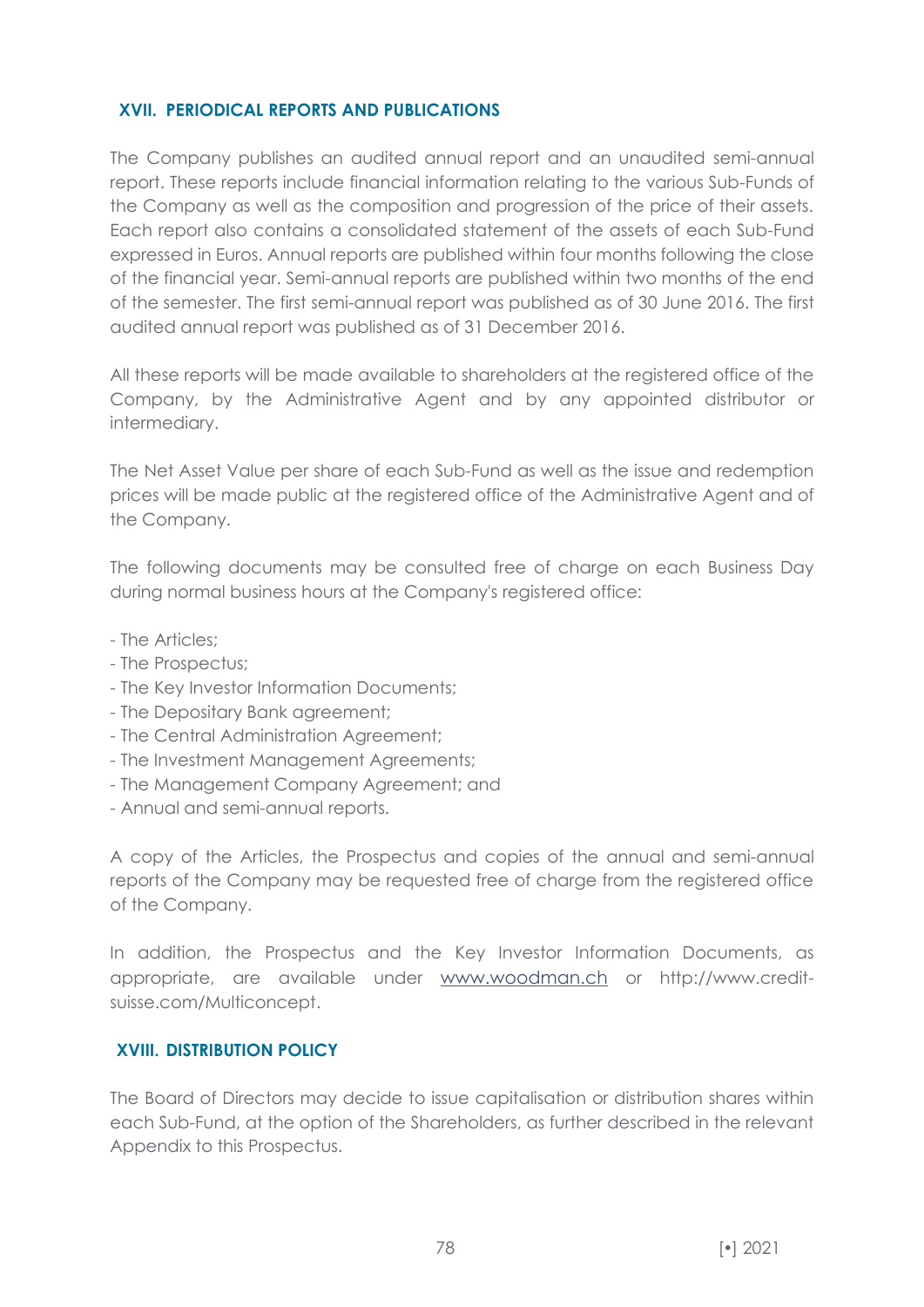## XVII. PERIODICAL REPORTS AND PUBLICATIONS

The Company publishes an audited annual report and an unaudited semi-annual report. These reports include financial information relating to the various Sub-Funds of the Company as well as the composition and progression of the price of their assets. Each report also contains a consolidated statement of the assets of each Sub-Fund expressed in Euros. Annual reports are published within four months following the close of the financial year. Semi-annual reports are published within two months of the end of the semester. The first semi-annual report was published as of 30 June 2016. The first audited annual report was published as of 31 December 2016.

All these reports will be made available to shareholders at the registered office of the Company, by the Administrative Agent and by any appointed distributor or intermediary.

The Net Asset Value per share of each Sub-Fund as well as the issue and redemption prices will be made public at the registered office of the Administrative Agent and of the Company.

The following documents may be consulted free of charge on each Business Day during normal business hours at the Company's registered office:

- The Articles;
- The Prospectus;
- The Key Investor Information Documents;
- The Depositary Bank agreement;
- The Central Administration Agreement;
- The Investment Management Agreements;
- The Management Company Agreement; and
- Annual and semi-annual reports.

A copy of the Articles, the Prospectus and copies of the annual and semi-annual reports of the Company may be requested free of charge from the registered office of the Company.

In addition, the Prospectus and the Key Investor Information Documents, as appropriate, are available under www.woodman.ch or http://www.credit-suisse.com/Multiconcept.

## XVIII. DISTRIBUTION POLICY

The Board of Directors may decide to issue capitalisation or distribution shares within each Sub-Fund, at the option of the Shareholders, as further described in the relevant Appendix to this Prospectus.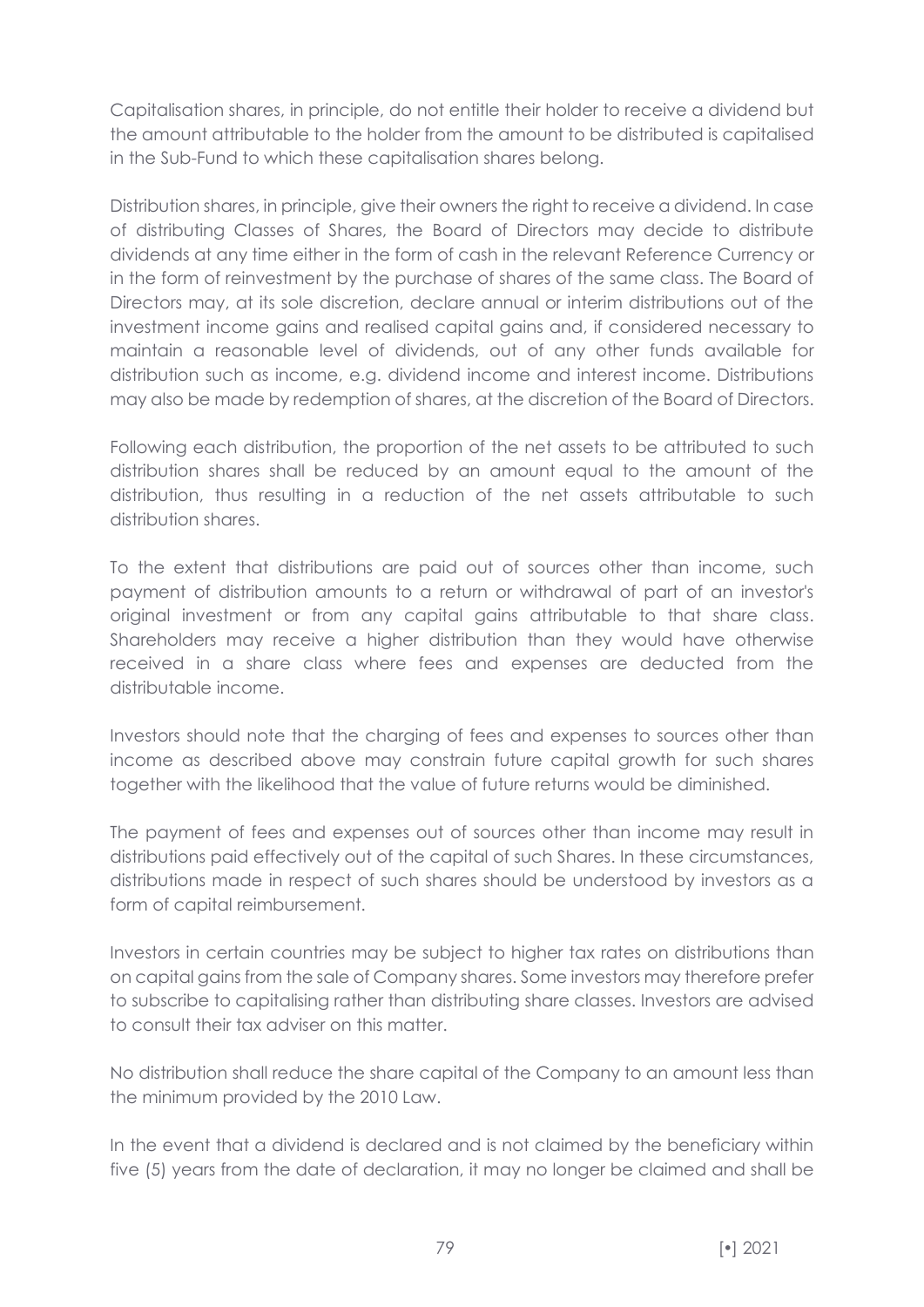Capitalisation shares, in principle, do not entitle their holder to receive a dividend but the amount attributable to the holder from the amount to be distributed is capitalised in the Sub-Fund to which these capitalisation shares belong.

Distribution shares, in principle, give their owners the right to receive a dividend. In case of distributing Classes of Shares, the Board of Directors may decide to distribute dividends at any time either in the form of cash in the relevant Reference Currency or in the form of reinvestment by the purchase of shares of the same class. The Board of Directors may, at its sole discretion, declare annual or interim distributions out of the investment income gains and realised capital gains and, if considered necessary to maintain a reasonable level of dividends, out of any other funds available for distribution such as income, e.g. dividend income and interest income. Distributions may also be made by redemption of shares, at the discretion of the Board of Directors.

Following each distribution, the proportion of the net assets to be attributed to such distribution shares shall be reduced by an amount equal to the amount of the distribution, thus resulting in a reduction of the net assets attributable to such distribution shares.

To the extent that distributions are paid out of sources other than income, such payment of distribution amounts to a return or withdrawal of part of an investor's original investment or from any capital gains attributable to that share class. Shareholders may receive a higher distribution than they would have otherwise received in a share class where fees and expenses are deducted from the distributable income.

Investors should note that the charging of fees and expenses to sources other than income as described above may constrain future capital growth for such shares together with the likelihood that the value of future returns would be diminished.

The payment of fees and expenses out of sources other than income may result in distributions paid effectively out of the capital of such Shares. In these circumstances, distributions made in respect of such shares should be understood by investors as a form of capital reimbursement.

Investors in certain countries may be subject to higher tax rates on distributions than on capital gains from the sale of Company shares. Some investors may therefore prefer to subscribe to capitalising rather than distributing share classes. Investors are advised to consult their tax adviser on this matter.

No distribution shall reduce the share capital of the Company to an amount less than the minimum provided by the 2010 Law.

In the event that a dividend is declared and is not claimed by the beneficiary within five (5) years from the date of declaration, it may no longer be claimed and shall be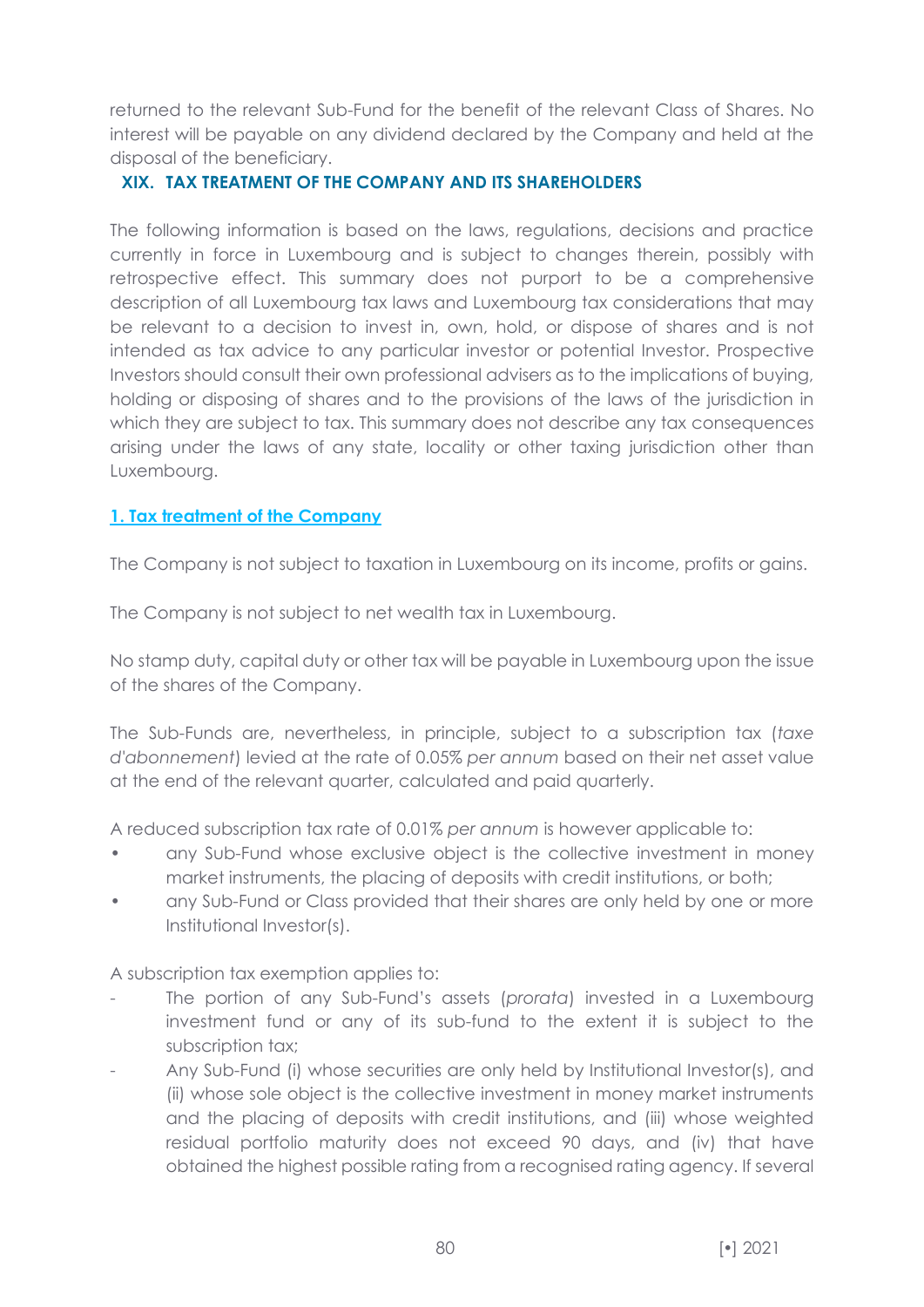returned to the relevant Sub-Fund for the benefit of the relevant Class of Shares. No interest will be payable on any dividend declared by the Company and held at the disposal of the beneficiary.

## XIX. TAX TREATMENT OF THE COMPANY AND ITS SHAREHOLDERS

The following information is based on the laws, regulations, decisions and practice currently in force in Luxembourg and is subject to changes therein, possibly with retrospective effect. This summary does not purport to be a comprehensive description of all Luxembourg tax laws and Luxembourg tax considerations that may be relevant to a decision to invest in, own, hold, or dispose of shares and is not intended as tax advice to any particular investor or potential Investor. Prospective Investors should consult their own professional advisers as to the implications of buying, holding or disposing of shares and to the provisions of the laws of the jurisdiction in which they are subject to tax. This summary does not describe any tax consequences arising under the laws of any state, locality or other taxing jurisdiction other than Luxembourg.

### 1. Tax treatment of the Company

The Company is not subject to taxation in Luxembourg on its income, profits or gains.

The Company is not subject to net wealth tax in Luxembourg.

No stamp duty, capital duty or other tax will be payable in Luxembourg upon the issue of the shares of the Company.

The Sub-Funds are, nevertheless, in principle, subject to a subscription tax (*taxe d'abonnement*) levied at the rate of 0.05% *per annum* based on their net asset value at the end of the relevant quarter, calculated and paid quarterly.

A reduced subscription tax rate of 0.01% *per annum* is however applicable to:

- any Sub-Fund whose exclusive object is the collective investment in money market instruments, the placing of deposits with credit institutions, or both;
- any Sub-Fund or Class provided that their shares are only held by one or more Institutional Investor(s).

A subscription tax exemption applies to:

- The portion of any Sub-Fund's assets (*prorata*) invested in a Luxembourg investment fund or any of its sub-fund to the extent it is subject to the subscription tax;
- Any Sub-Fund (i) whose securities are only held by Institutional Investor(s), and (ii) whose sole object is the collective investment in money market instruments and the placing of deposits with credit institutions, and (iii) whose weighted residual portfolio maturity does not exceed 90 days, and (iv) that have obtained the highest possible rating from a recognised rating agency. If several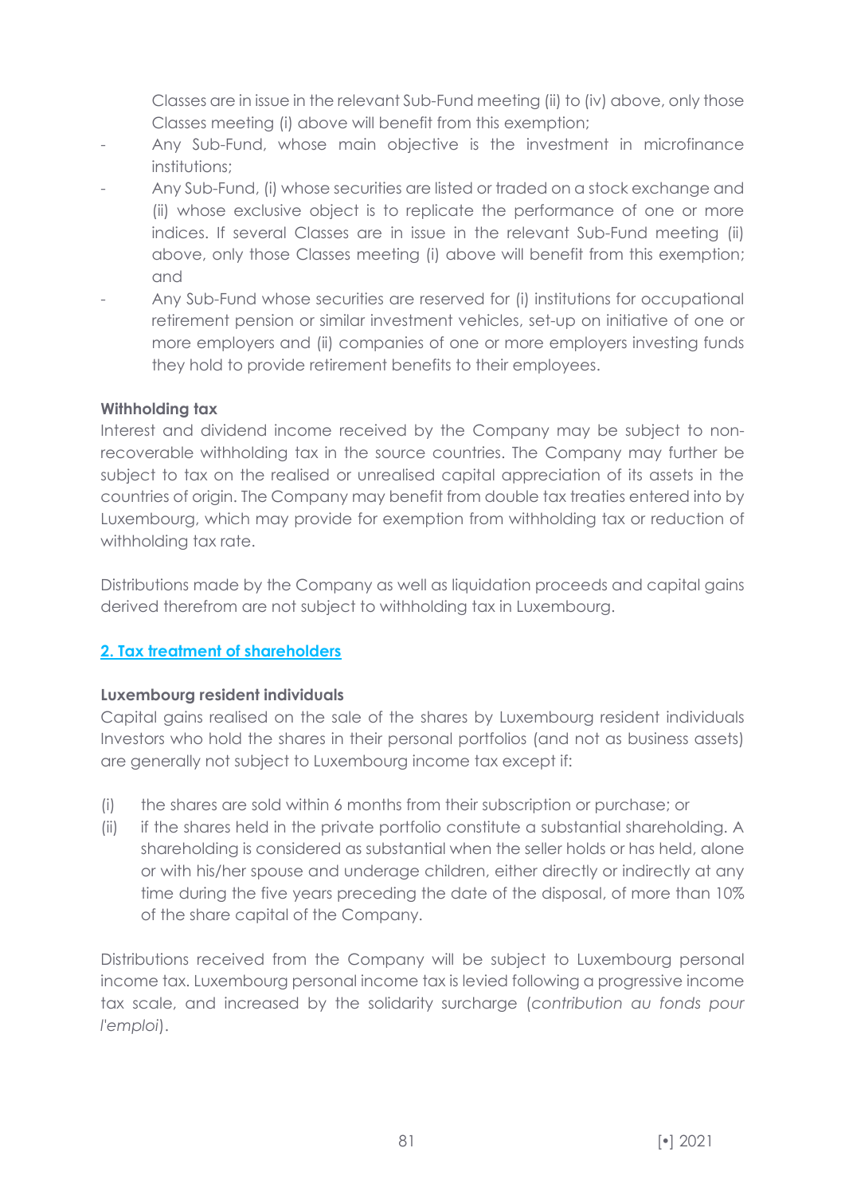Classes are in issue in the relevant Sub-Fund meeting (ii) to (iv) above, only those Classes meeting (i) above will benefit from this exemption;

- Any Sub-Fund, whose main objective is the investment in microfinance institutions;
- Any Sub-Fund, (i) whose securities are listed or traded on a stock exchange and (ii) whose exclusive object is to replicate the performance of one or more indices. If several Classes are in issue in the relevant Sub-Fund meeting (ii) above, only those Classes meeting (i) above will benefit from this exemption; and
- Any Sub-Fund whose securities are reserved for (i) institutions for occupational retirement pension or similar investment vehicles, set-up on initiative of one or more employers and (ii) companies of one or more employers investing funds they hold to provide retirement benefits to their employees.

**Withholding tax**

Interest and dividend income received by the Company may be subject to non-recoverable withholding tax in the source countries. The Company may further be subject to tax on the realised or unrealised capital appreciation of its assets in the countries of origin. The Company may benefit from double tax treaties entered into by Luxembourg, which may provide for exemption from withholding tax or reduction of withholding tax rate.

Distributions made by the Company as well as liquidation proceeds and capital gains derived therefrom are not subject to withholding tax in Luxembourg.

## 2. Tax treatment of shareholders

**Luxembourg resident individuals**

Capital gains realised on the sale of the shares by Luxembourg resident individuals Investors who hold the shares in their personal portfolios (and not as business assets) are generally not subject to Luxembourg income tax except if:

(i) the shares are sold within 6 months from their subscription or purchase; or

(ii) if the shares held in the private portfolio constitute a substantial shareholding. A shareholding is considered as substantial when the seller holds or has held, alone or with his/her spouse and underage children, either directly or indirectly at any time during the five years preceding the date of the disposal, of more than 10% of the share capital of the Company.

Distributions received from the Company will be subject to Luxembourg personal income tax. Luxembourg personal income tax is levied following a progressive income tax scale, and increased by the solidarity surcharge (*contribution au fonds pour l'emploi*).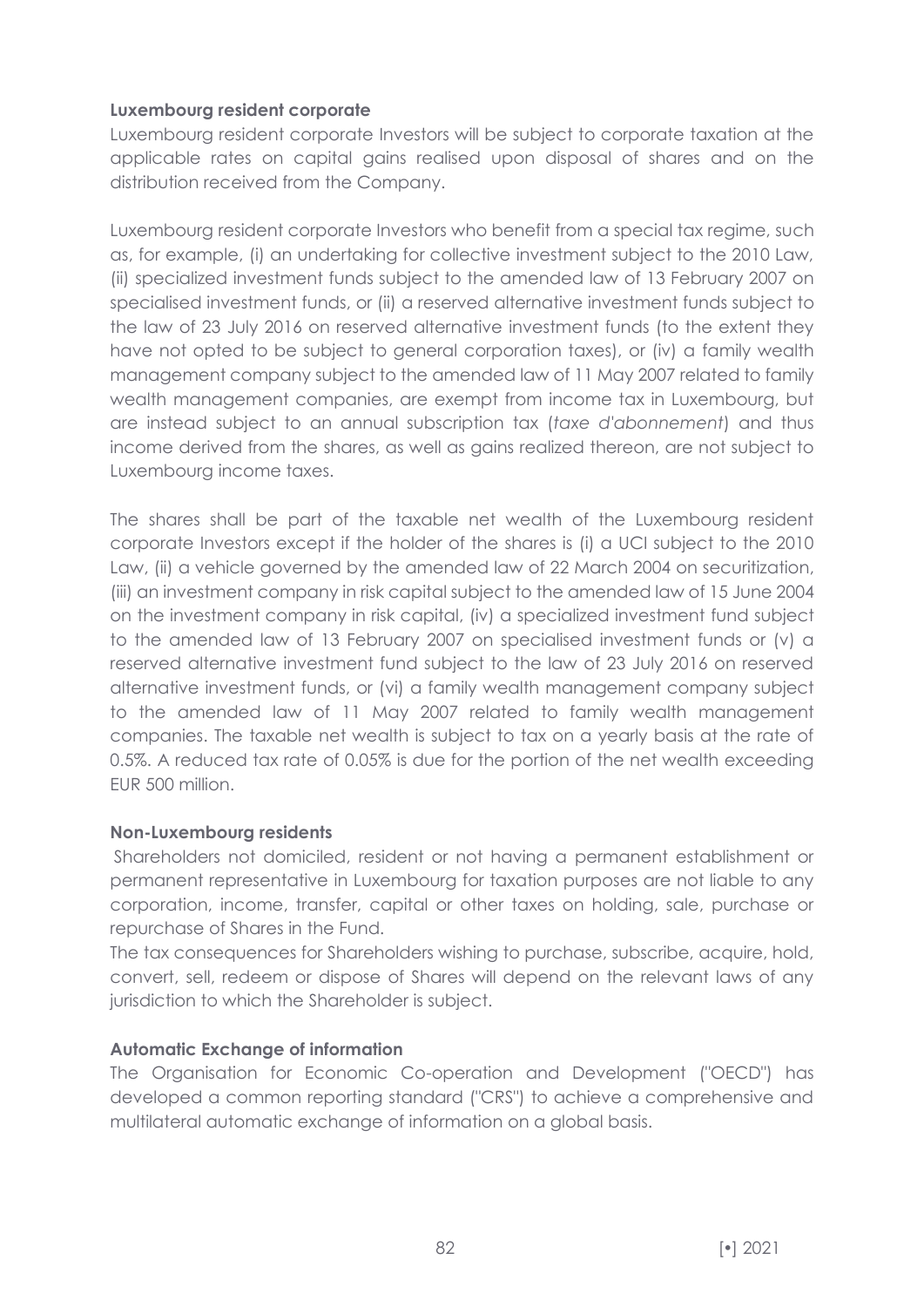**Luxembourg resident corporate**

Luxembourg resident corporate Investors will be subject to corporate taxation at the applicable rates on capital gains realised upon disposal of shares and on the distribution received from the Company.

Luxembourg resident corporate Investors who benefit from a special tax regime, such as, for example, (i) an undertaking for collective investment subject to the 2010 Law, (ii) specialized investment funds subject to the amended law of 13 February 2007 on specialised investment funds, or (ii) a reserved alternative investment funds subject to the law of 23 July 2016 on reserved alternative investment funds (to the extent they have not opted to be subject to general corporation taxes), or (iv) a family wealth management company subject to the amended law of 11 May 2007 related to family wealth management companies, are exempt from income tax in Luxembourg, but are instead subject to an annual subscription tax (*taxe d'abonnement*) and thus income derived from the shares, as well as gains realized thereon, are not subject to Luxembourg income taxes.

The shares shall be part of the taxable net wealth of the Luxembourg resident corporate Investors except if the holder of the shares is (i) a UCI subject to the 2010 Law, (ii) a vehicle governed by the amended law of 22 March 2004 on securitization, (iii) an investment company in risk capital subject to the amended law of 15 June 2004 on the investment company in risk capital, (iv) a specialized investment fund subject to the amended law of 13 February 2007 on specialised investment funds or (v) a reserved alternative investment fund subject to the law of 23 July 2016 on reserved alternative investment funds, or (vi) a family wealth management company subject to the amended law of 11 May 2007 related to family wealth management companies. The taxable net wealth is subject to tax on a yearly basis at the rate of 0.5%. A reduced tax rate of 0.05% is due for the portion of the net wealth exceeding EUR 500 million.

**Non-Luxembourg residents**

Shareholders not domiciled, resident or not having a permanent establishment or permanent representative in Luxembourg for taxation purposes are not liable to any corporation, income, transfer, capital or other taxes on holding, sale, purchase or repurchase of Shares in the Fund.

The tax consequences for Shareholders wishing to purchase, subscribe, acquire, hold, convert, sell, redeem or dispose of Shares will depend on the relevant laws of any jurisdiction to which the Shareholder is subject.

**Automatic Exchange of information**

The Organisation for Economic Co-operation and Development ("OECD") has developed a common reporting standard ("CRS") to achieve a comprehensive and multilateral automatic exchange of information on a global basis.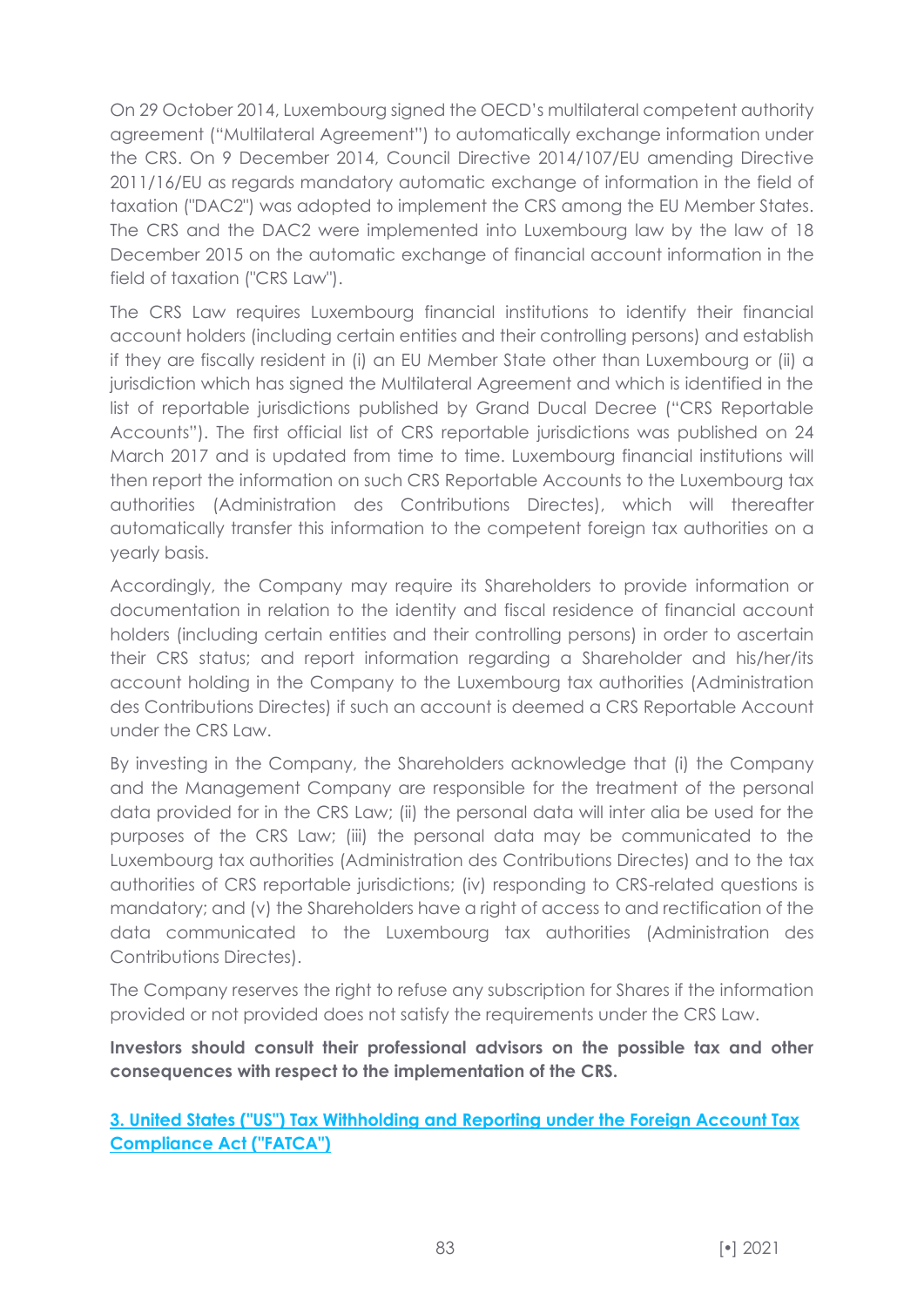On 29 October 2014, Luxembourg signed the OECD's multilateral competent authority agreement ("Multilateral Agreement") to automatically exchange information under the CRS. On 9 December 2014, Council Directive 2014/107/EU amending Directive 2011/16/EU as regards mandatory automatic exchange of information in the field of taxation ("DAC2") was adopted to implement the CRS among the EU Member States. The CRS and the DAC2 were implemented into Luxembourg law by the law of 18 December 2015 on the automatic exchange of financial account information in the field of taxation ("CRS Law").

The CRS Law requires Luxembourg financial institutions to identify their financial account holders (including certain entities and their controlling persons) and establish if they are fiscally resident in (i) an EU Member State other than Luxembourg or (ii) a jurisdiction which has signed the Multilateral Agreement and which is identified in the list of reportable jurisdictions published by Grand Ducal Decree ("CRS Reportable Accounts"). The first official list of CRS reportable jurisdictions was published on 24 March 2017 and is updated from time to time. Luxembourg financial institutions will then report the information on such CRS Reportable Accounts to the Luxembourg tax authorities (Administration des Contributions Directes), which will thereafter automatically transfer this information to the competent foreign tax authorities on a yearly basis.

Accordingly, the Company may require its Shareholders to provide information or documentation in relation to the identity and fiscal residence of financial account holders (including certain entities and their controlling persons) in order to ascertain their CRS status; and report information regarding a Shareholder and his/her/its account holding in the Company to the Luxembourg tax authorities (Administration des Contributions Directes) if such an account is deemed a CRS Reportable Account under the CRS Law.

By investing in the Company, the Shareholders acknowledge that (i) the Company and the Management Company are responsible for the treatment of the personal data provided for in the CRS Law; (ii) the personal data will inter alia be used for the purposes of the CRS Law; (iii) the personal data may be communicated to the Luxembourg tax authorities (Administration des Contributions Directes) and to the tax authorities of CRS reportable jurisdictions; (iv) responding to CRS-related questions is mandatory; and (v) the Shareholders have a right of access to and rectification of the data communicated to the Luxembourg tax authorities (Administration des Contributions Directes).

The Company reserves the right to refuse any subscription for Shares if the information provided or not provided does not satisfy the requirements under the CRS Law.

**Investors should consult their professional advisors on the possible tax and other consequences with respect to the implementation of the CRS.**

## 3. United States ("US") Tax Withholding and Reporting under the Foreign Account Tax Compliance Act ("FATCA")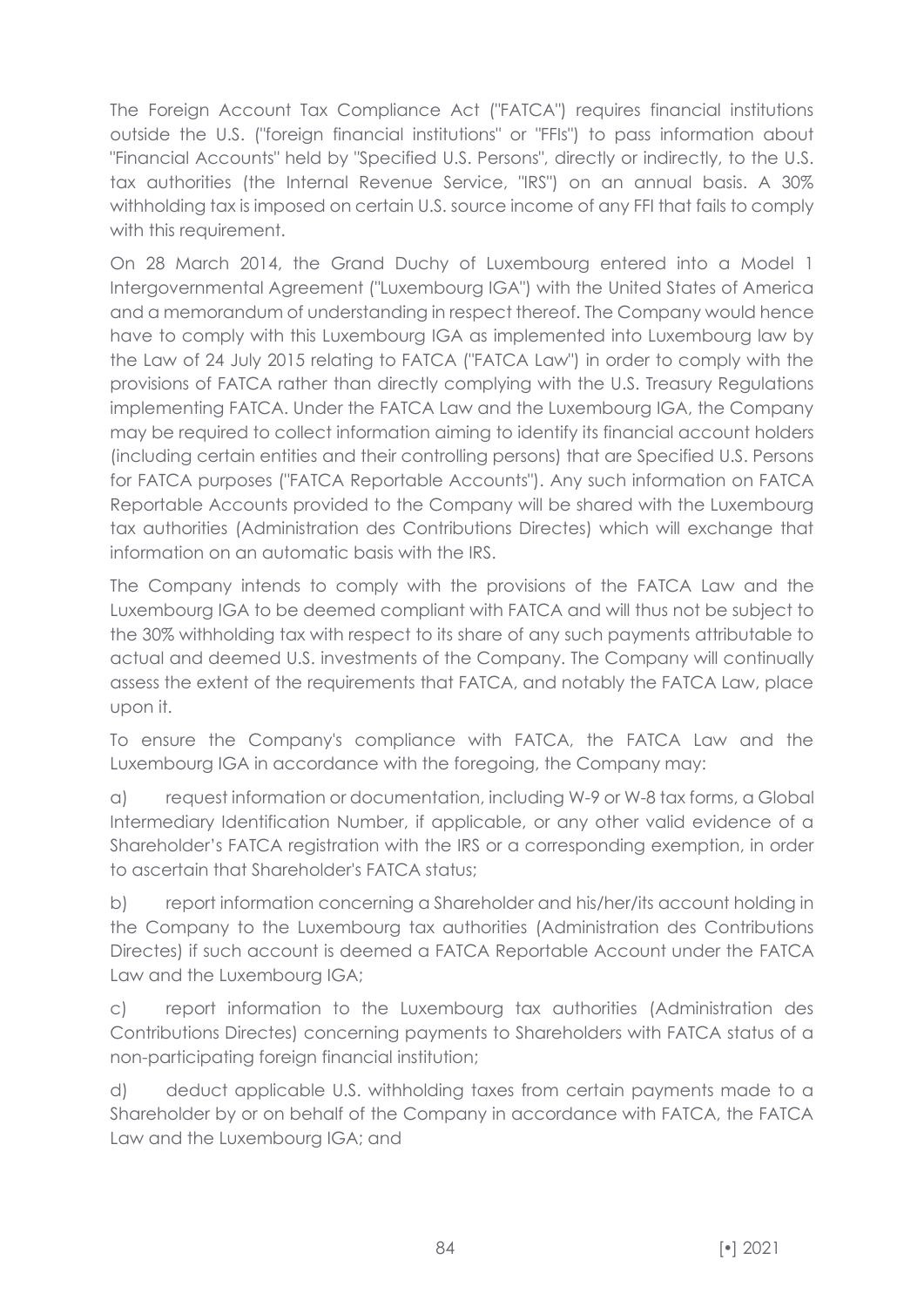The Foreign Account Tax Compliance Act ("FATCA") requires financial institutions outside the U.S. ("foreign financial institutions" or "FFIs") to pass information about "Financial Accounts" held by "Specified U.S. Persons", directly or indirectly, to the U.S. tax authorities (the Internal Revenue Service, "IRS") on an annual basis. A 30% withholding tax is imposed on certain U.S. source income of any FFI that fails to comply with this requirement.

On 28 March 2014, the Grand Duchy of Luxembourg entered into a Model 1 Intergovernmental Agreement ("Luxembourg IGA") with the United States of America and a memorandum of understanding in respect thereof. The Company would hence have to comply with this Luxembourg IGA as implemented into Luxembourg law by the Law of 24 July 2015 relating to FATCA ("FATCA Law") in order to comply with the provisions of FATCA rather than directly complying with the U.S. Treasury Regulations implementing FATCA. Under the FATCA Law and the Luxembourg IGA, the Company may be required to collect information aiming to identify its financial account holders (including certain entities and their controlling persons) that are Specified U.S. Persons for FATCA purposes ("FATCA Reportable Accounts"). Any such information on FATCA Reportable Accounts provided to the Company will be shared with the Luxembourg tax authorities (Administration des Contributions Directes) which will exchange that information on an automatic basis with the IRS.

The Company intends to comply with the provisions of the FATCA Law and the Luxembourg IGA to be deemed compliant with FATCA and will thus not be subject to the 30% withholding tax with respect to its share of any such payments attributable to actual and deemed U.S. investments of the Company. The Company will continually assess the extent of the requirements that FATCA, and notably the FATCA Law, place upon it.

To ensure the Company's compliance with FATCA, the FATCA Law and the Luxembourg IGA in accordance with the foregoing, the Company may:

a) request information or documentation, including W-9 or W-8 tax forms, a Global Intermediary Identification Number, if applicable, or any other valid evidence of a Shareholder's FATCA registration with the IRS or a corresponding exemption, in order to ascertain that Shareholder's FATCA status;

b) report information concerning a Shareholder and his/her/its account holding in the Company to the Luxembourg tax authorities (Administration des Contributions Directes) if such account is deemed a FATCA Reportable Account under the FATCA Law and the Luxembourg IGA;

c) report information to the Luxembourg tax authorities (Administration des Contributions Directes) concerning payments to Shareholders with FATCA status of a non-participating foreign financial institution;

d) deduct applicable U.S. withholding taxes from certain payments made to a Shareholder by or on behalf of the Company in accordance with FATCA, the FATCA Law and the Luxembourg IGA; and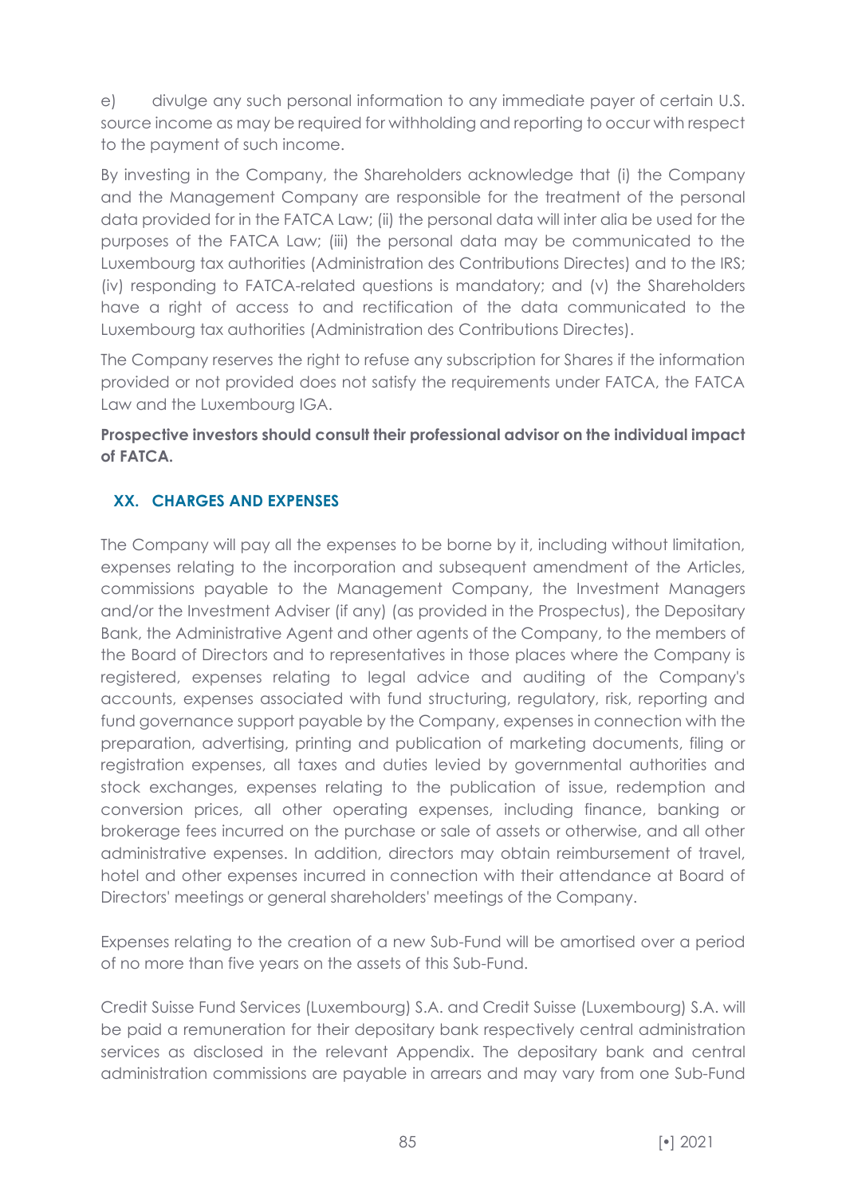e) divulge any such personal information to any immediate payer of certain U.S. source income as may be required for withholding and reporting to occur with respect to the payment of such income.

By investing in the Company, the Shareholders acknowledge that (i) the Company and the Management Company are responsible for the treatment of the personal data provided for in the FATCA Law; (ii) the personal data will inter alia be used for the purposes of the FATCA Law; (iii) the personal data may be communicated to the Luxembourg tax authorities (Administration des Contributions Directes) and to the IRS; (iv) responding to FATCA-related questions is mandatory; and (v) the Shareholders have a right of access to and rectification of the data communicated to the Luxembourg tax authorities (Administration des Contributions Directes).

The Company reserves the right to refuse any subscription for Shares if the information provided or not provided does not satisfy the requirements under FATCA, the FATCA Law and the Luxembourg IGA.

**Prospective investors should consult their professional advisor on the individual impact of FATCA.**

## XX. CHARGES AND EXPENSES

The Company will pay all the expenses to be borne by it, including without limitation, expenses relating to the incorporation and subsequent amendment of the Articles, commissions payable to the Management Company, the Investment Managers and/or the Investment Adviser (if any) (as provided in the Prospectus), the Depositary Bank, the Administrative Agent and other agents of the Company, to the members of the Board of Directors and to representatives in those places where the Company is registered, expenses relating to legal advice and auditing of the Company's accounts, expenses associated with fund structuring, regulatory, risk, reporting and fund governance support payable by the Company, expenses in connection with the preparation, advertising, printing and publication of marketing documents, filing or registration expenses, all taxes and duties levied by governmental authorities and stock exchanges, expenses relating to the publication of issue, redemption and conversion prices, all other operating expenses, including finance, banking or brokerage fees incurred on the purchase or sale of assets or otherwise, and all other administrative expenses. In addition, directors may obtain reimbursement of travel, hotel and other expenses incurred in connection with their attendance at Board of Directors' meetings or general shareholders' meetings of the Company.

Expenses relating to the creation of a new Sub-Fund will be amortised over a period of no more than five years on the assets of this Sub-Fund.

Credit Suisse Fund Services (Luxembourg) S.A. and Credit Suisse (Luxembourg) S.A. will be paid a remuneration for their depositary bank respectively central administration services as disclosed in the relevant Appendix. The depositary bank and central administration commissions are payable in arrears and may vary from one Sub-Fund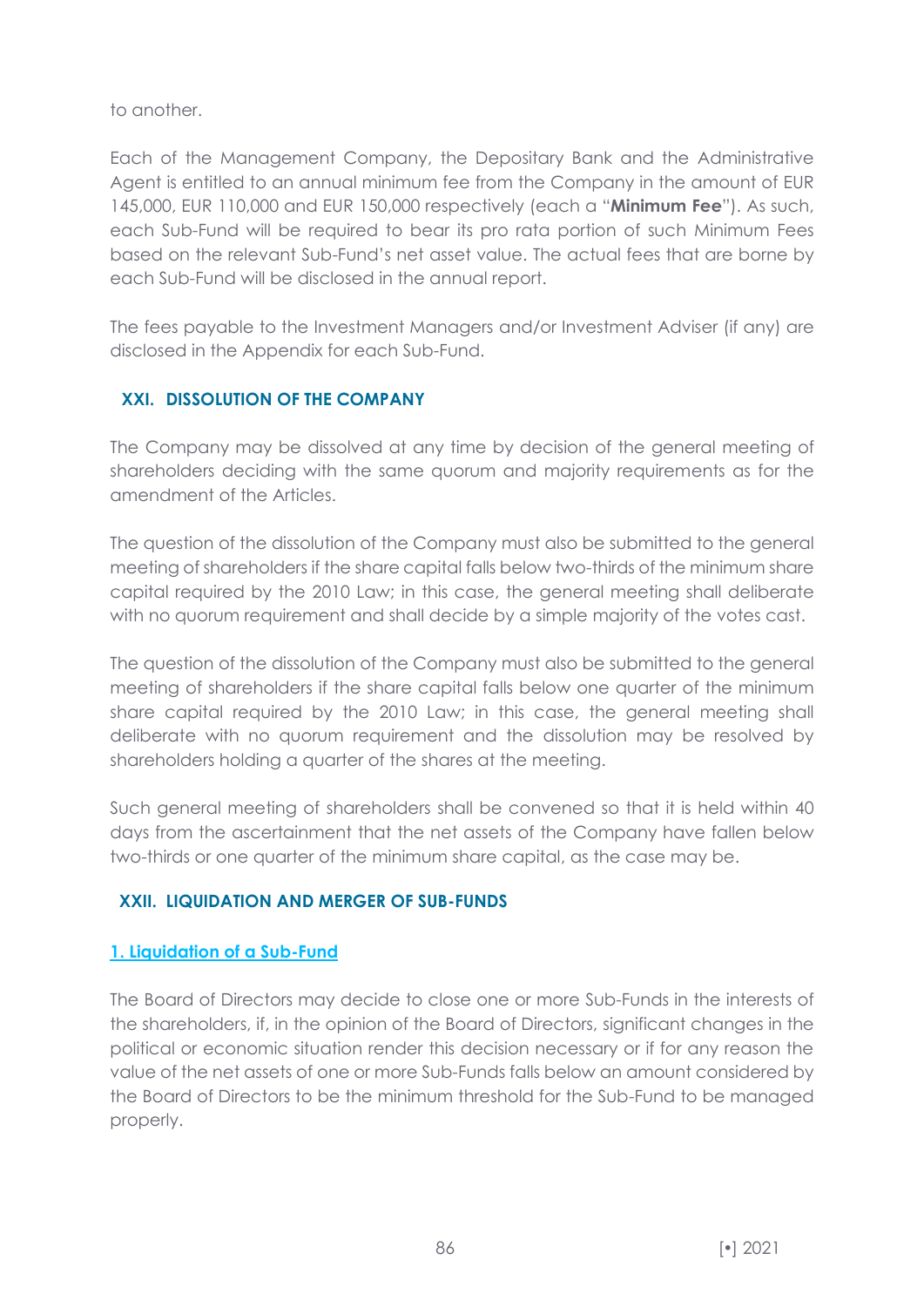to another.

Each of the Management Company, the Depositary Bank and the Administrative Agent is entitled to an annual minimum fee from the Company in the amount of EUR 145,000, EUR 110,000 and EUR 150,000 respectively (each a "**Minimum Fee**"). As such, each Sub-Fund will be required to bear its pro rata portion of such Minimum Fees based on the relevant Sub-Fund's net asset value. The actual fees that are borne by each Sub-Fund will be disclosed in the annual report.

The fees payable to the Investment Managers and/or Investment Adviser (if any) are disclosed in the Appendix for each Sub-Fund.

## XXI. DISSOLUTION OF THE COMPANY

The Company may be dissolved at any time by decision of the general meeting of shareholders deciding with the same quorum and majority requirements as for the amendment of the Articles.

The question of the dissolution of the Company must also be submitted to the general meeting of shareholders if the share capital falls below two-thirds of the minimum share capital required by the 2010 Law; in this case, the general meeting shall deliberate with no quorum requirement and shall decide by a simple majority of the votes cast.

The question of the dissolution of the Company must also be submitted to the general meeting of shareholders if the share capital falls below one quarter of the minimum share capital required by the 2010 Law; in this case, the general meeting shall deliberate with no quorum requirement and the dissolution may be resolved by shareholders holding a quarter of the shares at the meeting.

Such general meeting of shareholders shall be convened so that it is held within 40 days from the ascertainment that the net assets of the Company have fallen below two-thirds or one quarter of the minimum share capital, as the case may be.

## XXII. LIQUIDATION AND MERGER OF SUB-FUNDS

### 1. Liquidation of a Sub-Fund

The Board of Directors may decide to close one or more Sub-Funds in the interests of the shareholders, if, in the opinion of the Board of Directors, significant changes in the political or economic situation render this decision necessary or if for any reason the value of the net assets of one or more Sub-Funds falls below an amount considered by the Board of Directors to be the minimum threshold for the Sub-Fund to be managed properly.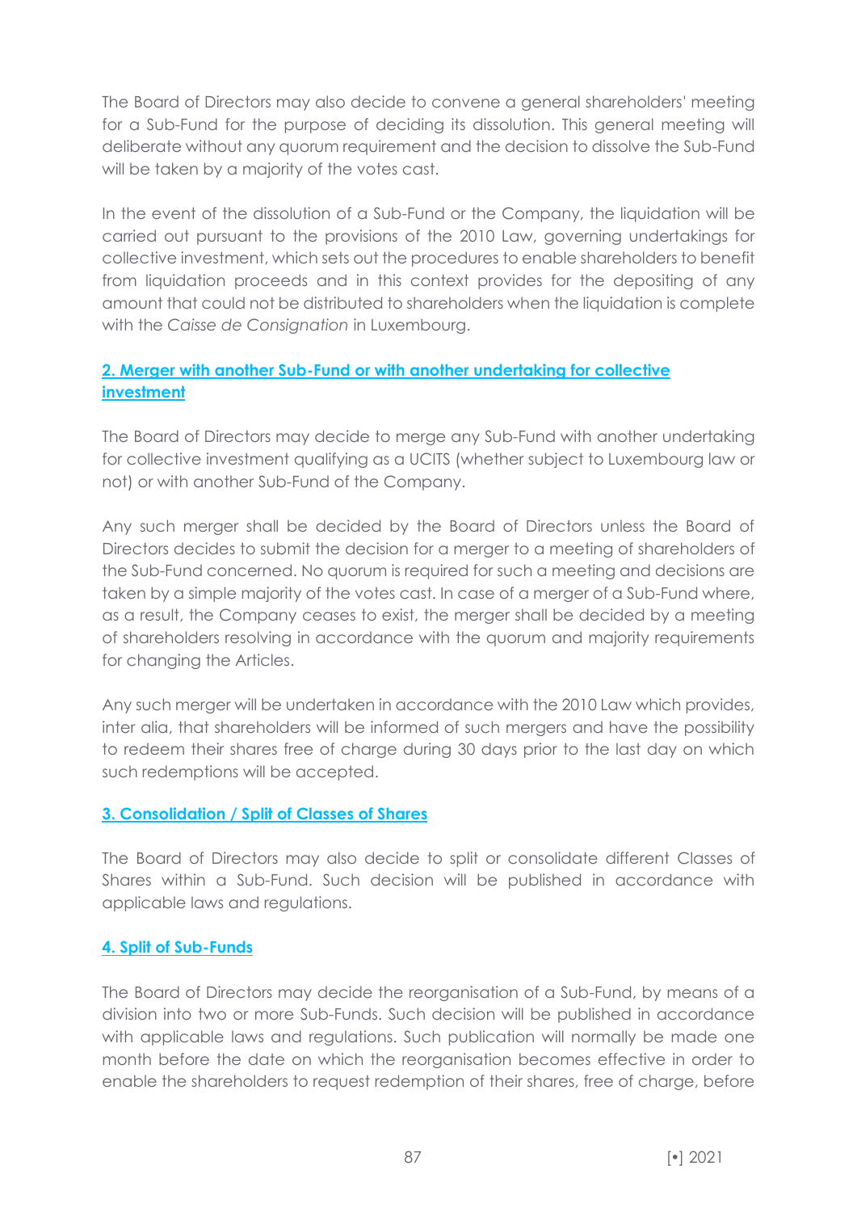The Board of Directors may also decide to convene a general shareholders' meeting for a Sub-Fund for the purpose of deciding its dissolution. This general meeting will deliberate without any quorum requirement and the decision to dissolve the Sub-Fund will be taken by a majority of the votes cast.

In the event of the dissolution of a Sub-Fund or the Company, the liquidation will be carried out pursuant to the provisions of the 2010 Law, governing undertakings for collective investment, which sets out the procedures to enable shareholders to benefit from liquidation proceeds and in this context provides for the depositing of any amount that could not be distributed to shareholders when the liquidation is complete with the *Caisse de Consignation* in Luxembourg.

## 2. Merger with another Sub-Fund or with another undertaking for collective investment

The Board of Directors may decide to merge any Sub-Fund with another undertaking for collective investment qualifying as a UCITS (whether subject to Luxembourg law or not) or with another Sub-Fund of the Company.

Any such merger shall be decided by the Board of Directors unless the Board of Directors decides to submit the decision for a merger to a meeting of shareholders of the Sub-Fund concerned. No quorum is required for such a meeting and decisions are taken by a simple majority of the votes cast. In case of a merger of a Sub-Fund where, as a result, the Company ceases to exist, the merger shall be decided by a meeting of shareholders resolving in accordance with the quorum and majority requirements for changing the Articles.

Any such merger will be undertaken in accordance with the 2010 Law which provides, inter alia, that shareholders will be informed of such mergers and have the possibility to redeem their shares free of charge during 30 days prior to the last day on which such redemptions will be accepted.

## 3. Consolidation / Split of Classes of Shares

The Board of Directors may also decide to split or consolidate different Classes of Shares within a Sub-Fund. Such decision will be published in accordance with applicable laws and regulations.

## 4. Split of Sub-Funds

The Board of Directors may decide the reorganisation of a Sub-Fund, by means of a division into two or more Sub-Funds. Such decision will be published in accordance with applicable laws and regulations. Such publication will normally be made one month before the date on which the reorganisation becomes effective in order to enable the shareholders to request redemption of their shares, free of charge, before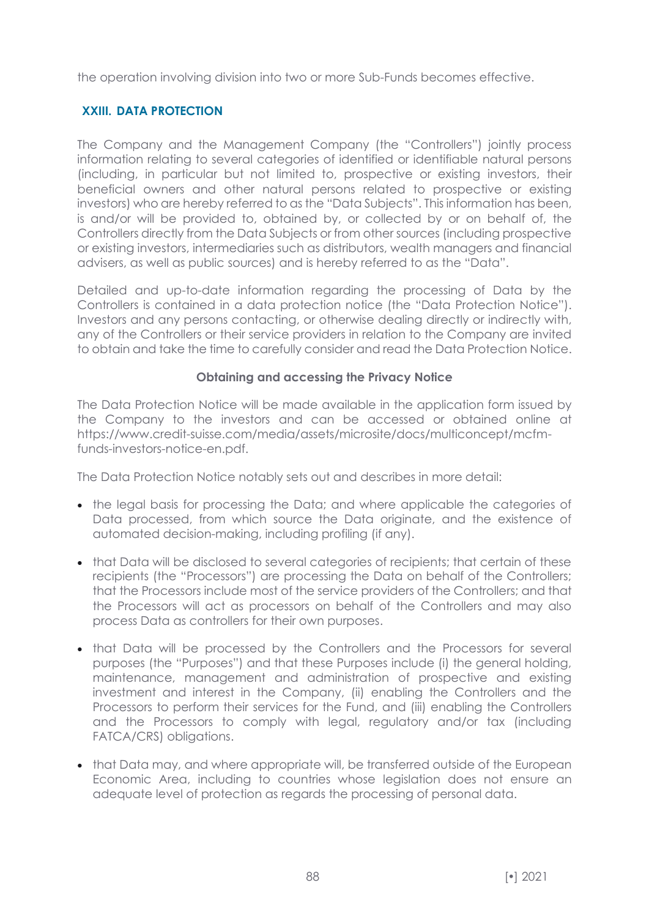the operation involving division into two or more Sub-Funds becomes effective.

## XXIII. DATA PROTECTION

The Company and the Management Company (the "Controllers") jointly process information relating to several categories of identified or identifiable natural persons (including, in particular but not limited to, prospective or existing investors, their beneficial owners and other natural persons related to prospective or existing investors) who are hereby referred to as the "Data Subjects". This information has been, is and/or will be provided to, obtained by, or collected by or on behalf of, the Controllers directly from the Data Subjects or from other sources (including prospective or existing investors, intermediaries such as distributors, wealth managers and financial advisers, as well as public sources) and is hereby referred to as the "Data".

Detailed and up-to-date information regarding the processing of Data by the Controllers is contained in a data protection notice (the "Data Protection Notice"). Investors and any persons contacting, or otherwise dealing directly or indirectly with, any of the Controllers or their service providers in relation to the Company are invited to obtain and take the time to carefully consider and read the Data Protection Notice.

### Obtaining and accessing the Privacy Notice

The Data Protection Notice will be made available in the application form issued by the Company to the investors and can be accessed or obtained online at https://www.credit-suisse.com/media/assets/microsite/docs/multiconcept/mcfm-funds-investors-notice-en.pdf.

The Data Protection Notice notably sets out and describes in more detail:

- the legal basis for processing the Data; and where applicable the categories of Data processed, from which source the Data originate, and the existence of automated decision-making, including profiling (if any).
- that Data will be disclosed to several categories of recipients; that certain of these recipients (the "Processors") are processing the Data on behalf of the Controllers; that the Processors include most of the service providers of the Controllers; and that the Processors will act as processors on behalf of the Controllers and may also process Data as controllers for their own purposes.
- that Data will be processed by the Controllers and the Processors for several purposes (the "Purposes") and that these Purposes include (i) the general holding, maintenance, management and administration of prospective and existing investment and interest in the Company, (ii) enabling the Controllers and the Processors to perform their services for the Fund, and (iii) enabling the Controllers and the Processors to comply with legal, regulatory and/or tax (including FATCA/CRS) obligations.
- that Data may, and where appropriate will, be transferred outside of the European Economic Area, including to countries whose legislation does not ensure an adequate level of protection as regards the processing of personal data.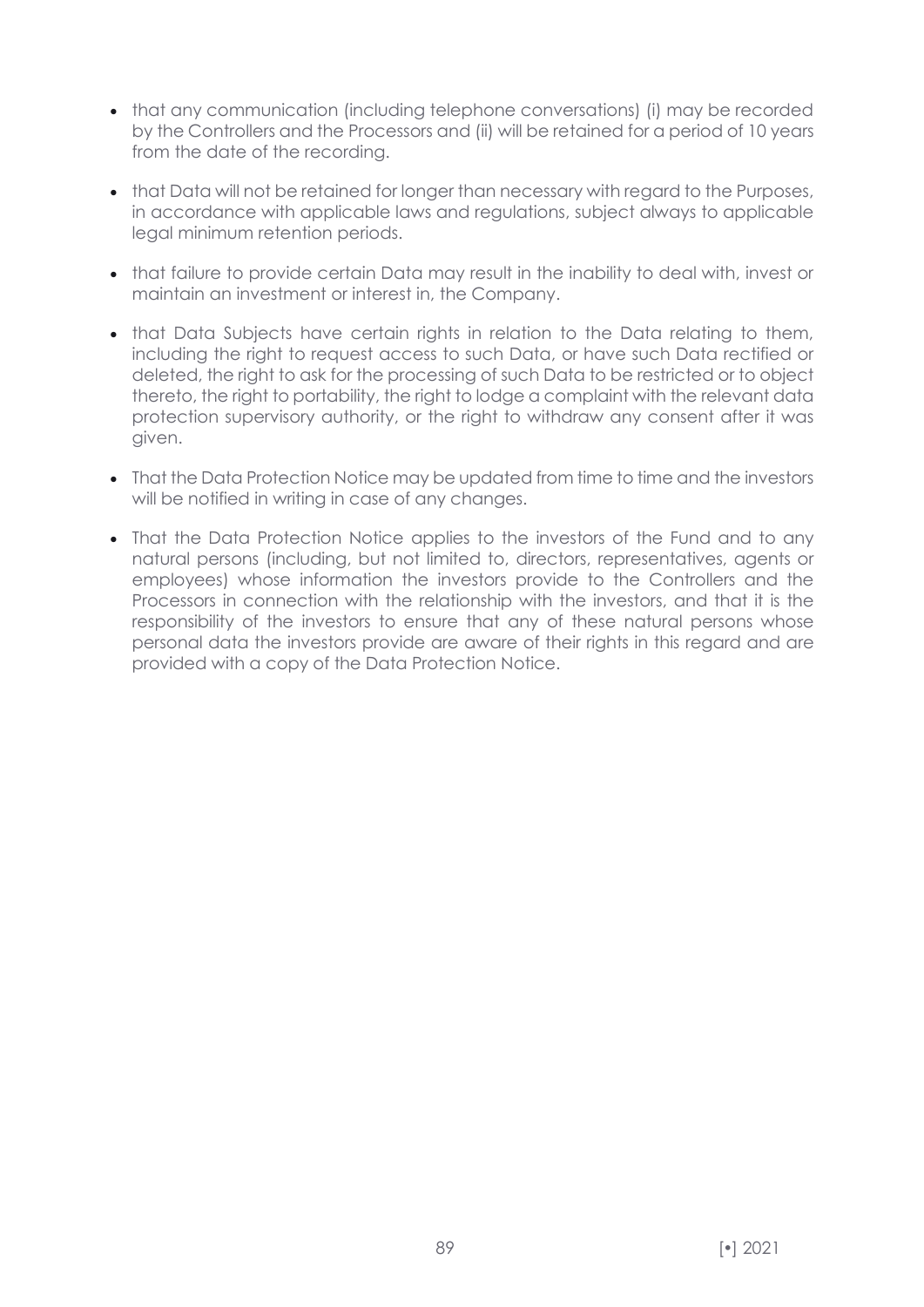- that any communication (including telephone conversations) (i) may be recorded by the Controllers and the Processors and (ii) will be retained for a period of 10 years from the date of the recording.
- that Data will not be retained for longer than necessary with regard to the Purposes, in accordance with applicable laws and regulations, subject always to applicable legal minimum retention periods.
- that failure to provide certain Data may result in the inability to deal with, invest or maintain an investment or interest in, the Company.
- that Data Subjects have certain rights in relation to the Data relating to them, including the right to request access to such Data, or have such Data rectified or deleted, the right to ask for the processing of such Data to be restricted or to object thereto, the right to portability, the right to lodge a complaint with the relevant data protection supervisory authority, or the right to withdraw any consent after it was given.
- That the Data Protection Notice may be updated from time to time and the investors will be notified in writing in case of any changes.
- That the Data Protection Notice applies to the investors of the Fund and to any natural persons (including, but not limited to, directors, representatives, agents or employees) whose information the investors provide to the Controllers and the Processors in connection with the relationship with the investors, and that it is the responsibility of the investors to ensure that any of these natural persons whose personal data the investors provide are aware of their rights in this regard and are provided with a copy of the Data Protection Notice.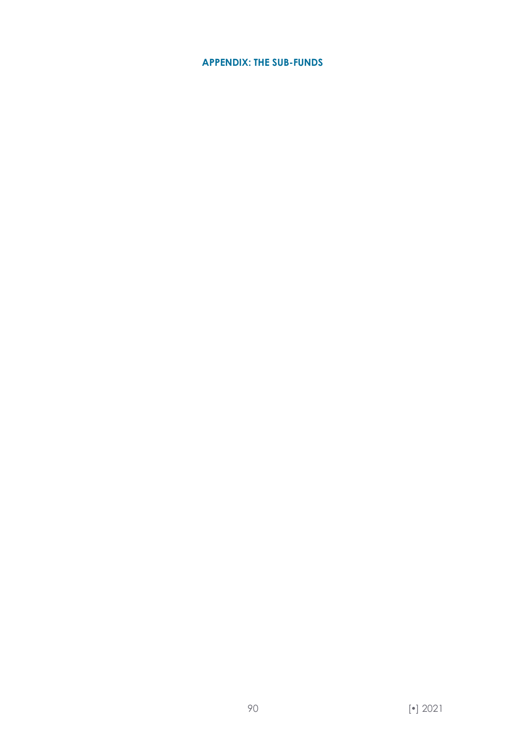## APPENDIX: THE SUB-FUNDS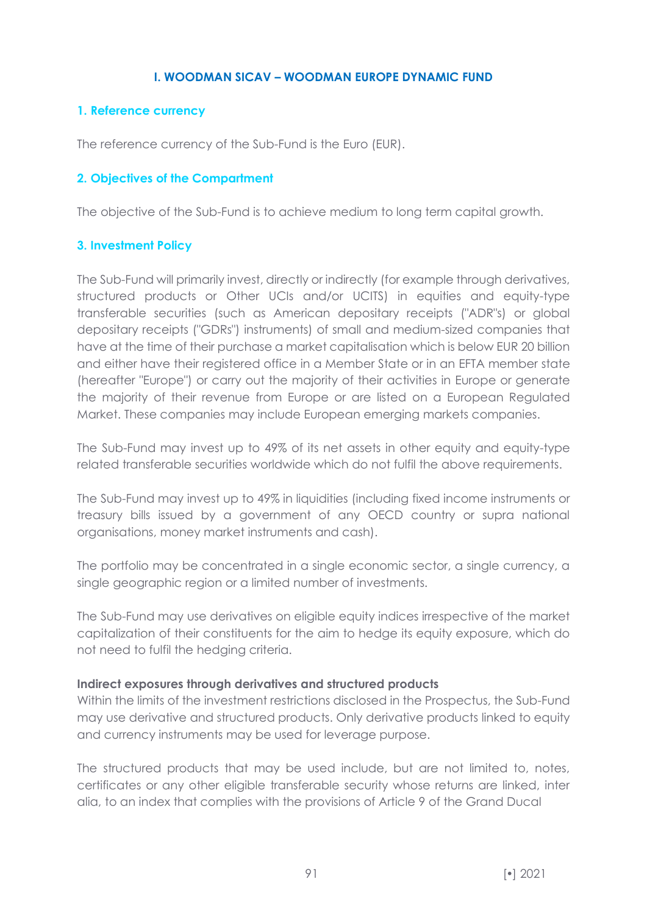## I. WOODMAN SICAV – WOODMAN EUROPE DYNAMIC FUND

### 1. Reference currency

The reference currency of the Sub-Fund is the Euro (EUR).

### 2. Objectives of the Compartment

The objective of the Sub-Fund is to achieve medium to long term capital growth.

### 3. Investment Policy

The Sub-Fund will primarily invest, directly or indirectly (for example through derivatives, structured products or Other UCIs and/or UCITS) in equities and equity-type transferable securities (such as American depositary receipts ("ADR"s) or global depositary receipts ("GDRs") instruments) of small and medium-sized companies that have at the time of their purchase a market capitalisation which is below EUR 20 billion and either have their registered office in a Member State or in an EFTA member state (hereafter "Europe") or carry out the majority of their activities in Europe or generate the majority of their revenue from Europe or are listed on a European Regulated Market. These companies may include European emerging markets companies.

The Sub-Fund may invest up to 49% of its net assets in other equity and equity-type related transferable securities worldwide which do not fulfil the above requirements.

The Sub-Fund may invest up to 49% in liquidities (including fixed income instruments or treasury bills issued by a government of any OECD country or supra national organisations, money market instruments and cash).

The portfolio may be concentrated in a single economic sector, a single currency, a single geographic region or a limited number of investments.

The Sub-Fund may use derivatives on eligible equity indices irrespective of the market capitalization of their constituents for the aim to hedge its equity exposure, which do not need to fulfil the hedging criteria.

**Indirect exposures through derivatives and structured products**

Within the limits of the investment restrictions disclosed in the Prospectus, the Sub-Fund may use derivative and structured products. Only derivative products linked to equity and currency instruments may be used for leverage purpose.

The structured products that may be used include, but are not limited to, notes, certificates or any other eligible transferable security whose returns are linked, inter alia, to an index that complies with the provisions of Article 9 of the Grand Ducal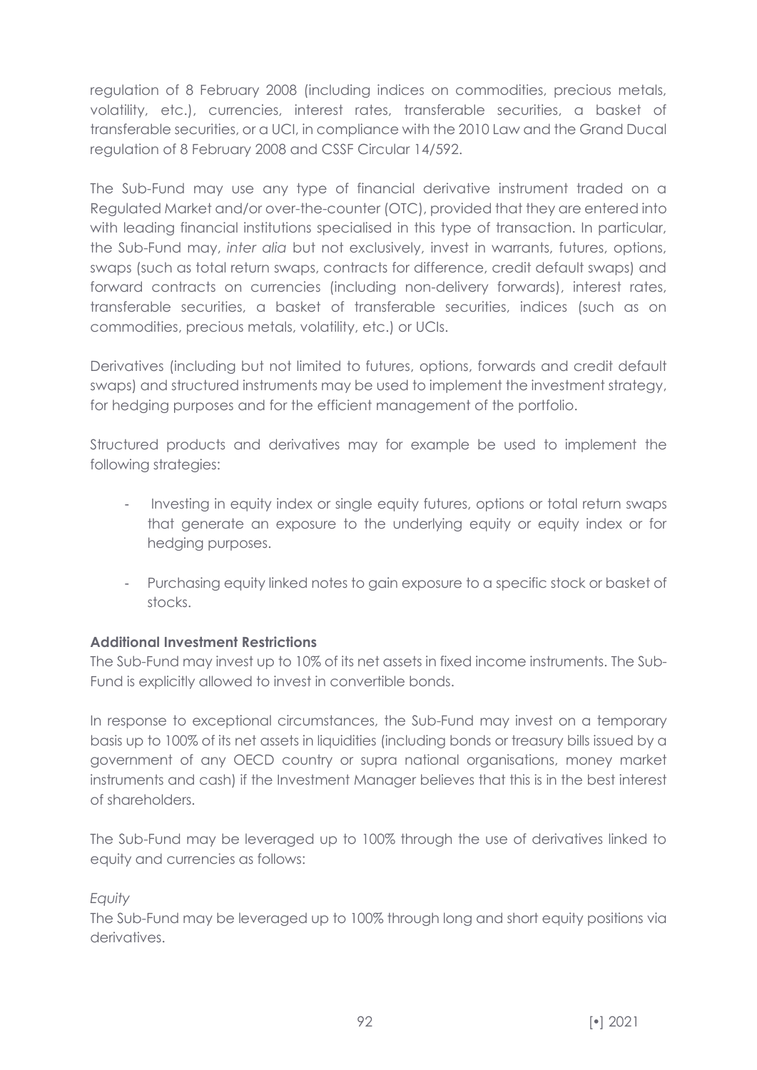regulation of 8 February 2008 (including indices on commodities, precious metals, volatility, etc.), currencies, interest rates, transferable securities, a basket of transferable securities, or a UCI, in compliance with the 2010 Law and the Grand Ducal regulation of 8 February 2008 and CSSF Circular 14/592.

The Sub-Fund may use any type of financial derivative instrument traded on a Regulated Market and/or over-the-counter (OTC), provided that they are entered into with leading financial institutions specialised in this type of transaction. In particular, the Sub-Fund may, *inter alia* but not exclusively, invest in warrants, futures, options, swaps (such as total return swaps, contracts for difference, credit default swaps) and forward contracts on currencies (including non-delivery forwards), interest rates, transferable securities, a basket of transferable securities, indices (such as on commodities, precious metals, volatility, etc.) or UCIs.

Derivatives (including but not limited to futures, options, forwards and credit default swaps) and structured instruments may be used to implement the investment strategy, for hedging purposes and for the efficient management of the portfolio.

Structured products and derivatives may for example be used to implement the following strategies:

- Investing in equity index or single equity futures, options or total return swaps that generate an exposure to the underlying equity or equity index or for hedging purposes.
- Purchasing equity linked notes to gain exposure to a specific stock or basket of stocks.

**Additional Investment Restrictions**

The Sub-Fund may invest up to 10% of its net assets in fixed income instruments. The Sub-Fund is explicitly allowed to invest in convertible bonds.

In response to exceptional circumstances, the Sub-Fund may invest on a temporary basis up to 100% of its net assets in liquidities (including bonds or treasury bills issued by a government of any OECD country or supra national organisations, money market instruments and cash) if the Investment Manager believes that this is in the best interest of shareholders.

The Sub-Fund may be leveraged up to 100% through the use of derivatives linked to equity and currencies as follows:

*Equity*

The Sub-Fund may be leveraged up to 100% through long and short equity positions via derivatives.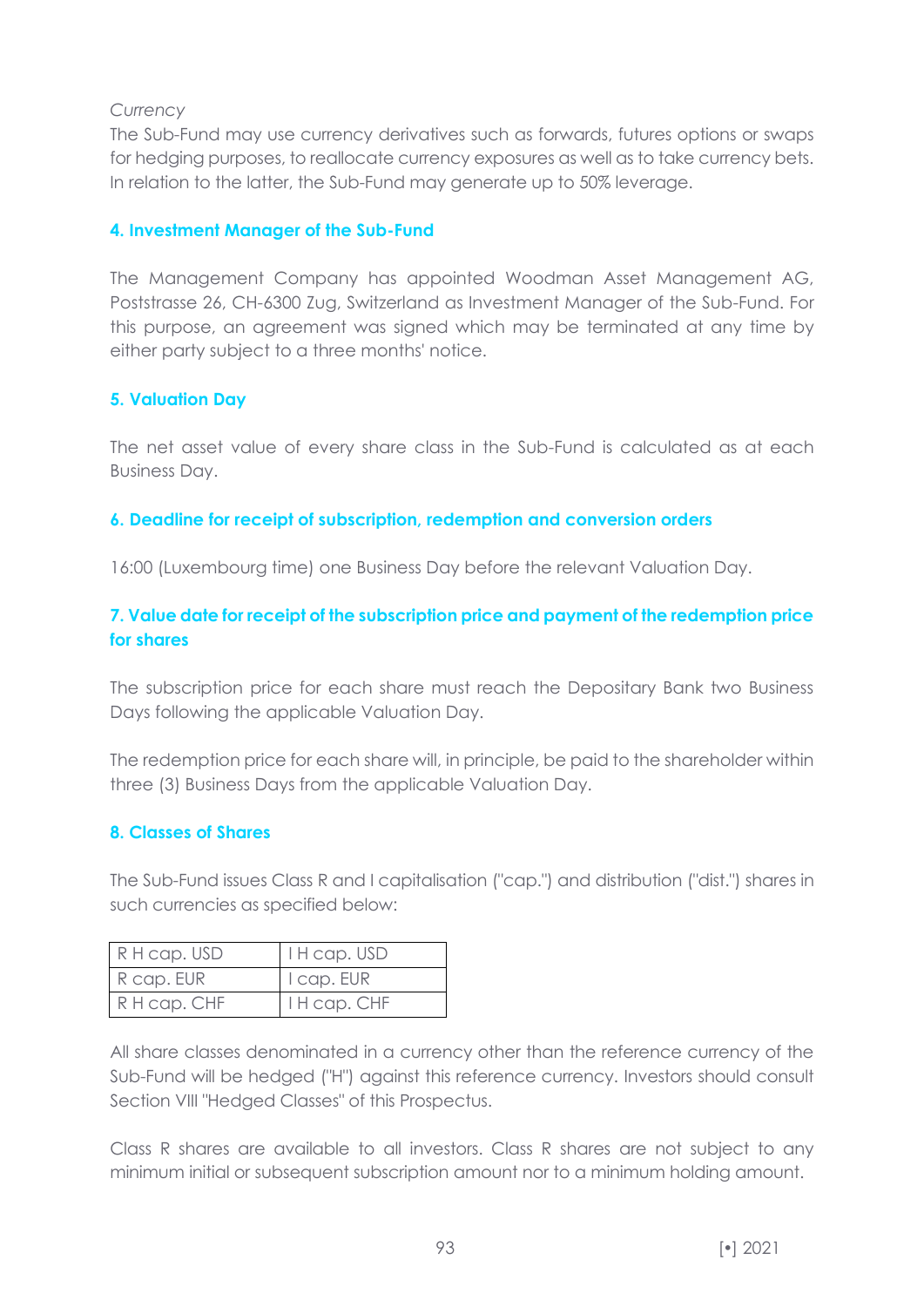*Currency*

The Sub-Fund may use currency derivatives such as forwards, futures options or swaps for hedging purposes, to reallocate currency exposures as well as to take currency bets. In relation to the latter, the Sub-Fund may generate up to 50% leverage.

### 4. Investment Manager of the Sub-Fund

The Management Company has appointed Woodman Asset Management AG, Poststrasse 26, CH-6300 Zug, Switzerland as Investment Manager of the Sub-Fund. For this purpose, an agreement was signed which may be terminated at any time by either party subject to a three months' notice.

### 5. Valuation Day

The net asset value of every share class in the Sub-Fund is calculated as at each Business Day.

### 6. Deadline for receipt of subscription, redemption and conversion orders

16:00 (Luxembourg time) one Business Day before the relevant Valuation Day.

### 7. Value date for receipt of the subscription price and payment of the redemption price for shares

The subscription price for each share must reach the Depositary Bank two Business Days following the applicable Valuation Day.

The redemption price for each share will, in principle, be paid to the shareholder within three (3) Business Days from the applicable Valuation Day.

### 8. Classes of Shares

The Sub-Fund issues Class R and I capitalisation ("cap.") and distribution ("dist.") shares in such currencies as specified below:

| R H cap. USD | I H cap. USD |
|---|---|
| R cap. EUR | I cap. EUR |
| R H cap. CHF | I H cap. CHF |

All share classes denominated in a currency other than the reference currency of the Sub-Fund will be hedged ("H") against this reference currency. Investors should consult Section VIII "Hedged Classes" of this Prospectus.

Class R shares are available to all investors. Class R shares are not subject to any minimum initial or subsequent subscription amount nor to a minimum holding amount.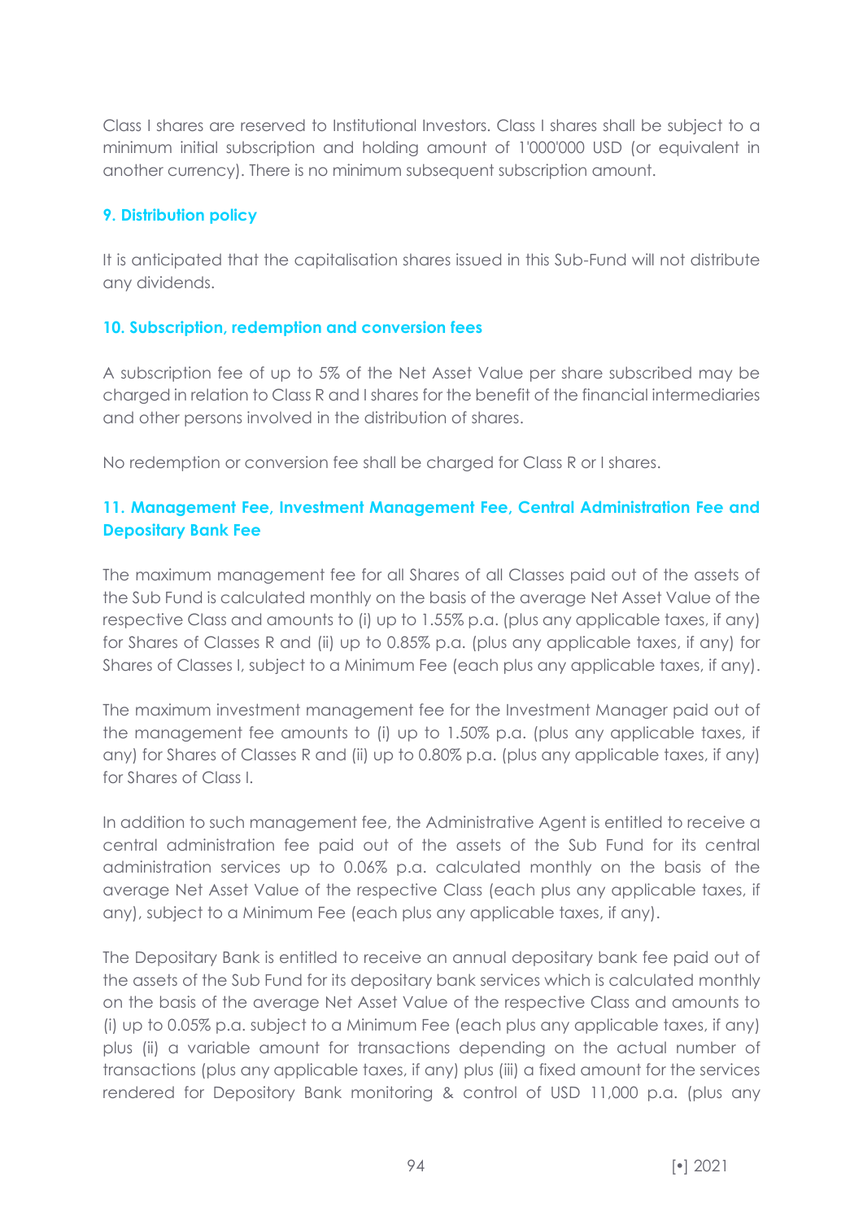Class I shares are reserved to Institutional Investors. Class I shares shall be subject to a minimum initial subscription and holding amount of 1'000'000 USD (or equivalent in another currency). There is no minimum subsequent subscription amount.

### 9. Distribution policy

It is anticipated that the capitalisation shares issued in this Sub-Fund will not distribute any dividends.

### 10. Subscription, redemption and conversion fees

A subscription fee of up to 5% of the Net Asset Value per share subscribed may be charged in relation to Class R and I shares for the benefit of the financial intermediaries and other persons involved in the distribution of shares.

No redemption or conversion fee shall be charged for Class R or I shares.

### 11. Management Fee, Investment Management Fee, Central Administration Fee and Depositary Bank Fee

The maximum management fee for all Shares of all Classes paid out of the assets of the Sub Fund is calculated monthly on the basis of the average Net Asset Value of the respective Class and amounts to (i) up to 1.55% p.a. (plus any applicable taxes, if any) for Shares of Classes R and (ii) up to 0.85% p.a. (plus any applicable taxes, if any) for Shares of Classes I, subject to a Minimum Fee (each plus any applicable taxes, if any).

The maximum investment management fee for the Investment Manager paid out of the management fee amounts to (i) up to 1.50% p.a. (plus any applicable taxes, if any) for Shares of Classes R and (ii) up to 0.80% p.a. (plus any applicable taxes, if any) for Shares of Class I.

In addition to such management fee, the Administrative Agent is entitled to receive a central administration fee paid out of the assets of the Sub Fund for its central administration services up to 0.06% p.a. calculated monthly on the basis of the average Net Asset Value of the respective Class (each plus any applicable taxes, if any), subject to a Minimum Fee (each plus any applicable taxes, if any).

The Depositary Bank is entitled to receive an annual depositary bank fee paid out of the assets of the Sub Fund for its depositary bank services which is calculated monthly on the basis of the average Net Asset Value of the respective Class and amounts to (i) up to 0.05% p.a. subject to a Minimum Fee (each plus any applicable taxes, if any) plus (ii) a variable amount for transactions depending on the actual number of transactions (plus any applicable taxes, if any) plus (iii) a fixed amount for the services rendered for Depository Bank monitoring & control of USD 11,000 p.a. (plus any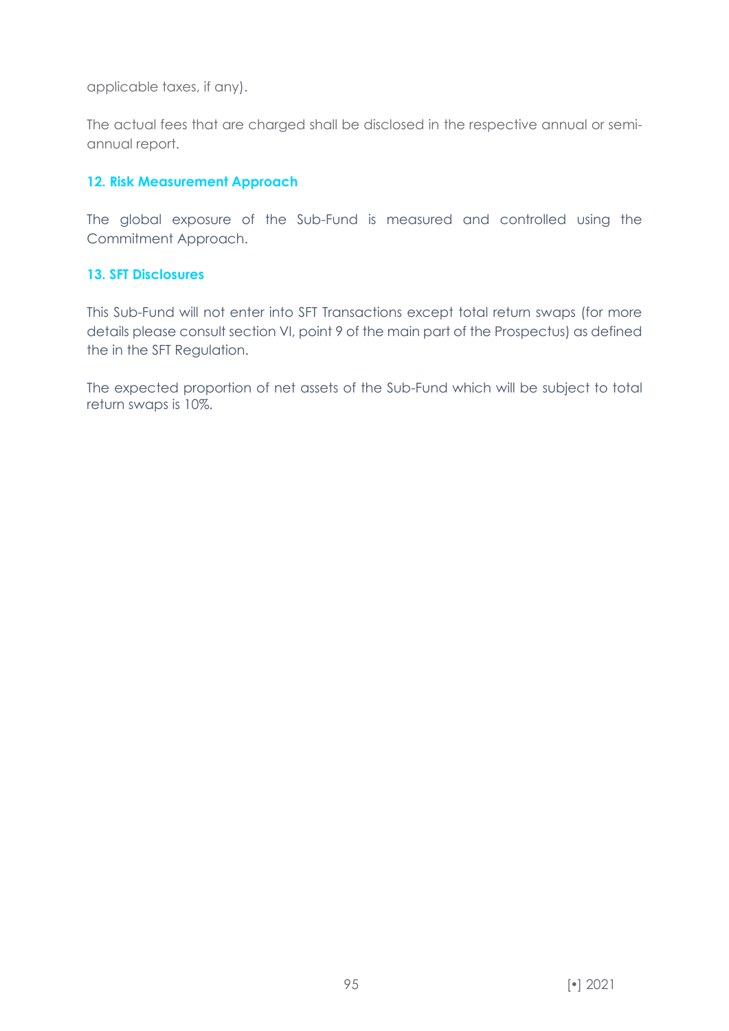applicable taxes, if any).

The actual fees that are charged shall be disclosed in the respective annual or semi-annual report.

## 12. Risk Measurement Approach

The global exposure of the Sub-Fund is measured and controlled using the Commitment Approach.

## 13. SFT Disclosures

This Sub-Fund will not enter into SFT Transactions except total return swaps (for more details please consult section VI, point 9 of the main part of the Prospectus) as defined the in the SFT Regulation.

The expected proportion of net assets of the Sub-Fund which will be subject to total return swaps is 10%.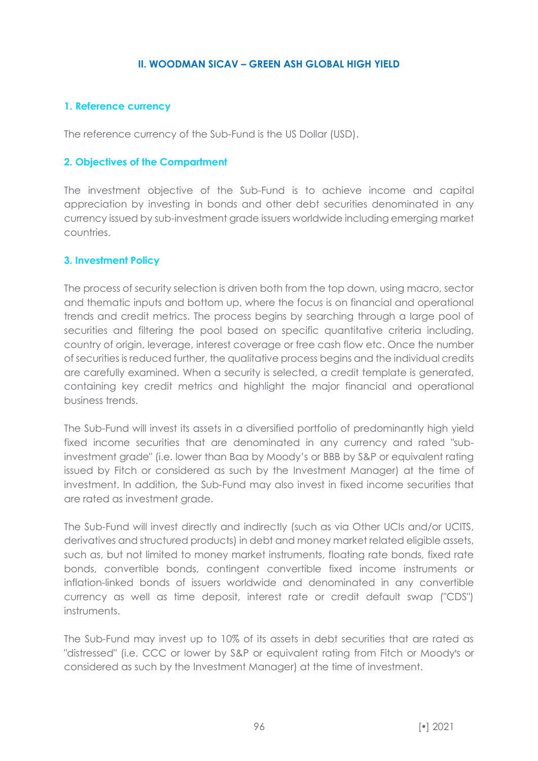## II. WOODMAN SICAV – GREEN ASH GLOBAL HIGH YIELD

### 1. Reference currency

The reference currency of the Sub-Fund is the US Dollar (USD).

### 2. Objectives of the Compartment

The investment objective of the Sub-Fund is to achieve income and capital appreciation by investing in bonds and other debt securities denominated in any currency issued by sub-investment grade issuers worldwide including emerging market countries.

### 3. Investment Policy

The process of security selection is driven both from the top down, using macro, sector and thematic inputs and bottom up, where the focus is on financial and operational trends and credit metrics. The process begins by searching through a large pool of securities and filtering the pool based on specific quantitative criteria including, country of origin, leverage, interest coverage or free cash flow etc. Once the number of securities is reduced further, the qualitative process begins and the individual credits are carefully examined. When a security is selected, a credit template is generated, containing key credit metrics and highlight the major financial and operational business trends.

The Sub-Fund will invest its assets in a diversified portfolio of predominantly high yield fixed income securities that are denominated in any currency and rated "sub-investment grade" (i.e. lower than Baa by Moody's or BBB by S&P or equivalent rating issued by Fitch or considered as such by the Investment Manager) at the time of investment. In addition, the Sub-Fund may also invest in fixed income securities that are rated as investment grade.

The Sub-Fund will invest directly and indirectly (such as via Other UCIs and/or UCITS, derivatives and structured products) in debt and money market related eligible assets, such as, but not limited to money market instruments, floating rate bonds, fixed rate bonds, convertible bonds, contingent convertible fixed income instruments or inflation-linked bonds of issuers worldwide and denominated in any convertible currency as well as time deposit, interest rate or credit default swap ("CDS") instruments.

The Sub-Fund may invest up to 10% of its assets in debt securities that are rated as "distressed" (i.e. CCC or lower by S&P or equivalent rating from Fitch or Moody's or considered as such by the Investment Manager) at the time of investment.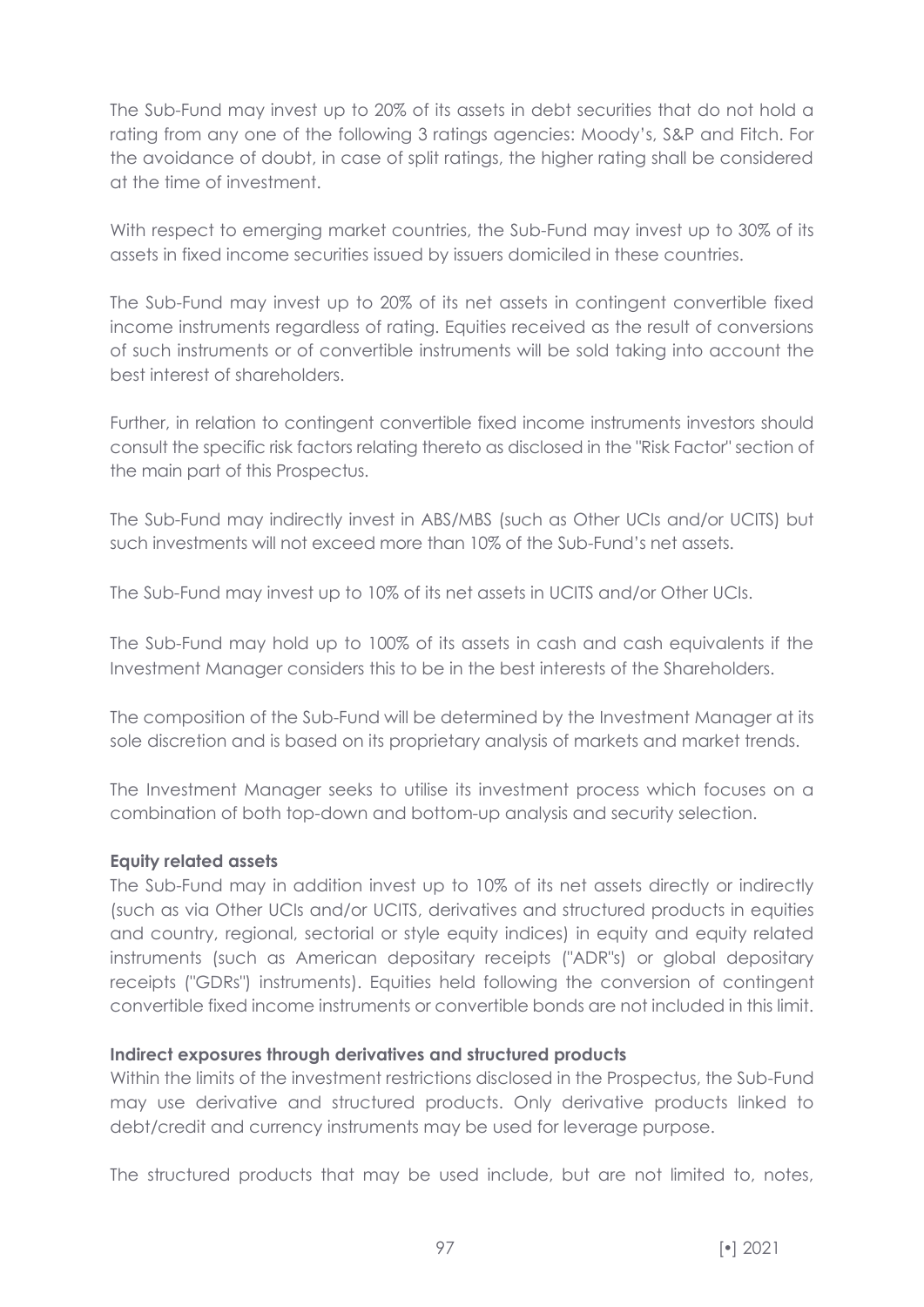The Sub-Fund may invest up to 20% of its assets in debt securities that do not hold a rating from any one of the following 3 ratings agencies: Moody's, S&P and Fitch. For the avoidance of doubt, in case of split ratings, the higher rating shall be considered at the time of investment.

With respect to emerging market countries, the Sub-Fund may invest up to 30% of its assets in fixed income securities issued by issuers domiciled in these countries.

The Sub-Fund may invest up to 20% of its net assets in contingent convertible fixed income instruments regardless of rating. Equities received as the result of conversions of such instruments or of convertible instruments will be sold taking into account the best interest of shareholders.

Further, in relation to contingent convertible fixed income instruments investors should consult the specific risk factors relating thereto as disclosed in the "Risk Factor" section of the main part of this Prospectus.

The Sub-Fund may indirectly invest in ABS/MBS (such as Other UCIs and/or UCITS) but such investments will not exceed more than 10% of the Sub-Fund's net assets.

The Sub-Fund may invest up to 10% of its net assets in UCITS and/or Other UCIs.

The Sub-Fund may hold up to 100% of its assets in cash and cash equivalents if the Investment Manager considers this to be in the best interests of the Shareholders.

The composition of the Sub-Fund will be determined by the Investment Manager at its sole discretion and is based on its proprietary analysis of markets and market trends.

The Investment Manager seeks to utilise its investment process which focuses on a combination of both top-down and bottom-up analysis and security selection.

**Equity related assets**

The Sub-Fund may in addition invest up to 10% of its net assets directly or indirectly (such as via Other UCIs and/or UCITS, derivatives and structured products in equities and country, regional, sectorial or style equity indices) in equity and equity related instruments (such as American depositary receipts ("ADR"s) or global depositary receipts ("GDRs") instruments). Equities held following the conversion of contingent convertible fixed income instruments or convertible bonds are not included in this limit.

**Indirect exposures through derivatives and structured products**

Within the limits of the investment restrictions disclosed in the Prospectus, the Sub-Fund may use derivative and structured products. Only derivative products linked to debt/credit and currency instruments may be used for leverage purpose.

The structured products that may be used include, but are not limited to, notes,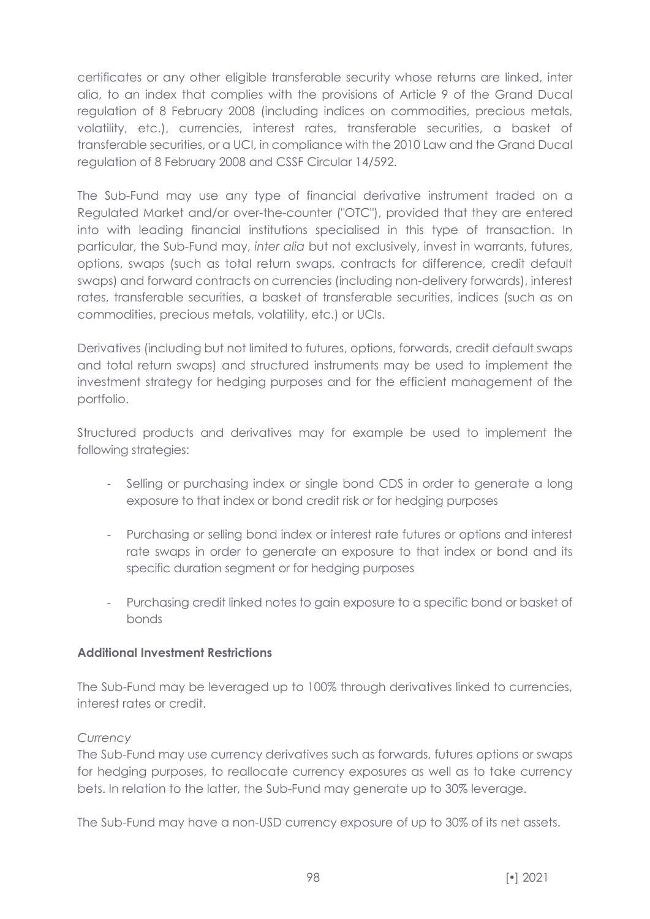certificates or any other eligible transferable security whose returns are linked, inter alia, to an index that complies with the provisions of Article 9 of the Grand Ducal regulation of 8 February 2008 (including indices on commodities, precious metals, volatility, etc.), currencies, interest rates, transferable securities, a basket of transferable securities, or a UCI, in compliance with the 2010 Law and the Grand Ducal regulation of 8 February 2008 and CSSF Circular 14/592.

The Sub-Fund may use any type of financial derivative instrument traded on a Regulated Market and/or over-the-counter ("OTC"), provided that they are entered into with leading financial institutions specialised in this type of transaction. In particular, the Sub-Fund may, *inter alia* but not exclusively, invest in warrants, futures, options, swaps (such as total return swaps, contracts for difference, credit default swaps) and forward contracts on currencies (including non-delivery forwards), interest rates, transferable securities, a basket of transferable securities, indices (such as on commodities, precious metals, volatility, etc.) or UCIs.

Derivatives (including but not limited to futures, options, forwards, credit default swaps and total return swaps) and structured instruments may be used to implement the investment strategy for hedging purposes and for the efficient management of the portfolio.

Structured products and derivatives may for example be used to implement the following strategies:

- Selling or purchasing index or single bond CDS in order to generate a long exposure to that index or bond credit risk or for hedging purposes
- Purchasing or selling bond index or interest rate futures or options and interest rate swaps in order to generate an exposure to that index or bond and its specific duration segment or for hedging purposes
- Purchasing credit linked notes to gain exposure to a specific bond or basket of bonds

**Additional Investment Restrictions**

The Sub-Fund may be leveraged up to 100% through derivatives linked to currencies, interest rates or credit.

*Currency*

The Sub-Fund may use currency derivatives such as forwards, futures options or swaps for hedging purposes, to reallocate currency exposures as well as to take currency bets. In relation to the latter, the Sub-Fund may generate up to 30% leverage.

The Sub-Fund may have a non-USD currency exposure of up to 30% of its net assets.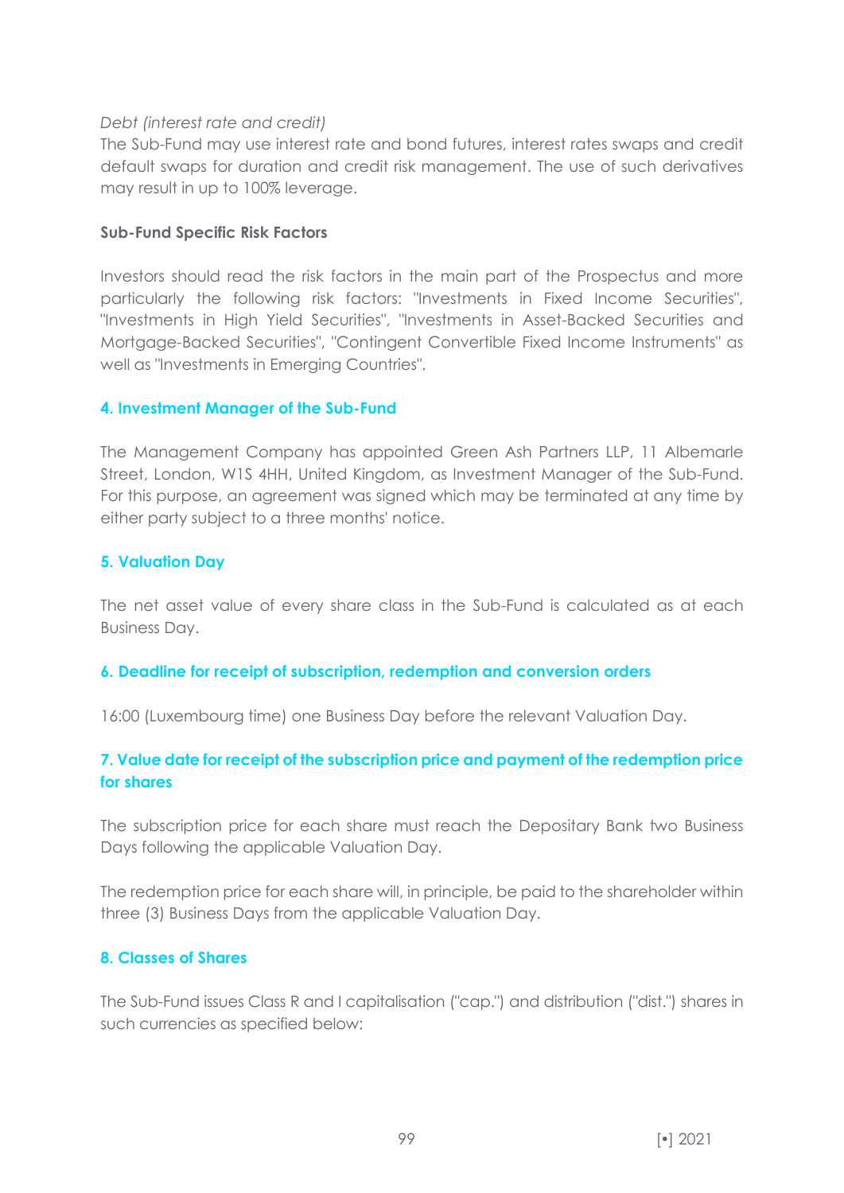*Debt (interest rate and credit)*
The Sub-Fund may use interest rate and bond futures, interest rates swaps and credit default swaps for duration and credit risk management. The use of such derivatives may result in up to 100% leverage.

**Sub-Fund Specific Risk Factors**

Investors should read the risk factors in the main part of the Prospectus and more particularly the following risk factors: "Investments in Fixed Income Securities", "Investments in High Yield Securities", "Investments in Asset-Backed Securities and Mortgage-Backed Securities", "Contingent Convertible Fixed Income Instruments" as well as "Investments in Emerging Countries".

## 4. Investment Manager of the Sub-Fund

The Management Company has appointed Green Ash Partners LLP, 11 Albemarle Street, London, W1S 4HH, United Kingdom, as Investment Manager of the Sub-Fund. For this purpose, an agreement was signed which may be terminated at any time by either party subject to a three months' notice.

## 5. Valuation Day

The net asset value of every share class in the Sub-Fund is calculated as at each Business Day.

## 6. Deadline for receipt of subscription, redemption and conversion orders

16:00 (Luxembourg time) one Business Day before the relevant Valuation Day.

## 7. Value date for receipt of the subscription price and payment of the redemption price for shares

The subscription price for each share must reach the Depositary Bank two Business Days following the applicable Valuation Day.

The redemption price for each share will, in principle, be paid to the shareholder within three (3) Business Days from the applicable Valuation Day.

## 8. Classes of Shares

The Sub-Fund issues Class R and I capitalisation ("cap.") and distribution ("dist.") shares in such currencies as specified below: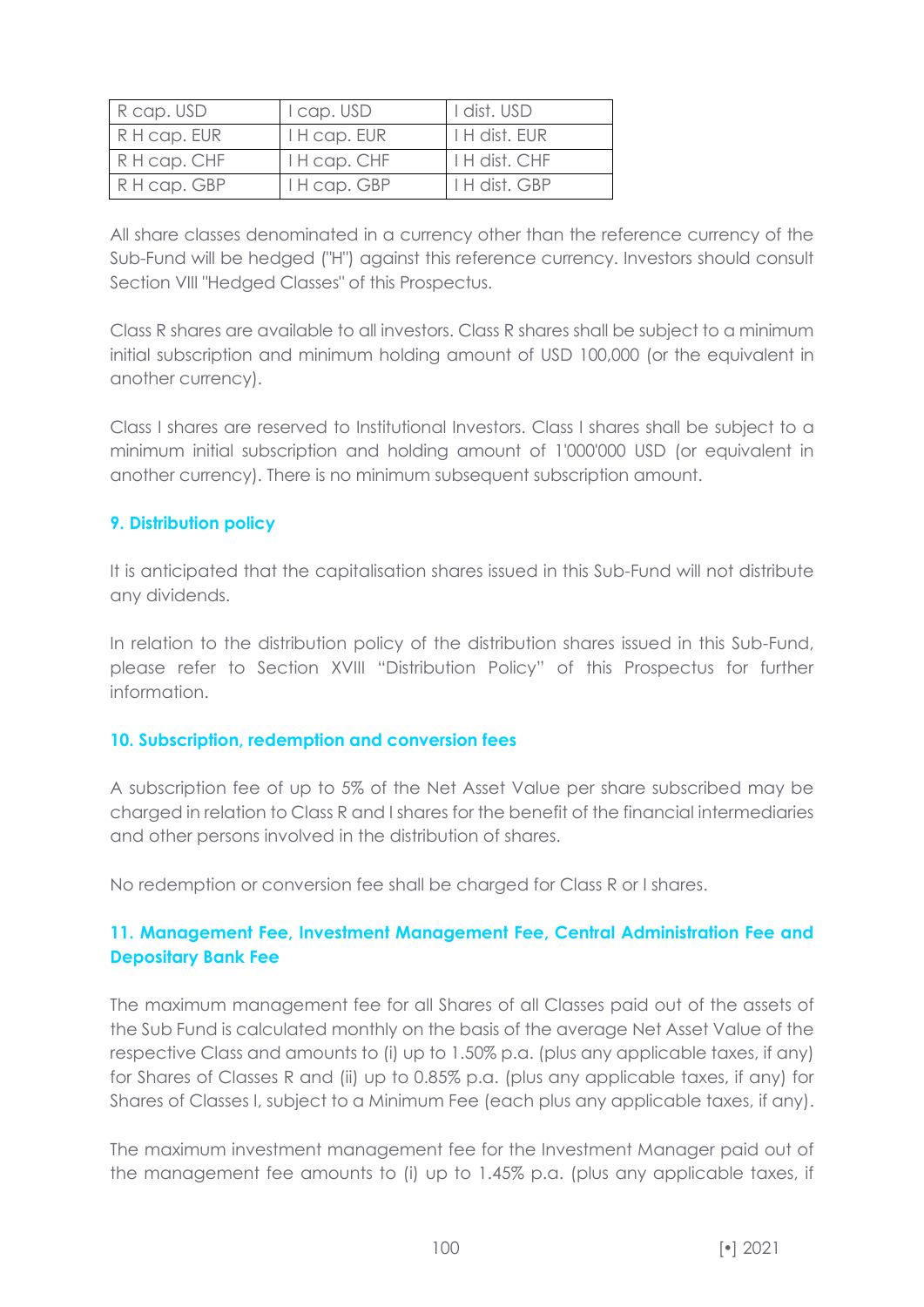| R cap. USD | I cap. USD | I dist. USD |
|---|---|---|
| R H cap. EUR | I H cap. EUR | I H dist. EUR |
| R H cap. CHF | I H cap. CHF | I H dist. CHF |
| R H cap. GBP | I H cap. GBP | I H dist. GBP |

All share classes denominated in a currency other than the reference currency of the Sub-Fund will be hedged ("H") against this reference currency. Investors should consult Section VIII "Hedged Classes" of this Prospectus.

Class R shares are available to all investors. Class R shares shall be subject to a minimum initial subscription and minimum holding amount of USD 100,000 (or the equivalent in another currency).

Class I shares are reserved to Institutional Investors. Class I shares shall be subject to a minimum initial subscription and holding amount of 1'000'000 USD (or equivalent in another currency). There is no minimum subsequent subscription amount.

### 9. Distribution policy

It is anticipated that the capitalisation shares issued in this Sub-Fund will not distribute any dividends.

In relation to the distribution policy of the distribution shares issued in this Sub-Fund, please refer to Section XVIII "Distribution Policy" of this Prospectus for further information.

### 10. Subscription, redemption and conversion fees

A subscription fee of up to 5% of the Net Asset Value per share subscribed may be charged in relation to Class R and I shares for the benefit of the financial intermediaries and other persons involved in the distribution of shares.

No redemption or conversion fee shall be charged for Class R or I shares.

### 11. Management Fee, Investment Management Fee, Central Administration Fee and Depositary Bank Fee

The maximum management fee for all Shares of all Classes paid out of the assets of the Sub Fund is calculated monthly on the basis of the average Net Asset Value of the respective Class and amounts to (i) up to 1.50% p.a. (plus any applicable taxes, if any) for Shares of Classes R and (ii) up to 0.85% p.a. (plus any applicable taxes, if any) for Shares of Classes I, subject to a Minimum Fee (each plus any applicable taxes, if any).

The maximum investment management fee for the Investment Manager paid out of the management fee amounts to (i) up to 1.45% p.a. (plus any applicable taxes, if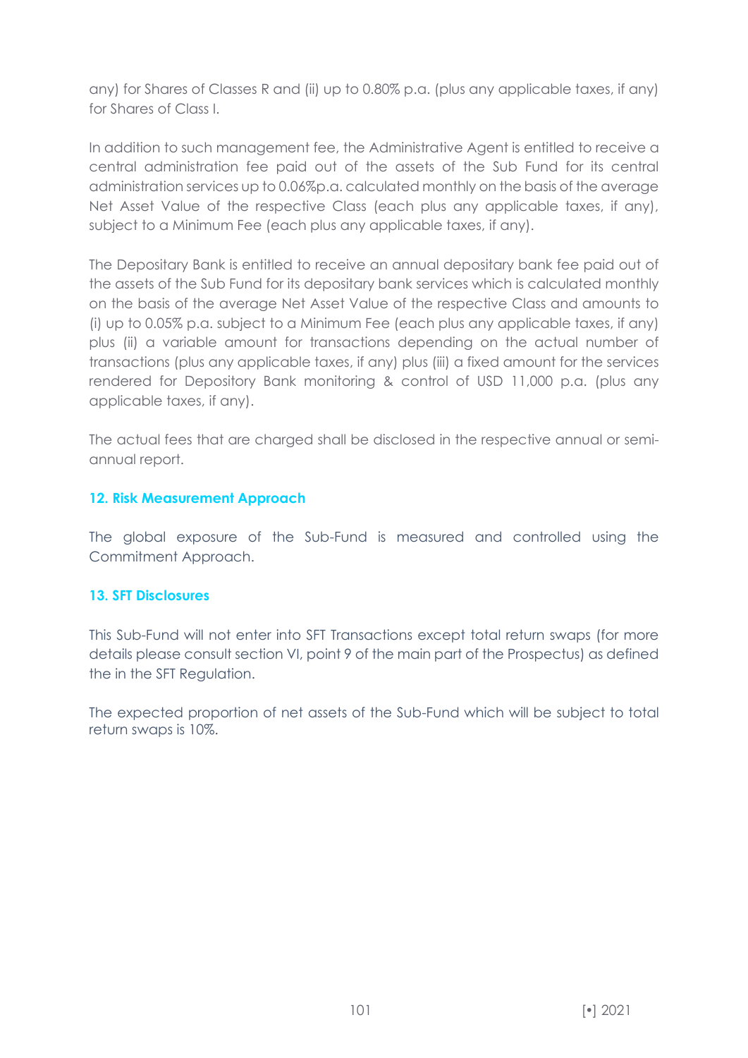any) for Shares of Classes R and (ii) up to 0.80% p.a. (plus any applicable taxes, if any) for Shares of Class I.

In addition to such management fee, the Administrative Agent is entitled to receive a central administration fee paid out of the assets of the Sub Fund for its central administration services up to 0.06%p.a. calculated monthly on the basis of the average Net Asset Value of the respective Class (each plus any applicable taxes, if any), subject to a Minimum Fee (each plus any applicable taxes, if any).

The Depositary Bank is entitled to receive an annual depositary bank fee paid out of the assets of the Sub Fund for its depositary bank services which is calculated monthly on the basis of the average Net Asset Value of the respective Class and amounts to (i) up to 0.05% p.a. subject to a Minimum Fee (each plus any applicable taxes, if any) plus (ii) a variable amount for transactions depending on the actual number of transactions (plus any applicable taxes, if any) plus (iii) a fixed amount for the services rendered for Depositary Bank monitoring & control of USD 11,000 p.a. (plus any applicable taxes, if any).

The actual fees that are charged shall be disclosed in the respective annual or semi-annual report.

## 12. Risk Measurement Approach

The global exposure of the Sub-Fund is measured and controlled using the Commitment Approach.

## 13. SFT Disclosures

This Sub-Fund will not enter into SFT Transactions except total return swaps (for more details please consult section VI, point 9 of the main part of the Prospectus) as defined the in the SFT Regulation.

The expected proportion of net assets of the Sub-Fund which will be subject to total return swaps is 10%.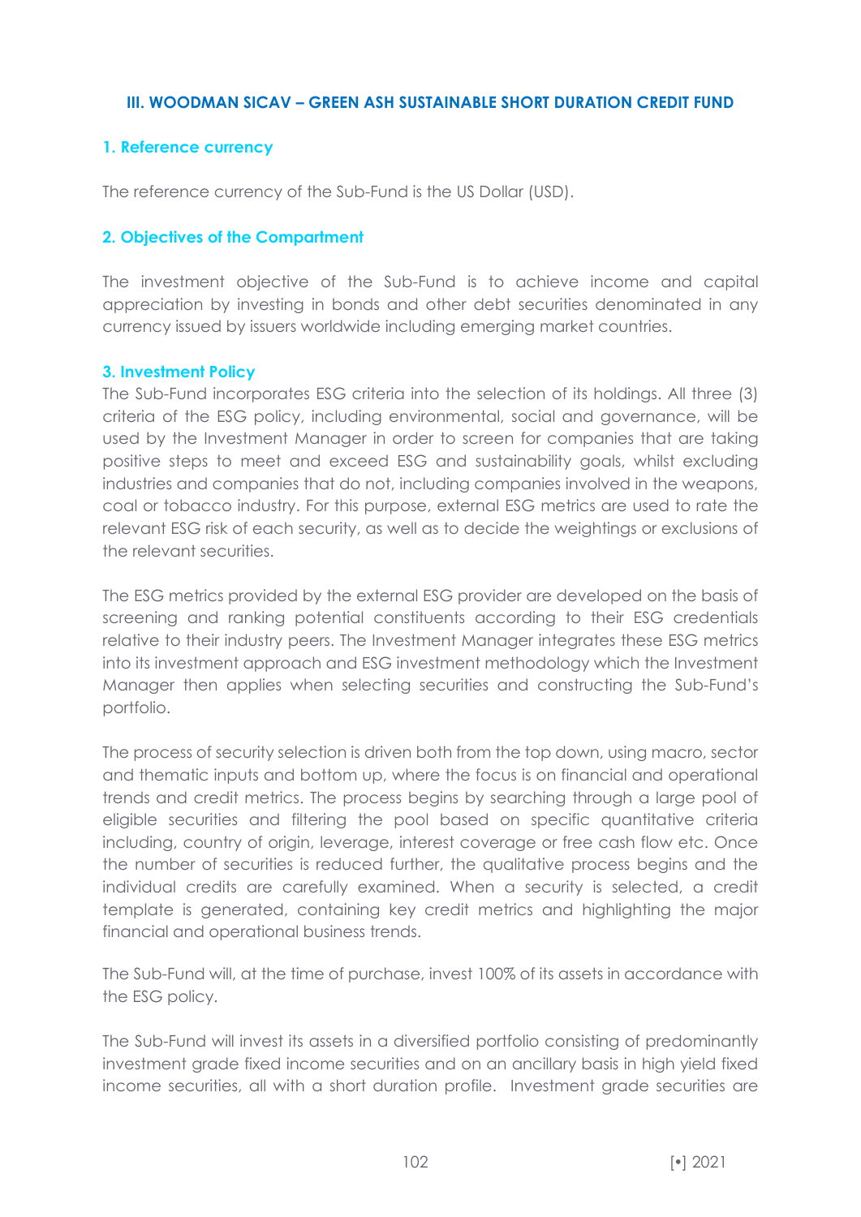## III. WOODMAN SICAV – GREEN ASH SUSTAINABLE SHORT DURATION CREDIT FUND

### 1. Reference currency

The reference currency of the Sub-Fund is the US Dollar (USD).

### 2. Objectives of the Compartment

The investment objective of the Sub-Fund is to achieve income and capital appreciation by investing in bonds and other debt securities denominated in any currency issued by issuers worldwide including emerging market countries.

### 3. Investment Policy

The Sub-Fund incorporates ESG criteria into the selection of its holdings. All three (3) criteria of the ESG policy, including environmental, social and governance, will be used by the Investment Manager in order to screen for companies that are taking positive steps to meet and exceed ESG and sustainability goals, whilst excluding industries and companies that do not, including companies involved in the weapons, coal or tobacco industry. For this purpose, external ESG metrics are used to rate the relevant ESG risk of each security, as well as to decide the weightings or exclusions of the relevant securities.

The ESG metrics provided by the external ESG provider are developed on the basis of screening and ranking potential constituents according to their ESG credentials relative to their industry peers. The Investment Manager integrates these ESG metrics into its investment approach and ESG investment methodology which the Investment Manager then applies when selecting securities and constructing the Sub-Fund's portfolio.

The process of security selection is driven both from the top down, using macro, sector and thematic inputs and bottom up, where the focus is on financial and operational trends and credit metrics. The process begins by searching through a large pool of eligible securities and filtering the pool based on specific quantitative criteria including, country of origin, leverage, interest coverage or free cash flow etc. Once the number of securities is reduced further, the qualitative process begins and the individual credits are carefully examined. When a security is selected, a credit template is generated, containing key credit metrics and highlighting the major financial and operational business trends.

The Sub-Fund will, at the time of purchase, invest 100% of its assets in accordance with the ESG policy.

The Sub-Fund will invest its assets in a diversified portfolio consisting of predominantly investment grade fixed income securities and on an ancillary basis in high yield fixed income securities, all with a short duration profile. Investment grade securities are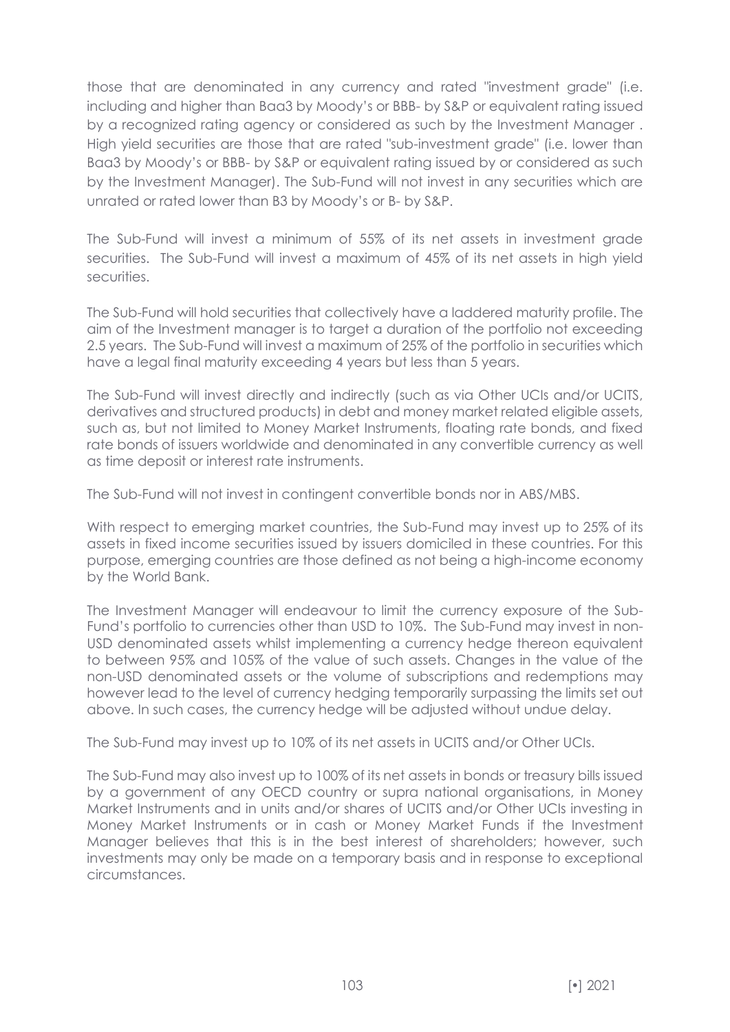those that are denominated in any currency and rated "investment grade" (i.e. including and higher than Baa3 by Moody's or BBB- by S&P or equivalent rating issued by a recognized rating agency or considered as such by the Investment Manager . High yield securities are those that are rated "sub-investment grade" (i.e. lower than Baa3 by Moody's or BBB- by S&P or equivalent rating issued by or considered as such by the Investment Manager). The Sub-Fund will not invest in any securities which are unrated or rated lower than B3 by Moody's or B- by S&P.

The Sub-Fund will invest a minimum of 55% of its net assets in investment grade securities. The Sub-Fund will invest a maximum of 45% of its net assets in high yield securities.

The Sub-Fund will hold securities that collectively have a laddered maturity profile. The aim of the Investment manager is to target a duration of the portfolio not exceeding 2.5 years. The Sub-Fund will invest a maximum of 25% of the portfolio in securities which have a legal final maturity exceeding 4 years but less than 5 years.

The Sub-Fund will invest directly and indirectly (such as via Other UCIs and/or UCITS, derivatives and structured products) in debt and money market related eligible assets, such as, but not limited to Money Market Instruments, floating rate bonds, and fixed rate bonds of issuers worldwide and denominated in any convertible currency as well as time deposit or interest rate instruments.

The Sub-Fund will not invest in contingent convertible bonds nor in ABS/MBS.

With respect to emerging market countries, the Sub-Fund may invest up to 25% of its assets in fixed income securities issued by issuers domiciled in these countries. For this purpose, emerging countries are those defined as not being a high-income economy by the World Bank.

The Investment Manager will endeavour to limit the currency exposure of the Sub-Fund's portfolio to currencies other than USD to 10%. The Sub-Fund may invest in non-USD denominated assets whilst implementing a currency hedge thereon equivalent to between 95% and 105% of the value of such assets. Changes in the value of the non-USD denominated assets or the volume of subscriptions and redemptions may however lead to the level of currency hedging temporarily surpassing the limits set out above. In such cases, the currency hedge will be adjusted without undue delay.

The Sub-Fund may invest up to 10% of its net assets in UCITS and/or Other UCIs.

The Sub-Fund may also invest up to 100% of its net assets in bonds or treasury bills issued by a government of any OECD country or supra national organisations, in Money Market Instruments and in units and/or shares of UCITS and/or Other UCIs investing in Money Market Instruments or in cash or Money Market Funds if the Investment Manager believes that this is in the best interest of shareholders; however, such investments may only be made on a temporary basis and in response to exceptional circumstances.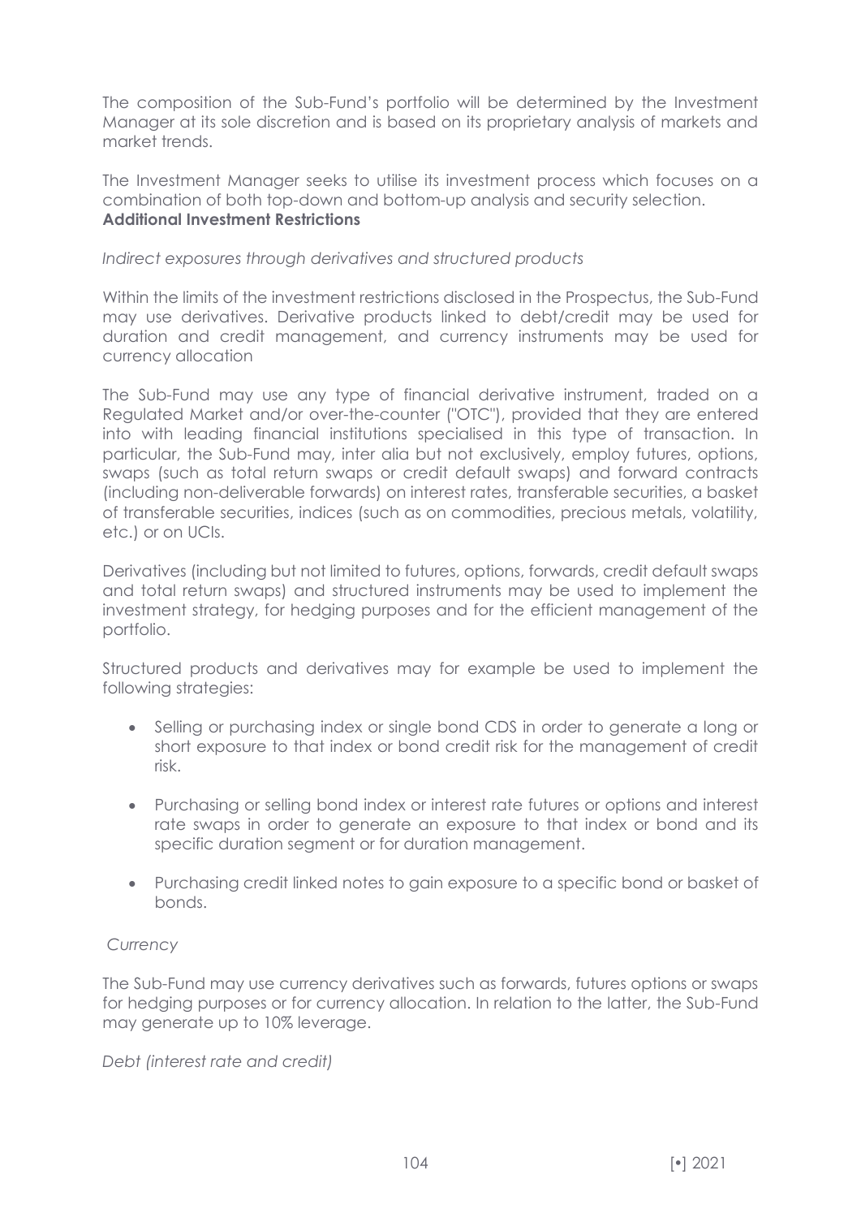The composition of the Sub-Fund's portfolio will be determined by the Investment Manager at its sole discretion and is based on its proprietary analysis of markets and market trends.

The Investment Manager seeks to utilise its investment process which focuses on a combination of both top-down and bottom-up analysis and security selection.

**Additional Investment Restrictions**

*Indirect exposures through derivatives and structured products*

Within the limits of the investment restrictions disclosed in the Prospectus, the Sub-Fund may use derivatives. Derivative products linked to debt/credit may be used for duration and credit management, and currency instruments may be used for currency allocation

The Sub-Fund may use any type of financial derivative instrument, traded on a Regulated Market and/or over-the-counter ("OTC"), provided that they are entered into with leading financial institutions specialised in this type of transaction. In particular, the Sub-Fund may, inter alia but not exclusively, employ futures, options, swaps (such as total return swaps or credit default swaps) and forward contracts (including non-deliverable forwards) on interest rates, transferable securities, a basket of transferable securities, indices (such as on commodities, precious metals, volatility, etc.) or on UCIs.

Derivatives (including but not limited to futures, options, forwards, credit default swaps and total return swaps) and structured instruments may be used to implement the investment strategy, for hedging purposes and for the efficient management of the portfolio.

Structured products and derivatives may for example be used to implement the following strategies:

- Selling or purchasing index or single bond CDS in order to generate a long or short exposure to that index or bond credit risk for the management of credit risk.
- Purchasing or selling bond index or interest rate futures or options and interest rate swaps in order to generate an exposure to that index or bond and its specific duration segment or for duration management.
- Purchasing credit linked notes to gain exposure to a specific bond or basket of bonds.

*Currency*

The Sub-Fund may use currency derivatives such as forwards, futures options or swaps for hedging purposes or for currency allocation. In relation to the latter, the Sub-Fund may generate up to 10% leverage.

*Debt (interest rate and credit)*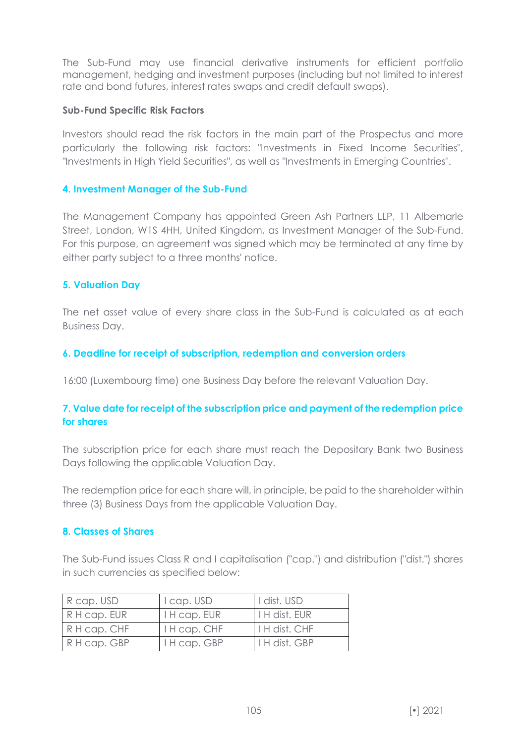The Sub-Fund may use financial derivative instruments for efficient portfolio management, hedging and investment purposes (including but not limited to interest rate and bond futures, interest rates swaps and credit default swaps).

**Sub-Fund Specific Risk Factors**

Investors should read the risk factors in the main part of the Prospectus and more particularly the following risk factors: "Investments in Fixed Income Securities", "Investments in High Yield Securities", as well as "Investments in Emerging Countries".

## 4. Investment Manager of the Sub-Fund

The Management Company has appointed Green Ash Partners LLP, 11 Albemarle Street, London, W1S 4HH, United Kingdom, as Investment Manager of the Sub-Fund. For this purpose, an agreement was signed which may be terminated at any time by either party subject to a three months' notice.

## 5. Valuation Day

The net asset value of every share class in the Sub-Fund is calculated as at each Business Day.

## 6. Deadline for receipt of subscription, redemption and conversion orders

16:00 (Luxembourg time) one Business Day before the relevant Valuation Day.

## 7. Value date for receipt of the subscription price and payment of the redemption price for shares

The subscription price for each share must reach the Depositary Bank two Business Days following the applicable Valuation Day.

The redemption price for each share will, in principle, be paid to the shareholder within three (3) Business Days from the applicable Valuation Day.

## 8. Classes of Shares

The Sub-Fund issues Class R and I capitalisation ("cap.") and distribution ("dist.") shares in such currencies as specified below:

| R cap. USD | I cap. USD | I dist. USD |
|---|---|---|
| R H cap. EUR | I H cap. EUR | I H dist. EUR |
| R H cap. CHF | I H cap. CHF | I H dist. CHF |
| R H cap. GBP | I H cap. GBP | I H dist. GBP |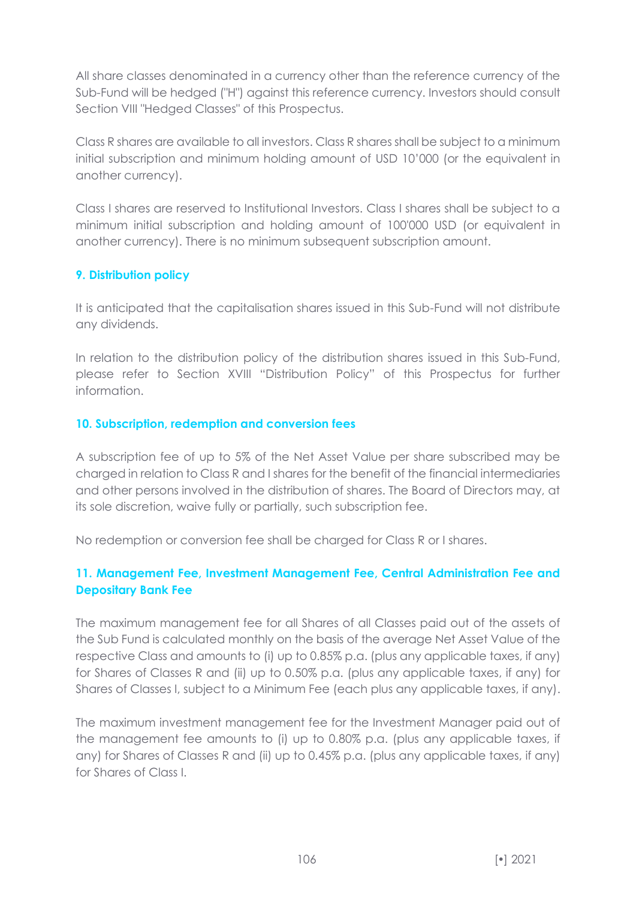All share classes denominated in a currency other than the reference currency of the Sub-Fund will be hedged ("H") against this reference currency. Investors should consult Section VIII "Hedged Classes" of this Prospectus.

Class R shares are available to all investors. Class R shares shall be subject to a minimum initial subscription and minimum holding amount of USD 10'000 (or the equivalent in another currency).

Class I shares are reserved to Institutional Investors. Class I shares shall be subject to a minimum initial subscription and holding amount of 100'000 USD (or equivalent in another currency). There is no minimum subsequent subscription amount.

### 9. Distribution policy

It is anticipated that the capitalisation shares issued in this Sub-Fund will not distribute any dividends.

In relation to the distribution policy of the distribution shares issued in this Sub-Fund, please refer to Section XVIII "Distribution Policy" of this Prospectus for further information.

### 10. Subscription, redemption and conversion fees

A subscription fee of up to 5% of the Net Asset Value per share subscribed may be charged in relation to Class R and I shares for the benefit of the financial intermediaries and other persons involved in the distribution of shares. The Board of Directors may, at its sole discretion, waive fully or partially, such subscription fee.

No redemption or conversion fee shall be charged for Class R or I shares.

### 11. Management Fee, Investment Management Fee, Central Administration Fee and Depositary Bank Fee

The maximum management fee for all Shares of all Classes paid out of the assets of the Sub Fund is calculated monthly on the basis of the average Net Asset Value of the respective Class and amounts to (i) up to 0.85% p.a. (plus any applicable taxes, if any) for Shares of Classes R and (ii) up to 0.50% p.a. (plus any applicable taxes, if any) for Shares of Classes I, subject to a Minimum Fee (each plus any applicable taxes, if any).

The maximum investment management fee for the Investment Manager paid out of the management fee amounts to (i) up to 0.80% p.a. (plus any applicable taxes, if any) for Shares of Classes R and (ii) up to 0.45% p.a. (plus any applicable taxes, if any) for Shares of Class I.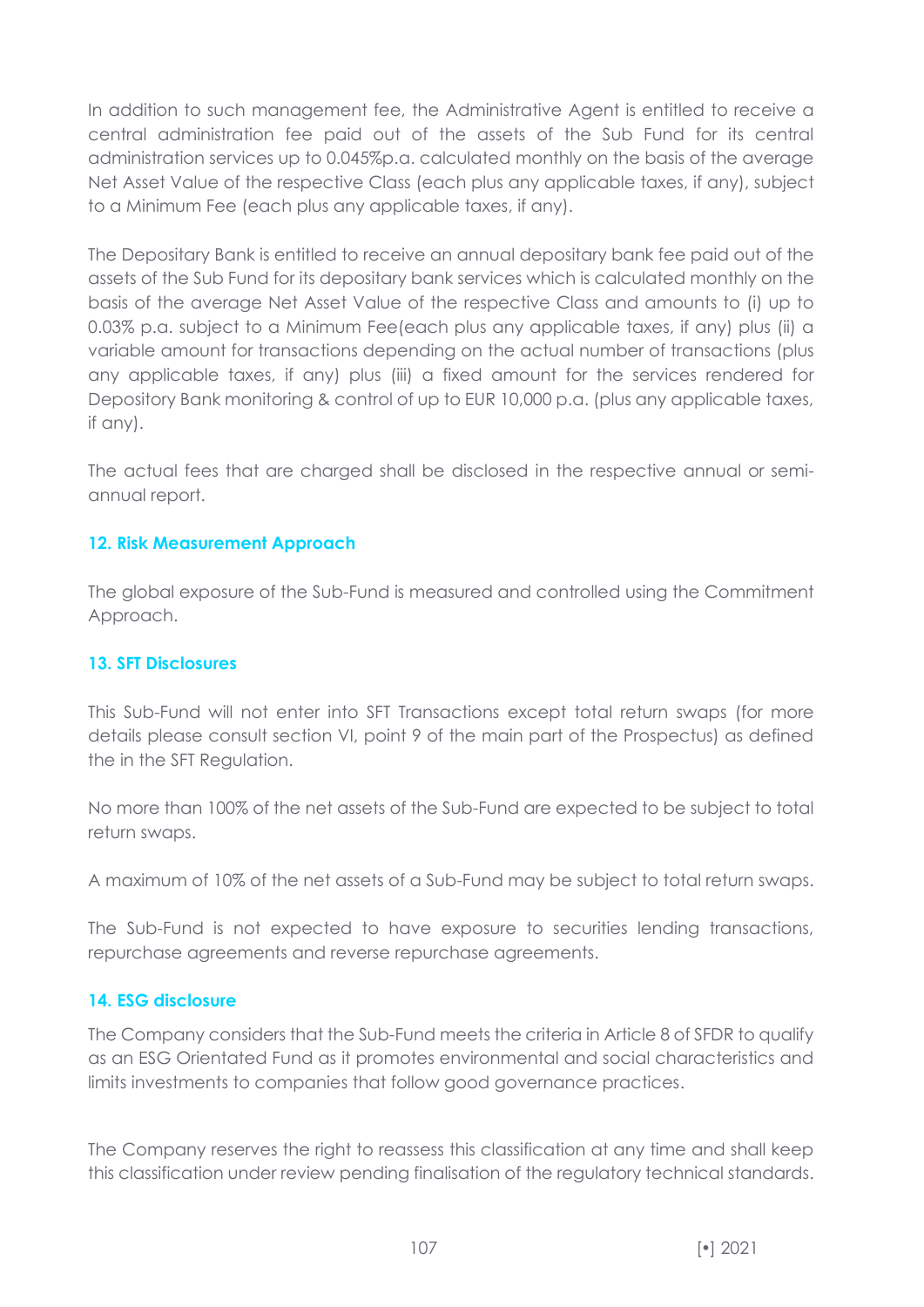In addition to such management fee, the Administrative Agent is entitled to receive a central administration fee paid out of the assets of the Sub Fund for its central administration services up to 0.045%p.a. calculated monthly on the basis of the average Net Asset Value of the respective Class (each plus any applicable taxes, if any), subject to a Minimum Fee (each plus any applicable taxes, if any).

The Depositary Bank is entitled to receive an annual depositary bank fee paid out of the assets of the Sub Fund for its depositary bank services which is calculated monthly on the basis of the average Net Asset Value of the respective Class and amounts to (i) up to 0.03% p.a. subject to a Minimum Fee(each plus any applicable taxes, if any) plus (ii) a variable amount for transactions depending on the actual number of transactions (plus any applicable taxes, if any) plus (iii) a fixed amount for the services rendered for Depository Bank monitoring & control of up to EUR 10,000 p.a. (plus any applicable taxes, if any).

The actual fees that are charged shall be disclosed in the respective annual or semi-annual report.

## 12. Risk Measurement Approach

The global exposure of the Sub-Fund is measured and controlled using the Commitment Approach.

## 13. SFT Disclosures

This Sub-Fund will not enter into SFT Transactions except total return swaps (for more details please consult section VI, point 9 of the main part of the Prospectus) as defined the in the SFT Regulation.

No more than 100% of the net assets of the Sub-Fund are expected to be subject to total return swaps.

A maximum of 10% of the net assets of a Sub-Fund may be subject to total return swaps.

The Sub-Fund is not expected to have exposure to securities lending transactions, repurchase agreements and reverse repurchase agreements.

## 14. ESG disclosure

The Company considers that the Sub-Fund meets the criteria in Article 8 of SFDR to qualify as an ESG Orientated Fund as it promotes environmental and social characteristics and limits investments to companies that follow good governance practices.

The Company reserves the right to reassess this classification at any time and shall keep this classification under review pending finalisation of the regulatory technical standards.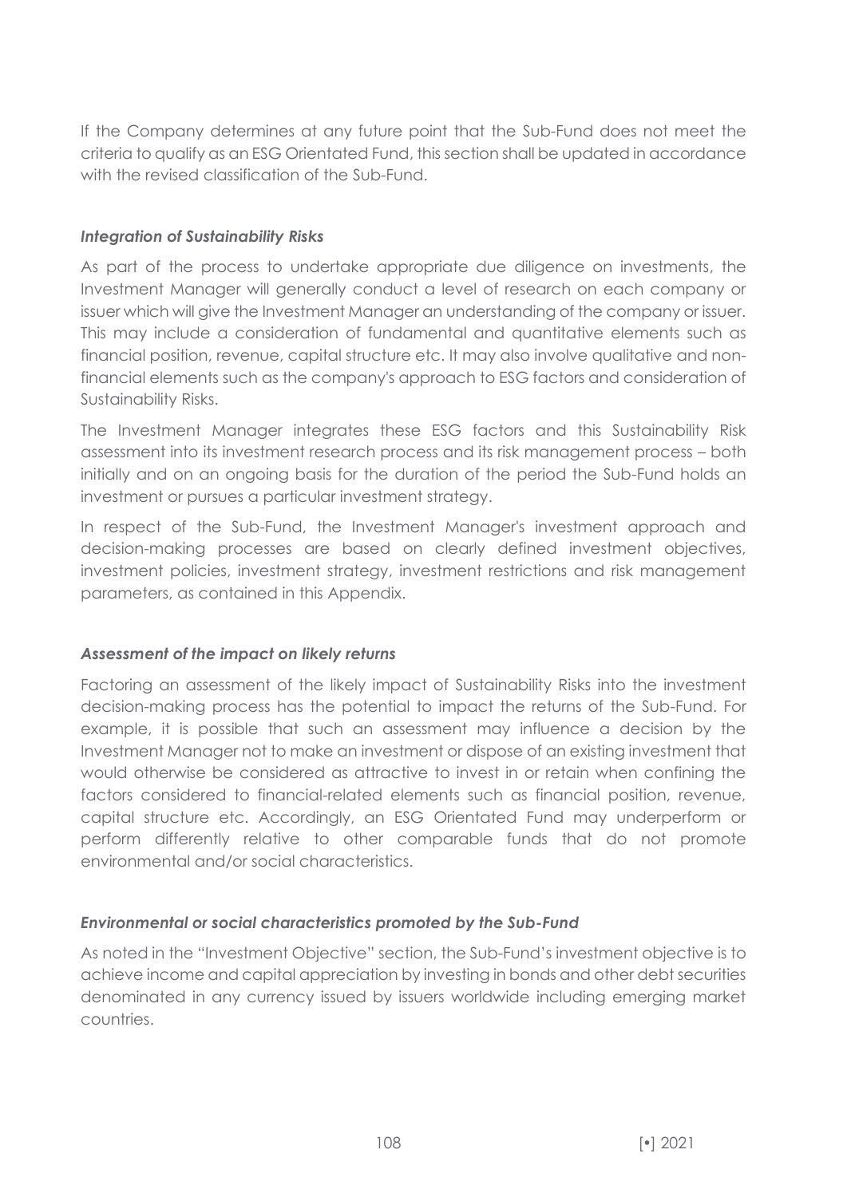If the Company determines at any future point that the Sub-Fund does not meet the criteria to qualify as an ESG Orientated Fund, this section shall be updated in accordance with the revised classification of the Sub-Fund.

***Integration of Sustainability Risks***

As part of the process to undertake appropriate due diligence on investments, the Investment Manager will generally conduct a level of research on each company or issuer which will give the Investment Manager an understanding of the company or issuer. This may include a consideration of fundamental and quantitative elements such as financial position, revenue, capital structure etc. It may also involve qualitative and non-financial elements such as the company's approach to ESG factors and consideration of Sustainability Risks.

The Investment Manager integrates these ESG factors and this Sustainability Risk assessment into its investment research process and its risk management process – both initially and on an ongoing basis for the duration of the period the Sub-Fund holds an investment or pursues a particular investment strategy.

In respect of the Sub-Fund, the Investment Manager's investment approach and decision-making processes are based on clearly defined investment objectives, investment policies, investment strategy, investment restrictions and risk management parameters, as contained in this Appendix.

***Assessment of the impact on likely returns***

Factoring an assessment of the likely impact of Sustainability Risks into the investment decision-making process has the potential to impact the returns of the Sub-Fund. For example, it is possible that such an assessment may influence a decision by the Investment Manager not to make an investment or dispose of an existing investment that would otherwise be considered as attractive to invest in or retain when confining the factors considered to financial-related elements such as financial position, revenue, capital structure etc. Accordingly, an ESG Orientated Fund may underperform or perform differently relative to other comparable funds that do not promote environmental and/or social characteristics.

***Environmental or social characteristics promoted by the Sub-Fund***

As noted in the "Investment Objective" section, the Sub-Fund's investment objective is to achieve income and capital appreciation by investing in bonds and other debt securities denominated in any currency issued by issuers worldwide including emerging market countries.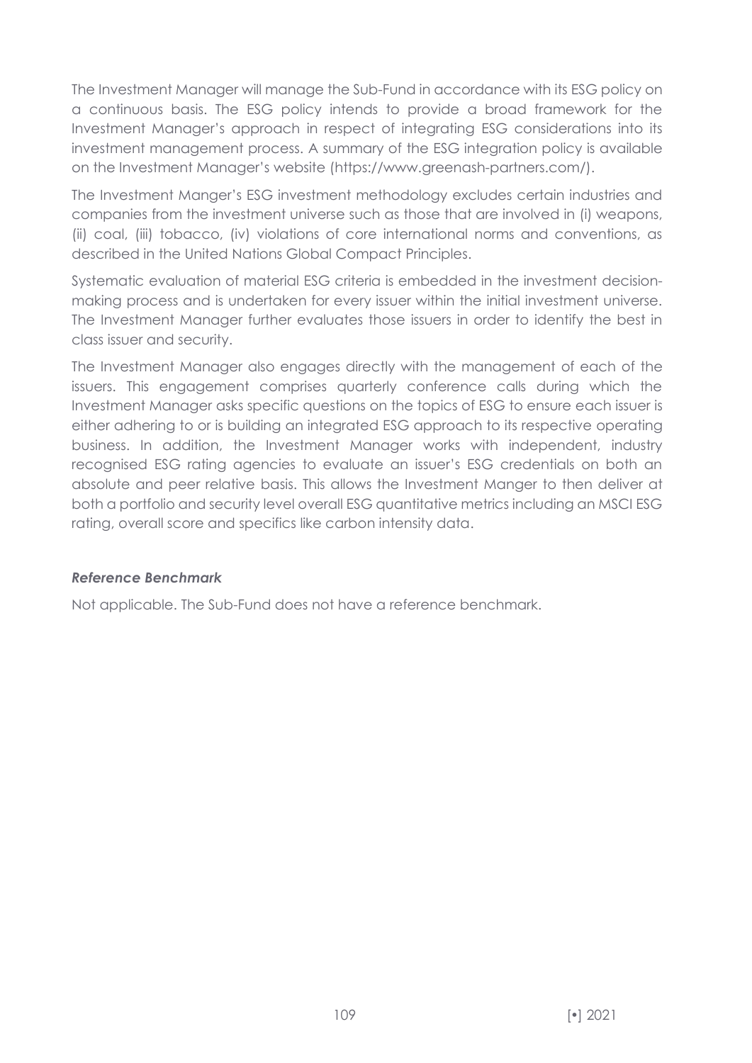The Investment Manager will manage the Sub-Fund in accordance with its ESG policy on a continuous basis. The ESG policy intends to provide a broad framework for the Investment Manager's approach in respect of integrating ESG considerations into its investment management process. A summary of the ESG integration policy is available on the Investment Manager's website (https://www.greenash-partners.com/).

The Investment Manger's ESG investment methodology excludes certain industries and companies from the investment universe such as those that are involved in (i) weapons, (ii) coal, (iii) tobacco, (iv) violations of core international norms and conventions, as described in the United Nations Global Compact Principles.

Systematic evaluation of material ESG criteria is embedded in the investment decision-making process and is undertaken for every issuer within the initial investment universe. The Investment Manager further evaluates those issuers in order to identify the best in class issuer and security.

The Investment Manager also engages directly with the management of each of the issuers. This engagement comprises quarterly conference calls during which the Investment Manager asks specific questions on the topics of ESG to ensure each issuer is either adhering to or is building an integrated ESG approach to its respective operating business. In addition, the Investment Manager works with independent, industry recognised ESG rating agencies to evaluate an issuer's ESG credentials on both an absolute and peer relative basis. This allows the Investment Manger to then deliver at both a portfolio and security level overall ESG quantitative metrics including an MSCI ESG rating, overall score and specifics like carbon intensity data.

***Reference Benchmark***

Not applicable. The Sub-Fund does not have a reference benchmark.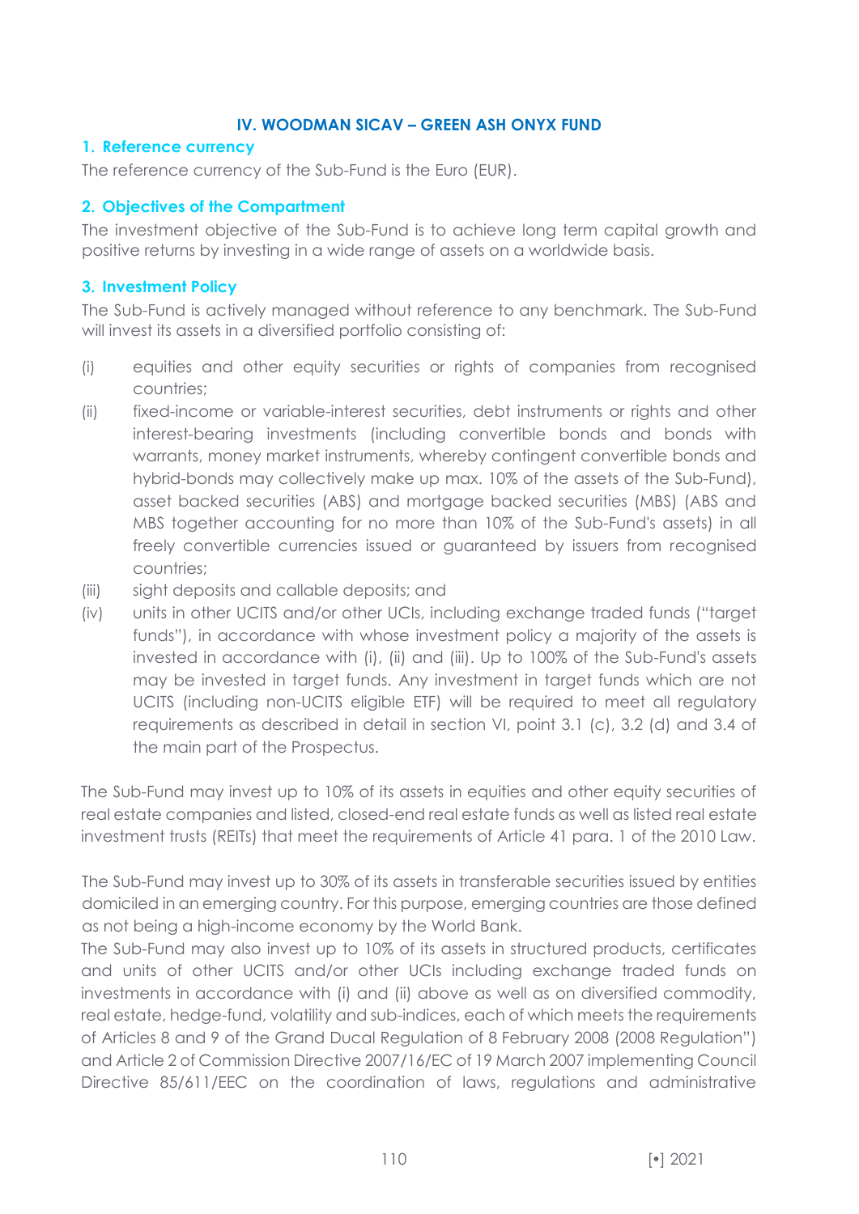## IV. WOODMAN SICAV – GREEN ASH ONYX FUND

### 1. Reference currency

The reference currency of the Sub-Fund is the Euro (EUR).

### 2. Objectives of the Compartment

The investment objective of the Sub-Fund is to achieve long term capital growth and positive returns by investing in a wide range of assets on a worldwide basis.

### 3. Investment Policy

The Sub-Fund is actively managed without reference to any benchmark. The Sub-Fund will invest its assets in a diversified portfolio consisting of:

(i) equities and other equity securities or rights of companies from recognised countries;

(ii) fixed-income or variable-interest securities, debt instruments or rights and other interest-bearing investments (including convertible bonds and bonds with warrants, money market instruments, whereby contingent convertible bonds and hybrid-bonds may collectively make up max. 10% of the assets of the Sub-Fund), asset backed securities (ABS) and mortgage backed securities (MBS) (ABS and MBS together accounting for no more than 10% of the Sub-Fund's assets) in all freely convertible currencies issued or guaranteed by issuers from recognised countries;

(iii) sight deposits and callable deposits; and

(iv) units in other UCITS and/or other UCIs, including exchange traded funds ("target funds"), in accordance with whose investment policy a majority of the assets is invested in accordance with (i), (ii) and (iii). Up to 100% of the Sub-Fund's assets may be invested in target funds. Any investment in target funds which are not UCITS (including non-UCITS eligible ETF) will be required to meet all regulatory requirements as described in detail in section VI, point 3.1 (c), 3.2 (d) and 3.4 of the main part of the Prospectus.

The Sub-Fund may invest up to 10% of its assets in equities and other equity securities of real estate companies and listed, closed-end real estate funds as well as listed real estate investment trusts (REITs) that meet the requirements of Article 41 para. 1 of the 2010 Law.

The Sub-Fund may invest up to 30% of its assets in transferable securities issued by entities domiciled in an emerging country. For this purpose, emerging countries are those defined as not being a high-income economy by the World Bank.

The Sub-Fund may also invest up to 10% of its assets in structured products, certificates and units of other UCITS and/or other UCIs including exchange traded funds on investments in accordance with (i) and (ii) above as well as on diversified commodity, real estate, hedge-fund, volatility and sub-indices, each of which meets the requirements of Articles 8 and 9 of the Grand Ducal Regulation of 8 February 2008 (2008 Regulation") and Article 2 of Commission Directive 2007/16/EC of 19 March 2007 implementing Council Directive 85/611/EEC on the coordination of laws, regulations and administrative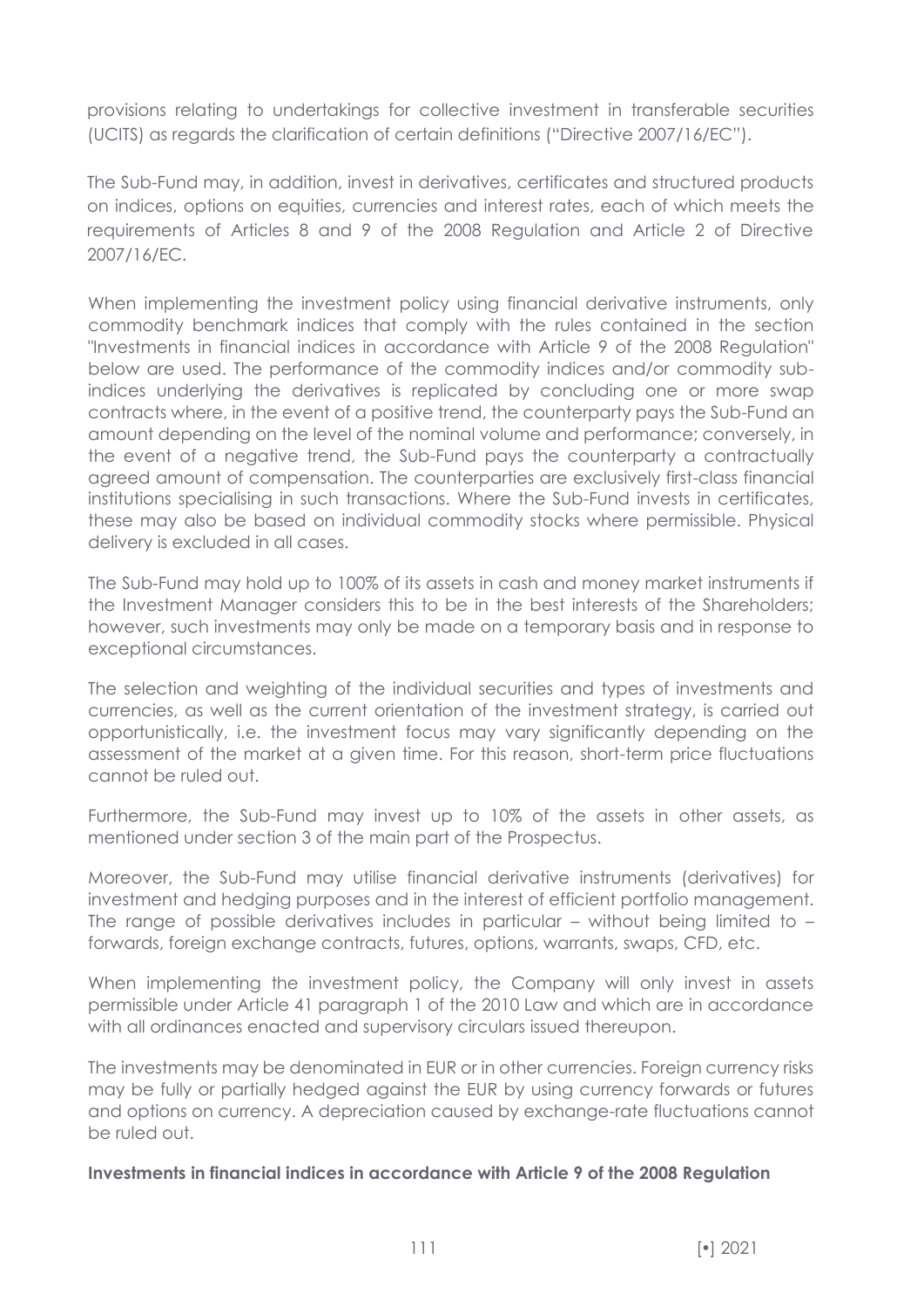provisions relating to undertakings for collective investment in transferable securities (UCITS) as regards the clarification of certain definitions ("Directive 2007/16/EC").

The Sub-Fund may, in addition, invest in derivatives, certificates and structured products on indices, options on equities, currencies and interest rates, each of which meets the requirements of Articles 8 and 9 of the 2008 Regulation and Article 2 of Directive 2007/16/EC.

When implementing the investment policy using financial derivative instruments, only commodity benchmark indices that comply with the rules contained in the section "Investments in financial indices in accordance with Article 9 of the 2008 Regulation" below are used. The performance of the commodity indices and/or commodity sub-indices underlying the derivatives is replicated by concluding one or more swap contracts where, in the event of a positive trend, the counterparty pays the Sub-Fund an amount depending on the level of the nominal volume and performance; conversely, in the event of a negative trend, the Sub-Fund pays the counterparty a contractually agreed amount of compensation. The counterparties are exclusively first-class financial institutions specialising in such transactions. Where the Sub-Fund invests in certificates, these may also be based on individual commodity stocks where permissible. Physical delivery is excluded in all cases.

The Sub-Fund may hold up to 100% of its assets in cash and money market instruments if the Investment Manager considers this to be in the best interests of the Shareholders; however, such investments may only be made on a temporary basis and in response to exceptional circumstances.

The selection and weighting of the individual securities and types of investments and currencies, as well as the current orientation of the investment strategy, is carried out opportunistically, i.e. the investment focus may vary significantly depending on the assessment of the market at a given time. For this reason, short-term price fluctuations cannot be ruled out.

Furthermore, the Sub-Fund may invest up to 10% of the assets in other assets, as mentioned under section 3 of the main part of the Prospectus.

Moreover, the Sub-Fund may utilise financial derivative instruments (derivatives) for investment and hedging purposes and in the interest of efficient portfolio management. The range of possible derivatives includes in particular – without being limited to – forwards, foreign exchange contracts, futures, options, warrants, swaps, CFD, etc.

When implementing the investment policy, the Company will only invest in assets permissible under Article 41 paragraph 1 of the 2010 Law and which are in accordance with all ordinances enacted and supervisory circulars issued thereupon.

The investments may be denominated in EUR or in other currencies. Foreign currency risks may be fully or partially hedged against the EUR by using currency forwards or futures and options on currency. A depreciation caused by exchange-rate fluctuations cannot be ruled out.

**Investments in financial indices in accordance with Article 9 of the 2008 Regulation**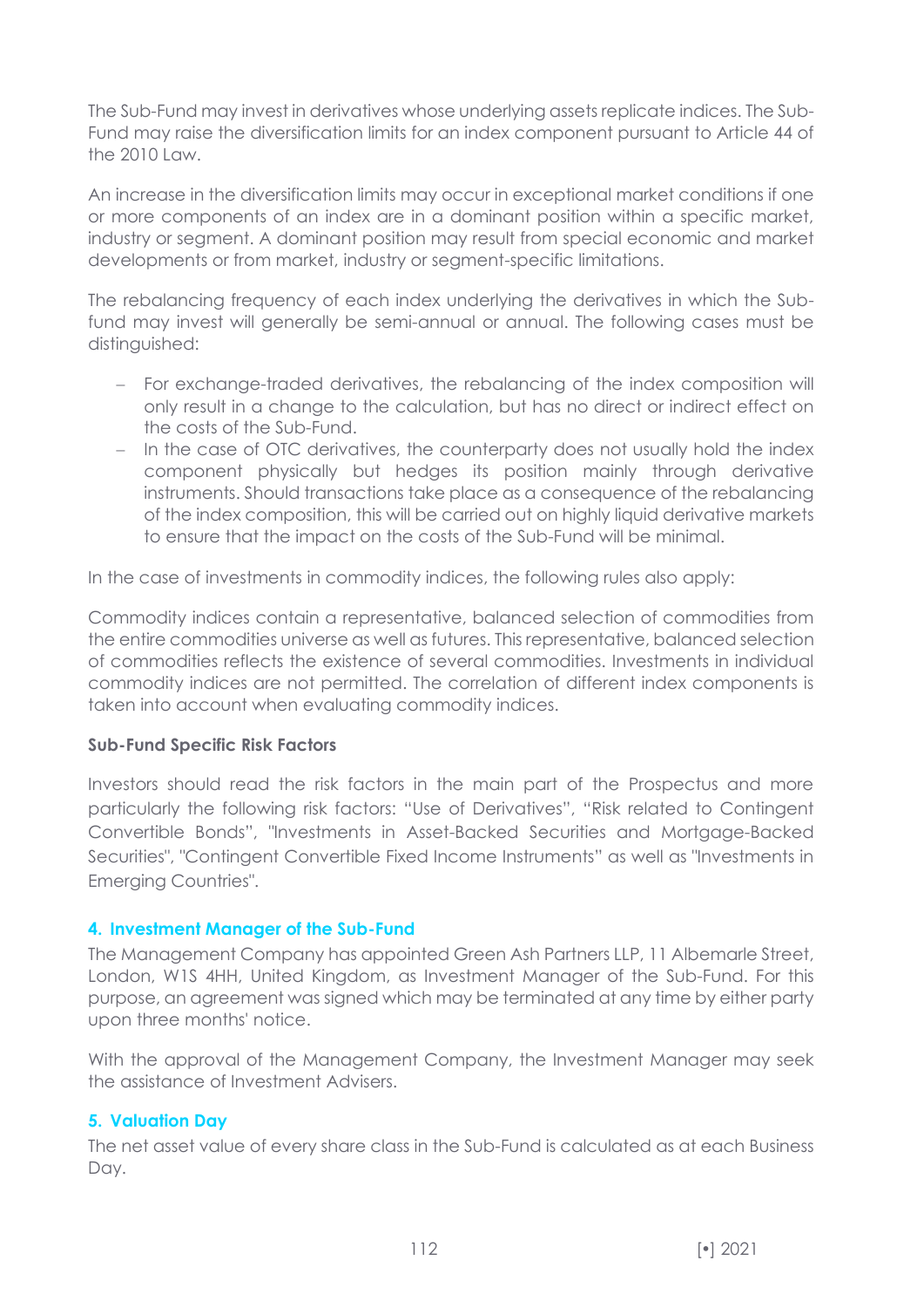The Sub-Fund may invest in derivatives whose underlying assets replicate indices. The Sub-Fund may raise the diversification limits for an index component pursuant to Article 44 of the 2010 Law.

An increase in the diversification limits may occur in exceptional market conditions if one or more components of an index are in a dominant position within a specific market, industry or segment. A dominant position may result from special economic and market developments or from market, industry or segment-specific limitations.

The rebalancing frequency of each index underlying the derivatives in which the Sub-fund may invest will generally be semi-annual or annual. The following cases must be distinguished:

- For exchange-traded derivatives, the rebalancing of the index composition will only result in a change to the calculation, but has no direct or indirect effect on the costs of the Sub-Fund.
- In the case of OTC derivatives, the counterparty does not usually hold the index component physically but hedges its position mainly through derivative instruments. Should transactions take place as a consequence of the rebalancing of the index composition, this will be carried out on highly liquid derivative markets to ensure that the impact on the costs of the Sub-Fund will be minimal.

In the case of investments in commodity indices, the following rules also apply:

Commodity indices contain a representative, balanced selection of commodities from the entire commodities universe as well as futures. This representative, balanced selection of commodities reflects the existence of several commodities. Investments in individual commodity indices are not permitted. The correlation of different index components is taken into account when evaluating commodity indices.

**Sub-Fund Specific Risk Factors**

Investors should read the risk factors in the main part of the Prospectus and more particularly the following risk factors: "Use of Derivatives", "Risk related to Contingent Convertible Bonds", "Investments in Asset-Backed Securities and Mortgage-Backed Securities", "Contingent Convertible Fixed Income Instruments" as well as "Investments in Emerging Countries".

## 4. Investment Manager of the Sub-Fund

The Management Company has appointed Green Ash Partners LLP, 11 Albemarle Street, London, W1S 4HH, United Kingdom, as Investment Manager of the Sub-Fund. For this purpose, an agreement was signed which may be terminated at any time by either party upon three months' notice.

With the approval of the Management Company, the Investment Manager may seek the assistance of Investment Advisers.

## 5. Valuation Day

The net asset value of every share class in the Sub-Fund is calculated as at each Business Day.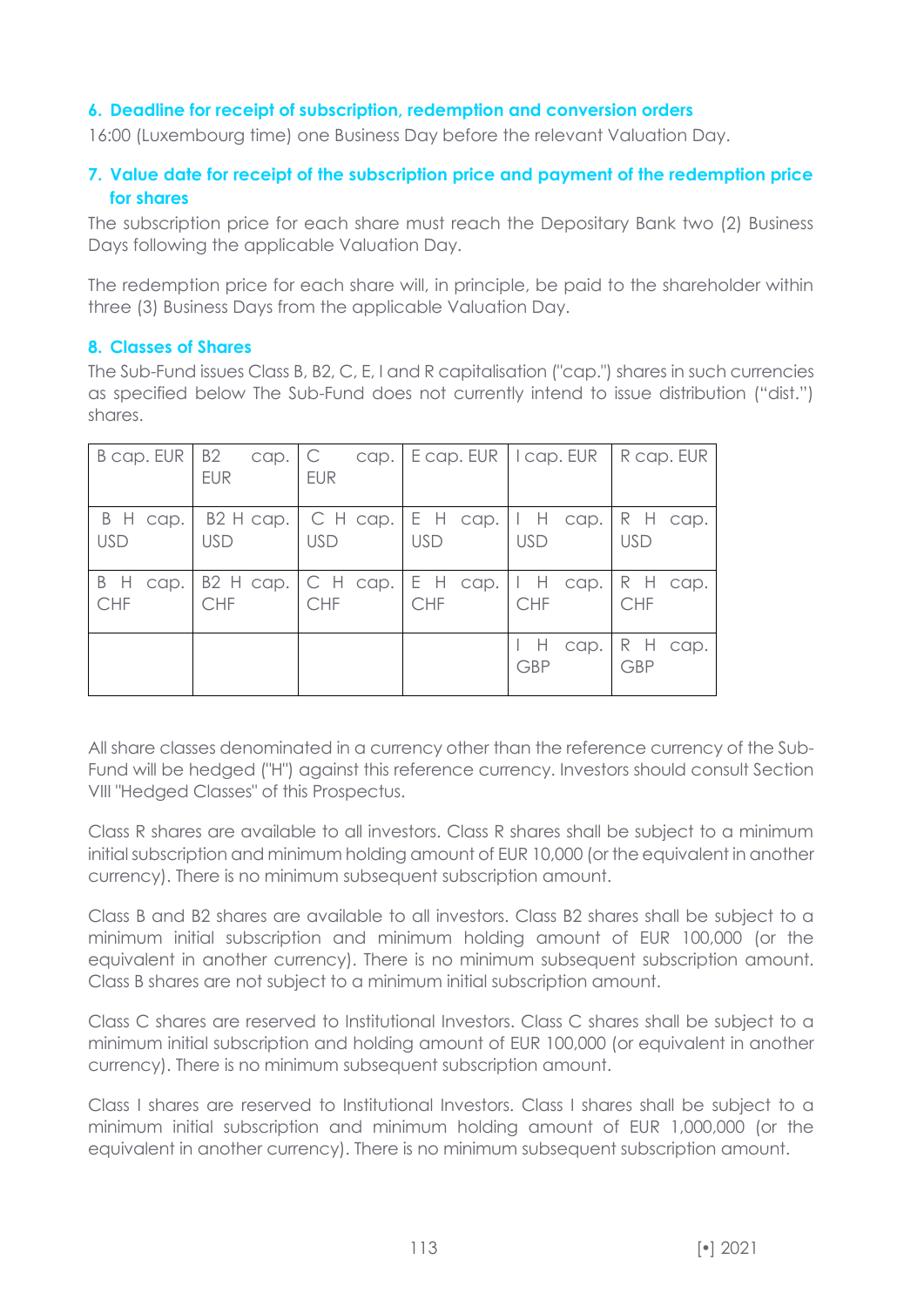## 6. Deadline for receipt of subscription, redemption and conversion orders

16:00 (Luxembourg time) one Business Day before the relevant Valuation Day.

## 7. Value date for receipt of the subscription price and payment of the redemption price for shares

The subscription price for each share must reach the Depositary Bank two (2) Business Days following the applicable Valuation Day.

The redemption price for each share will, in principle, be paid to the shareholder within three (3) Business Days from the applicable Valuation Day.

## 8. Classes of Shares

The Sub-Fund issues Class B, B2, C, E, I and R capitalisation ("cap.") shares in such currencies as specified below The Sub-Fund does not currently intend to issue distribution ("dist.") shares.

| B cap. EUR | B2 cap. EUR | C cap. EUR | E cap. EUR | I cap. EUR | R cap. EUR |
|---|---|---|---|---|---|
| B H cap. USD | B2 H cap. USD | C H cap. USD | E H cap. USD | I H cap. USD | R H cap. USD |
| B H cap. CHF | B2 H cap. CHF | C H cap. CHF | E H cap. CHF | I H cap. CHF | R H cap. CHF |
| | | | | I H cap. GBP | R H cap. GBP |

All share classes denominated in a currency other than the reference currency of the Sub-Fund will be hedged ("H") against this reference currency. Investors should consult Section VIII "Hedged Classes" of this Prospectus.

Class R shares are available to all investors. Class R shares shall be subject to a minimum initial subscription and minimum holding amount of EUR 10,000 (or the equivalent in another currency). There is no minimum subsequent subscription amount.

Class B and B2 shares are available to all investors. Class B2 shares shall be subject to a minimum initial subscription and minimum holding amount of EUR 100,000 (or the equivalent in another currency). There is no minimum subsequent subscription amount. Class B shares are not subject to a minimum initial subscription amount.

Class C shares are reserved to Institutional Investors. Class C shares shall be subject to a minimum initial subscription and holding amount of EUR 100,000 (or equivalent in another currency). There is no minimum subsequent subscription amount.

Class I shares are reserved to Institutional Investors. Class I shares shall be subject to a minimum initial subscription and minimum holding amount of EUR 1,000,000 (or the equivalent in another currency). There is no minimum subsequent subscription amount.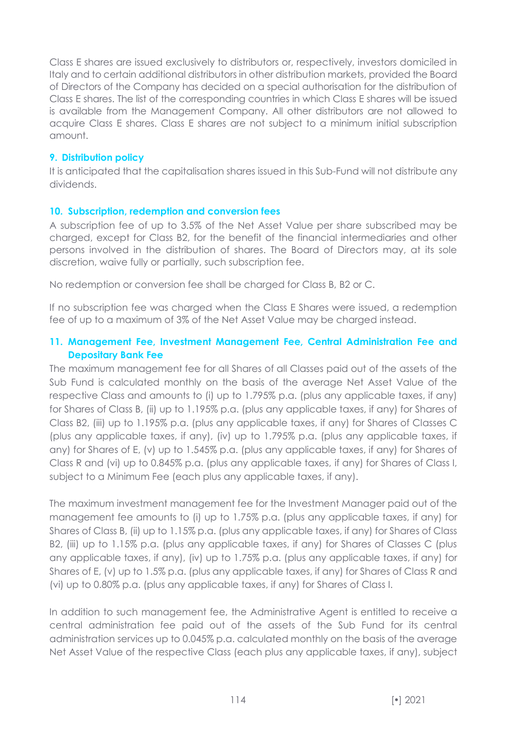Class E shares are issued exclusively to distributors or, respectively, investors domiciled in Italy and to certain additional distributors in other distribution markets, provided the Board of Directors of the Company has decided on a special authorisation for the distribution of Class E shares. The list of the corresponding countries in which Class E shares will be issued is available from the Management Company. All other distributors are not allowed to acquire Class E shares. Class E shares are not subject to a minimum initial subscription amount.

## 9. Distribution policy

It is anticipated that the capitalisation shares issued in this Sub-Fund will not distribute any dividends.

## 10. Subscription, redemption and conversion fees

A subscription fee of up to 3.5% of the Net Asset Value per share subscribed may be charged, except for Class B2, for the benefit of the financial intermediaries and other persons involved in the distribution of shares. The Board of Directors may, at its sole discretion, waive fully or partially, such subscription fee.

No redemption or conversion fee shall be charged for Class B, B2 or C.

If no subscription fee was charged when the Class E Shares were issued, a redemption fee of up to a maximum of 3% of the Net Asset Value may be charged instead.

## 11. Management Fee, Investment Management Fee, Central Administration Fee and Depositary Bank Fee

The maximum management fee for all Shares of all Classes paid out of the assets of the Sub Fund is calculated monthly on the basis of the average Net Asset Value of the respective Class and amounts to (i) up to 1.795% p.a. (plus any applicable taxes, if any) for Shares of Class B, (ii) up to 1.195% p.a. (plus any applicable taxes, if any) for Shares of Class B2, (iii) up to 1.195% p.a. (plus any applicable taxes, if any) for Shares of Classes C (plus any applicable taxes, if any), (iv) up to 1.795% p.a. (plus any applicable taxes, if any) for Shares of E, (v) up to 1.545% p.a. (plus any applicable taxes, if any) for Shares of Class R and (vi) up to 0.845% p.a. (plus any applicable taxes, if any) for Shares of Class I, subject to a Minimum Fee (each plus any applicable taxes, if any).

The maximum investment management fee for the Investment Manager paid out of the management fee amounts to (i) up to 1.75% p.a. (plus any applicable taxes, if any) for Shares of Class B, (ii) up to 1.15% p.a. (plus any applicable taxes, if any) for Shares of Class B2, (iii) up to 1.15% p.a. (plus any applicable taxes, if any) for Shares of Classes C (plus any applicable taxes, if any), (iv) up to 1.75% p.a. (plus any applicable taxes, if any) for Shares of E, (v) up to 1.5% p.a. (plus any applicable taxes, if any) for Shares of Class R and (vi) up to 0.80% p.a. (plus any applicable taxes, if any) for Shares of Class I.

In addition to such management fee, the Administrative Agent is entitled to receive a central administration fee paid out of the assets of the Sub Fund for its central administration services up to 0.045% p.a. calculated monthly on the basis of the average Net Asset Value of the respective Class (each plus any applicable taxes, if any), subject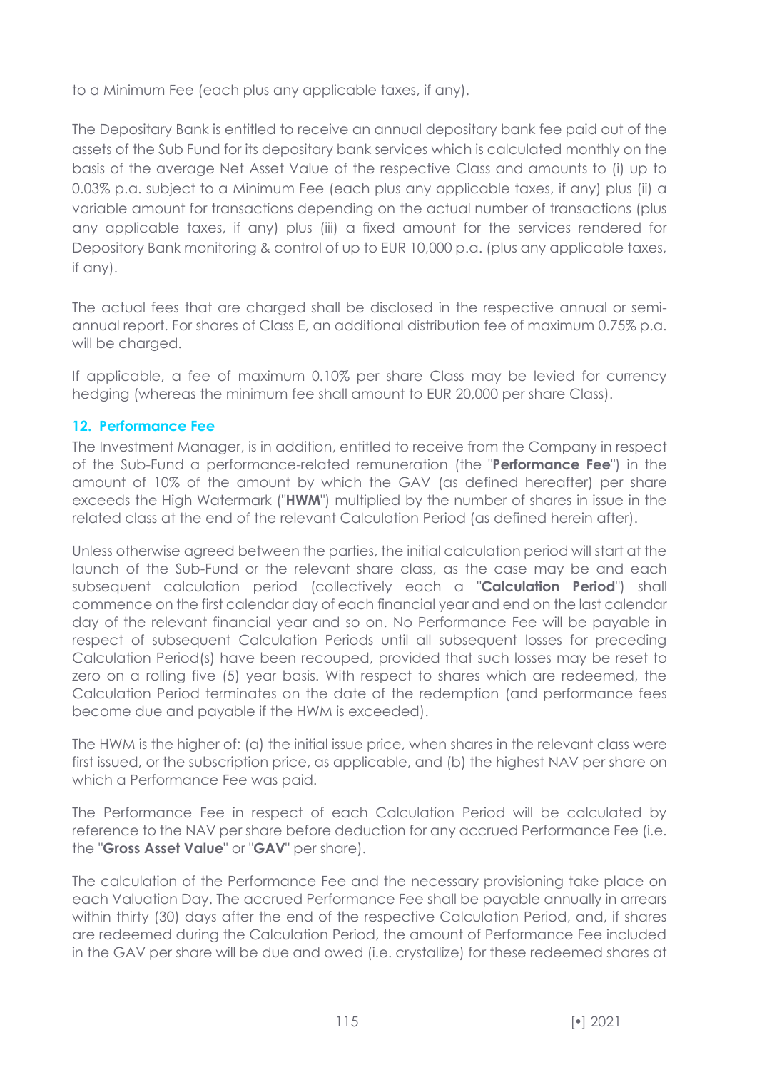to a Minimum Fee (each plus any applicable taxes, if any).

The Depositary Bank is entitled to receive an annual depositary bank fee paid out of the assets of the Sub Fund for its depositary bank services which is calculated monthly on the basis of the average Net Asset Value of the respective Class and amounts to (i) up to 0.03% p.a. subject to a Minimum Fee (each plus any applicable taxes, if any) plus (ii) a variable amount for transactions depending on the actual number of transactions (plus any applicable taxes, if any) plus (iii) a fixed amount for the services rendered for Depository Bank monitoring & control of up to EUR 10,000 p.a. (plus any applicable taxes, if any).

The actual fees that are charged shall be disclosed in the respective annual or semi-annual report. For shares of Class E, an additional distribution fee of maximum 0.75% p.a. will be charged.

If applicable, a fee of maximum 0.10% per share Class may be levied for currency hedging (whereas the minimum fee shall amount to EUR 20,000 per share Class).

## 12. Performance Fee

The Investment Manager, is in addition, entitled to receive from the Company in respect of the Sub-Fund a performance-related remuneration (the "**Performance Fee**") in the amount of 10% of the amount by which the GAV (as defined hereafter) per share exceeds the High Watermark ("**HWM**") multiplied by the number of shares in issue in the related class at the end of the relevant Calculation Period (as defined herein after).

Unless otherwise agreed between the parties, the initial calculation period will start at the launch of the Sub-Fund or the relevant share class, as the case may be and each subsequent calculation period (collectively each a "**Calculation Period**") shall commence on the first calendar day of each financial year and end on the last calendar day of the relevant financial year and so on. No Performance Fee will be payable in respect of subsequent Calculation Periods until all subsequent losses for preceding Calculation Period(s) have been recouped, provided that such losses may be reset to zero on a rolling five (5) year basis. With respect to shares which are redeemed, the Calculation Period terminates on the date of the redemption (and performance fees become due and payable if the HWM is exceeded).

The HWM is the higher of: (a) the initial issue price, when shares in the relevant class were first issued, or the subscription price, as applicable, and (b) the highest NAV per share on which a Performance Fee was paid.

The Performance Fee in respect of each Calculation Period will be calculated by reference to the NAV per share before deduction for any accrued Performance Fee (i.e. the "**Gross Asset Value**" or "**GAV**" per share).

The calculation of the Performance Fee and the necessary provisioning take place on each Valuation Day. The accrued Performance Fee shall be payable annually in arrears within thirty (30) days after the end of the respective Calculation Period, and, if shares are redeemed during the Calculation Period, the amount of Performance Fee included in the GAV per share will be due and owed (i.e. crystallize) for these redeemed shares at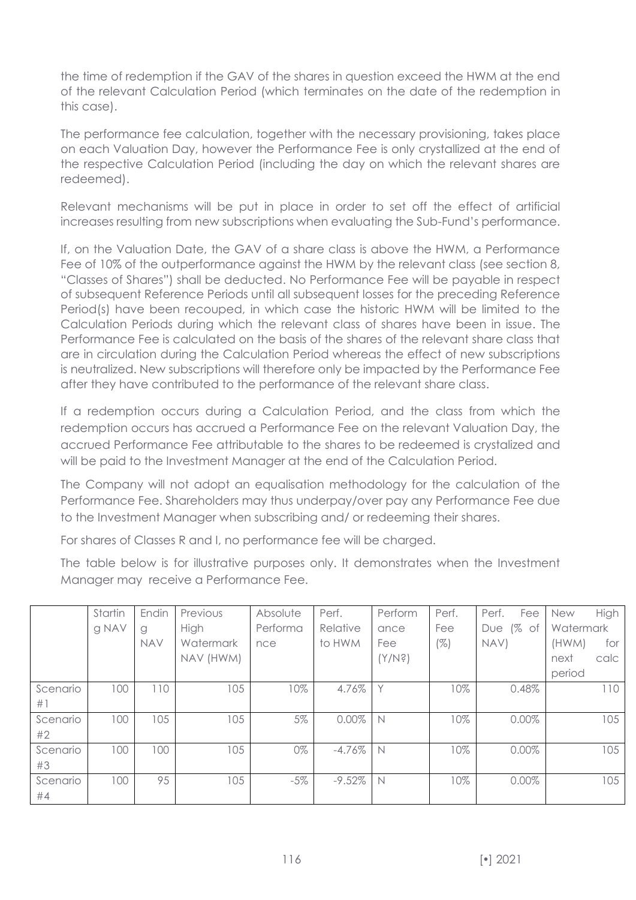the time of redemption if the GAV of the shares in question exceed the HWM at the end of the relevant Calculation Period (which terminates on the date of the redemption in this case).

The performance fee calculation, together with the necessary provisioning, takes place on each Valuation Day, however the Performance Fee is only crystallized at the end of the respective Calculation Period (including the day on which the relevant shares are redeemed).

Relevant mechanisms will be put in place in order to set off the effect of artificial increases resulting from new subscriptions when evaluating the Sub-Fund's performance.

If, on the Valuation Date, the GAV of a share class is above the HWM, a Performance Fee of 10% of the outperformance against the HWM by the relevant class (see section 8, "Classes of Shares") shall be deducted. No Performance Fee will be payable in respect of subsequent Reference Periods until all subsequent losses for the preceding Reference Period(s) have been recouped, in which case the historic HWM will be limited to the Calculation Periods during which the relevant class of shares have been in issue. The Performance Fee is calculated on the basis of the shares of the relevant share class that are in circulation during the Calculation Period whereas the effect of new subscriptions is neutralized. New subscriptions will therefore only be impacted by the Performance Fee after they have contributed to the performance of the relevant share class.

If a redemption occurs during a Calculation Period, and the class from which the redemption occurs has accrued a Performance Fee on the relevant Valuation Day, the accrued Performance Fee attributable to the shares to be redeemed is crystalized and will be paid to the Investment Manager at the end of the Calculation Period.

The Company will not adopt an equalisation methodology for the calculation of the Performance Fee. Shareholders may thus underpay/over pay any Performance Fee due to the Investment Manager when subscribing and/ or redeeming their shares.

For shares of Classes R and I, no performance fee will be charged.

The table below is for illustrative purposes only. It demonstrates when the Investment Manager may receive a Performance Fee.

| | Starting NAV | Ending NAV | Previous High Watermark NAV (HWM) | Absolute Performance | Perf. Relative to HWM | Performance Fee (Y/N?) | Perf. Fee (%) | Perf. Fee Due (% of NAV) | New High Watermark (HWM) for next calc period |
|---|---|---|---|---|---|---|---|---|---|
| Scenario #1 | 100 | 110 | 105 | 10% | 4.76% | Y | 10% | 0.48% | 110 |
| Scenario #2 | 100 | 105 | 105 | 5% | 0.00% | N | 10% | 0.00% | 105 |
| Scenario #3 | 100 | 100 | 105 | 0% | -4.76% | N | 10% | 0.00% | 105 |
| Scenario #4 | 100 | 95 | 105 | -5% | -9.52% | N | 10% | 0.00% | 105 |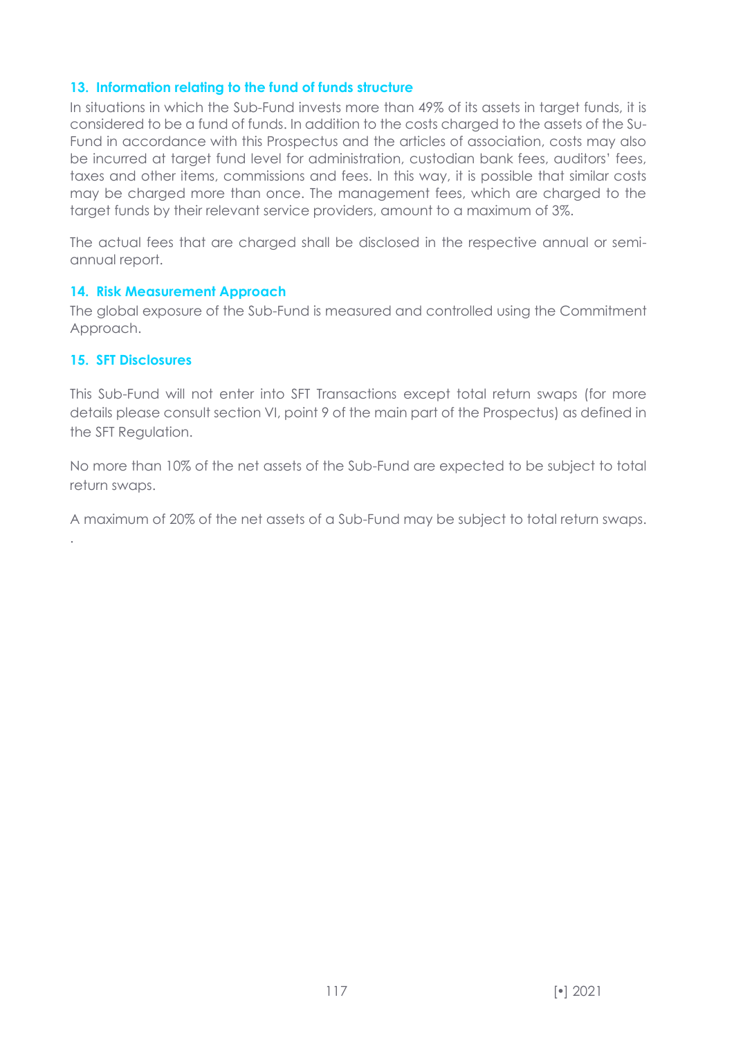## 13. Information relating to the fund of funds structure

In situations in which the Sub-Fund invests more than 49% of its assets in target funds, it is considered to be a fund of funds. In addition to the costs charged to the assets of the Su-Fund in accordance with this Prospectus and the articles of association, costs may also be incurred at target fund level for administration, custodian bank fees, auditors' fees, taxes and other items, commissions and fees. In this way, it is possible that similar costs may be charged more than once. The management fees, which are charged to the target funds by their relevant service providers, amount to a maximum of 3%.

The actual fees that are charged shall be disclosed in the respective annual or semi-annual report.

## 14. Risk Measurement Approach

The global exposure of the Sub-Fund is measured and controlled using the Commitment Approach.

## 15. SFT Disclosures

This Sub-Fund will not enter into SFT Transactions except total return swaps (for more details please consult section VI, point 9 of the main part of the Prospectus) as defined in the SFT Regulation.

No more than 10% of the net assets of the Sub-Fund are expected to be subject to total return swaps.

A maximum of 20% of the net assets of a Sub-Fund may be subject to total return swaps.

.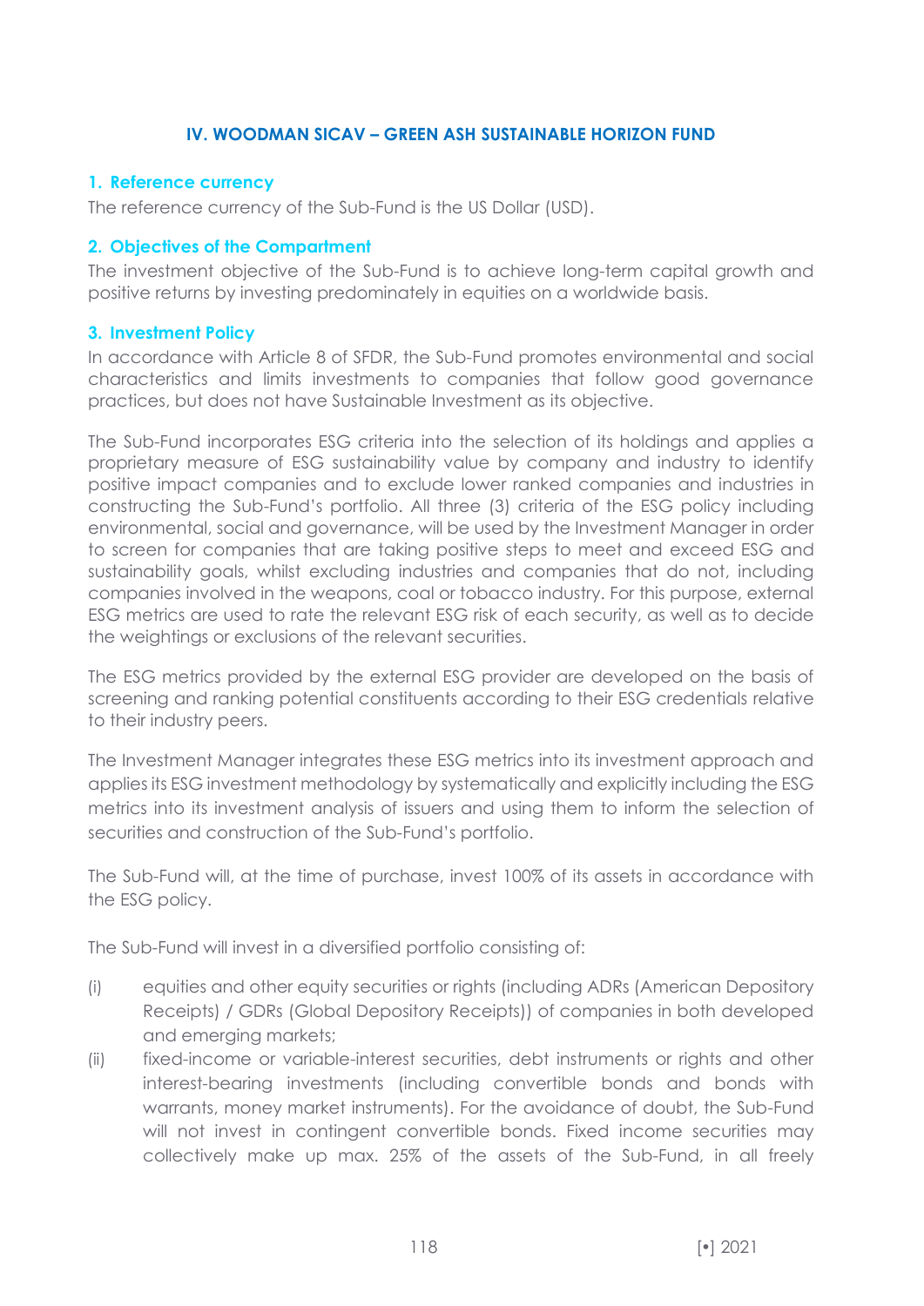## IV. WOODMAN SICAV – GREEN ASH SUSTAINABLE HORIZON FUND

### 1. Reference currency

The reference currency of the Sub-Fund is the US Dollar (USD).

### 2. Objectives of the Compartment

The investment objective of the Sub-Fund is to achieve long-term capital growth and positive returns by investing predominately in equities on a worldwide basis.

### 3. Investment Policy

In accordance with Article 8 of SFDR, the Sub-Fund promotes environmental and social characteristics and limits investments to companies that follow good governance practices, but does not have Sustainable Investment as its objective.

The Sub-Fund incorporates ESG criteria into the selection of its holdings and applies a proprietary measure of ESG sustainability value by company and industry to identify positive impact companies and to exclude lower ranked companies and industries in constructing the Sub-Fund's portfolio. All three (3) criteria of the ESG policy including environmental, social and governance, will be used by the Investment Manager in order to screen for companies that are taking positive steps to meet and exceed ESG and sustainability goals, whilst excluding industries and companies that do not, including companies involved in the weapons, coal or tobacco industry. For this purpose, external ESG metrics are used to rate the relevant ESG risk of each security, as well as to decide the weightings or exclusions of the relevant securities.

The ESG metrics provided by the external ESG provider are developed on the basis of screening and ranking potential constituents according to their ESG credentials relative to their industry peers.

The Investment Manager integrates these ESG metrics into its investment approach and applies its ESG investment methodology by systematically and explicitly including the ESG metrics into its investment analysis of issuers and using them to inform the selection of securities and construction of the Sub-Fund's portfolio.

The Sub-Fund will, at the time of purchase, invest 100% of its assets in accordance with the ESG policy.

The Sub-Fund will invest in a diversified portfolio consisting of:

(i) equities and other equity securities or rights (including ADRs (American Depository Receipts) / GDRs (Global Depository Receipts)) of companies in both developed and emerging markets;

(ii) fixed-income or variable-interest securities, debt instruments or rights and other interest-bearing investments (including convertible bonds and bonds with warrants, money market instruments). For the avoidance of doubt, the Sub-Fund will not invest in contingent convertible bonds. Fixed income securities may collectively make up max. 25% of the assets of the Sub-Fund, in all freely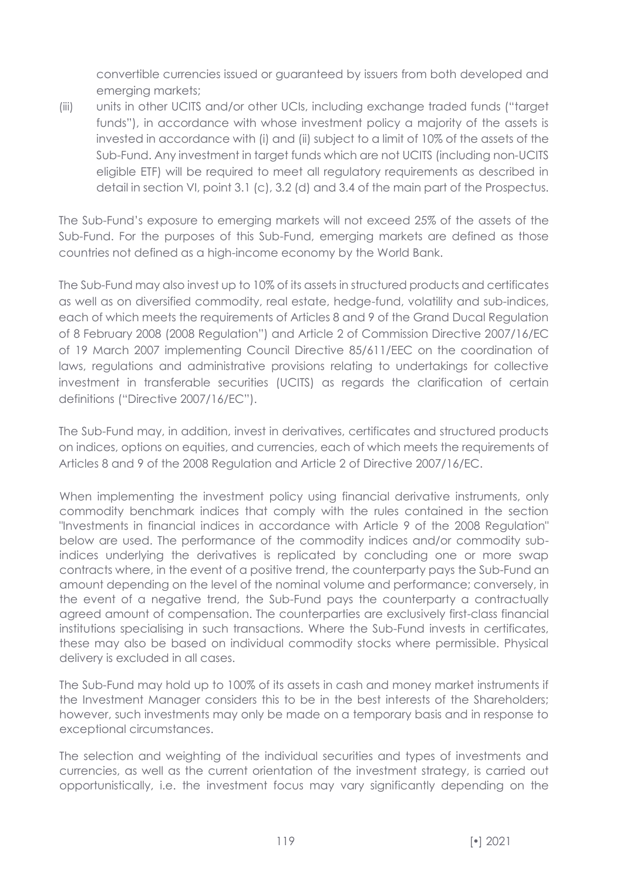convertible currencies issued or guaranteed by issuers from both developed and emerging markets;

(iii) units in other UCITS and/or other UCIs, including exchange traded funds ("target funds"), in accordance with whose investment policy a majority of the assets is invested in accordance with (i) and (ii) subject to a limit of 10% of the assets of the Sub-Fund. Any investment in target funds which are not UCITS (including non-UCITS eligible ETF) will be required to meet all regulatory requirements as described in detail in section VI, point 3.1 (c), 3.2 (d) and 3.4 of the main part of the Prospectus.

The Sub-Fund's exposure to emerging markets will not exceed 25% of the assets of the Sub-Fund. For the purposes of this Sub-Fund, emerging markets are defined as those countries not defined as a high-income economy by the World Bank.

The Sub-Fund may also invest up to 10% of its assets in structured products and certificates as well as on diversified commodity, real estate, hedge-fund, volatility and sub-indices, each of which meets the requirements of Articles 8 and 9 of the Grand Ducal Regulation of 8 February 2008 (2008 Regulation") and Article 2 of Commission Directive 2007/16/EC of 19 March 2007 implementing Council Directive 85/611/EEC on the coordination of laws, regulations and administrative provisions relating to undertakings for collective investment in transferable securities (UCITS) as regards the clarification of certain definitions ("Directive 2007/16/EC").

The Sub-Fund may, in addition, invest in derivatives, certificates and structured products on indices, options on equities, and currencies, each of which meets the requirements of Articles 8 and 9 of the 2008 Regulation and Article 2 of Directive 2007/16/EC.

When implementing the investment policy using financial derivative instruments, only commodity benchmark indices that comply with the rules contained in the section "Investments in financial indices in accordance with Article 9 of the 2008 Regulation" below are used. The performance of the commodity indices and/or commodity sub-indices underlying the derivatives is replicated by concluding one or more swap contracts where, in the event of a positive trend, the counterparty pays the Sub-Fund an amount depending on the level of the nominal volume and performance; conversely, in the event of a negative trend, the Sub-Fund pays the counterparty a contractually agreed amount of compensation. The counterparties are exclusively first-class financial institutions specialising in such transactions. Where the Sub-Fund invests in certificates, these may also be based on individual commodity stocks where permissible. Physical delivery is excluded in all cases.

The Sub-Fund may hold up to 100% of its assets in cash and money market instruments if the Investment Manager considers this to be in the best interests of the Shareholders; however, such investments may only be made on a temporary basis and in response to exceptional circumstances.

The selection and weighting of the individual securities and types of investments and currencies, as well as the current orientation of the investment strategy, is carried out opportunistically, i.e. the investment focus may vary significantly depending on the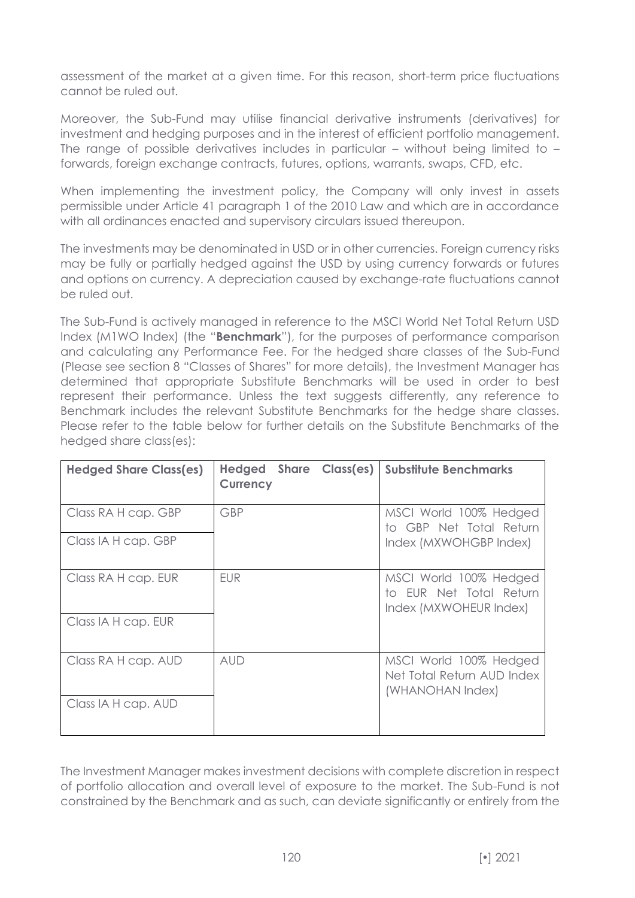assessment of the market at a given time. For this reason, short-term price fluctuations cannot be ruled out.

Moreover, the Sub-Fund may utilise financial derivative instruments (derivatives) for investment and hedging purposes and in the interest of efficient portfolio management. The range of possible derivatives includes in particular – without being limited to – forwards, foreign exchange contracts, futures, options, warrants, swaps, CFD, etc.

When implementing the investment policy, the Company will only invest in assets permissible under Article 41 paragraph 1 of the 2010 Law and which are in accordance with all ordinances enacted and supervisory circulars issued thereupon.

The investments may be denominated in USD or in other currencies. Foreign currency risks may be fully or partially hedged against the USD by using currency forwards or futures and options on currency. A depreciation caused by exchange-rate fluctuations cannot be ruled out.

The Sub-Fund is actively managed in reference to the MSCI World Net Total Return USD Index (M1WO Index) (the "**Benchmark**"), for the purposes of performance comparison and calculating any Performance Fee. For the hedged share classes of the Sub-Fund (Please see section 8 "Classes of Shares" for more details), the Investment Manager has determined that appropriate Substitute Benchmarks will be used in order to best represent their performance. Unless the text suggests differently, any reference to Benchmark includes the relevant Substitute Benchmarks for the hedge share classes. Please refer to the table below for further details on the Substitute Benchmarks of the hedged share class(es):

| Hedged Share Class(es) | Hedged Share Class(es) Currency | Substitute Benchmarks |
|---|---|---|
| Class RA H cap. GBP | GBP | MSCI World 100% Hedged to GBP Net Total Return Index (MXWOHGBP Index) |
| Class IA H cap. GBP | | |
| Class RA H cap. EUR | EUR | MSCI World 100% Hedged to EUR Net Total Return Index (MXWOHEUR Index) |
| Class IA H cap. EUR | | |
| Class RA H cap. AUD | AUD | MSCI World 100% Hedged Net Total Return AUD Index (WHANOHAN Index) |
| Class IA H cap. AUD | | |

The Investment Manager makes investment decisions with complete discretion in respect of portfolio allocation and overall level of exposure to the market. The Sub-Fund is not constrained by the Benchmark and as such, can deviate significantly or entirely from the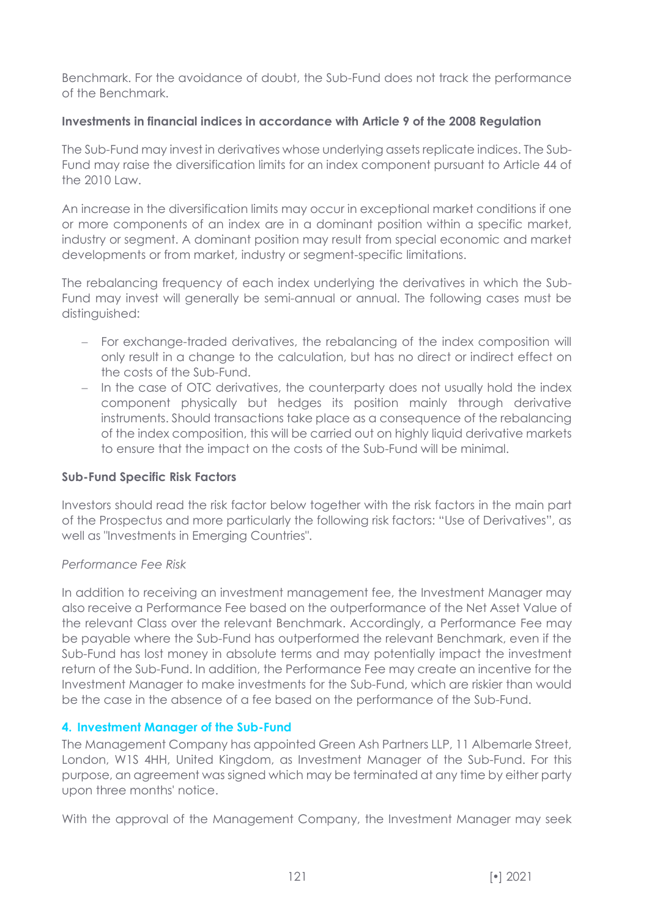Benchmark. For the avoidance of doubt, the Sub-Fund does not track the performance of the Benchmark.

**Investments in financial indices in accordance with Article 9 of the 2008 Regulation**

The Sub-Fund may invest in derivatives whose underlying assets replicate indices. The Sub-Fund may raise the diversification limits for an index component pursuant to Article 44 of the 2010 Law.

An increase in the diversification limits may occur in exceptional market conditions if one or more components of an index are in a dominant position within a specific market, industry or segment. A dominant position may result from special economic and market developments or from market, industry or segment-specific limitations.

The rebalancing frequency of each index underlying the derivatives in which the Sub-Fund may invest will generally be semi-annual or annual. The following cases must be distinguished:

- For exchange-traded derivatives, the rebalancing of the index composition will only result in a change to the calculation, but has no direct or indirect effect on the costs of the Sub-Fund.
- In the case of OTC derivatives, the counterparty does not usually hold the index component physically but hedges its position mainly through derivative instruments. Should transactions take place as a consequence of the rebalancing of the index composition, this will be carried out on highly liquid derivative markets to ensure that the impact on the costs of the Sub-Fund will be minimal.

**Sub-Fund Specific Risk Factors**

Investors should read the risk factor below together with the risk factors in the main part of the Prospectus and more particularly the following risk factors: "Use of Derivatives", as well as "Investments in Emerging Countries".

*Performance Fee Risk*

In addition to receiving an investment management fee, the Investment Manager may also receive a Performance Fee based on the outperformance of the Net Asset Value of the relevant Class over the relevant Benchmark. Accordingly, a Performance Fee may be payable where the Sub-Fund has outperformed the relevant Benchmark, even if the Sub-Fund has lost money in absolute terms and may potentially impact the investment return of the Sub-Fund. In addition, the Performance Fee may create an incentive for the Investment Manager to make investments for the Sub-Fund, which are riskier than would be the case in the absence of a fee based on the performance of the Sub-Fund.

## 4. Investment Manager of the Sub-Fund

The Management Company has appointed Green Ash Partners LLP, 11 Albemarle Street, London, W1S 4HH, United Kingdom, as Investment Manager of the Sub-Fund. For this purpose, an agreement was signed which may be terminated at any time by either party upon three months' notice.

With the approval of the Management Company, the Investment Manager may seek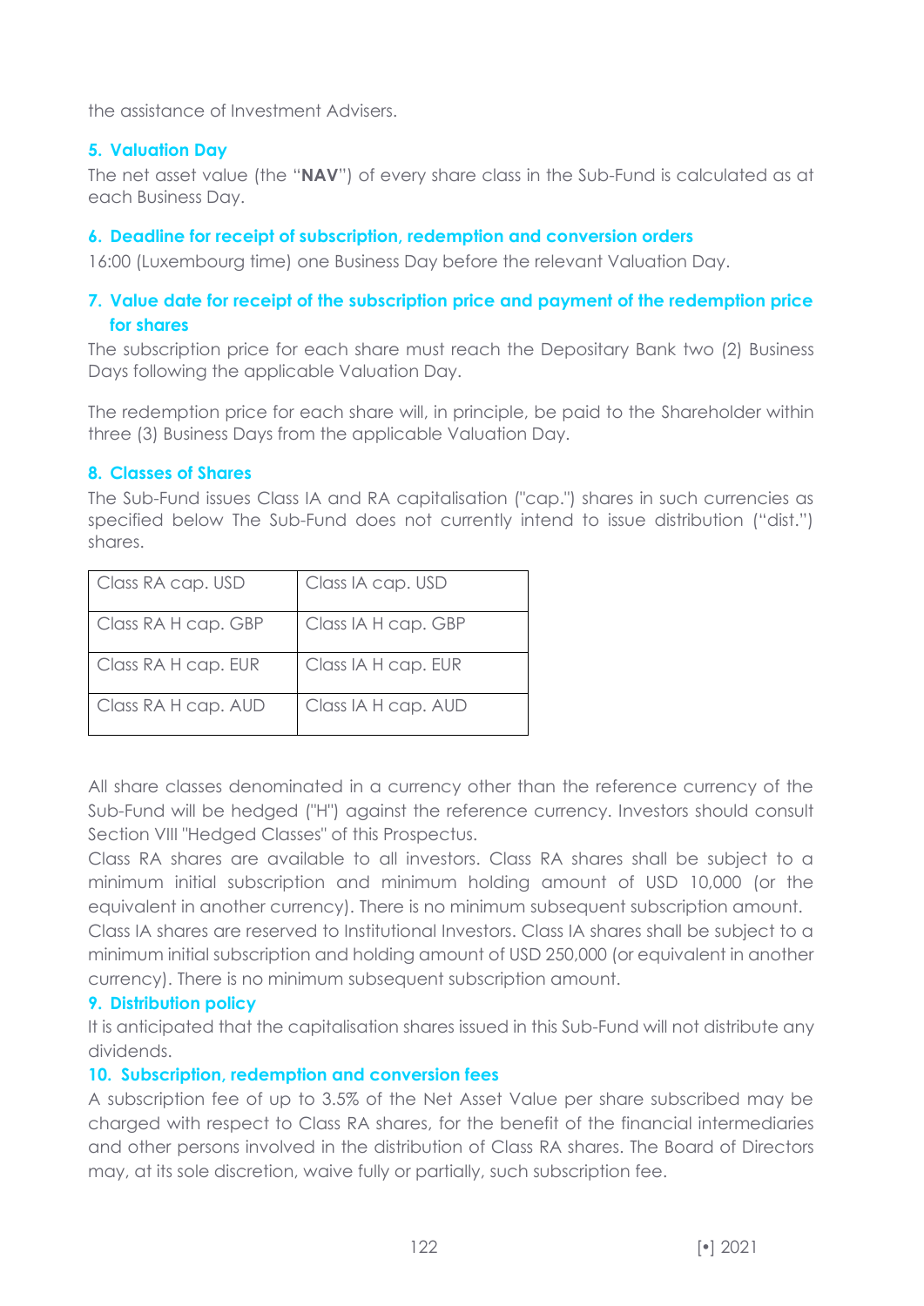the assistance of Investment Advisers.

## 5. Valuation Day

The net asset value (the "**NAV**") of every share class in the Sub-Fund is calculated as at each Business Day.

## 6. Deadline for receipt of subscription, redemption and conversion orders

16:00 (Luxembourg time) one Business Day before the relevant Valuation Day.

## 7. Value date for receipt of the subscription price and payment of the redemption price for shares

The subscription price for each share must reach the Depositary Bank two (2) Business Days following the applicable Valuation Day.

The redemption price for each share will, in principle, be paid to the Shareholder within three (3) Business Days from the applicable Valuation Day.

## 8. Classes of Shares

The Sub-Fund issues Class IA and RA capitalisation ("cap.") shares in such currencies as specified below The Sub-Fund does not currently intend to issue distribution ("dist.") shares.

| Class RA cap. USD | Class IA cap. USD |
|---|---|
| Class RA H cap. GBP | Class IA H cap. GBP |
| Class RA H cap. EUR | Class IA H cap. EUR |
| Class RA H cap. AUD | Class IA H cap. AUD |

All share classes denominated in a currency other than the reference currency of the Sub-Fund will be hedged ("H") against the reference currency. Investors should consult Section VIII "Hedged Classes" of this Prospectus.

Class RA shares are available to all investors. Class RA shares shall be subject to a minimum initial subscription and minimum holding amount of USD 10,000 (or the equivalent in another currency). There is no minimum subsequent subscription amount.

Class IA shares are reserved to Institutional Investors. Class IA shares shall be subject to a minimum initial subscription and holding amount of USD 250,000 (or equivalent in another currency). There is no minimum subsequent subscription amount.

## 9. Distribution policy

It is anticipated that the capitalisation shares issued in this Sub-Fund will not distribute any dividends.

## 10. Subscription, redemption and conversion fees

A subscription fee of up to 3.5% of the Net Asset Value per share subscribed may be charged with respect to Class RA shares, for the benefit of the financial intermediaries and other persons involved in the distribution of Class RA shares. The Board of Directors may, at its sole discretion, waive fully or partially, such subscription fee.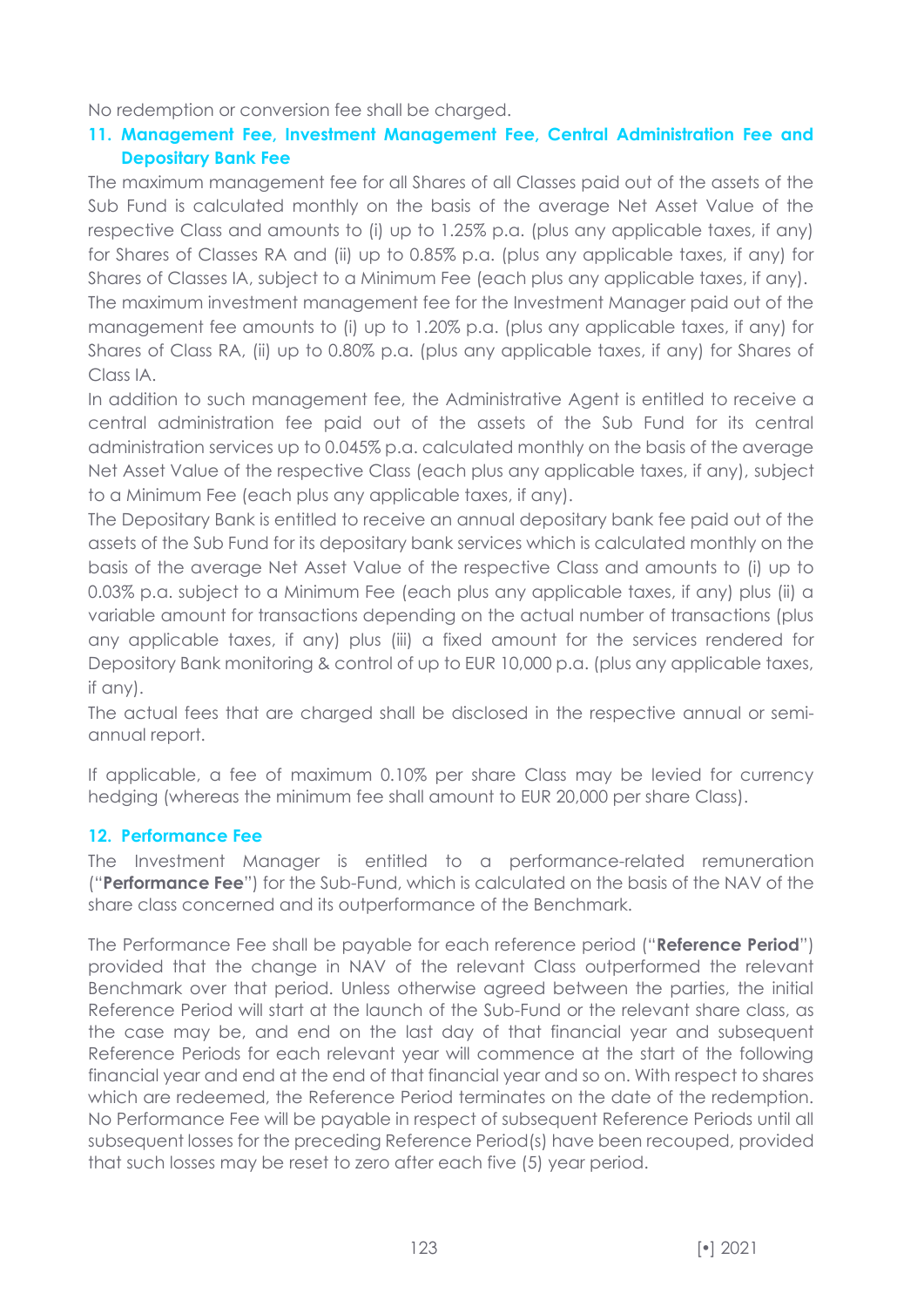No redemption or conversion fee shall be charged.

## 11. Management Fee, Investment Management Fee, Central Administration Fee and Depositary Bank Fee

The maximum management fee for all Shares of all Classes paid out of the assets of the Sub Fund is calculated monthly on the basis of the average Net Asset Value of the respective Class and amounts to (i) up to 1.25% p.a. (plus any applicable taxes, if any) for Shares of Classes RA and (ii) up to 0.85% p.a. (plus any applicable taxes, if any) for Shares of Classes IA, subject to a Minimum Fee (each plus any applicable taxes, if any).

The maximum investment management fee for the Investment Manager paid out of the management fee amounts to (i) up to 1.20% p.a. (plus any applicable taxes, if any) for Shares of Class RA, (ii) up to 0.80% p.a. (plus any applicable taxes, if any) for Shares of Class IA.

In addition to such management fee, the Administrative Agent is entitled to receive a central administration fee paid out of the assets of the Sub Fund for its central administration services up to 0.045% p.a. calculated monthly on the basis of the average Net Asset Value of the respective Class (each plus any applicable taxes, if any), subject to a Minimum Fee (each plus any applicable taxes, if any).

The Depositary Bank is entitled to receive an annual depositary bank fee paid out of the assets of the Sub Fund for its depositary bank services which is calculated monthly on the basis of the average Net Asset Value of the respective Class and amounts to (i) up to 0.03% p.a. subject to a Minimum Fee (each plus any applicable taxes, if any) plus (ii) a variable amount for transactions depending on the actual number of transactions (plus any applicable taxes, if any) plus (iii) a fixed amount for the services rendered for Depository Bank monitoring & control of up to EUR 10,000 p.a. (plus any applicable taxes, if any).

The actual fees that are charged shall be disclosed in the respective annual or semi-annual report.

If applicable, a fee of maximum 0.10% per share Class may be levied for currency hedging (whereas the minimum fee shall amount to EUR 20,000 per share Class).

## 12. Performance Fee

The Investment Manager is entitled to a performance-related remuneration ("**Performance Fee**") for the Sub-Fund, which is calculated on the basis of the NAV of the share class concerned and its outperformance of the Benchmark.

The Performance Fee shall be payable for each reference period ("**Reference Period**") provided that the change in NAV of the relevant Class outperformed the relevant Benchmark over that period. Unless otherwise agreed between the parties, the initial Reference Period will start at the launch of the Sub-Fund or the relevant share class, as the case may be, and end on the last day of that financial year and subsequent Reference Periods for each relevant year will commence at the start of the following financial year and end at the end of that financial year and so on. With respect to shares which are redeemed, the Reference Period terminates on the date of the redemption. No Performance Fee will be payable in respect of subsequent Reference Periods until all subsequent losses for the preceding Reference Period(s) have been recouped, provided that such losses may be reset to zero after each five (5) year period.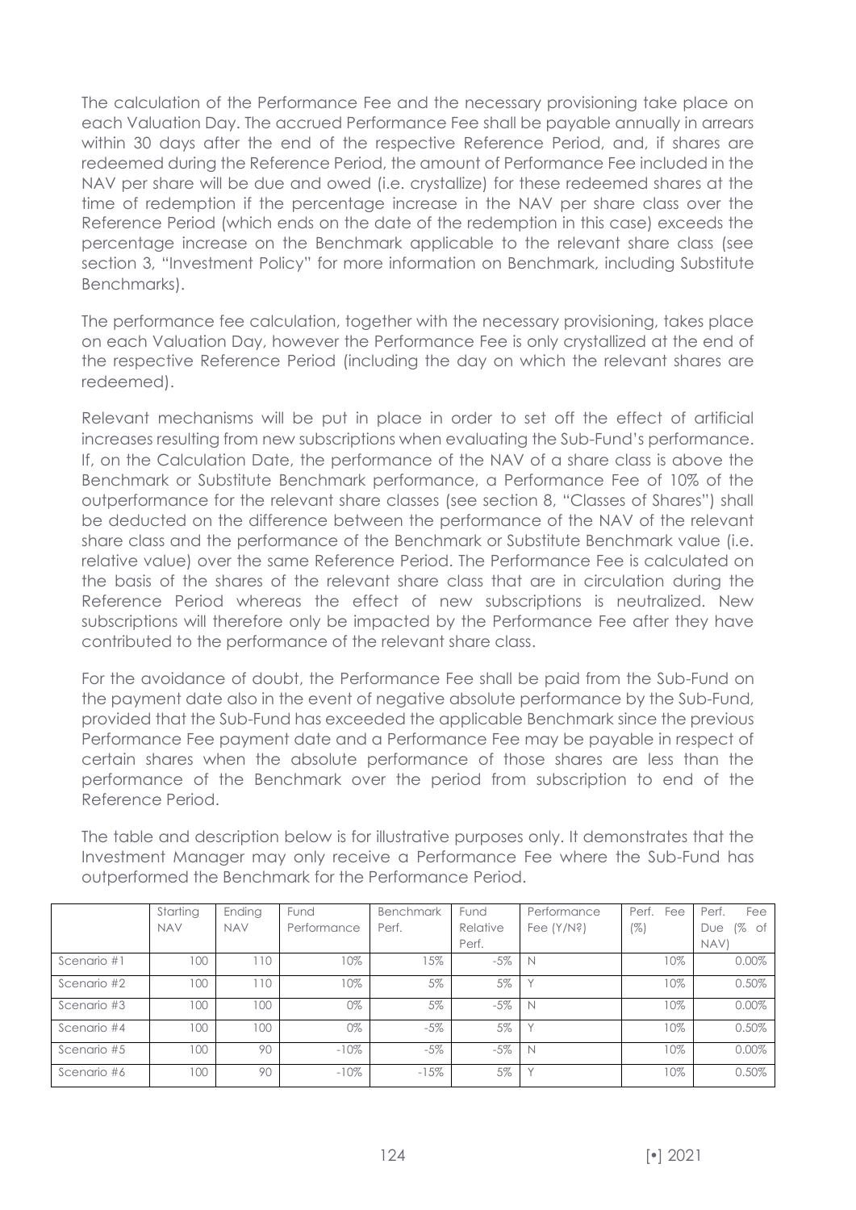The calculation of the Performance Fee and the necessary provisioning take place on each Valuation Day. The accrued Performance Fee shall be payable annually in arrears within 30 days after the end of the respective Reference Period, and, if shares are redeemed during the Reference Period, the amount of Performance Fee included in the NAV per share will be due and owed (i.e. crystallize) for these redeemed shares at the time of redemption if the percentage increase in the NAV per share class over the Reference Period (which ends on the date of the redemption in this case) exceeds the percentage increase on the Benchmark applicable to the relevant share class (see section 3, "Investment Policy" for more information on Benchmark, including Substitute Benchmarks).

The performance fee calculation, together with the necessary provisioning, takes place on each Valuation Day, however the Performance Fee is only crystallized at the end of the respective Reference Period (including the day on which the relevant shares are redeemed).

Relevant mechanisms will be put in place in order to set off the effect of artificial increases resulting from new subscriptions when evaluating the Sub-Fund's performance. If, on the Calculation Date, the performance of the NAV of a share class is above the Benchmark or Substitute Benchmark performance, a Performance Fee of 10% of the outperformance for the relevant share classes (see section 8, "Classes of Shares") shall be deducted on the difference between the performance of the NAV of the relevant share class and the performance of the Benchmark or Substitute Benchmark value (i.e. relative value) over the same Reference Period. The Performance Fee is calculated on the basis of the shares of the relevant share class that are in circulation during the Reference Period whereas the effect of new subscriptions is neutralized. New subscriptions will therefore only be impacted by the Performance Fee after they have contributed to the performance of the relevant share class.

For the avoidance of doubt, the Performance Fee shall be paid from the Sub-Fund on the payment date also in the event of negative absolute performance by the Sub-Fund, provided that the Sub-Fund has exceeded the applicable Benchmark since the previous Performance Fee payment date and a Performance Fee may be payable in respect of certain shares when the absolute performance of those shares are less than the performance of the Benchmark over the period from subscription to end of the Reference Period.

The table and description below is for illustrative purposes only. It demonstrates that the Investment Manager may only receive a Performance Fee where the Sub-Fund has outperformed the Benchmark for the Performance Period.

| | Starting NAV | Ending NAV | Fund Performance | Benchmark Perf. | Fund Relative Perf. | Performance Fee (Y/N?) | Perf. Fee (%) | Perf. Fee Due (% of NAV) |
|---|---|---|---|---|---|---|---|---|
| Scenario #1 | 100 | 110 | 10% | 15% | -5% | N | 10% | 0.00% |
| Scenario #2 | 100 | 110 | 10% | 5% | 5% | Y | 10% | 0.50% |
| Scenario #3 | 100 | 100 | 0% | 5% | -5% | N | 10% | 0.00% |
| Scenario #4 | 100 | 100 | 0% | -5% | 5% | Y | 10% | 0.50% |
| Scenario #5 | 100 | 90 | -10% | -5% | -5% | N | 10% | 0.00% |
| Scenario #6 | 100 | 90 | -10% | -15% | 5% | Y | 10% | 0.50% |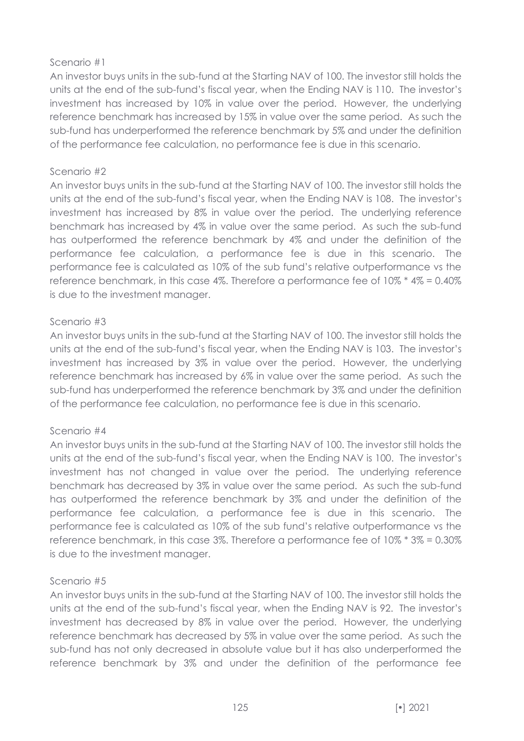Scenario #1

An investor buys units in the sub-fund at the Starting NAV of 100. The investor still holds the units at the end of the sub-fund's fiscal year, when the Ending NAV is 110. The investor's investment has increased by 10% in value over the period. However, the underlying reference benchmark has increased by 15% in value over the same period. As such the sub-fund has underperformed the reference benchmark by 5% and under the definition of the performance fee calculation, no performance fee is due in this scenario.

Scenario #2

An investor buys units in the sub-fund at the Starting NAV of 100. The investor still holds the units at the end of the sub-fund's fiscal year, when the Ending NAV is 108. The investor's investment has increased by 8% in value over the period. The underlying reference benchmark has increased by 4% in value over the same period. As such the sub-fund has outperformed the reference benchmark by 4% and under the definition of the performance fee calculation, a performance fee is due in this scenario. The performance fee is calculated as 10% of the sub fund's relative outperformance vs the reference benchmark, in this case 4%. Therefore a performance fee of 10% * 4% = 0.40% is due to the investment manager.

Scenario #3

An investor buys units in the sub-fund at the Starting NAV of 100. The investor still holds the units at the end of the sub-fund's fiscal year, when the Ending NAV is 103. The investor's investment has increased by 3% in value over the period. However, the underlying reference benchmark has increased by 6% in value over the same period. As such the sub-fund has underperformed the reference benchmark by 3% and under the definition of the performance fee calculation, no performance fee is due in this scenario.

Scenario #4

An investor buys units in the sub-fund at the Starting NAV of 100. The investor still holds the units at the end of the sub-fund's fiscal year, when the Ending NAV is 100. The investor's investment has not changed in value over the period. The underlying reference benchmark has decreased by 3% in value over the same period. As such the sub-fund has outperformed the reference benchmark by 3% and under the definition of the performance fee calculation, a performance fee is due in this scenario. The performance fee is calculated as 10% of the sub fund's relative outperformance vs the reference benchmark, in this case 3%. Therefore a performance fee of 10% * 3% = 0.30% is due to the investment manager.

Scenario #5

An investor buys units in the sub-fund at the Starting NAV of 100. The investor still holds the units at the end of the sub-fund's fiscal year, when the Ending NAV is 92. The investor's investment has decreased by 8% in value over the period. However, the underlying reference benchmark has decreased by 5% in value over the same period. As such the sub-fund has not only decreased in absolute value but it has also underperformed the reference benchmark by 3% and under the definition of the performance fee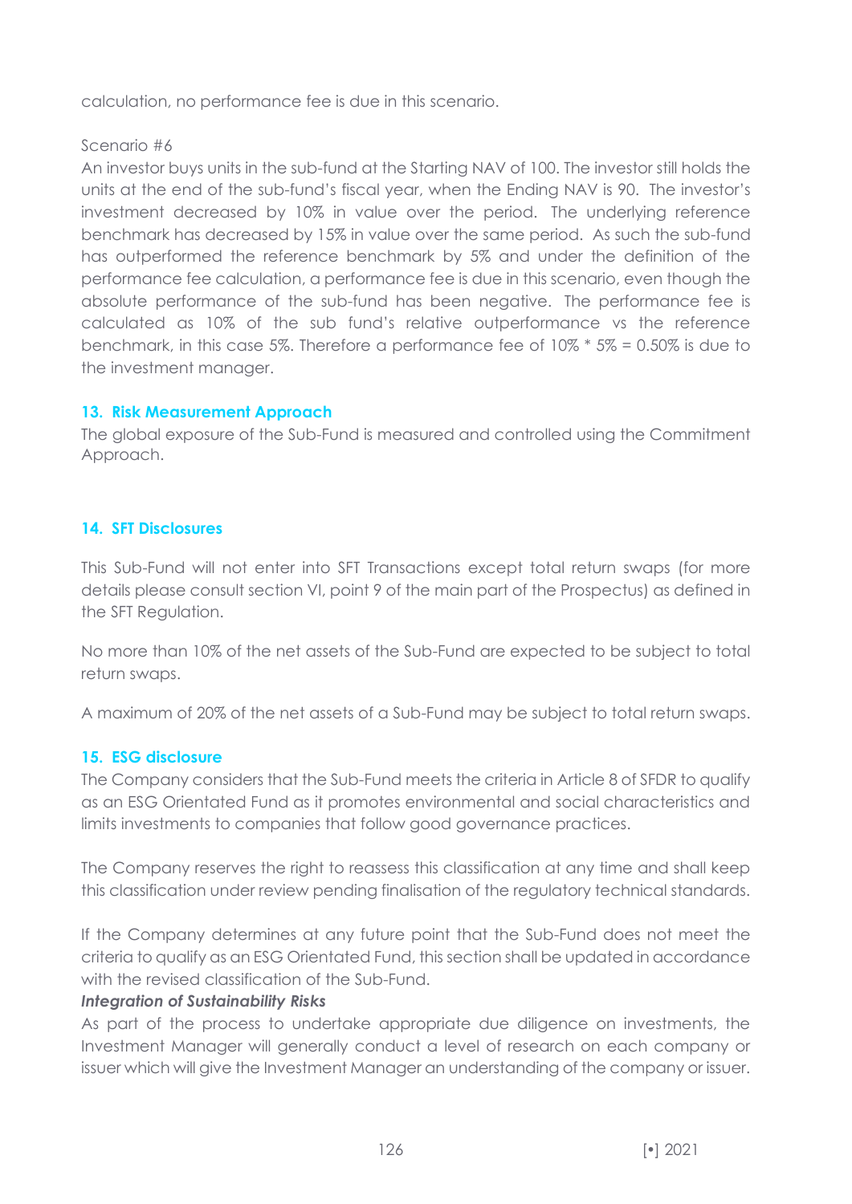calculation, no performance fee is due in this scenario.

Scenario #6

An investor buys units in the sub-fund at the Starting NAV of 100. The investor still holds the units at the end of the sub-fund's fiscal year, when the Ending NAV is 90. The investor's investment decreased by 10% in value over the period. The underlying reference benchmark has decreased by 15% in value over the same period. As such the sub-fund has outperformed the reference benchmark by 5% and under the definition of the performance fee calculation, a performance fee is due in this scenario, even though the absolute performance of the sub-fund has been negative. The performance fee is calculated as 10% of the sub fund's relative outperformance vs the reference benchmark, in this case 5%. Therefore a performance fee of 10% * 5% = 0.50% is due to the investment manager.

## 13. Risk Measurement Approach

The global exposure of the Sub-Fund is measured and controlled using the Commitment Approach.

## 14. SFT Disclosures

This Sub-Fund will not enter into SFT Transactions except total return swaps (for more details please consult section VI, point 9 of the main part of the Prospectus) as defined in the SFT Regulation.

No more than 10% of the net assets of the Sub-Fund are expected to be subject to total return swaps.

A maximum of 20% of the net assets of a Sub-Fund may be subject to total return swaps.

## 15. ESG disclosure

The Company considers that the Sub-Fund meets the criteria in Article 8 of SFDR to qualify as an ESG Orientated Fund as it promotes environmental and social characteristics and limits investments to companies that follow good governance practices.

The Company reserves the right to reassess this classification at any time and shall keep this classification under review pending finalisation of the regulatory technical standards.

If the Company determines at any future point that the Sub-Fund does not meet the criteria to qualify as an ESG Orientated Fund, this section shall be updated in accordance with the revised classification of the Sub-Fund.

***Integration of Sustainability Risks***

As part of the process to undertake appropriate due diligence on investments, the Investment Manager will generally conduct a level of research on each company or issuer which will give the Investment Manager an understanding of the company or issuer.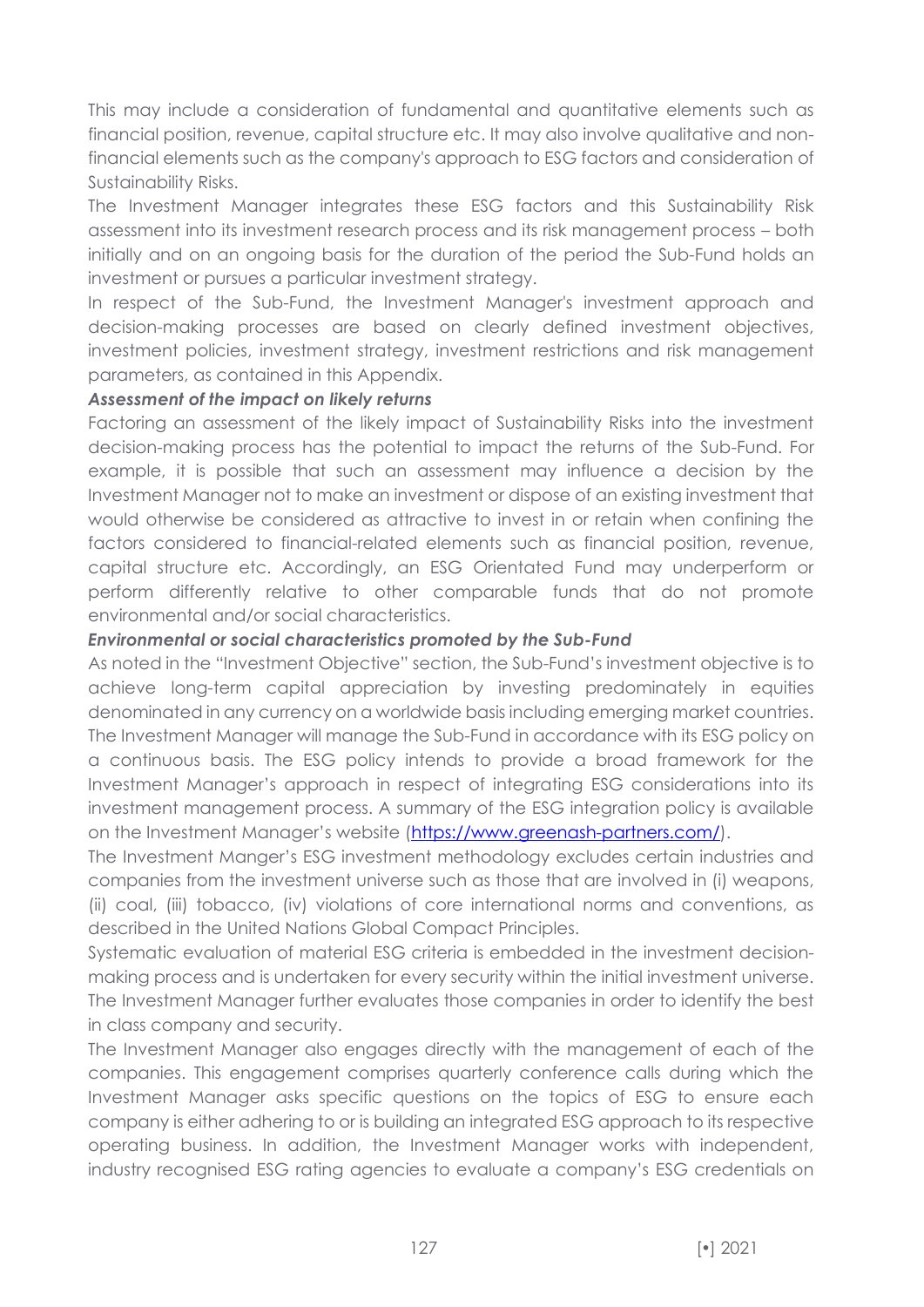This may include a consideration of fundamental and quantitative elements such as financial position, revenue, capital structure etc. It may also involve qualitative and non-financial elements such as the company's approach to ESG factors and consideration of Sustainability Risks.

The Investment Manager integrates these ESG factors and this Sustainability Risk assessment into its investment research process and its risk management process – both initially and on an ongoing basis for the duration of the period the Sub-Fund holds an investment or pursues a particular investment strategy.

In respect of the Sub-Fund, the Investment Manager's investment approach and decision-making processes are based on clearly defined investment objectives, investment policies, investment strategy, investment restrictions and risk management parameters, as contained in this Appendix.

***Assessment of the impact on likely returns***

Factoring an assessment of the likely impact of Sustainability Risks into the investment decision-making process has the potential to impact the returns of the Sub-Fund. For example, it is possible that such an assessment may influence a decision by the Investment Manager not to make an investment or dispose of an existing investment that would otherwise be considered as attractive to invest in or retain when confining the factors considered to financial-related elements such as financial position, revenue, capital structure etc. Accordingly, an ESG Orientated Fund may underperform or perform differently relative to other comparable funds that do not promote environmental and/or social characteristics.

***Environmental or social characteristics promoted by the Sub-Fund***

As noted in the "Investment Objective" section, the Sub-Fund's investment objective is to achieve long-term capital appreciation by investing predominately in equities denominated in any currency on a worldwide basis including emerging market countries.

The Investment Manager will manage the Sub-Fund in accordance with its ESG policy on a continuous basis. The ESG policy intends to provide a broad framework for the Investment Manager's approach in respect of integrating ESG considerations into its investment management process. A summary of the ESG integration policy is available on the Investment Manager's website (https://www.greenash-partners.com/).

The Investment Manger's ESG investment methodology excludes certain industries and companies from the investment universe such as those that are involved in (i) weapons, (ii) coal, (iii) tobacco, (iv) violations of core international norms and conventions, as described in the United Nations Global Compact Principles.

Systematic evaluation of material ESG criteria is embedded in the investment decision-making process and is undertaken for every security within the initial investment universe. The Investment Manager further evaluates those companies in order to identify the best in class company and security.

The Investment Manager also engages directly with the management of each of the companies. This engagement comprises quarterly conference calls during which the Investment Manager asks specific questions on the topics of ESG to ensure each company is either adhering to or is building an integrated ESG approach to its respective operating business. In addition, the Investment Manager works with independent, industry recognised ESG rating agencies to evaluate a company's ESG credentials on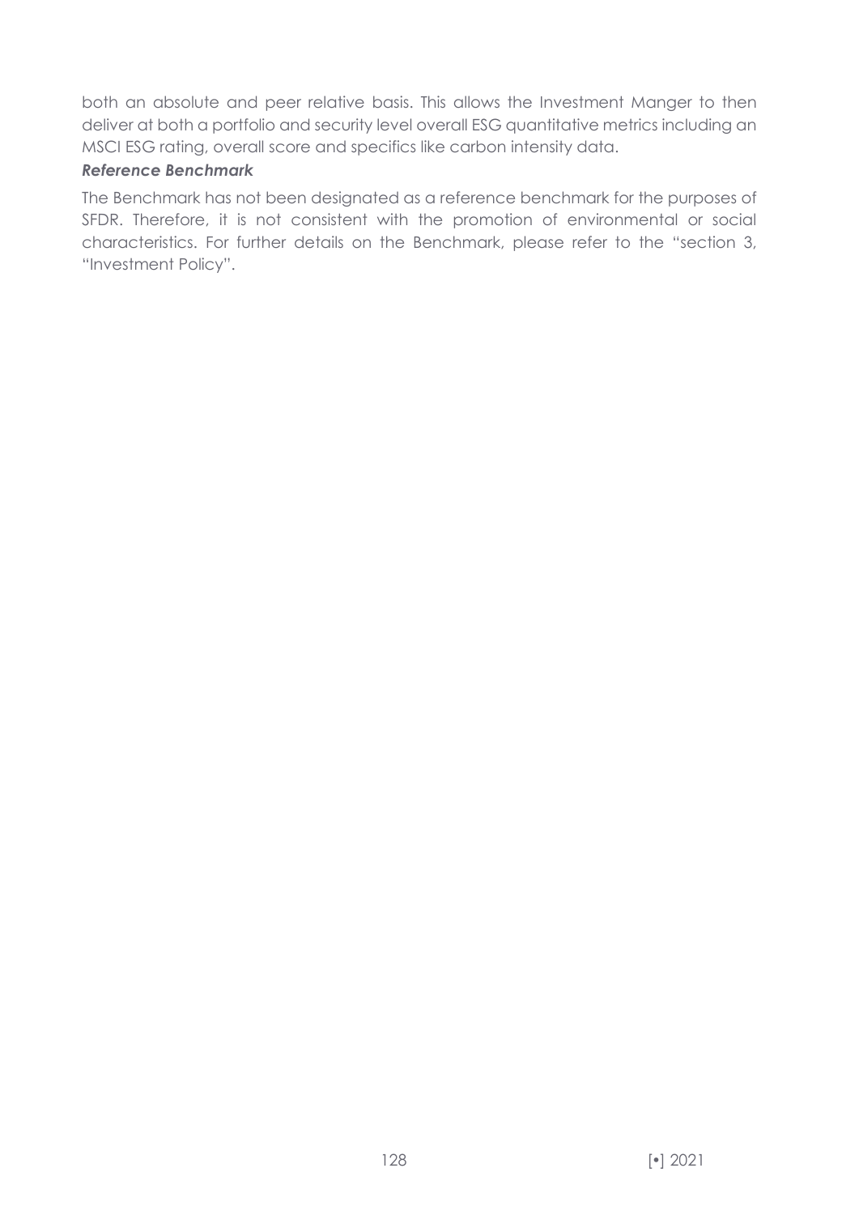both an absolute and peer relative basis. This allows the Investment Manger to then deliver at both a portfolio and security level overall ESG quantitative metrics including an MSCI ESG rating, overall score and specifics like carbon intensity data.

***Reference Benchmark***

The Benchmark has not been designated as a reference benchmark for the purposes of SFDR. Therefore, it is not consistent with the promotion of environmental or social characteristics. For further details on the Benchmark, please refer to the "section 3, "Investment Policy".